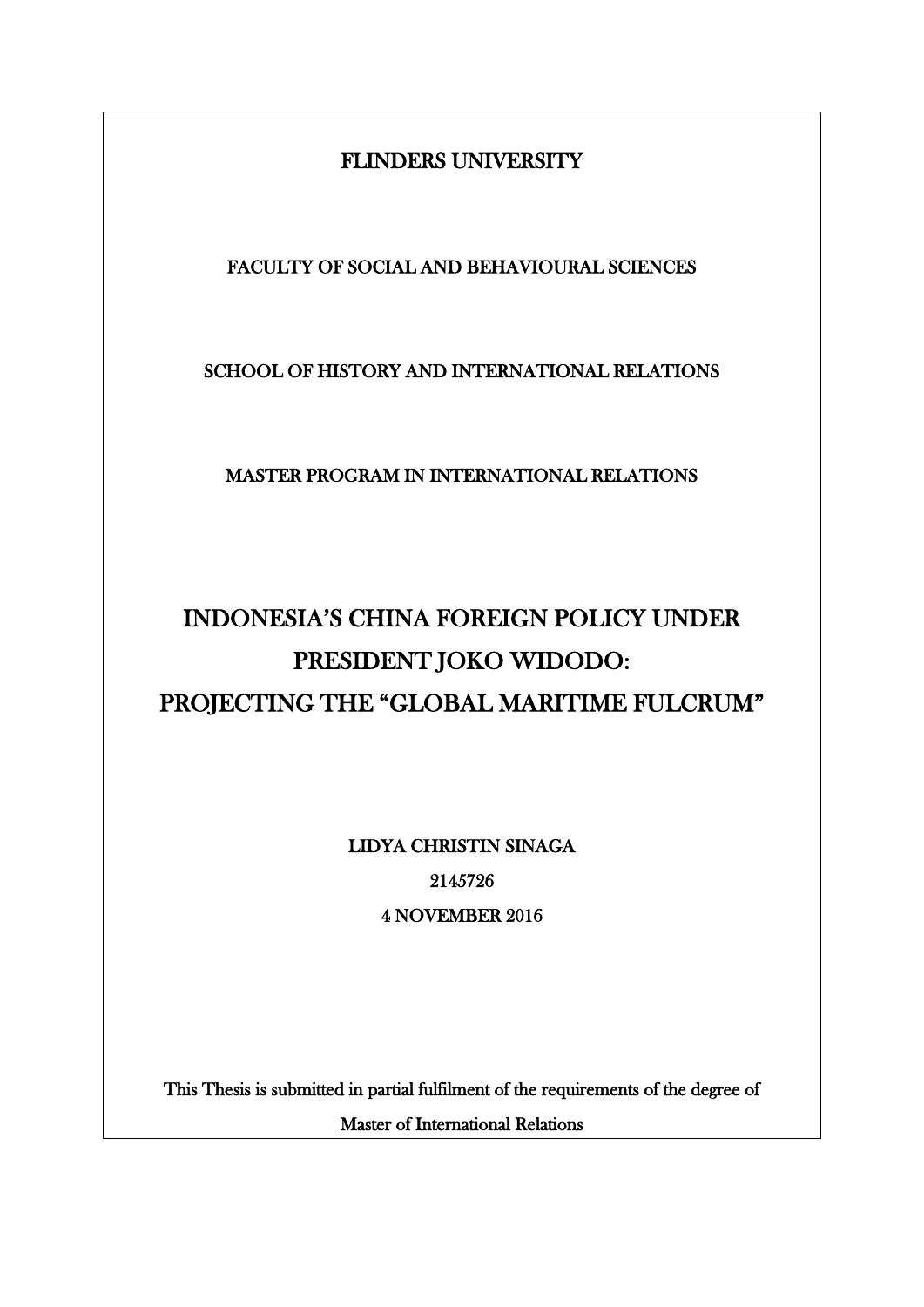FLINDERS UNIVERSITY

FACULTY OF SOCIAL AND BEHAVIOURAL SCIENCES

SCHOOL OF HISTORY AND INTERNATIONAL RELATIONS

MASTER PROGRAM IN INTERNATIONAL RELATIONS

# INDONESIA'S CHINA FOREIGN POLICY UNDER PRESIDENT JOKO WIDODO: PROJECTING THE "GLOBAL MARITIME FULCRUM"

LIDYA CHRISTIN SINAGA

2145726

4 NOVEMBER 2016

This Thesis is submitted in partial fulfilment of the requirements of the degree of Master of International Relations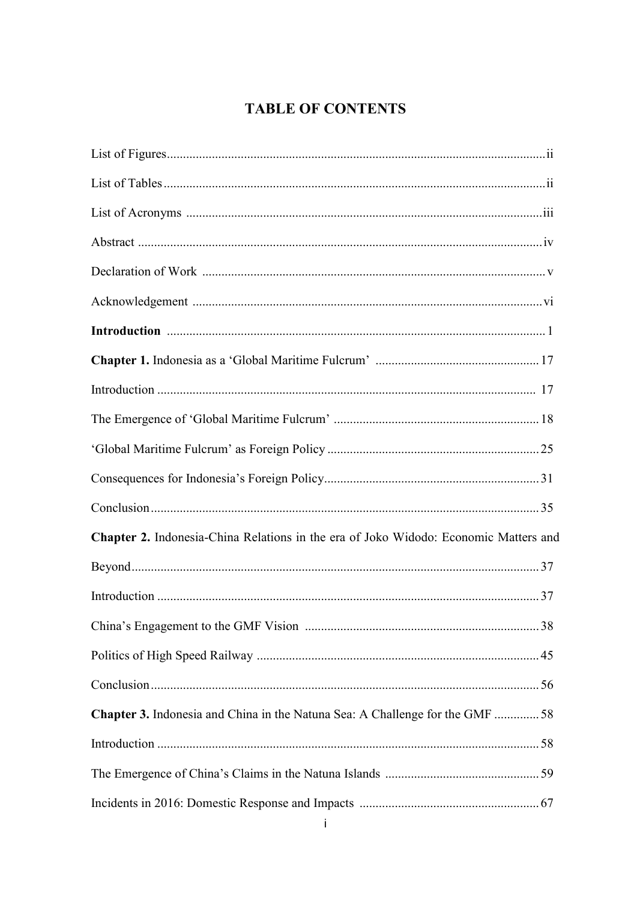# TABLE OF CONTENTS

List of Figures .......... ii

List of Tables .......... ii

List of Acronyms .......... iii

Abstract .......... iv

Declaration of Work .......... v

Acknowledgement .......... vi

**Introduction** .......... 1

**Chapter 1.** Indonesia as a 'Global Maritime Fulcrum' .......... 17

Introduction .......... 17

The Emergence of 'Global Maritime Fulcrum' .......... 18

'Global Maritime Fulcrum' as Foreign Policy .......... 25

Consequences for Indonesia's Foreign Policy .......... 31

Conclusion .......... 35

**Chapter 2.** Indonesia-China Relations in the era of Joko Widodo: Economic Matters and Beyond .......... 37

Introduction .......... 37

China's Engagement to the GMF Vision .......... 38

Politics of High Speed Railway .......... 45

Conclusion .......... 56

**Chapter 3.** Indonesia and China in the Natuna Sea: A Challenge for the GMF .......... 58

Introduction .......... 58

The Emergence of China's Claims in the Natuna Islands .......... 59

Incidents in 2016: Domestic Response and Impacts .......... 67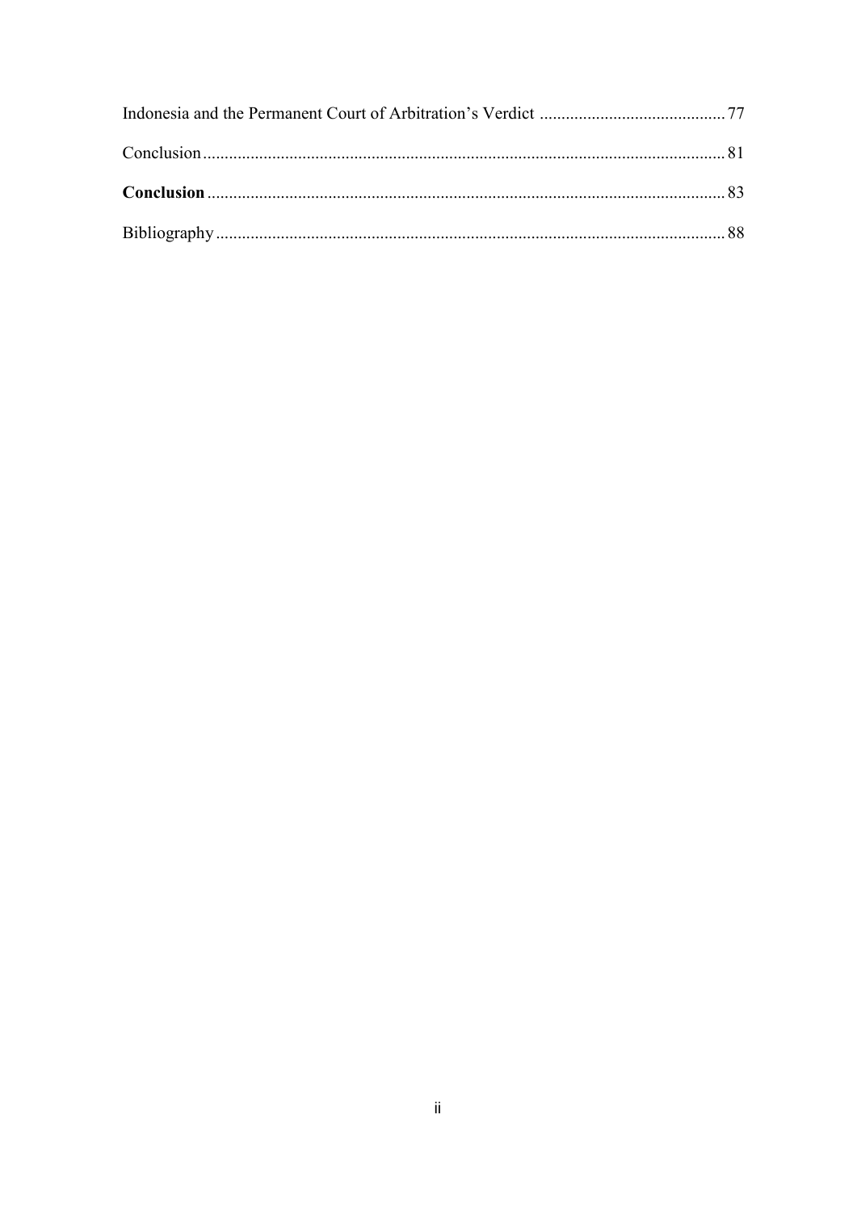Indonesia and the Permanent Court of Arbitration's Verdict ........................................ 77

Conclusion ........................................................................................................... 81

**Conclusion** ....................................................................................................... 83

Bibliography ......................................................................................................... 88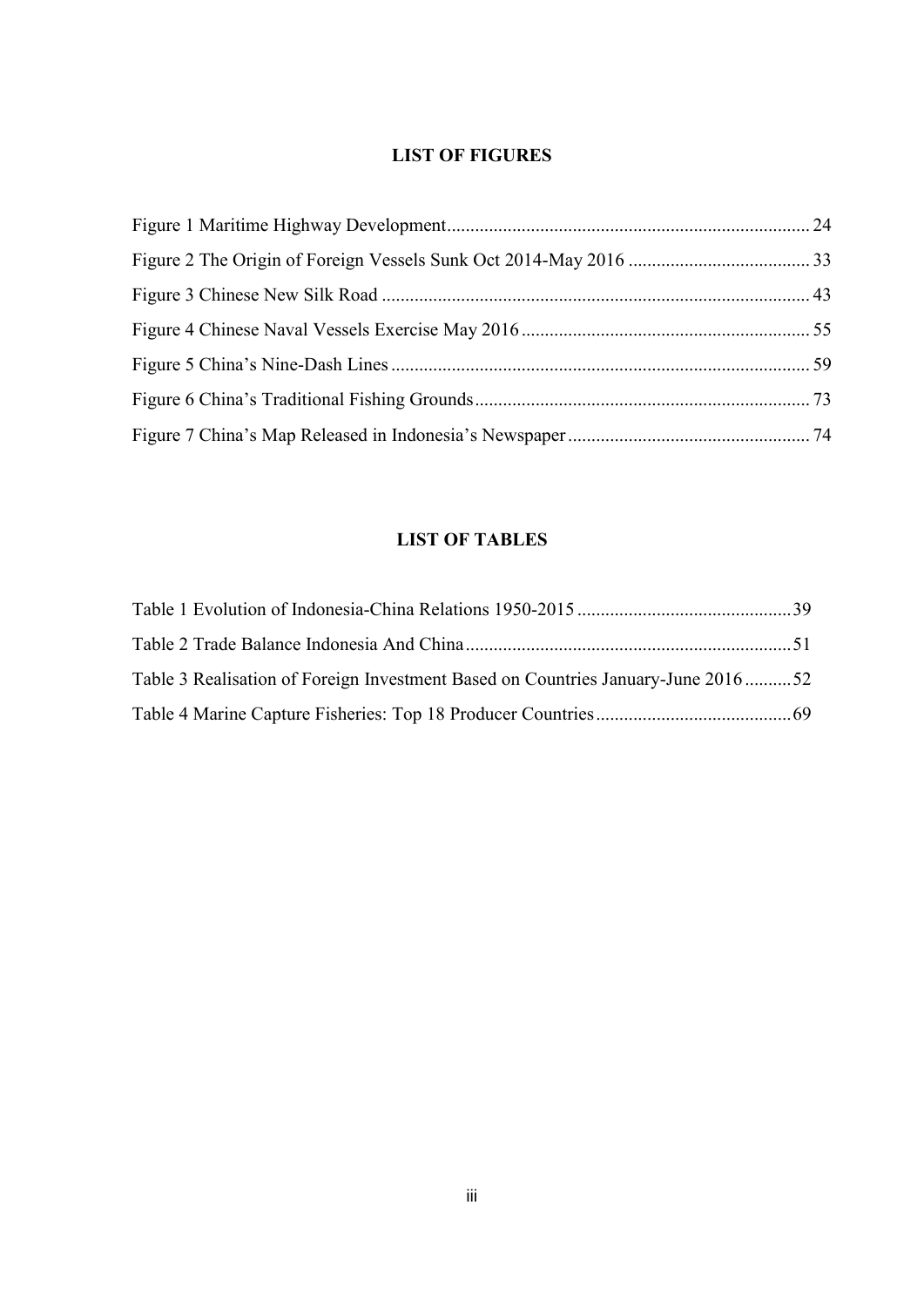## LIST OF FIGURES

Figure 1 Maritime Highway Development ............................................................................ 24

Figure 2 The Origin of Foreign Vessels Sunk Oct 2014-May 2016 ...................................... 33

Figure 3 Chinese New Silk Road .......................................................................................... 43

Figure 4 Chinese Naval Vessels Exercise May 2016 ............................................................ 55

Figure 5 China's Nine-Dash Lines ........................................................................................ 59

Figure 6 China's Traditional Fishing Grounds ...................................................................... 73

Figure 7 China's Map Released in Indonesia's Newspaper ................................................... 74

## LIST OF TABLES

Table 1 Evolution of Indonesia-China Relations 1950-2015 ............................................. 39

Table 2 Trade Balance Indonesia And China .................................................................... 51

Table 3 Realisation of Foreign Investment Based on Countries January-June 2016 .......... 52

Table 4 Marine Capture Fisheries: Top 18 Producer Countries ......................................... 69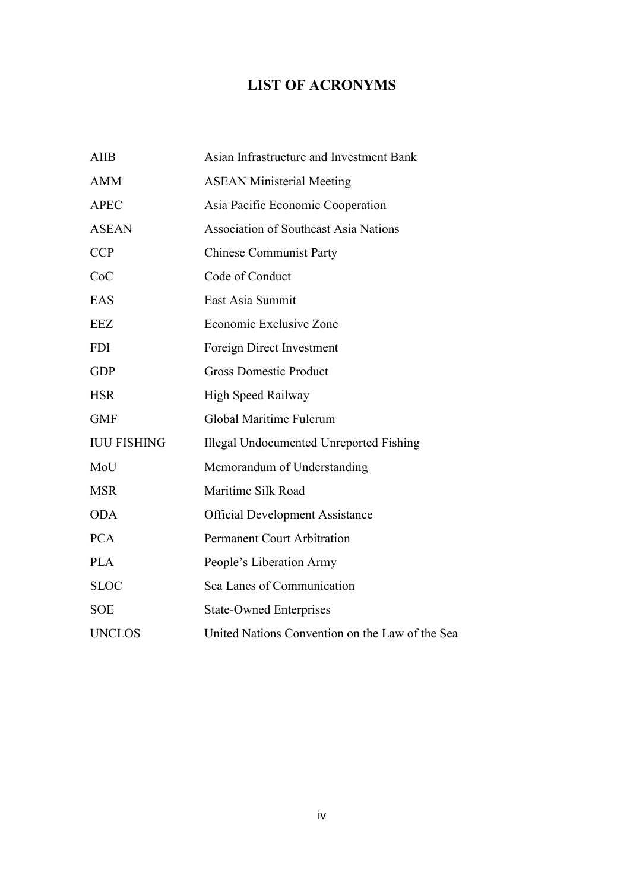# LIST OF ACRONYMS

| | |
|---|---|
| AIIB | Asian Infrastructure and Investment Bank |
| AMM | ASEAN Ministerial Meeting |
| APEC | Asia Pacific Economic Cooperation |
| ASEAN | Association of Southeast Asia Nations |
| CCP | Chinese Communist Party |
| CoC | Code of Conduct |
| EAS | East Asia Summit |
| EEZ | Economic Exclusive Zone |
| FDI | Foreign Direct Investment |
| GDP | Gross Domestic Product |
| HSR | High Speed Railway |
| GMF | Global Maritime Fulcrum |
| IUU FISHING | Illegal Undocumented Unreported Fishing |
| MoU | Memorandum of Understanding |
| MSR | Maritime Silk Road |
| ODA | Official Development Assistance |
| PCA | Permanent Court Arbitration |
| PLA | People's Liberation Army |
| SLOC | Sea Lanes of Communication |
| SOE | State-Owned Enterprises |
| UNCLOS | United Nations Convention on the Law of the Sea |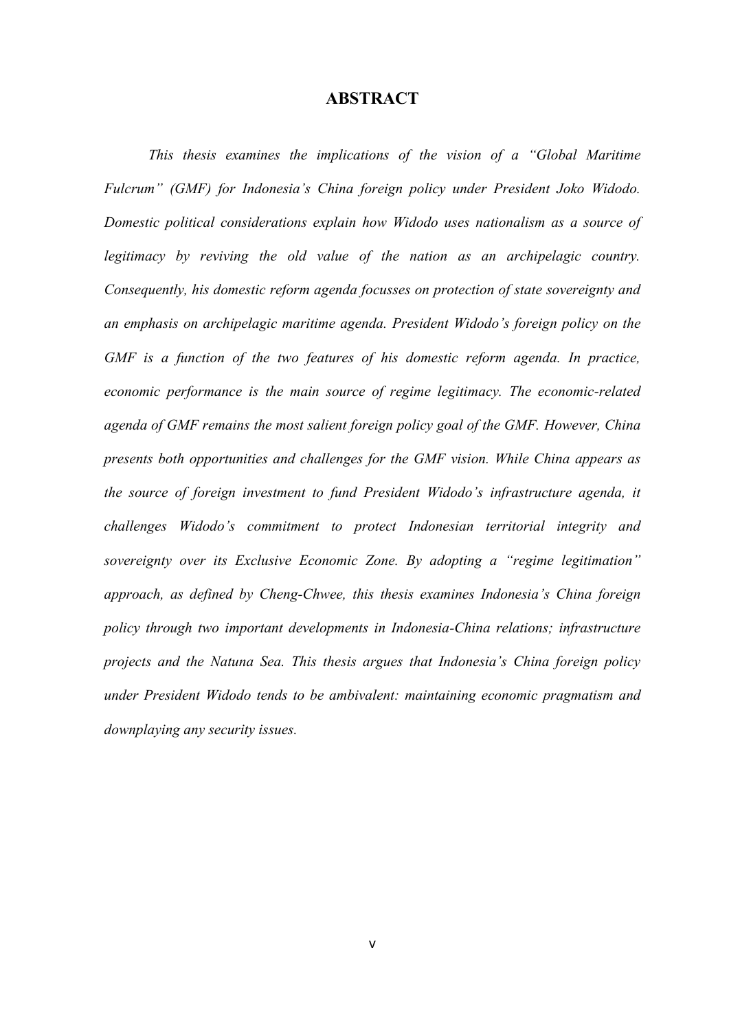# ABSTRACT

*This thesis examines the implications of the vision of a "Global Maritime Fulcrum" (GMF) for Indonesia's China foreign policy under President Joko Widodo. Domestic political considerations explain how Widodo uses nationalism as a source of legitimacy by reviving the old value of the nation as an archipelagic country. Consequently, his domestic reform agenda focusses on protection of state sovereignty and an emphasis on archipelagic maritime agenda. President Widodo's foreign policy on the GMF is a function of the two features of his domestic reform agenda. In practice, economic performance is the main source of regime legitimacy. The economic-related agenda of GMF remains the most salient foreign policy goal of the GMF. However, China presents both opportunities and challenges for the GMF vision. While China appears as the source of foreign investment to fund President Widodo's infrastructure agenda, it challenges Widodo's commitment to protect Indonesian territorial integrity and sovereignty over its Exclusive Economic Zone. By adopting a "regime legitimation" approach, as defined by Cheng-Chwee, this thesis examines Indonesia's China foreign policy through two important developments in Indonesia-China relations; infrastructure projects and the Natuna Sea. This thesis argues that Indonesia's China foreign policy under President Widodo tends to be ambivalent: maintaining economic pragmatism and downplaying any security issues.*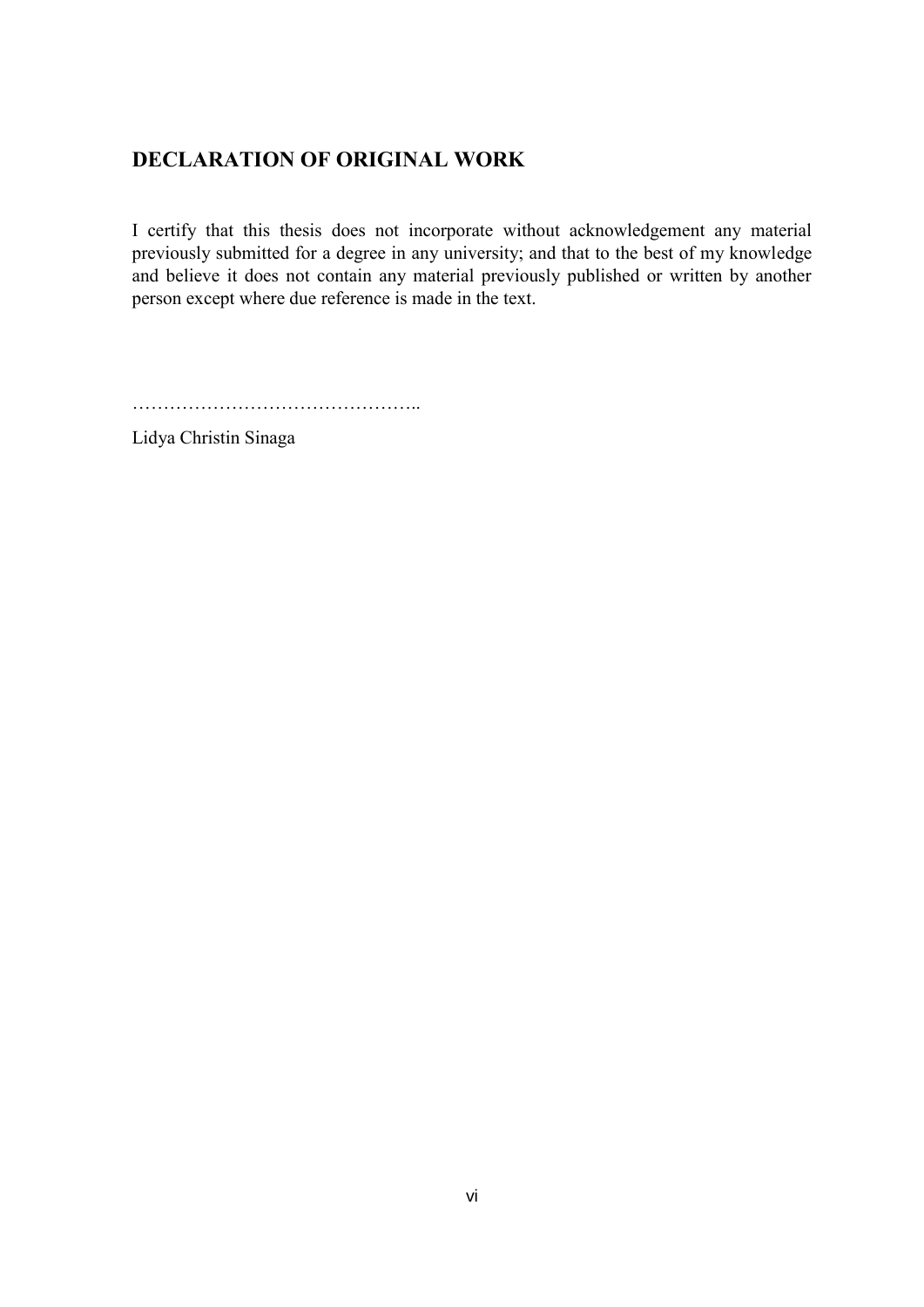## DECLARATION OF ORIGINAL WORK

I certify that this thesis does not incorporate without acknowledgement any material previously submitted for a degree in any university; and that to the best of my knowledge and believe it does not contain any material previously published or written by another person except where due reference is made in the text.

………………………………………..

Lidya Christin Sinaga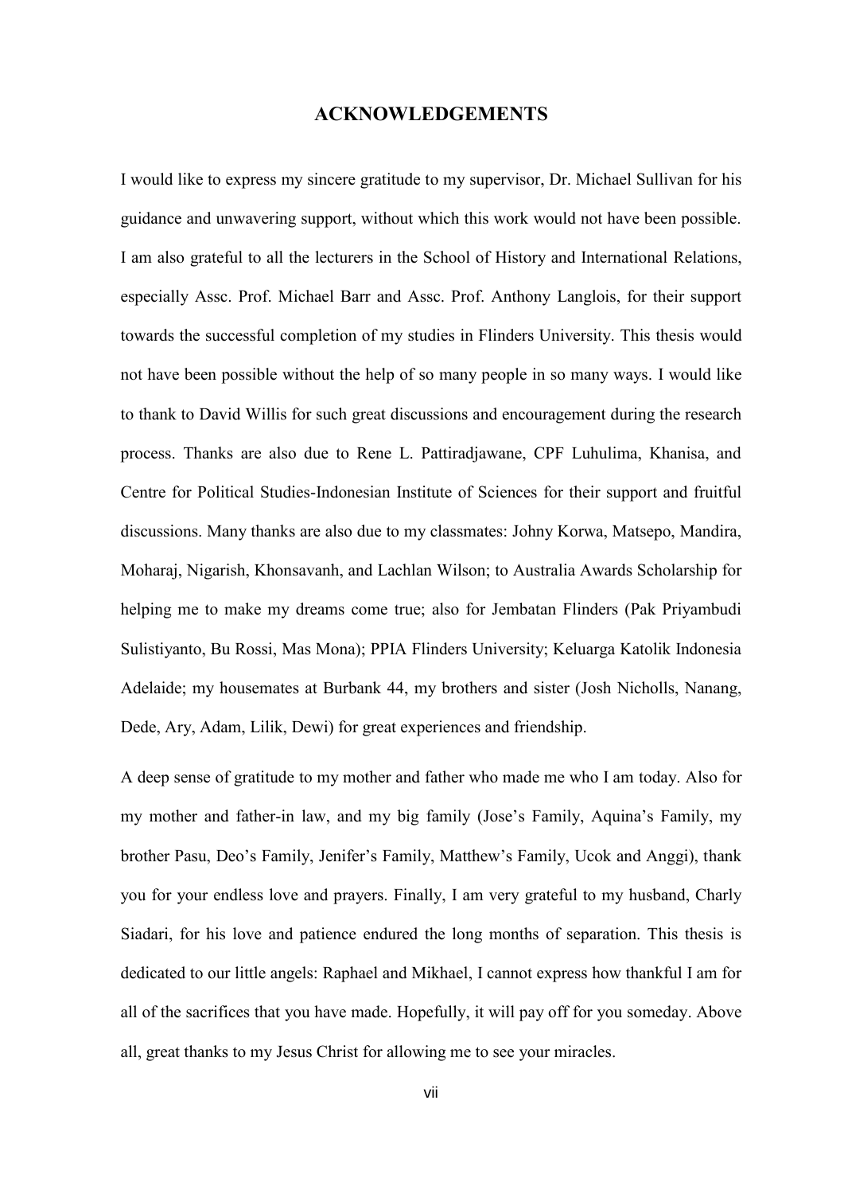# ACKNOWLEDGEMENTS

I would like to express my sincere gratitude to my supervisor, Dr. Michael Sullivan for his guidance and unwavering support, without which this work would not have been possible. I am also grateful to all the lecturers in the School of History and International Relations, especially Assc. Prof. Michael Barr and Assc. Prof. Anthony Langlois, for their support towards the successful completion of my studies in Flinders University. This thesis would not have been possible without the help of so many people in so many ways. I would like to thank to David Willis for such great discussions and encouragement during the research process. Thanks are also due to Rene L. Pattiradjawane, CPF Luhulima, Khanisa, and Centre for Political Studies-Indonesian Institute of Sciences for their support and fruitful discussions. Many thanks are also due to my classmates: Johny Korwa, Matsepo, Mandira, Moharaj, Nigarish, Khonsavanh, and Lachlan Wilson; to Australia Awards Scholarship for helping me to make my dreams come true; also for Jembatan Flinders (Pak Priyambudi Sulistiyanto, Bu Rossi, Mas Mona); PPIA Flinders University; Keluarga Katolik Indonesia Adelaide; my housemates at Burbank 44, my brothers and sister (Josh Nicholls, Nanang, Dede, Ary, Adam, Lilik, Dewi) for great experiences and friendship.

A deep sense of gratitude to my mother and father who made me who I am today. Also for my mother and father-in law, and my big family (Jose's Family, Aquina's Family, my brother Pasu, Deo's Family, Jenifer's Family, Matthew's Family, Ucok and Anggi), thank you for your endless love and prayers. Finally, I am very grateful to my husband, Charly Siadari, for his love and patience endured the long months of separation. This thesis is dedicated to our little angels: Raphael and Mikhael, I cannot express how thankful I am for all of the sacrifices that you have made. Hopefully, it will pay off for you someday. Above all, great thanks to my Jesus Christ for allowing me to see your miracles.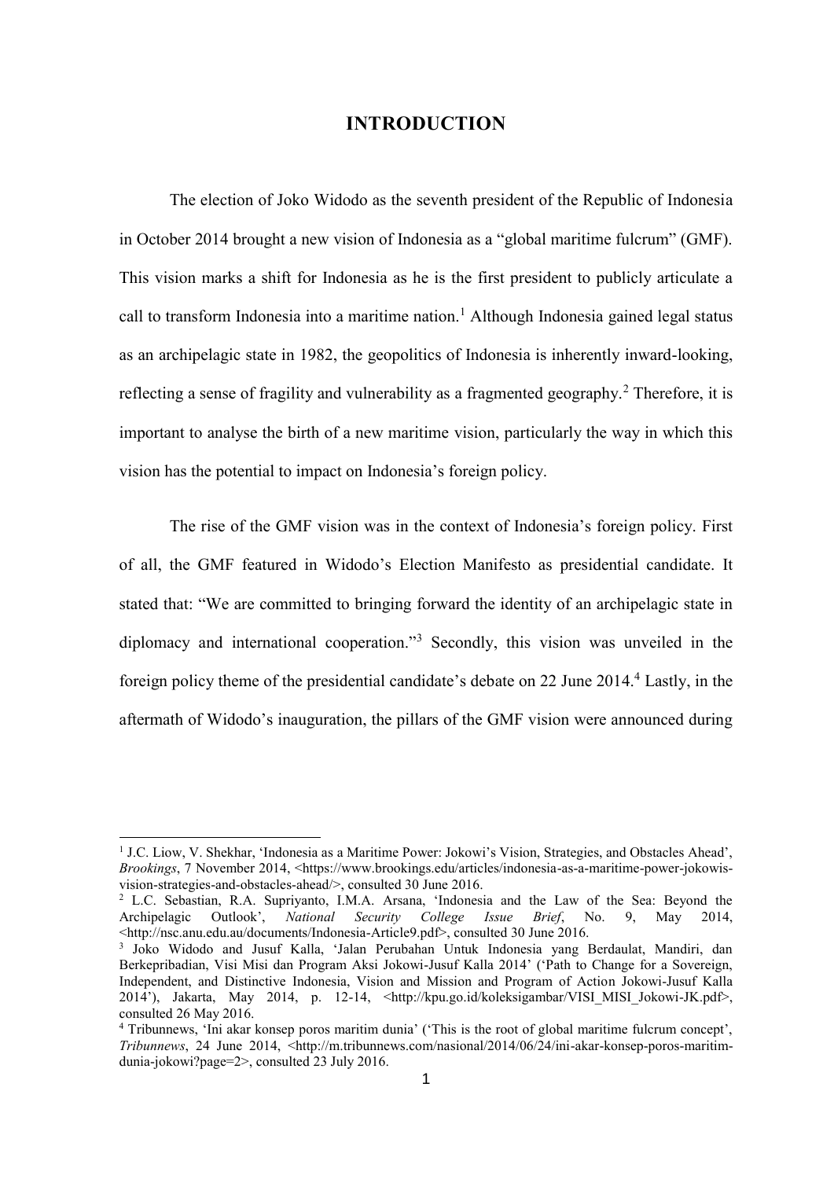# INTRODUCTION

The election of Joko Widodo as the seventh president of the Republic of Indonesia in October 2014 brought a new vision of Indonesia as a "global maritime fulcrum" (GMF). This vision marks a shift for Indonesia as he is the first president to publicly articulate a call to transform Indonesia into a maritime nation.[1] Although Indonesia gained legal status as an archipelagic state in 1982, the geopolitics of Indonesia is inherently inward-looking, reflecting a sense of fragility and vulnerability as a fragmented geography.[2] Therefore, it is important to analyse the birth of a new maritime vision, particularly the way in which this vision has the potential to impact on Indonesia's foreign policy.

The rise of the GMF vision was in the context of Indonesia's foreign policy. First of all, the GMF featured in Widodo's Election Manifesto as presidential candidate. It stated that: "We are committed to bringing forward the identity of an archipelagic state in diplomacy and international cooperation."[3] Secondly, this vision was unveiled in the foreign policy theme of the presidential candidate's debate on 22 June 2014.[4] Lastly, in the aftermath of Widodo's inauguration, the pillars of the GMF vision were announced during

---

[1] J.C. Liow, V. Shekhar, 'Indonesia as a Maritime Power: Jokowi's Vision, Strategies, and Obstacles Ahead', *Brookings*, 7 November 2014, <https://www.brookings.edu/articles/indonesia-as-a-maritime-power-jokowis-vision-strategies-and-obstacles-ahead/>, consulted 30 June 2016.

[2] L.C. Sebastian, R.A. Supriyanto, I.M.A. Arsana, 'Indonesia and the Law of the Sea: Beyond the Archipelagic Outlook', *National Security College Issue Brief*, No. 9, May 2014, <http://nsc.anu.edu.au/documents/Indonesia-Article9.pdf>, consulted 30 June 2016.

[3] Joko Widodo and Jusuf Kalla, 'Jalan Perubahan Untuk Indonesia yang Berdaulat, Mandiri, dan Berkepribadian, Visi Misi dan Program Aksi Jokowi-Jusuf Kalla 2014' ('Path to Change for a Sovereign, Independent, and Distinctive Indonesia, Vision and Mission and Program of Action Jokowi-Jusuf Kalla 2014'), Jakarta, May 2014, p. 12-14, <http://kpu.go.id/koleksigambar/VISI_MISI_Jokowi-JK.pdf>, consulted 26 May 2016.

[4] Tribunnews, 'Ini akar konsep poros maritim dunia' ('This is the root of global maritime fulcrum concept', *Tribunnews*, 24 June 2014, <http://m.tribunnews.com/nasional/2014/06/24/ini-akar-konsep-poros-maritim-dunia-jokowi?page=2>, consulted 23 July 2016.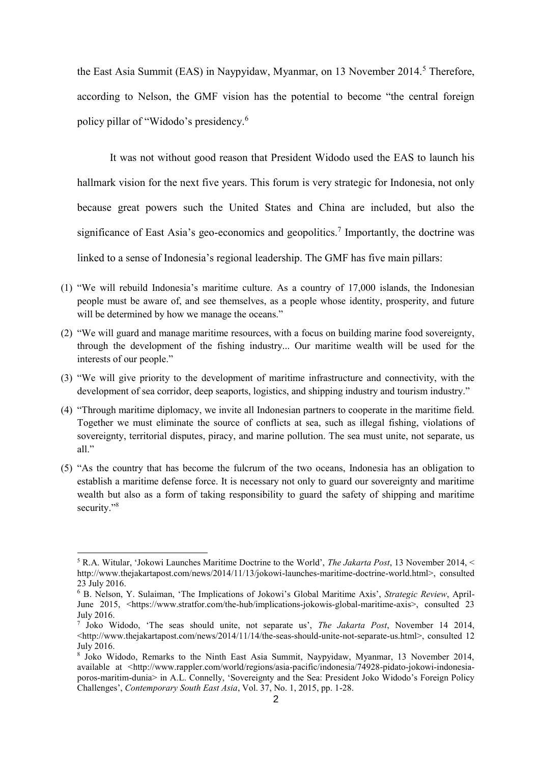the East Asia Summit (EAS) in Naypyidaw, Myanmar, on 13 November 2014.[5] Therefore, according to Nelson, the GMF vision has the potential to become "the central foreign policy pillar of "Widodo's presidency.[6]

It was not without good reason that President Widodo used the EAS to launch his hallmark vision for the next five years. This forum is very strategic for Indonesia, not only because great powers such the United States and China are included, but also the significance of East Asia's geo-economics and geopolitics.[7] Importantly, the doctrine was linked to a sense of Indonesia's regional leadership. The GMF has five main pillars:

(1) "We will rebuild Indonesia's maritime culture. As a country of 17,000 islands, the Indonesian people must be aware of, and see themselves, as a people whose identity, prosperity, and future will be determined by how we manage the oceans."

(2) "We will guard and manage maritime resources, with a focus on building marine food sovereignty, through the development of the fishing industry... Our maritime wealth will be used for the interests of our people."

(3) "We will give priority to the development of maritime infrastructure and connectivity, with the development of sea corridor, deep seaports, logistics, and shipping industry and tourism industry."

(4) "Through maritime diplomacy, we invite all Indonesian partners to cooperate in the maritime field. Together we must eliminate the source of conflicts at sea, such as illegal fishing, violations of sovereignty, territorial disputes, piracy, and marine pollution. The sea must unite, not separate, us all."

(5) "As the country that has become the fulcrum of the two oceans, Indonesia has an obligation to establish a maritime defense force. It is necessary not only to guard our sovereignty and maritime wealth but also as a form of taking responsibility to guard the safety of shipping and maritime security."[8]

---

[5] R.A. Witular, 'Jokowi Launches Maritime Doctrine to the World', *The Jakarta Post*, 13 November 2014, < http://www.thejakartapost.com/news/2014/11/13/jokowi-launches-maritime-doctrine-world.html>, consulted 23 July 2016.

[6] B. Nelson, Y. Sulaiman, 'The Implications of Jokowi's Global Maritime Axis', *Strategic Review*, April-June 2015, <https://www.stratfor.com/the-hub/implications-jokowis-global-maritime-axis>, consulted 23 July 2016.

[7] Joko Widodo, 'The seas should unite, not separate us', *The Jakarta Post*, November 14 2014, <http://www.thejakartapost.com/news/2014/11/14/the-seas-should-unite-not-separate-us.html>, consulted 12 July 2016.

[8] Joko Widodo, Remarks to the Ninth East Asia Summit, Naypyidaw, Myanmar, 13 November 2014, available at <http://www.rappler.com/world/regions/asia-pacific/indonesia/74928-pidato-jokowi-indonesia-poros-maritim-dunia> in A.L. Connelly, 'Sovereignty and the Sea: President Joko Widodo's Foreign Policy Challenges', *Contemporary South East Asia*, Vol. 37, No. 1, 2015, pp. 1-28.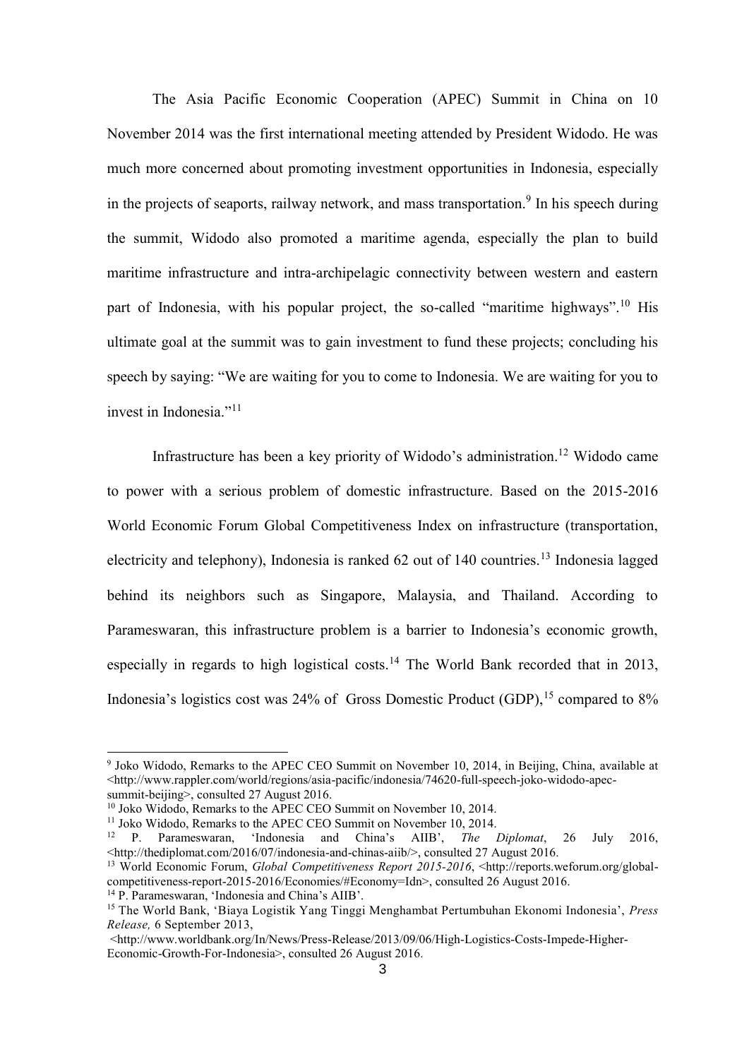The Asia Pacific Economic Cooperation (APEC) Summit in China on 10 November 2014 was the first international meeting attended by President Widodo. He was much more concerned about promoting investment opportunities in Indonesia, especially in the projects of seaports, railway network, and mass transportation.[9] In his speech during the summit, Widodo also promoted a maritime agenda, especially the plan to build maritime infrastructure and intra-archipelagic connectivity between western and eastern part of Indonesia, with his popular project, the so-called "maritime highways".[10] His ultimate goal at the summit was to gain investment to fund these projects; concluding his speech by saying: "We are waiting for you to come to Indonesia. We are waiting for you to invest in Indonesia."[11]

Infrastructure has been a key priority of Widodo's administration.[12] Widodo came to power with a serious problem of domestic infrastructure. Based on the 2015-2016 World Economic Forum Global Competitiveness Index on infrastructure (transportation, electricity and telephony), Indonesia is ranked 62 out of 140 countries.[13] Indonesia lagged behind its neighbors such as Singapore, Malaysia, and Thailand. According to Parameswaran, this infrastructure problem is a barrier to Indonesia's economic growth, especially in regards to high logistical costs.[14] The World Bank recorded that in 2013, Indonesia's logistics cost was 24% of Gross Domestic Product (GDP),[15] compared to 8%

---

[9] Joko Widodo, Remarks to the APEC CEO Summit on November 10, 2014, in Beijing, China, available at <http://www.rappler.com/world/regions/asia-pacific/indonesia/74620-full-speech-joko-widodo-apec-summit-beijing>, consulted 27 August 2016.

[10] Joko Widodo, Remarks to the APEC CEO Summit on November 10, 2014.

[11] Joko Widodo, Remarks to the APEC CEO Summit on November 10, 2014.

[12] P. Parameswaran, 'Indonesia and China's AIIB', *The Diplomat*, 26 July 2016, <http://thediplomat.com/2016/07/indonesia-and-chinas-aiib/>, consulted 27 August 2016.

[13] World Economic Forum, *Global Competitiveness Report 2015-2016*, <http://reports.weforum.org/global-competitiveness-report-2015-2016/Economies/#Economy=Idn>, consulted 26 August 2016.

[14] P. Parameswaran, 'Indonesia and China's AIIB'.

[15] The World Bank, 'Biaya Logistik Yang Tinggi Menghambat Pertumbuhan Ekonomi Indonesia', *Press Release,* 6 September 2013, <http://www.worldbank.org/In/News/Press-Release/2013/09/06/High-Logistics-Costs-Impede-Higher-Economic-Growth-For-Indonesia>, consulted 26 August 2016.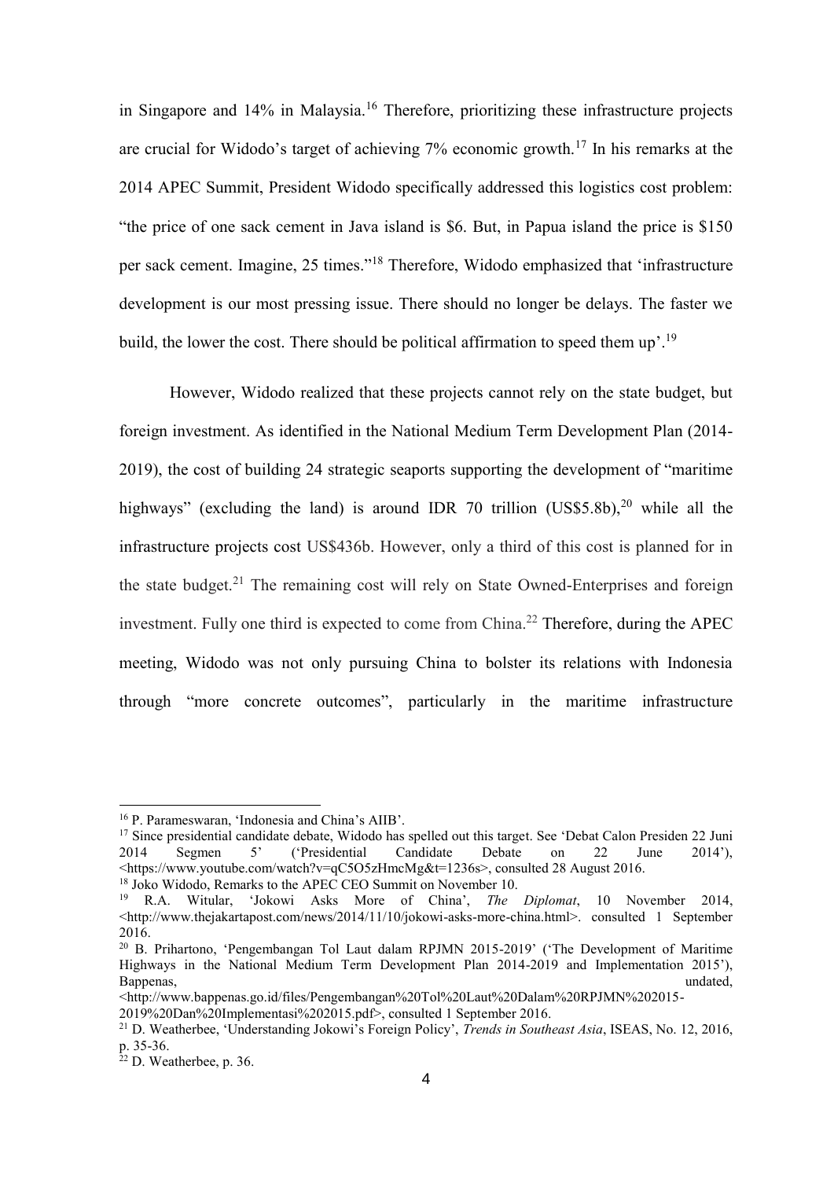in Singapore and 14% in Malaysia.[16] Therefore, prioritizing these infrastructure projects are crucial for Widodo's target of achieving 7% economic growth.[17] In his remarks at the 2014 APEC Summit, President Widodo specifically addressed this logistics cost problem: "the price of one sack cement in Java island is $6. But, in Papua island the price is $150 per sack cement. Imagine, 25 times."[18] Therefore, Widodo emphasized that 'infrastructure development is our most pressing issue. There should no longer be delays. The faster we build, the lower the cost. There should be political affirmation to speed them up'.[19]

However, Widodo realized that these projects cannot rely on the state budget, but foreign investment. As identified in the National Medium Term Development Plan (2014-2019), the cost of building 24 strategic seaports supporting the development of "maritime highways" (excluding the land) is around IDR 70 trillion (US$5.8b),[20] while all the infrastructure projects cost US$436b. However, only a third of this cost is planned for in the state budget.[21] The remaining cost will rely on State Owned-Enterprises and foreign investment. Fully one third is expected to come from China.[22] Therefore, during the APEC meeting, Widodo was not only pursuing China to bolster its relations with Indonesia through "more concrete outcomes", particularly in the maritime infrastructure

---

[16] P. Parameswaran, 'Indonesia and China's AIIB'.

[17] Since presidential candidate debate, Widodo has spelled out this target. See 'Debat Calon Presiden 22 Juni 2014 Segmen 5' ('Presidential Candidate Debate on 22 June 2014'), <https://www.youtube.com/watch?v=qC5O5zHmcMg&t=1236s>, consulted 28 August 2016.

[18] Joko Widodo, Remarks to the APEC CEO Summit on November 10.

[19] R.A. Witular, 'Jokowi Asks More of China', *The Diplomat*, 10 November 2014, <http://www.thejakartapost.com/news/2014/11/10/jokowi-asks-more-china.html>. consulted 1 September 2016.

[20] B. Prihartono, 'Pengembangan Tol Laut dalam RPJMN 2015-2019' ('The Development of Maritime Highways in the National Medium Term Development Plan 2014-2019 and Implementation 2015'), Bappenas, undated, <http://www.bappenas.go.id/files/Pengembangan%20Tol%20Laut%20Dalam%20RPJMN%202015-2019%20Dan%20Implementasi%202015.pdf>, consulted 1 September 2016.

[21] D. Weatherbee, 'Understanding Jokowi's Foreign Policy', *Trends in Southeast Asia*, ISEAS, No. 12, 2016, p. 35-36.

[22] D. Weatherbee, p. 36.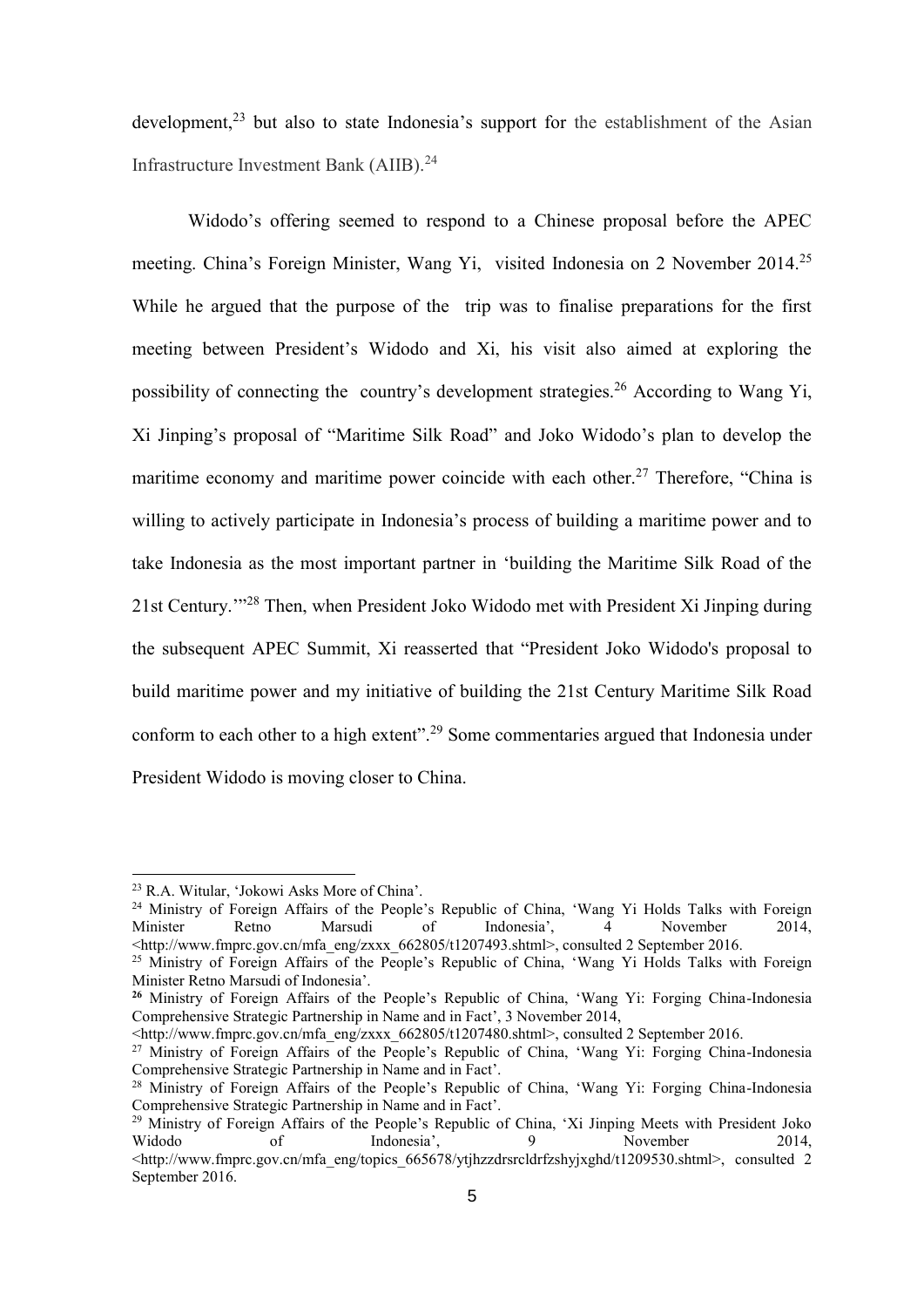development,[23] but also to state Indonesia's support for the establishment of the Asian Infrastructure Investment Bank (AIIB).[24]

Widodo's offering seemed to respond to a Chinese proposal before the APEC meeting. China's Foreign Minister, Wang Yi, visited Indonesia on 2 November 2014.[25] While he argued that the purpose of the trip was to finalise preparations for the first meeting between President's Widodo and Xi, his visit also aimed at exploring the possibility of connecting the country's development strategies.[26] According to Wang Yi, Xi Jinping's proposal of "Maritime Silk Road" and Joko Widodo's plan to develop the maritime economy and maritime power coincide with each other.[27] Therefore, "China is willing to actively participate in Indonesia's process of building a maritime power and to take Indonesia as the most important partner in 'building the Maritime Silk Road of the 21st Century.'"[28] Then, when President Joko Widodo met with President Xi Jinping during the subsequent APEC Summit, Xi reasserted that "President Joko Widodo's proposal to build maritime power and my initiative of building the 21st Century Maritime Silk Road conform to each other to a high extent".[29] Some commentaries argued that Indonesia under President Widodo is moving closer to China.

---

[23] R.A. Witular, 'Jokowi Asks More of China'.

[24] Ministry of Foreign Affairs of the People's Republic of China, 'Wang Yi Holds Talks with Foreign Minister Retno Marsudi of Indonesia', 4 November 2014, <http://www.fmprc.gov.cn/mfa_eng/zxxx_662805/t1207493.shtml>, consulted 2 September 2016.

[25] Ministry of Foreign Affairs of the People's Republic of China, 'Wang Yi Holds Talks with Foreign Minister Retno Marsudi of Indonesia'.

[26] Ministry of Foreign Affairs of the People's Republic of China, 'Wang Yi: Forging China-Indonesia Comprehensive Strategic Partnership in Name and in Fact', 3 November 2014, <http://www.fmprc.gov.cn/mfa_eng/zxxx_662805/t1207480.shtml>, consulted 2 September 2016.

[27] Ministry of Foreign Affairs of the People's Republic of China, 'Wang Yi: Forging China-Indonesia Comprehensive Strategic Partnership in Name and in Fact'.

[28] Ministry of Foreign Affairs of the People's Republic of China, 'Wang Yi: Forging China-Indonesia Comprehensive Strategic Partnership in Name and in Fact'.

[29] Ministry of Foreign Affairs of the People's Republic of China, 'Xi Jinping Meets with President Joko Widodo of Indonesia', 9 November 2014, <http://www.fmprc.gov.cn/mfa_eng/topics_665678/ytjhzzdrsrcldrfzshyjxghd/t1209530.shtml>, consulted 2 September 2016.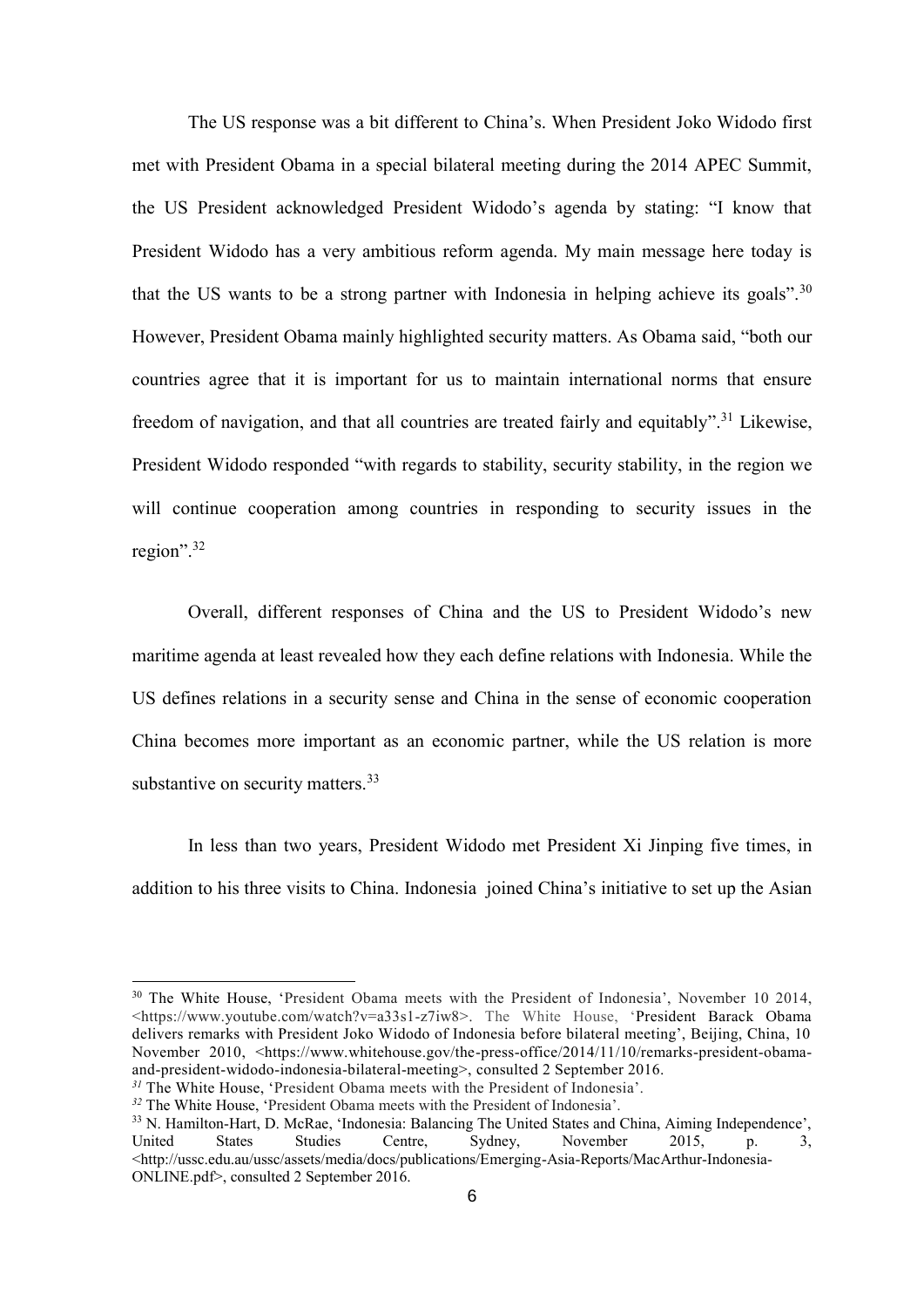The US response was a bit different to China's. When President Joko Widodo first met with President Obama in a special bilateral meeting during the 2014 APEC Summit, the US President acknowledged President Widodo's agenda by stating: "I know that President Widodo has a very ambitious reform agenda. My main message here today is that the US wants to be a strong partner with Indonesia in helping achieve its goals".[30] However, President Obama mainly highlighted security matters. As Obama said, "both our countries agree that it is important for us to maintain international norms that ensure freedom of navigation, and that all countries are treated fairly and equitably".[31] Likewise, President Widodo responded "with regards to stability, security stability, in the region we will continue cooperation among countries in responding to security issues in the region".[32]

Overall, different responses of China and the US to President Widodo's new maritime agenda at least revealed how they each define relations with Indonesia. While the US defines relations in a security sense and China in the sense of economic cooperation China becomes more important as an economic partner, while the US relation is more substantive on security matters.[33]

In less than two years, President Widodo met President Xi Jinping five times, in addition to his three visits to China. Indonesia joined China's initiative to set up the Asian

---

[30] The White House, 'President Obama meets with the President of Indonesia', November 10 2014, <https://www.youtube.com/watch?v=a33s1-z7iw8>. The White House, 'President Barack Obama delivers remarks with President Joko Widodo of Indonesia before bilateral meeting', Beijing, China, 10 November 2010, <https://www.whitehouse.gov/the-press-office/2014/11/10/remarks-president-obama-and-president-widodo-indonesia-bilateral-meeting>, consulted 2 September 2016.

[31] The White House, 'President Obama meets with the President of Indonesia'.

[32] The White House, 'President Obama meets with the President of Indonesia'.

[33] N. Hamilton-Hart, D. McRae, 'Indonesia: Balancing The United States and China, Aiming Independence', United States Studies Centre, Sydney, November 2015, p. 3, <http://ussc.edu.au/ussc/assets/media/docs/publications/Emerging-Asia-Reports/MacArthur-Indonesia-ONLINE.pdf>, consulted 2 September 2016.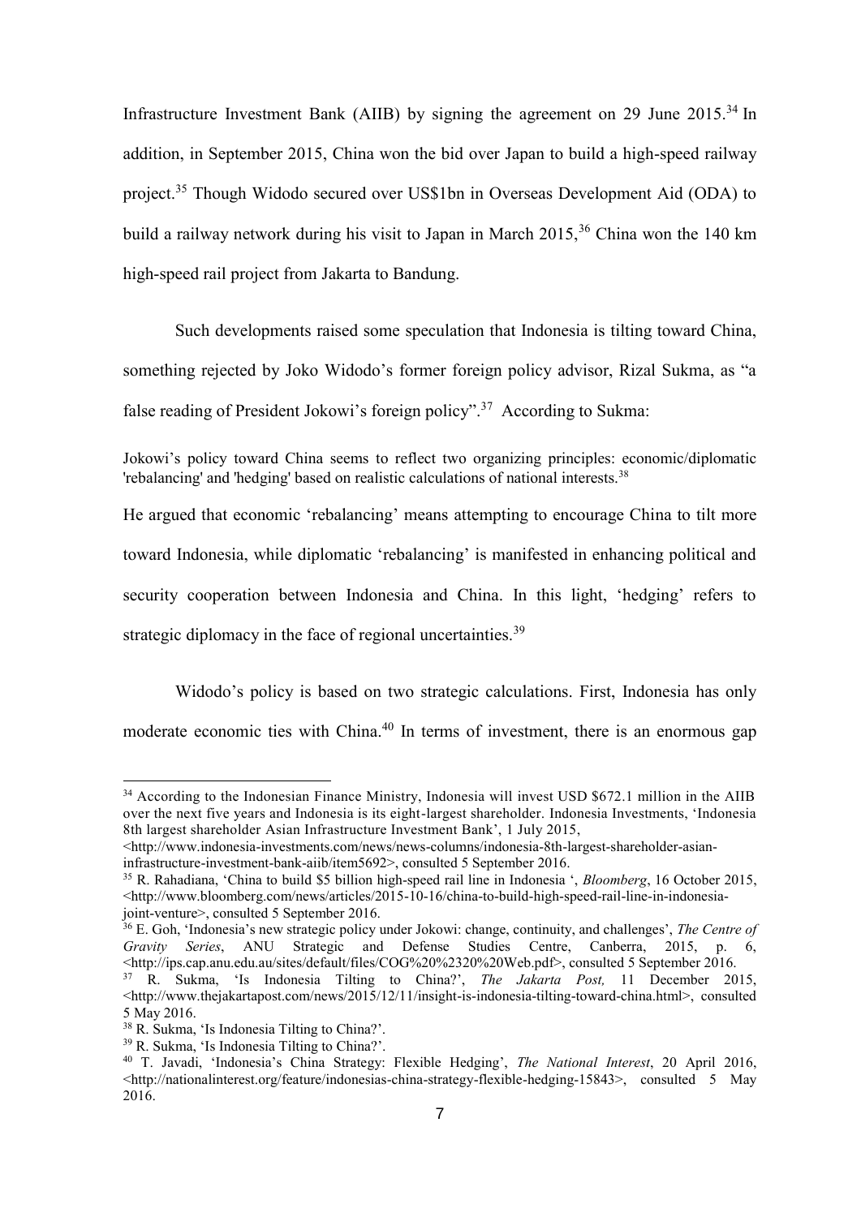Infrastructure Investment Bank (AIIB) by signing the agreement on 29 June 2015.[34] In addition, in September 2015, China won the bid over Japan to build a high-speed railway project.[35] Though Widodo secured over US$1bn in Overseas Development Aid (ODA) to build a railway network during his visit to Japan in March 2015,[36] China won the 140 km high-speed rail project from Jakarta to Bandung.

Such developments raised some speculation that Indonesia is tilting toward China, something rejected by Joko Widodo's former foreign policy advisor, Rizal Sukma, as "a false reading of President Jokowi's foreign policy".[37] According to Sukma:

> Jokowi's policy toward China seems to reflect two organizing principles: economic/diplomatic 'rebalancing' and 'hedging' based on realistic calculations of national interests.[38]

He argued that economic 'rebalancing' means attempting to encourage China to tilt more toward Indonesia, while diplomatic 'rebalancing' is manifested in enhancing political and security cooperation between Indonesia and China. In this light, 'hedging' refers to strategic diplomacy in the face of regional uncertainties.[39]

Widodo's policy is based on two strategic calculations. First, Indonesia has only moderate economic ties with China.[40] In terms of investment, there is an enormous gap

---

[34] According to the Indonesian Finance Ministry, Indonesia will invest USD $672.1 million in the AIIB over the next five years and Indonesia is its eight-largest shareholder. Indonesia Investments, 'Indonesia 8th largest shareholder Asian Infrastructure Investment Bank', 1 July 2015, <http://www.indonesia-investments.com/news/news-columns/indonesia-8th-largest-shareholder-asian-infrastructure-investment-bank-aiib/item5692>, consulted 5 September 2016.

[35] R. Rahadiana, 'China to build $5 billion high-speed rail line in Indonesia ', *Bloomberg*, 16 October 2015, <http://www.bloomberg.com/news/articles/2015-10-16/china-to-build-high-speed-rail-line-in-indonesia-joint-venture>, consulted 5 September 2016.

[36] E. Goh, 'Indonesia's new strategic policy under Jokowi: change, continuity, and challenges', *The Centre of Gravity Series*, ANU Strategic and Defense Studies Centre, Canberra, 2015, p. 6, <http://ips.cap.anu.edu.au/sites/default/files/COG%20%2320%20Web.pdf>, consulted 5 September 2016.

[37] R. Sukma, 'Is Indonesia Tilting to China?', *The Jakarta Post,* 11 December 2015, <http://www.thejakartapost.com/news/2015/12/11/insight-is-indonesia-tilting-toward-china.html>, consulted 5 May 2016.

[38] R. Sukma, 'Is Indonesia Tilting to China?'.

[39] R. Sukma, 'Is Indonesia Tilting to China?'.

[40] T. Javadi, 'Indonesia's China Strategy: Flexible Hedging', *The National Interest*, 20 April 2016, <http://nationalinterest.org/feature/indonesias-china-strategy-flexible-hedging-15843>, consulted 5 May 2016.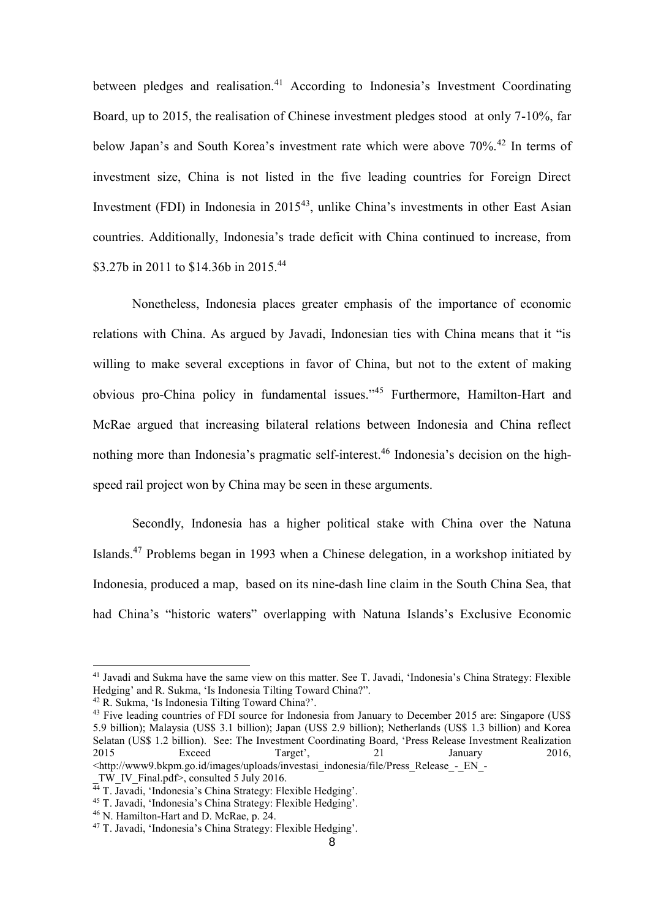between pledges and realisation.[41] According to Indonesia's Investment Coordinating Board, up to 2015, the realisation of Chinese investment pledges stood at only 7-10%, far below Japan's and South Korea's investment rate which were above 70%.[42] In terms of investment size, China is not listed in the five leading countries for Foreign Direct Investment (FDI) in Indonesia in 2015[43], unlike China's investments in other East Asian countries. Additionally, Indonesia's trade deficit with China continued to increase, from $3.27b in 2011 to $14.36b in 2015.[44]

Nonetheless, Indonesia places greater emphasis of the importance of economic relations with China. As argued by Javadi, Indonesian ties with China means that it "is willing to make several exceptions in favor of China, but not to the extent of making obvious pro-China policy in fundamental issues."[45] Furthermore, Hamilton-Hart and McRae argued that increasing bilateral relations between Indonesia and China reflect nothing more than Indonesia's pragmatic self-interest.[46] Indonesia's decision on the high-speed rail project won by China may be seen in these arguments.

Secondly, Indonesia has a higher political stake with China over the Natuna Islands.[47] Problems began in 1993 when a Chinese delegation, in a workshop initiated by Indonesia, produced a map, based on its nine-dash line claim in the South China Sea, that had China's "historic waters" overlapping with Natuna Islands's Exclusive Economic

---

[41] Javadi and Sukma have the same view on this matter. See T. Javadi, 'Indonesia's China Strategy: Flexible Hedging' and R. Sukma, 'Is Indonesia Tilting Toward China?".

[42] R. Sukma, 'Is Indonesia Tilting Toward China?'.

[43] Five leading countries of FDI source for Indonesia from January to December 2015 are: Singapore (US$ 5.9 billion); Malaysia (US$ 3.1 billion); Japan (US$ 2.9 billion); Netherlands (US$ 1.3 billion) and Korea Selatan (US$ 1.2 billion). See: The Investment Coordinating Board, 'Press Release Investment Realization 2015 Exceed Target', 21 January 2016, <http://www9.bkpm.go.id/images/uploads/investasi_indonesia/file/Press_Release_-_EN_-_TW_IV_Final.pdf>, consulted 5 July 2016.

[44] T. Javadi, 'Indonesia's China Strategy: Flexible Hedging'.

[45] T. Javadi, 'Indonesia's China Strategy: Flexible Hedging'.

[46] N. Hamilton-Hart and D. McRae, p. 24.

[47] T. Javadi, 'Indonesia's China Strategy: Flexible Hedging'.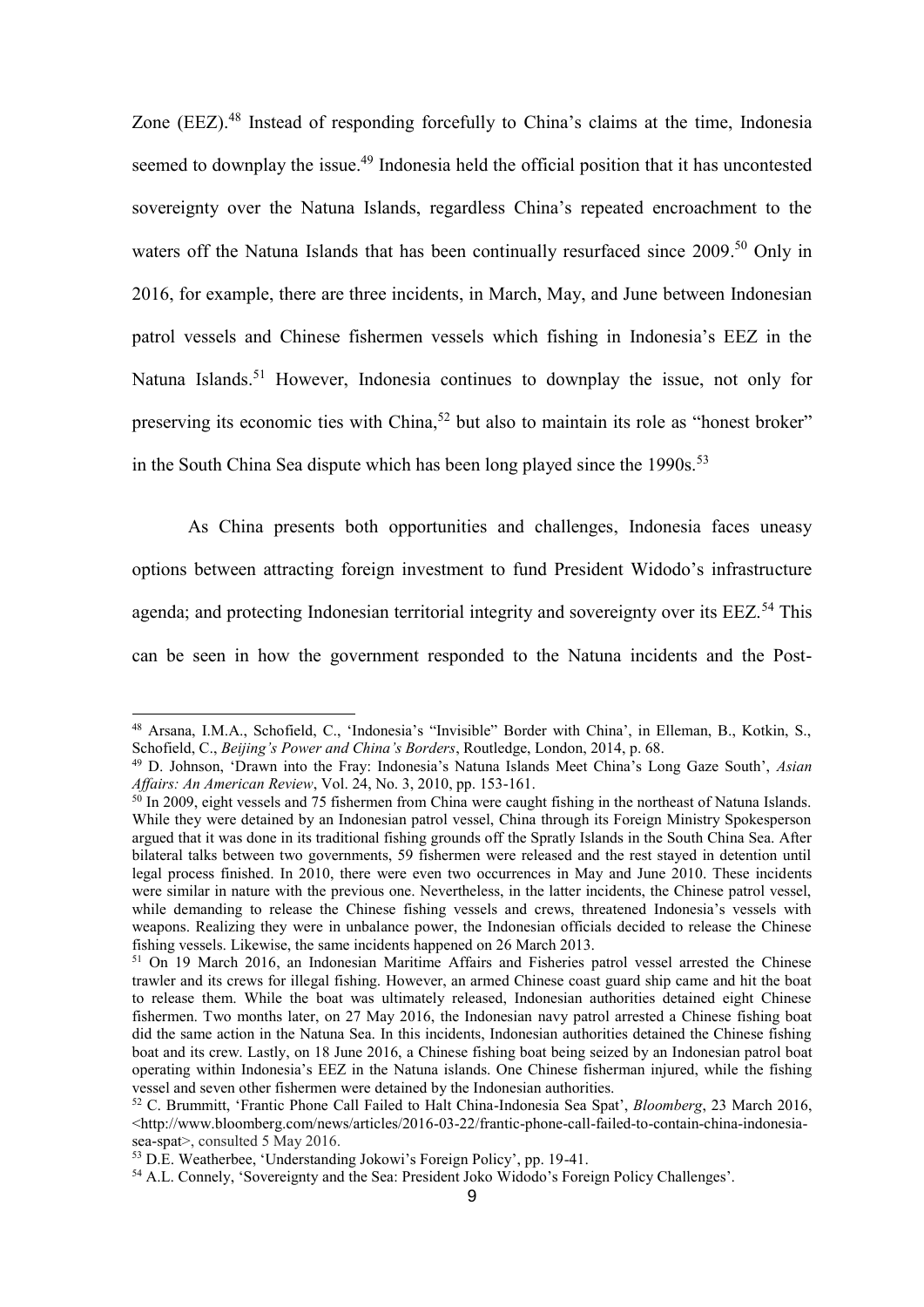Zone (EEZ).[48] Instead of responding forcefully to China's claims at the time, Indonesia seemed to downplay the issue.[49] Indonesia held the official position that it has uncontested sovereignty over the Natuna Islands, regardless China's repeated encroachment to the waters off the Natuna Islands that has been continually resurfaced since 2009.[50] Only in 2016, for example, there are three incidents, in March, May, and June between Indonesian patrol vessels and Chinese fishermen vessels which fishing in Indonesia's EEZ in the Natuna Islands.[51] However, Indonesia continues to downplay the issue, not only for preserving its economic ties with China,[52] but also to maintain its role as "honest broker" in the South China Sea dispute which has been long played since the 1990s.[53]

As China presents both opportunities and challenges, Indonesia faces uneasy options between attracting foreign investment to fund President Widodo's infrastructure agenda; and protecting Indonesian territorial integrity and sovereignty over its EEZ.[54] This can be seen in how the government responded to the Natuna incidents and the Post-

---

[48] Arsana, I.M.A., Schofield, C., 'Indonesia's "Invisible" Border with China', in Elleman, B., Kotkin, S., Schofield, C., *Beijing's Power and China's Borders*, Routledge, London, 2014, p. 68.

[49] D. Johnson, 'Drawn into the Fray: Indonesia's Natuna Islands Meet China's Long Gaze South', *Asian Affairs: An American Review*, Vol. 24, No. 3, 2010, pp. 153-161.

[50] In 2009, eight vessels and 75 fishermen from China were caught fishing in the northeast of Natuna Islands. While they were detained by an Indonesian patrol vessel, China through its Foreign Ministry Spokesperson argued that it was done in its traditional fishing grounds off the Spratly Islands in the South China Sea. After bilateral talks between two governments, 59 fishermen were released and the rest stayed in detention until legal process finished. In 2010, there were even two occurrences in May and June 2010. These incidents were similar in nature with the previous one. Nevertheless, in the latter incidents, the Chinese patrol vessel, while demanding to release the Chinese fishing vessels and crews, threatened Indonesia's vessels with weapons. Realizing they were in unbalance power, the Indonesian officials decided to release the Chinese fishing vessels. Likewise, the same incidents happened on 26 March 2013.

[51] On 19 March 2016, an Indonesian Maritime Affairs and Fisheries patrol vessel arrested the Chinese trawler and its crews for illegal fishing. However, an armed Chinese coast guard ship came and hit the boat to release them. While the boat was ultimately released, Indonesian authorities detained eight Chinese fishermen. Two months later, on 27 May 2016, the Indonesian navy patrol arrested a Chinese fishing boat did the same action in the Natuna Sea. In this incidents, Indonesian authorities detained the Chinese fishing boat and its crew. Lastly, on 18 June 2016, a Chinese fishing boat being seized by an Indonesian patrol boat operating within Indonesia's EEZ in the Natuna islands. One Chinese fisherman injured, while the fishing vessel and seven other fishermen were detained by the Indonesian authorities.

[52] C. Brummitt, 'Frantic Phone Call Failed to Halt China-Indonesia Sea Spat', *Bloomberg*, 23 March 2016, <http://www.bloomberg.com/news/articles/2016-03-22/frantic-phone-call-failed-to-contain-china-indonesia-sea-spat>, consulted 5 May 2016.

[53] D.E. Weatherbee, 'Understanding Jokowi's Foreign Policy', pp. 19-41.

[54] A.L. Connely, 'Sovereignty and the Sea: President Joko Widodo's Foreign Policy Challenges'.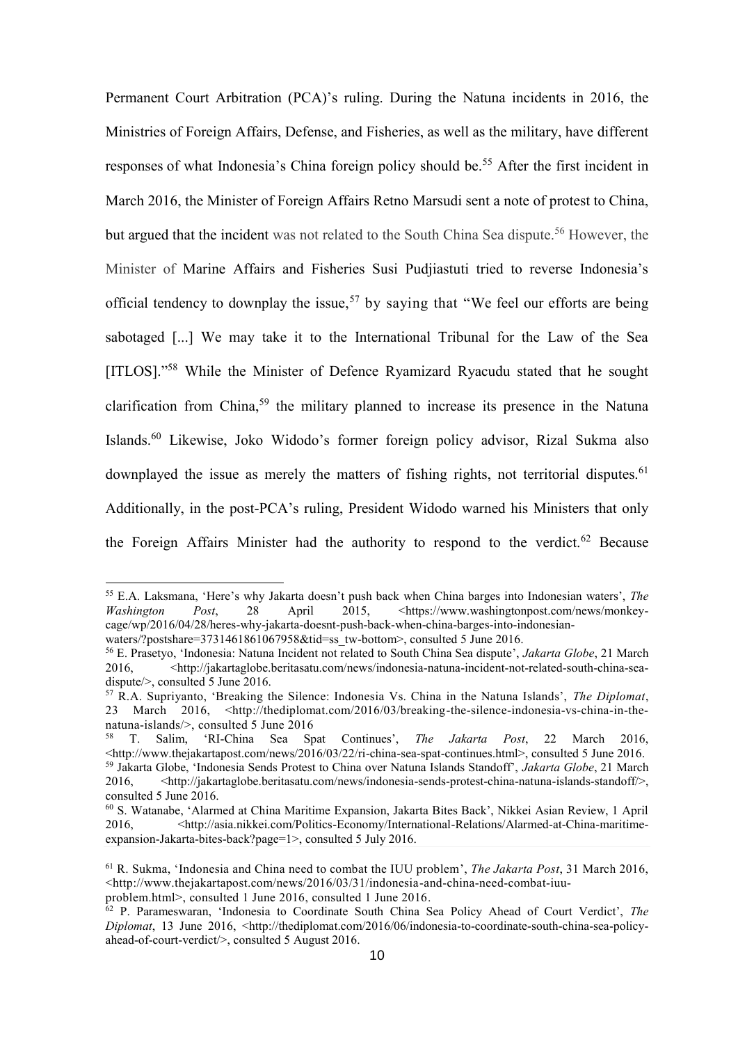Permanent Court Arbitration (PCA)'s ruling. During the Natuna incidents in 2016, the Ministries of Foreign Affairs, Defense, and Fisheries, as well as the military, have different responses of what Indonesia's China foreign policy should be.[55] After the first incident in March 2016, the Minister of Foreign Affairs Retno Marsudi sent a note of protest to China, but argued that the incident was not related to the South China Sea dispute.[56] However, the Minister of Marine Affairs and Fisheries Susi Pudjiastuti tried to reverse Indonesia's official tendency to downplay the issue,[57] by saying that "We feel our efforts are being sabotaged [...] We may take it to the International Tribunal for the Law of the Sea [ITLOS]."[58] While the Minister of Defence Ryamizard Ryacudu stated that he sought clarification from China,[59] the military planned to increase its presence in the Natuna Islands.[60] Likewise, Joko Widodo's former foreign policy advisor, Rizal Sukma also downplayed the issue as merely the matters of fishing rights, not territorial disputes.[61] Additionally, in the post-PCA's ruling, President Widodo warned his Ministers that only the Foreign Affairs Minister had the authority to respond to the verdict.[62] Because

---

[55] E.A. Laksmana, 'Here's why Jakarta doesn't push back when China barges into Indonesian waters', *The Washington Post*, 28 April 2015, <https://www.washingtonpost.com/news/monkey-cage/wp/2016/04/28/heres-why-jakarta-doesnt-push-back-when-china-barges-into-indonesian-waters/?postshare=3731461861067958&tid=ss_tw-bottom>, consulted 5 June 2016.

[56] E. Prasetyo, 'Indonesia: Natuna Incident not related to South China Sea dispute', *Jakarta Globe*, 21 March 2016, <http://jakartaglobe.beritasatu.com/news/indonesia-natuna-incident-not-related-south-china-sea-dispute/>, consulted 5 June 2016.

[57] R.A. Supriyanto, 'Breaking the Silence: Indonesia Vs. China in the Natuna Islands', *The Diplomat*, 23 March 2016, <http://thediplomat.com/2016/03/breaking-the-silence-indonesia-vs-china-in-the-natuna-islands/>, consulted 5 June 2016

[58] T. Salim, 'RI-China Sea Spat Continues', *The Jakarta Post*, 22 March 2016, <http://www.thejakartapost.com/news/2016/03/22/ri-china-sea-spat-continues.html>, consulted 5 June 2016.

[59] Jakarta Globe, 'Indonesia Sends Protest to China over Natuna Islands Standoff', *Jakarta Globe*, 21 March 2016, <http://jakartaglobe.beritasatu.com/news/indonesia-sends-protest-china-natuna-islands-standoff/>, consulted 5 June 2016.

[60] S. Watanabe, 'Alarmed at China Maritime Expansion, Jakarta Bites Back', Nikkei Asian Review, 1 April 2016, <http://asia.nikkei.com/Politics-Economy/International-Relations/Alarmed-at-China-maritime-expansion-Jakarta-bites-back?page=1>, consulted 5 July 2016.

[61] R. Sukma, 'Indonesia and China need to combat the IUU problem', *The Jakarta Post*, 31 March 2016, <http://www.thejakartapost.com/news/2016/03/31/indonesia-and-china-need-combat-iuu-problem.html>, consulted 1 June 2016, consulted 1 June 2016.

[62] P. Parameswaran, 'Indonesia to Coordinate South China Sea Policy Ahead of Court Verdict', *The Diplomat*, 13 June 2016, <http://thediplomat.com/2016/06/indonesia-to-coordinate-south-china-sea-policy-ahead-of-court-verdict/>, consulted 5 August 2016.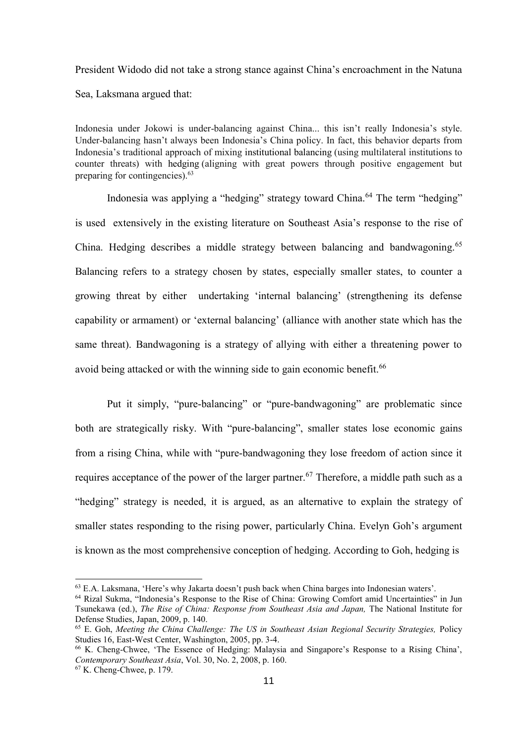President Widodo did not take a strong stance against China's encroachment in the Natuna Sea, Laksmana argued that:

> Indonesia under Jokowi is under-balancing against China... this isn't really Indonesia's style. Under-balancing hasn't always been Indonesia's China policy. In fact, this behavior departs from Indonesia's traditional approach of mixing institutional balancing (using multilateral institutions to counter threats) with hedging (aligning with great powers through positive engagement but preparing for contingencies).[63]

Indonesia was applying a "hedging" strategy toward China.[64] The term "hedging" is used extensively in the existing literature on Southeast Asia's response to the rise of China. Hedging describes a middle strategy between balancing and bandwagoning.[65] Balancing refers to a strategy chosen by states, especially smaller states, to counter a growing threat by either undertaking 'internal balancing' (strengthening its defense capability or armament) or 'external balancing' (alliance with another state which has the same threat). Bandwagoning is a strategy of allying with either a threatening power to avoid being attacked or with the winning side to gain economic benefit.[66]

Put it simply, "pure-balancing" or "pure-bandwagoning" are problematic since both are strategically risky. With "pure-balancing", smaller states lose economic gains from a rising China, while with "pure-bandwagoning they lose freedom of action since it requires acceptance of the power of the larger partner.[67] Therefore, a middle path such as a "hedging" strategy is needed, it is argued, as an alternative to explain the strategy of smaller states responding to the rising power, particularly China. Evelyn Goh's argument is known as the most comprehensive conception of hedging. According to Goh, hedging is

---

[63] E.A. Laksmana, 'Here's why Jakarta doesn't push back when China barges into Indonesian waters'.

[64] Rizal Sukma, "Indonesia's Response to the Rise of China: Growing Comfort amid Uncertainties" in Jun Tsunekawa (ed.), *The Rise of China: Response from Southeast Asia and Japan,* The National Institute for Defense Studies, Japan, 2009, p. 140.

[65] E. Goh, *Meeting the China Challenge: The US in Southeast Asian Regional Security Strategies,* Policy Studies 16, East-West Center, Washington, 2005, pp. 3-4.

[66] K. Cheng-Chwee, 'The Essence of Hedging: Malaysia and Singapore's Response to a Rising China', *Contemporary Southeast Asia*, Vol. 30, No. 2, 2008, p. 160.

[67] K. Cheng-Chwee, p. 179.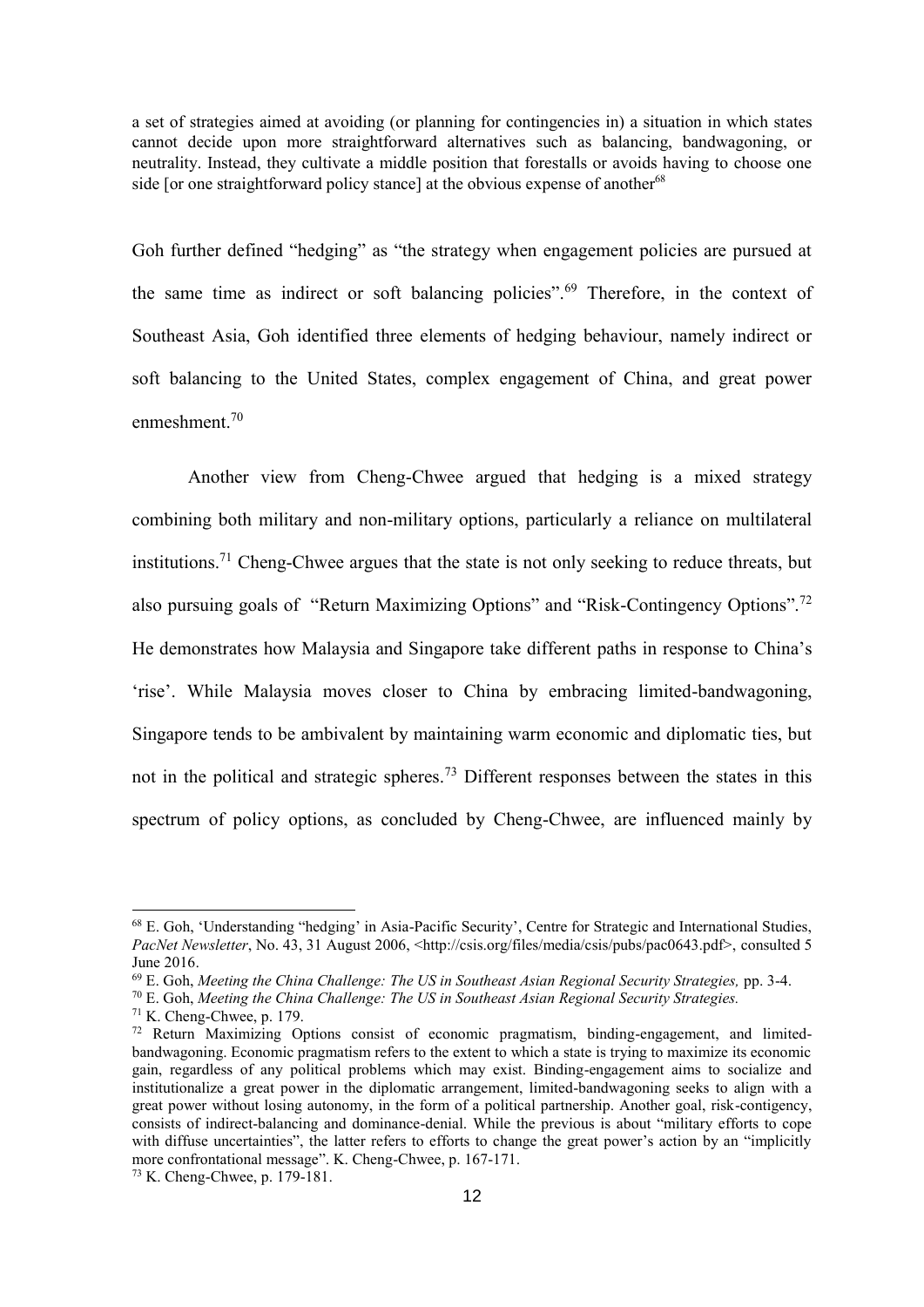a set of strategies aimed at avoiding (or planning for contingencies in) a situation in which states cannot decide upon more straightforward alternatives such as balancing, bandwagoning, or neutrality. Instead, they cultivate a middle position that forestalls or avoids having to choose one side [or one straightforward policy stance] at the obvious expense of another[68]

Goh further defined "hedging" as "the strategy when engagement policies are pursued at the same time as indirect or soft balancing policies".[69] Therefore, in the context of Southeast Asia, Goh identified three elements of hedging behaviour, namely indirect or soft balancing to the United States, complex engagement of China, and great power enmeshment.[70]

Another view from Cheng-Chwee argued that hedging is a mixed strategy combining both military and non-military options, particularly a reliance on multilateral institutions.[71] Cheng-Chwee argues that the state is not only seeking to reduce threats, but also pursuing goals of "Return Maximizing Options" and "Risk-Contingency Options".[72] He demonstrates how Malaysia and Singapore take different paths in response to China's 'rise'. While Malaysia moves closer to China by embracing limited-bandwagoning, Singapore tends to be ambivalent by maintaining warm economic and diplomatic ties, but not in the political and strategic spheres.[73] Different responses between the states in this spectrum of policy options, as concluded by Cheng-Chwee, are influenced mainly by

---

[68] E. Goh, 'Understanding "hedging" in Asia-Pacific Security', Centre for Strategic and International Studies, *PacNet Newsletter*, No. 43, 31 August 2006, <http://csis.org/files/media/csis/pubs/pac0643.pdf>, consulted 5 June 2016.

[69] E. Goh, *Meeting the China Challenge: The US in Southeast Asian Regional Security Strategies,* pp. 3-4.

[70] E. Goh, *Meeting the China Challenge: The US in Southeast Asian Regional Security Strategies.*

[71] K. Cheng-Chwee, p. 179.

[72] Return Maximizing Options consist of economic pragmatism, binding-engagement, and limited-bandwagoning. Economic pragmatism refers to the extent to which a state is trying to maximize its economic gain, regardless of any political problems which may exist. Binding-engagement aims to socialize and institutionalize a great power in the diplomatic arrangement, limited-bandwagoning seeks to align with a great power without losing autonomy, in the form of a political partnership. Another goal, risk-contigency, consists of indirect-balancing and dominance-denial. While the previous is about "military efforts to cope with diffuse uncertainties", the latter refers to efforts to change the great power's action by an "implicitly more confrontational message". K. Cheng-Chwee, p. 167-171.

[73] K. Cheng-Chwee, p. 179-181.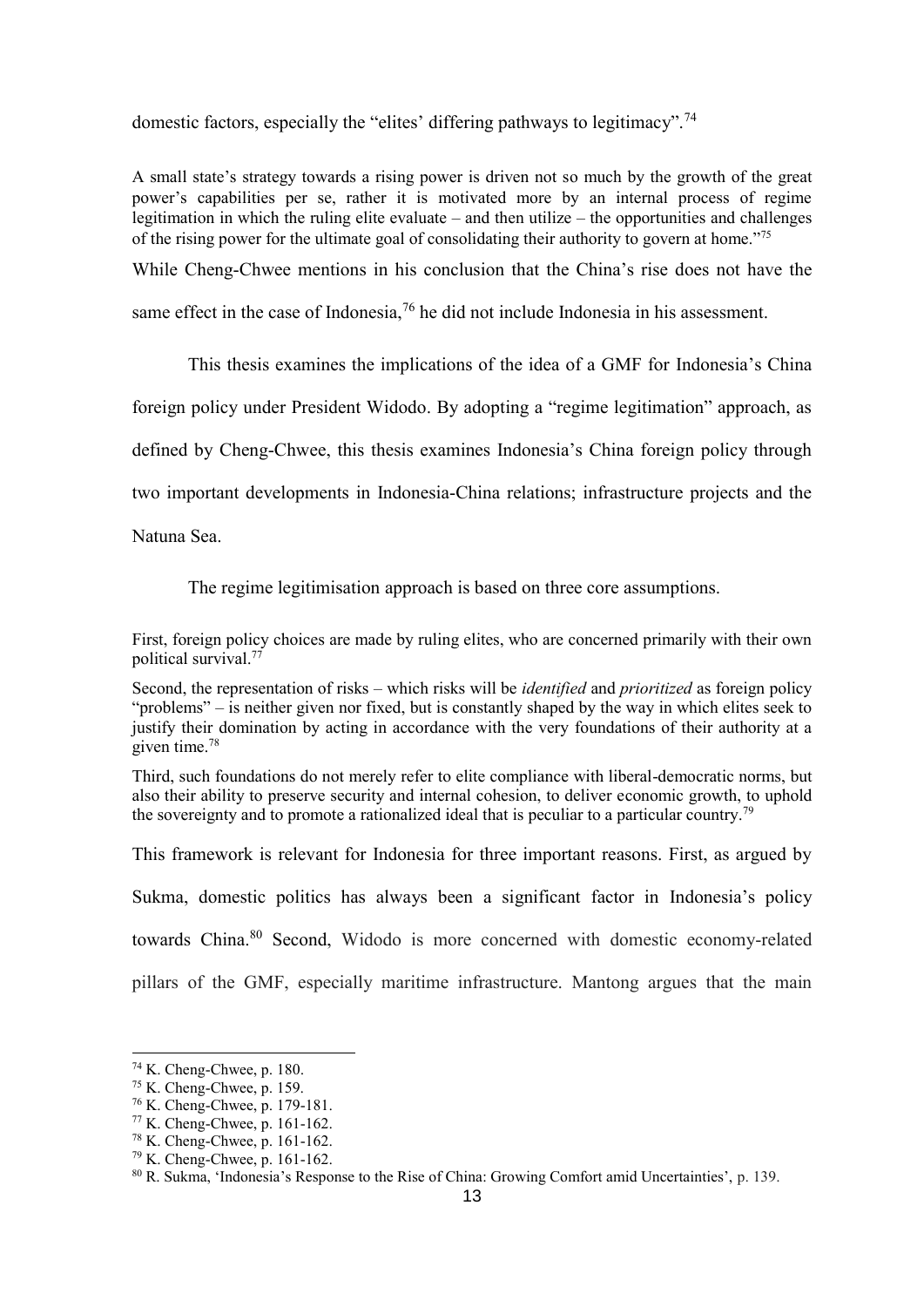domestic factors, especially the "elites' differing pathways to legitimacy".[74]

> A small state's strategy towards a rising power is driven not so much by the growth of the great power's capabilities per se, rather it is motivated more by an internal process of regime legitimation in which the ruling elite evaluate – and then utilize – the opportunities and challenges of the rising power for the ultimate goal of consolidating their authority to govern at home."[75]

While Cheng-Chwee mentions in his conclusion that the China's rise does not have the same effect in the case of Indonesia,[76] he did not include Indonesia in his assessment.

This thesis examines the implications of the idea of a GMF for Indonesia's China foreign policy under President Widodo. By adopting a "regime legitimation" approach, as defined by Cheng-Chwee, this thesis examines Indonesia's China foreign policy through two important developments in Indonesia-China relations; infrastructure projects and the Natuna Sea.

The regime legitimisation approach is based on three core assumptions.

> First, foreign policy choices are made by ruling elites, who are concerned primarily with their own political survival.[77]
>
> Second, the representation of risks – which risks will be *identified* and *prioritized* as foreign policy "problems" – is neither given nor fixed, but is constantly shaped by the way in which elites seek to justify their domination by acting in accordance with the very foundations of their authority at a given time.[78]
>
> Third, such foundations do not merely refer to elite compliance with liberal-democratic norms, but also their ability to preserve security and internal cohesion, to deliver economic growth, to uphold the sovereignty and to promote a rationalized ideal that is peculiar to a particular country.[79]

This framework is relevant for Indonesia for three important reasons. First, as argued by Sukma, domestic politics has always been a significant factor in Indonesia's policy towards China.[80] Second, Widodo is more concerned with domestic economy-related pillars of the GMF, especially maritime infrastructure. Mantong argues that the main

---

[74] K. Cheng-Chwee, p. 180.

[75] K. Cheng-Chwee, p. 159.

[76] K. Cheng-Chwee, p. 179-181.

[77] K. Cheng-Chwee, p. 161-162.

[78] K. Cheng-Chwee, p. 161-162.

[79] K. Cheng-Chwee, p. 161-162.

[80] R. Sukma, 'Indonesia's Response to the Rise of China: Growing Comfort amid Uncertainties', p. 139.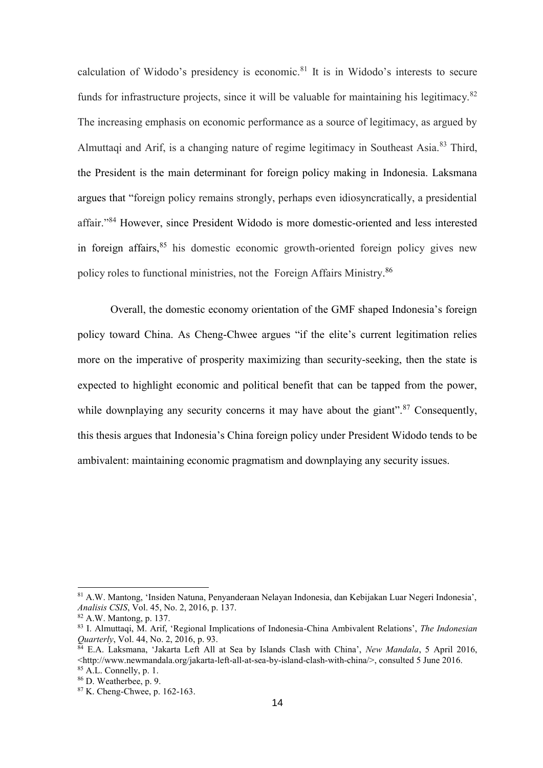calculation of Widodo's presidency is economic.[81] It is in Widodo's interests to secure funds for infrastructure projects, since it will be valuable for maintaining his legitimacy.[82] The increasing emphasis on economic performance as a source of legitimacy, as argued by Almuttaqi and Arif, is a changing nature of regime legitimacy in Southeast Asia.[83] Third, the President is the main determinant for foreign policy making in Indonesia. Laksmana argues that "foreign policy remains strongly, perhaps even idiosyncratically, a presidential affair."[84] However, since President Widodo is more domestic-oriented and less interested in foreign affairs,[85] his domestic economic growth-oriented foreign policy gives new policy roles to functional ministries, not the Foreign Affairs Ministry.[86]

Overall, the domestic economy orientation of the GMF shaped Indonesia's foreign policy toward China. As Cheng-Chwee argues "if the elite's current legitimation relies more on the imperative of prosperity maximizing than security-seeking, then the state is expected to highlight economic and political benefit that can be tapped from the power, while downplaying any security concerns it may have about the giant".[87] Consequently, this thesis argues that Indonesia's China foreign policy under President Widodo tends to be ambivalent: maintaining economic pragmatism and downplaying any security issues.

---

[81] A.W. Mantong, 'Insiden Natuna, Penyanderaan Nelayan Indonesia, dan Kebijakan Luar Negeri Indonesia', *Analisis CSIS*, Vol. 45, No. 2, 2016, p. 137.

[82] A.W. Mantong, p. 137.

[83] I. Almuttaqi, M. Arif, 'Regional Implications of Indonesia-China Ambivalent Relations', *The Indonesian Quarterly*, Vol. 44, No. 2, 2016, p. 93.

[84] E.A. Laksmana, 'Jakarta Left All at Sea by Islands Clash with China', *New Mandala*, 5 April 2016, <http://www.newmandala.org/jakarta-left-all-at-sea-by-island-clash-with-china/>, consulted 5 June 2016.

[85] A.L. Connelly, p. 1.

[86] D. Weatherbee, p. 9.

[87] K. Cheng-Chwee, p. 162-163.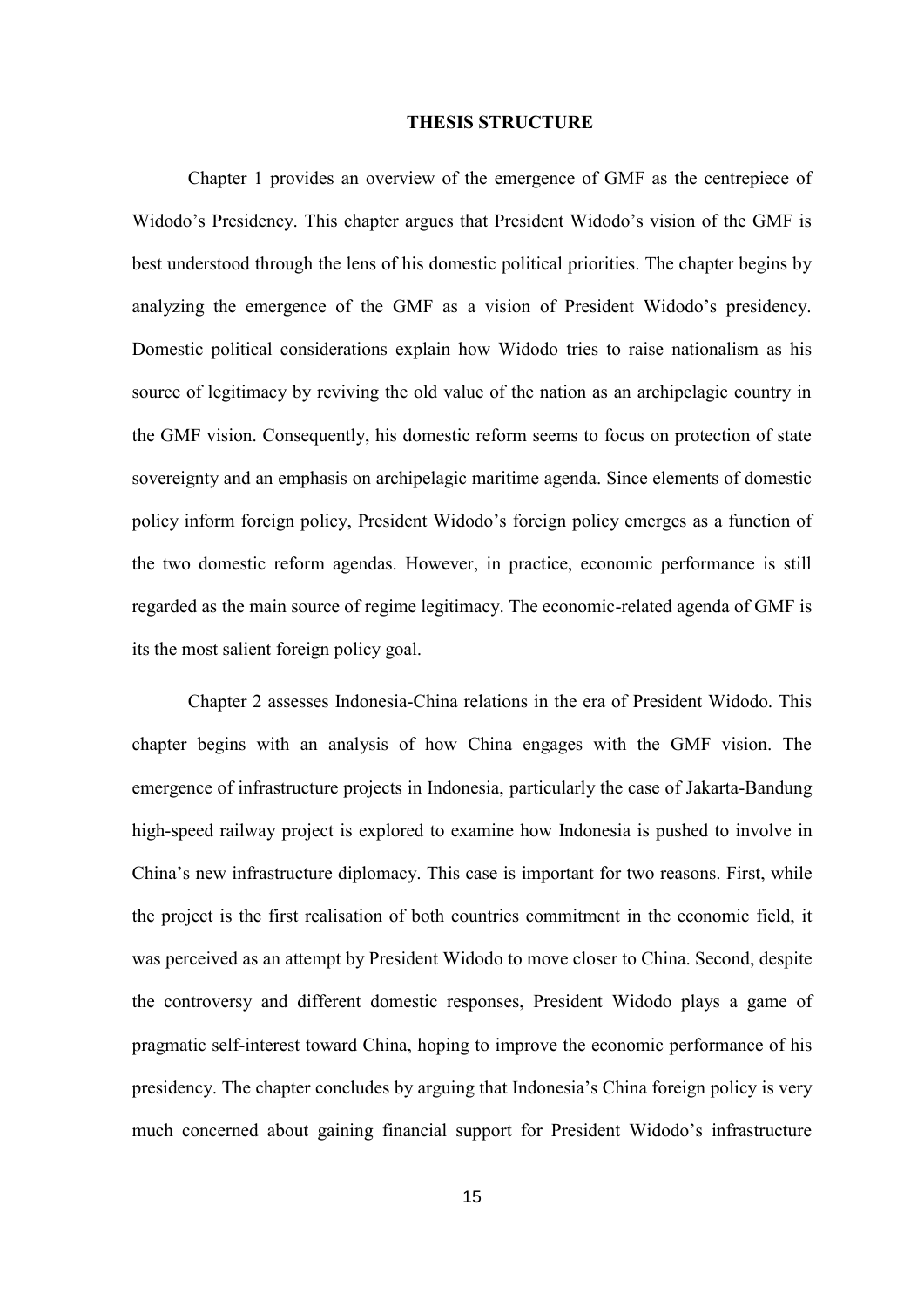## THESIS STRUCTURE

Chapter 1 provides an overview of the emergence of GMF as the centrepiece of Widodo's Presidency. This chapter argues that President Widodo's vision of the GMF is best understood through the lens of his domestic political priorities. The chapter begins by analyzing the emergence of the GMF as a vision of President Widodo's presidency. Domestic political considerations explain how Widodo tries to raise nationalism as his source of legitimacy by reviving the old value of the nation as an archipelagic country in the GMF vision. Consequently, his domestic reform seems to focus on protection of state sovereignty and an emphasis on archipelagic maritime agenda. Since elements of domestic policy inform foreign policy, President Widodo's foreign policy emerges as a function of the two domestic reform agendas. However, in practice, economic performance is still regarded as the main source of regime legitimacy. The economic-related agenda of GMF is its the most salient foreign policy goal.

Chapter 2 assesses Indonesia-China relations in the era of President Widodo. This chapter begins with an analysis of how China engages with the GMF vision. The emergence of infrastructure projects in Indonesia, particularly the case of Jakarta-Bandung high-speed railway project is explored to examine how Indonesia is pushed to involve in China's new infrastructure diplomacy. This case is important for two reasons. First, while the project is the first realisation of both countries commitment in the economic field, it was perceived as an attempt by President Widodo to move closer to China. Second, despite the controversy and different domestic responses, President Widodo plays a game of pragmatic self-interest toward China, hoping to improve the economic performance of his presidency. The chapter concludes by arguing that Indonesia's China foreign policy is very much concerned about gaining financial support for President Widodo's infrastructure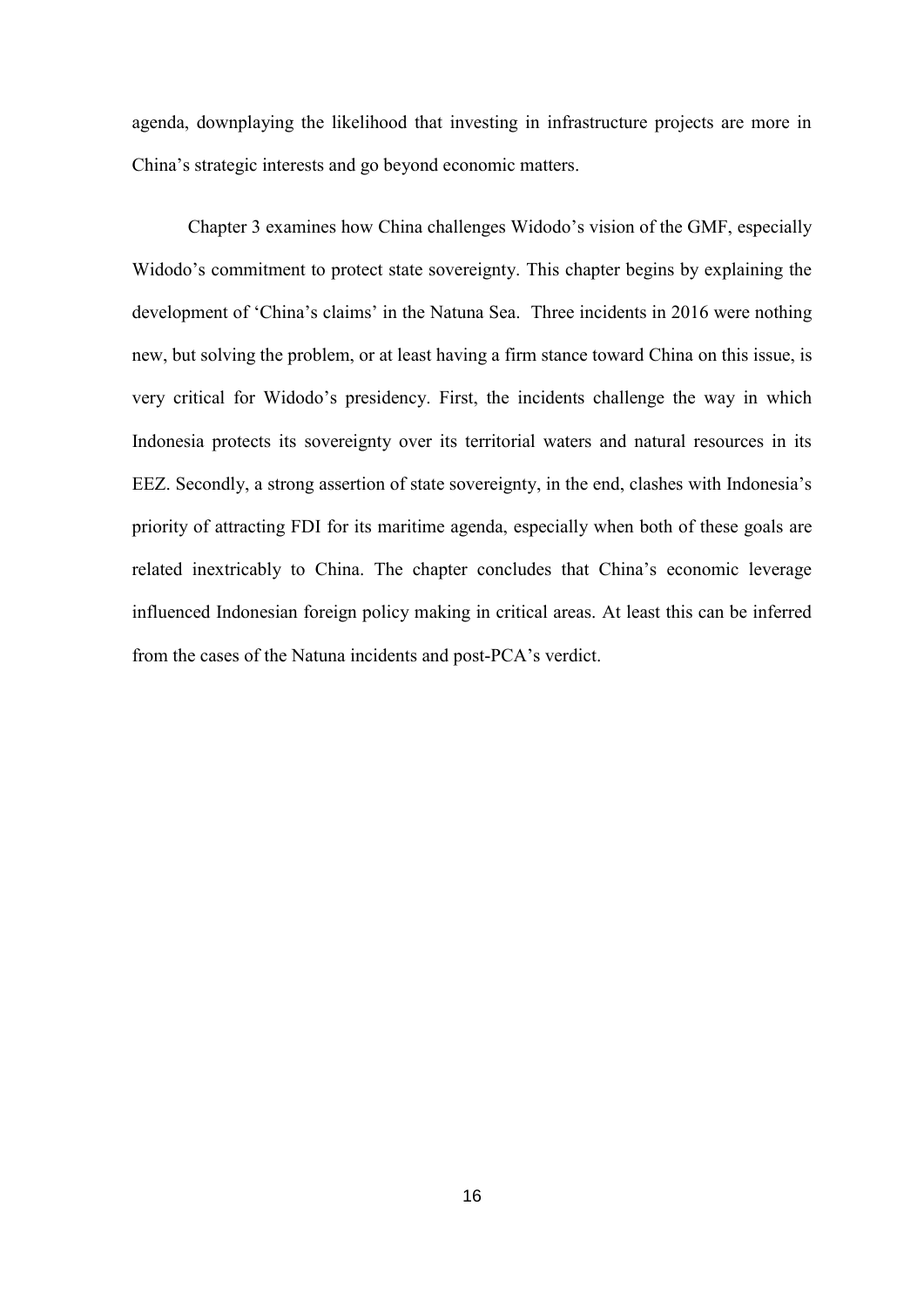agenda, downplaying the likelihood that investing in infrastructure projects are more in China's strategic interests and go beyond economic matters.

Chapter 3 examines how China challenges Widodo's vision of the GMF, especially Widodo's commitment to protect state sovereignty. This chapter begins by explaining the development of 'China's claims' in the Natuna Sea. Three incidents in 2016 were nothing new, but solving the problem, or at least having a firm stance toward China on this issue, is very critical for Widodo's presidency. First, the incidents challenge the way in which Indonesia protects its sovereignty over its territorial waters and natural resources in its EEZ. Secondly, a strong assertion of state sovereignty, in the end, clashes with Indonesia's priority of attracting FDI for its maritime agenda, especially when both of these goals are related inextricably to China. The chapter concludes that China's economic leverage influenced Indonesian foreign policy making in critical areas. At least this can be inferred from the cases of the Natuna incidents and post-PCA's verdict.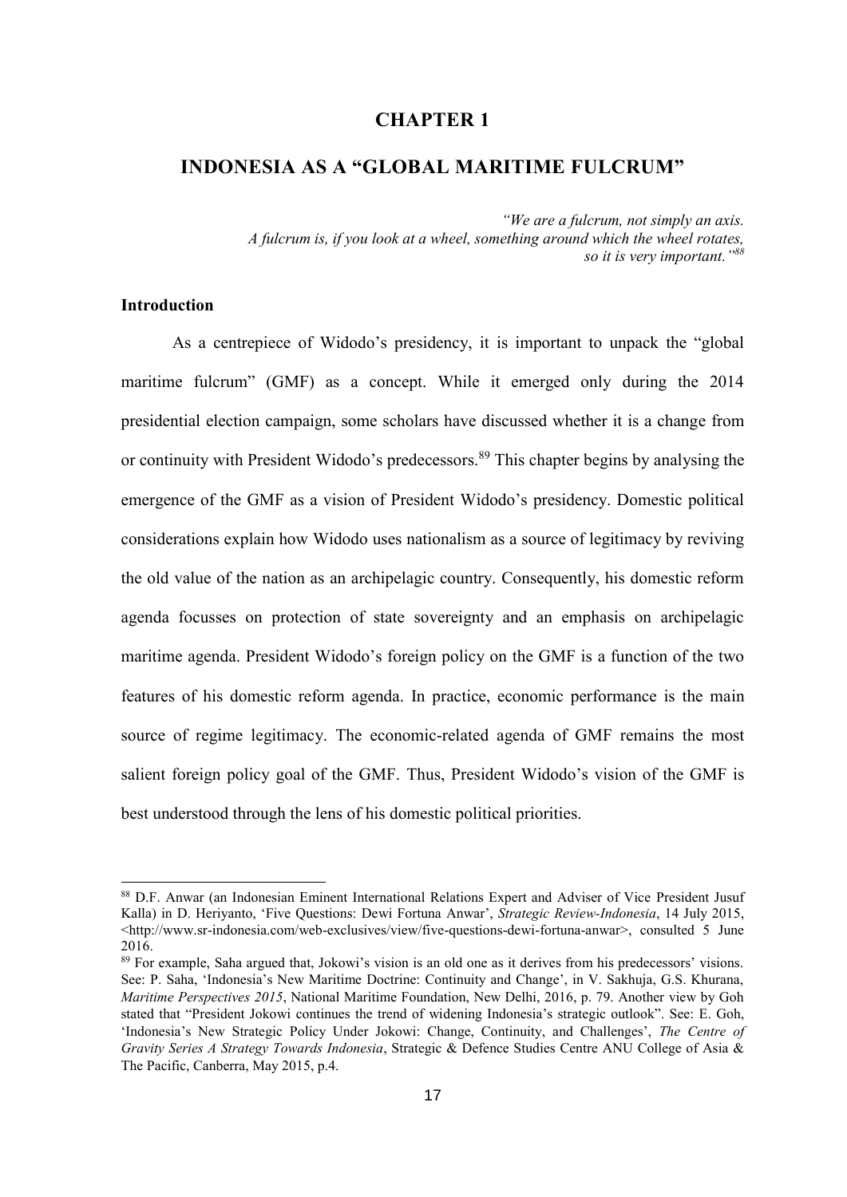# CHAPTER 1

## INDONESIA AS A "GLOBAL MARITIME FULCRUM"

*"We are a fulcrum, not simply an axis. A fulcrum is, if you look at a wheel, something around which the wheel rotates, so it is very important."*[88]

### Introduction

As a centrepiece of Widodo's presidency, it is important to unpack the "global maritime fulcrum" (GMF) as a concept. While it emerged only during the 2014 presidential election campaign, some scholars have discussed whether it is a change from or continuity with President Widodo's predecessors.[89] This chapter begins by analysing the emergence of the GMF as a vision of President Widodo's presidency. Domestic political considerations explain how Widodo uses nationalism as a source of legitimacy by reviving the old value of the nation as an archipelagic country. Consequently, his domestic reform agenda focusses on protection of state sovereignty and an emphasis on archipelagic maritime agenda. President Widodo's foreign policy on the GMF is a function of the two features of his domestic reform agenda. In practice, economic performance is the main source of regime legitimacy. The economic-related agenda of GMF remains the most salient foreign policy goal of the GMF. Thus, President Widodo's vision of the GMF is best understood through the lens of his domestic political priorities.

---

[88] D.F. Anwar (an Indonesian Eminent International Relations Expert and Adviser of Vice President Jusuf Kalla) in D. Heriyanto, 'Five Questions: Dewi Fortuna Anwar', *Strategic Review-Indonesia*, 14 July 2015, <http://www.sr-indonesia.com/web-exclusives/view/five-questions-dewi-fortuna-anwar>, consulted 5 June 2016.

[89] For example, Saha argued that, Jokowi's vision is an old one as it derives from his predecessors' visions. See: P. Saha, 'Indonesia's New Maritime Doctrine: Continuity and Change', in V. Sakhuja, G.S. Khurana, *Maritime Perspectives 2015*, National Maritime Foundation, New Delhi, 2016, p. 79. Another view by Goh stated that "President Jokowi continues the trend of widening Indonesia's strategic outlook". See: E. Goh, 'Indonesia's New Strategic Policy Under Jokowi: Change, Continuity, and Challenges', *The Centre of Gravity Series A Strategy Towards Indonesia*, Strategic & Defence Studies Centre ANU College of Asia & The Pacific, Canberra, May 2015, p.4.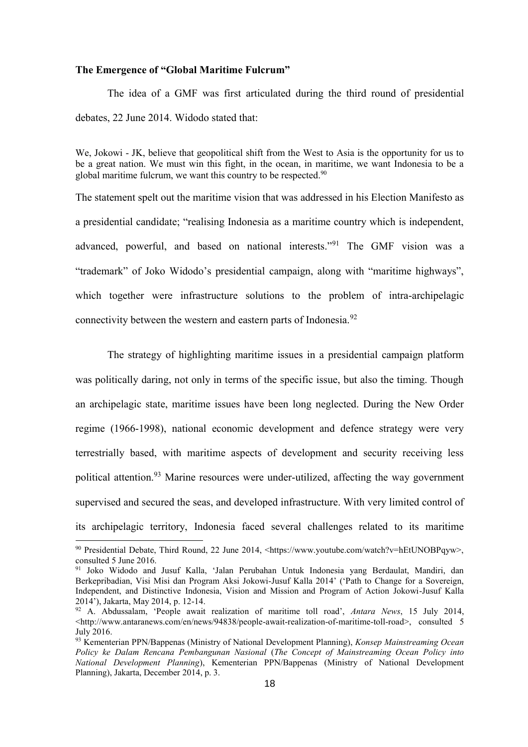**The Emergence of "Global Maritime Fulcrum"**

The idea of a GMF was first articulated during the third round of presidential debates, 22 June 2014. Widodo stated that:

> We, Jokowi - JK, believe that geopolitical shift from the West to Asia is the opportunity for us to be a great nation. We must win this fight, in the ocean, in maritime, we want Indonesia to be a global maritime fulcrum, we want this country to be respected.[90]

The statement spelt out the maritime vision that was addressed in his Election Manifesto as a presidential candidate; "realising Indonesia as a maritime country which is independent, advanced, powerful, and based on national interests."[91] The GMF vision was a "trademark" of Joko Widodo's presidential campaign, along with "maritime highways", which together were infrastructure solutions to the problem of intra-archipelagic connectivity between the western and eastern parts of Indonesia.[92]

The strategy of highlighting maritime issues in a presidential campaign platform was politically daring, not only in terms of the specific issue, but also the timing. Though an archipelagic state, maritime issues have been long neglected. During the New Order regime (1966-1998), national economic development and defence strategy were very terrestrially based, with maritime aspects of development and security receiving less political attention.[93] Marine resources were under-utilized, affecting the way government supervised and secured the seas, and developed infrastructure. With very limited control of its archipelagic territory, Indonesia faced several challenges related to its maritime

---

[90] Presidential Debate, Third Round, 22 June 2014, <https://www.youtube.com/watch?v=hEtUNOBPqyw>, consulted 5 June 2016.

[91] Joko Widodo and Jusuf Kalla, 'Jalan Perubahan Untuk Indonesia yang Berdaulat, Mandiri, dan Berkepribadian, Visi Misi dan Program Aksi Jokowi-Jusuf Kalla 2014' ('Path to Change for a Sovereign, Independent, and Distinctive Indonesia, Vision and Mission and Program of Action Jokowi-Jusuf Kalla 2014'), Jakarta, May 2014, p. 12-14.

[92] A. Abdussalam, 'People await realization of maritime toll road', *Antara News*, 15 July 2014, <http://www.antaranews.com/en/news/94838/people-await-realization-of-maritime-toll-road>, consulted 5 July 2016.

[93] Kementerian PPN/Bappenas (Ministry of National Development Planning), *Konsep Mainstreaming Ocean Policy ke Dalam Rencana Pembangunan Nasional* (*The Concept of Mainstreaming Ocean Policy into National Development Planning*), Kementerian PPN/Bappenas (Ministry of National Development Planning), Jakarta, December 2014, p. 3.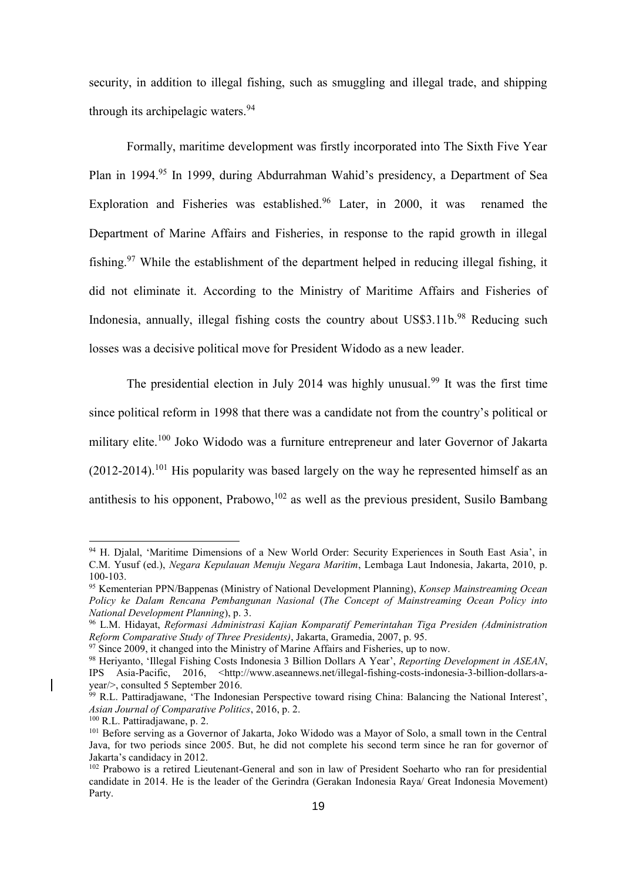security, in addition to illegal fishing, such as smuggling and illegal trade, and shipping through its archipelagic waters.[94]

Formally, maritime development was firstly incorporated into The Sixth Five Year Plan in 1994.[95] In 1999, during Abdurrahman Wahid's presidency, a Department of Sea Exploration and Fisheries was established.[96] Later, in 2000, it was renamed the Department of Marine Affairs and Fisheries, in response to the rapid growth in illegal fishing.[97] While the establishment of the department helped in reducing illegal fishing, it did not eliminate it. According to the Ministry of Maritime Affairs and Fisheries of Indonesia, annually, illegal fishing costs the country about US$3.11b.[98] Reducing such losses was a decisive political move for President Widodo as a new leader.

The presidential election in July 2014 was highly unusual.[99] It was the first time since political reform in 1998 that there was a candidate not from the country's political or military elite.[100] Joko Widodo was a furniture entrepreneur and later Governor of Jakarta (2012-2014).[101] His popularity was based largely on the way he represented himself as an antithesis to his opponent, Prabowo,[102] as well as the previous president, Susilo Bambang

---

[94] H. Djalal, 'Maritime Dimensions of a New World Order: Security Experiences in South East Asia', in C.M. Yusuf (ed.), *Negara Kepulauan Menuju Negara Maritim*, Lembaga Laut Indonesia, Jakarta, 2010, p. 100-103.

[95] Kementerian PPN/Bappenas (Ministry of National Development Planning), *Konsep Mainstreaming Ocean Policy ke Dalam Rencana Pembangunan Nasional* (*The Concept of Mainstreaming Ocean Policy into National Development Planning*), p. 3.

[96] L.M. Hidayat, *Reformasi Administrasi Kajian Komparatif Pemerintahan Tiga Presiden (Administration Reform Comparative Study of Three Presidents)*, Jakarta, Gramedia, 2007, p. 95.

[97] Since 2009, it changed into the Ministry of Marine Affairs and Fisheries, up to now.

[98] Heriyanto, 'Illegal Fishing Costs Indonesia 3 Billion Dollars A Year', *Reporting Development in ASEAN*, IPS Asia-Pacific, 2016, <http://www.aseannews.net/illegal-fishing-costs-indonesia-3-billion-dollars-a-year/>, consulted 5 September 2016.

[99] R.L. Pattiradjawane, 'The Indonesian Perspective toward rising China: Balancing the National Interest', *Asian Journal of Comparative Politics*, 2016, p. 2.

[100] R.L. Pattiradjawane, p. 2.

[101] Before serving as a Governor of Jakarta, Joko Widodo was a Mayor of Solo, a small town in the Central Java, for two periods since 2005. But, he did not complete his second term since he ran for governor of Jakarta's candidacy in 2012.

[102] Prabowo is a retired Lieutenant-General and son in law of President Soeharto who ran for presidential candidate in 2014. He is the leader of the Gerindra (Gerakan Indonesia Raya/ Great Indonesia Movement) Party.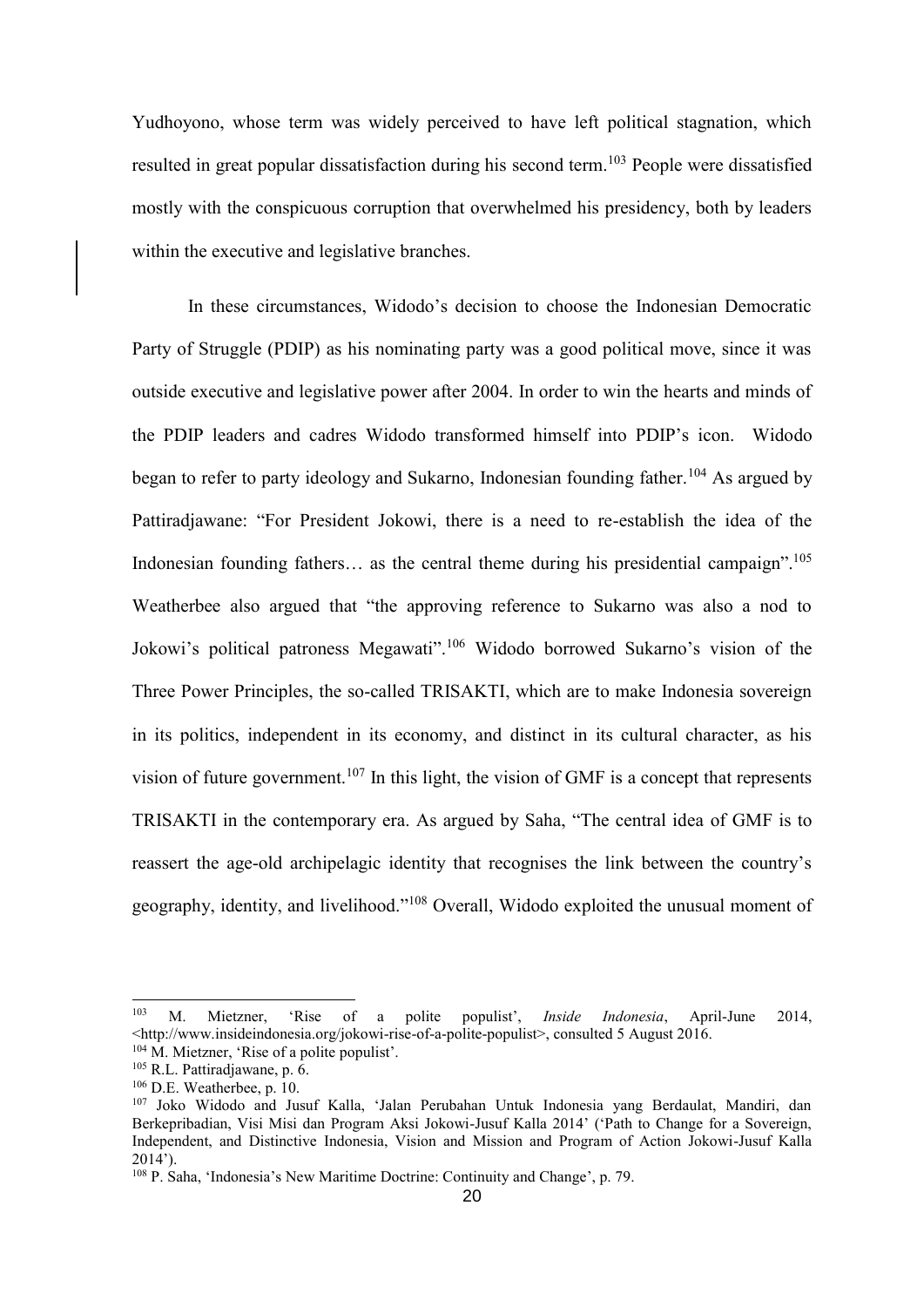Yudhoyono, whose term was widely perceived to have left political stagnation, which resulted in great popular dissatisfaction during his second term.[103] People were dissatisfied mostly with the conspicuous corruption that overwhelmed his presidency, both by leaders within the executive and legislative branches.

In these circumstances, Widodo's decision to choose the Indonesian Democratic Party of Struggle (PDIP) as his nominating party was a good political move, since it was outside executive and legislative power after 2004. In order to win the hearts and minds of the PDIP leaders and cadres Widodo transformed himself into PDIP's icon. Widodo began to refer to party ideology and Sukarno, Indonesian founding father.[104] As argued by Pattiradjawane: "For President Jokowi, there is a need to re-establish the idea of the Indonesian founding fathers… as the central theme during his presidential campaign".[105] Weatherbee also argued that "the approving reference to Sukarno was also a nod to Jokowi's political patroness Megawati".[106] Widodo borrowed Sukarno's vision of the Three Power Principles, the so-called TRISAKTI, which are to make Indonesia sovereign in its politics, independent in its economy, and distinct in its cultural character, as his vision of future government.[107] In this light, the vision of GMF is a concept that represents TRISAKTI in the contemporary era. As argued by Saha, "The central idea of GMF is to reassert the age-old archipelagic identity that recognises the link between the country's geography, identity, and livelihood."[108] Overall, Widodo exploited the unusual moment of

---

[103] M. Mietzner, 'Rise of a polite populist', *Inside Indonesia*, April-June 2014, <http://www.insideindonesia.org/jokowi-rise-of-a-polite-populist>, consulted 5 August 2016.

[104] M. Mietzner, 'Rise of a polite populist'.

[105] R.L. Pattiradjawane, p. 6.

[106] D.E. Weatherbee, p. 10.

[107] Joko Widodo and Jusuf Kalla, 'Jalan Perubahan Untuk Indonesia yang Berdaulat, Mandiri, dan Berkepribadian, Visi Misi dan Program Aksi Jokowi-Jusuf Kalla 2014' ('Path to Change for a Sovereign, Independent, and Distinctive Indonesia, Vision and Mission and Program of Action Jokowi-Jusuf Kalla 2014').

[108] P. Saha, 'Indonesia's New Maritime Doctrine: Continuity and Change', p. 79.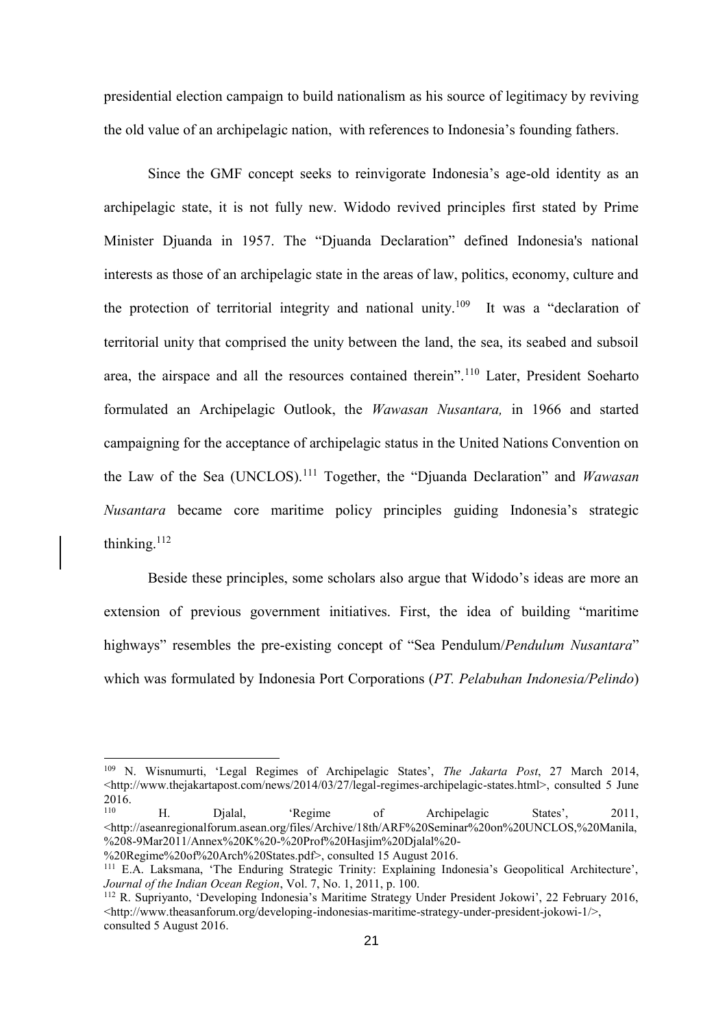presidential election campaign to build nationalism as his source of legitimacy by reviving the old value of an archipelagic nation, with references to Indonesia's founding fathers.

Since the GMF concept seeks to reinvigorate Indonesia's age-old identity as an archipelagic state, it is not fully new. Widodo revived principles first stated by Prime Minister Djuanda in 1957. The "Djuanda Declaration" defined Indonesia's national interests as those of an archipelagic state in the areas of law, politics, economy, culture and the protection of territorial integrity and national unity.[109] It was a "declaration of territorial unity that comprised the unity between the land, the sea, its seabed and subsoil area, the airspace and all the resources contained therein".[110] Later, President Soeharto formulated an Archipelagic Outlook, the *Wawasan Nusantara,* in 1966 and started campaigning for the acceptance of archipelagic status in the United Nations Convention on the Law of the Sea (UNCLOS).[111] Together, the "Djuanda Declaration" and *Wawasan Nusantara* became core maritime policy principles guiding Indonesia's strategic thinking.[112]

Beside these principles, some scholars also argue that Widodo's ideas are more an extension of previous government initiatives. First, the idea of building "maritime highways" resembles the pre-existing concept of "Sea Pendulum/*Pendulum Nusantara*" which was formulated by Indonesia Port Corporations (*PT. Pelabuhan Indonesia/Pelindo*)

---

[109] N. Wisnumurti, 'Legal Regimes of Archipelagic States', *The Jakarta Post*, 27 March 2014, <http://www.thejakartapost.com/news/2014/03/27/legal-regimes-archipelagic-states.html>, consulted 5 June 2016.

[110] H. Djalal, 'Regime of Archipelagic States', 2011, <http://aseanregionalforum.asean.org/files/Archive/18th/ARF%20Seminar%20on%20UNCLOS,%20Manila,%208-9Mar2011/Annex%20K%20-%20Prof%20Hasjim%20Djalal%20-%20Regime%20of%20Arch%20States.pdf>, consulted 15 August 2016.

[111] E.A. Laksmana, 'The Enduring Strategic Trinity: Explaining Indonesia's Geopolitical Architecture', *Journal of the Indian Ocean Region*, Vol. 7, No. 1, 2011, p. 100.

[112] R. Supriyanto, 'Developing Indonesia's Maritime Strategy Under President Jokowi', 22 February 2016, <http://www.theasanforum.org/developing-indonesias-maritime-strategy-under-president-jokowi-1/>, consulted 5 August 2016.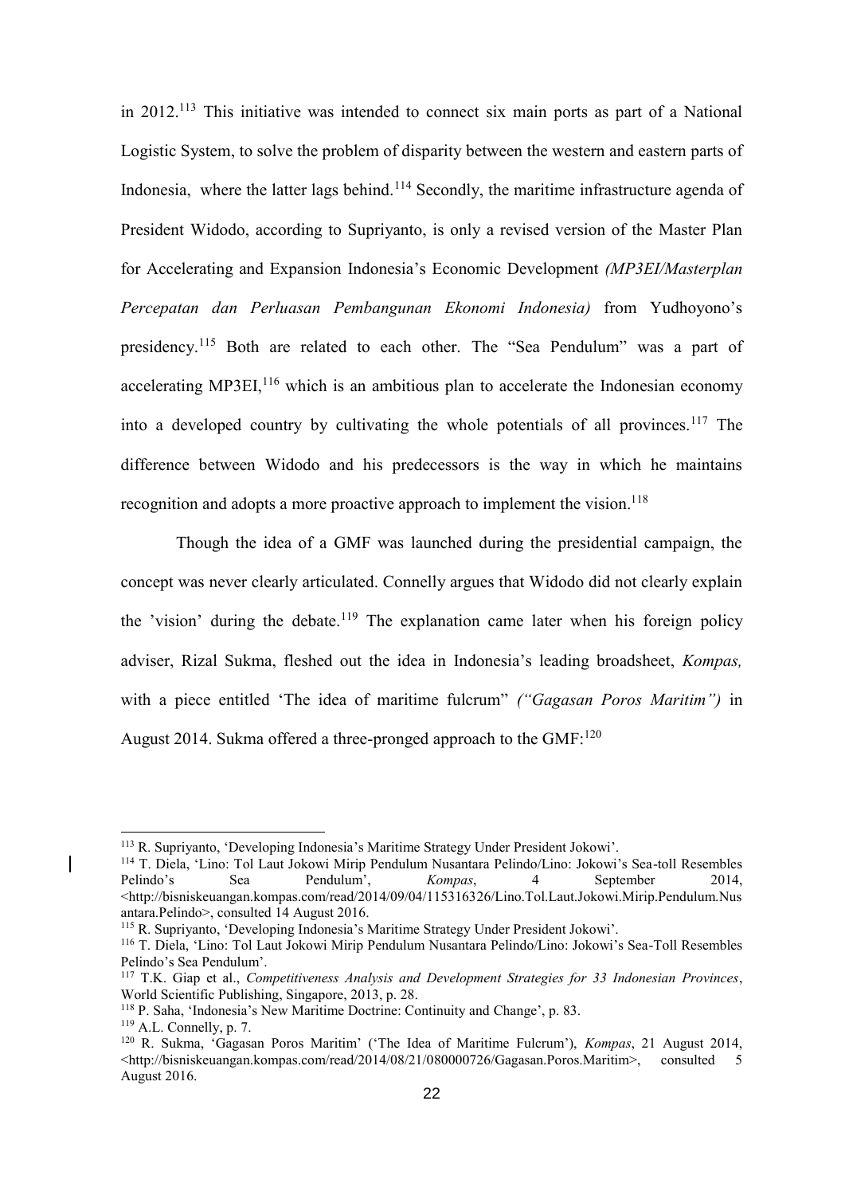in 2012.[113] This initiative was intended to connect six main ports as part of a National Logistic System, to solve the problem of disparity between the western and eastern parts of Indonesia, where the latter lags behind.[114] Secondly, the maritime infrastructure agenda of President Widodo, according to Supriyanto, is only a revised version of the Master Plan for Accelerating and Expansion Indonesia's Economic Development *(MP3EI/Masterplan Percepatan dan Perluasan Pembangunan Ekonomi Indonesia)* from Yudhoyono's presidency.[115] Both are related to each other. The "Sea Pendulum" was a part of accelerating MP3EI,[116] which is an ambitious plan to accelerate the Indonesian economy into a developed country by cultivating the whole potentials of all provinces.[117] The difference between Widodo and his predecessors is the way in which he maintains recognition and adopts a more proactive approach to implement the vision.[118]

Though the idea of a GMF was launched during the presidential campaign, the concept was never clearly articulated. Connelly argues that Widodo did not clearly explain the 'vision' during the debate.[119] The explanation came later when his foreign policy adviser, Rizal Sukma, fleshed out the idea in Indonesia's leading broadsheet, *Kompas,* with a piece entitled 'The idea of maritime fulcrum" *("Gagasan Poros Maritim")* in August 2014. Sukma offered a three-pronged approach to the GMF:[120]

---

[113] R. Supriyanto, 'Developing Indonesia's Maritime Strategy Under President Jokowi'.

[114] T. Diela, 'Lino: Tol Laut Jokowi Mirip Pendulum Nusantara Pelindo/Lino: Jokowi's Sea-toll Resembles Pelindo's Sea Pendulum', *Kompas*, 4 September 2014, <http://bisniskeuangan.kompas.com/read/2014/09/04/115316326/Lino.Tol.Laut.Jokowi.Mirip.Pendulum.Nusantara.Pelindo>, consulted 14 August 2016.

[115] R. Supriyanto, 'Developing Indonesia's Maritime Strategy Under President Jokowi'.

[116] T. Diela, 'Lino: Tol Laut Jokowi Mirip Pendulum Nusantara Pelindo/Lino: Jokowi's Sea-Toll Resembles Pelindo's Sea Pendulum'.

[117] T.K. Giap et al., *Competitiveness Analysis and Development Strategies for 33 Indonesian Provinces*, World Scientific Publishing, Singapore, 2013, p. 28.

[118] P. Saha, 'Indonesia's New Maritime Doctrine: Continuity and Change', p. 83.

[119] A.L. Connelly, p. 7.

[120] R. Sukma, 'Gagasan Poros Maritim' ('The Idea of Maritime Fulcrum'), *Kompas*, 21 August 2014, <http://bisniskeuangan.kompas.com/read/2014/08/21/080000726/Gagasan.Poros.Maritim>, consulted 5 August 2016.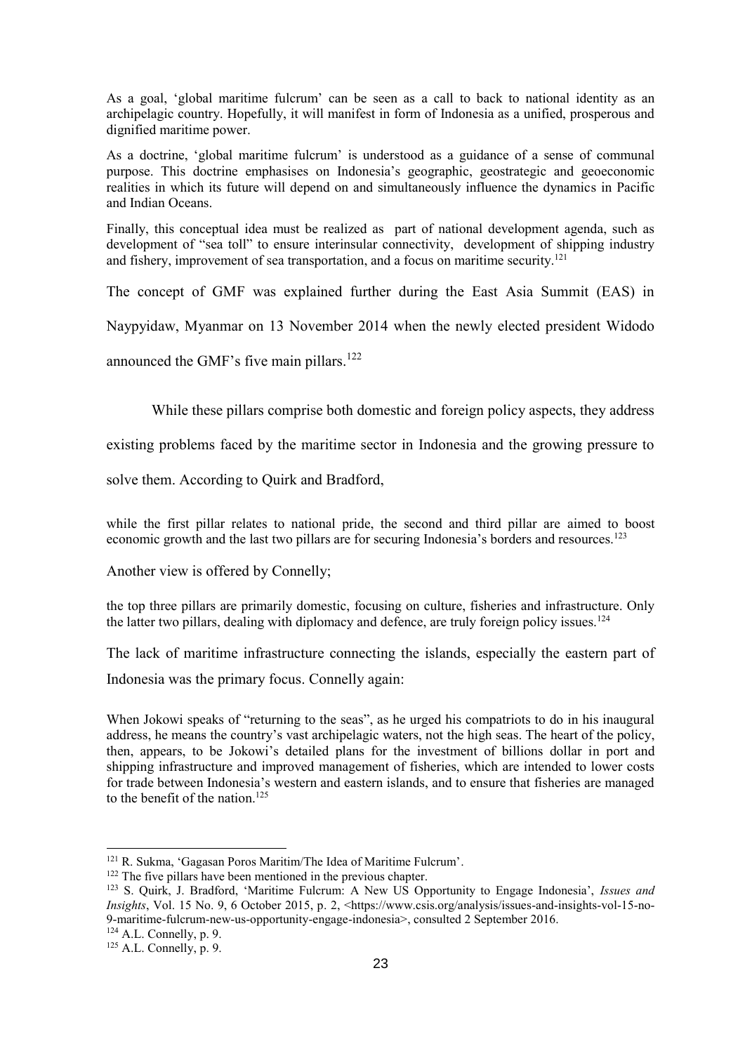As a goal, 'global maritime fulcrum' can be seen as a call to back to national identity as an archipelagic country. Hopefully, it will manifest in form of Indonesia as a unified, prosperous and dignified maritime power.

As a doctrine, 'global maritime fulcrum' is understood as a guidance of a sense of communal purpose. This doctrine emphasises on Indonesia's geographic, geostrategic and geoeconomic realities in which its future will depend on and simultaneously influence the dynamics in Pacific and Indian Oceans.

Finally, this conceptual idea must be realized as part of national development agenda, such as development of "sea toll" to ensure interinsular connectivity, development of shipping industry and fishery, improvement of sea transportation, and a focus on maritime security.[121]

The concept of GMF was explained further during the East Asia Summit (EAS) in Naypyidaw, Myanmar on 13 November 2014 when the newly elected president Widodo announced the GMF's five main pillars.[122]

While these pillars comprise both domestic and foreign policy aspects, they address existing problems faced by the maritime sector in Indonesia and the growing pressure to solve them. According to Quirk and Bradford,

while the first pillar relates to national pride, the second and third pillar are aimed to boost economic growth and the last two pillars are for securing Indonesia's borders and resources.[123]

Another view is offered by Connelly;

the top three pillars are primarily domestic, focusing on culture, fisheries and infrastructure. Only the latter two pillars, dealing with diplomacy and defence, are truly foreign policy issues.[124]

The lack of maritime infrastructure connecting the islands, especially the eastern part of Indonesia was the primary focus. Connelly again:

When Jokowi speaks of "returning to the seas", as he urged his compatriots to do in his inaugural address, he means the country's vast archipelagic waters, not the high seas. The heart of the policy, then, appears, to be Jokowi's detailed plans for the investment of billions dollar in port and shipping infrastructure and improved management of fisheries, which are intended to lower costs for trade between Indonesia's western and eastern islands, and to ensure that fisheries are managed to the benefit of the nation.[125]

---

[121] R. Sukma, 'Gagasan Poros Maritim/The Idea of Maritime Fulcrum'.

[122] The five pillars have been mentioned in the previous chapter.

[123] S. Quirk, J. Bradford, 'Maritime Fulcrum: A New US Opportunity to Engage Indonesia', *Issues and Insights*, Vol. 15 No. 9, 6 October 2015, p. 2, <https://www.csis.org/analysis/issues-and-insights-vol-15-no-9-maritime-fulcrum-new-us-opportunity-engage-indonesia>, consulted 2 September 2016.

[124] A.L. Connelly, p. 9.

[125] A.L. Connelly, p. 9.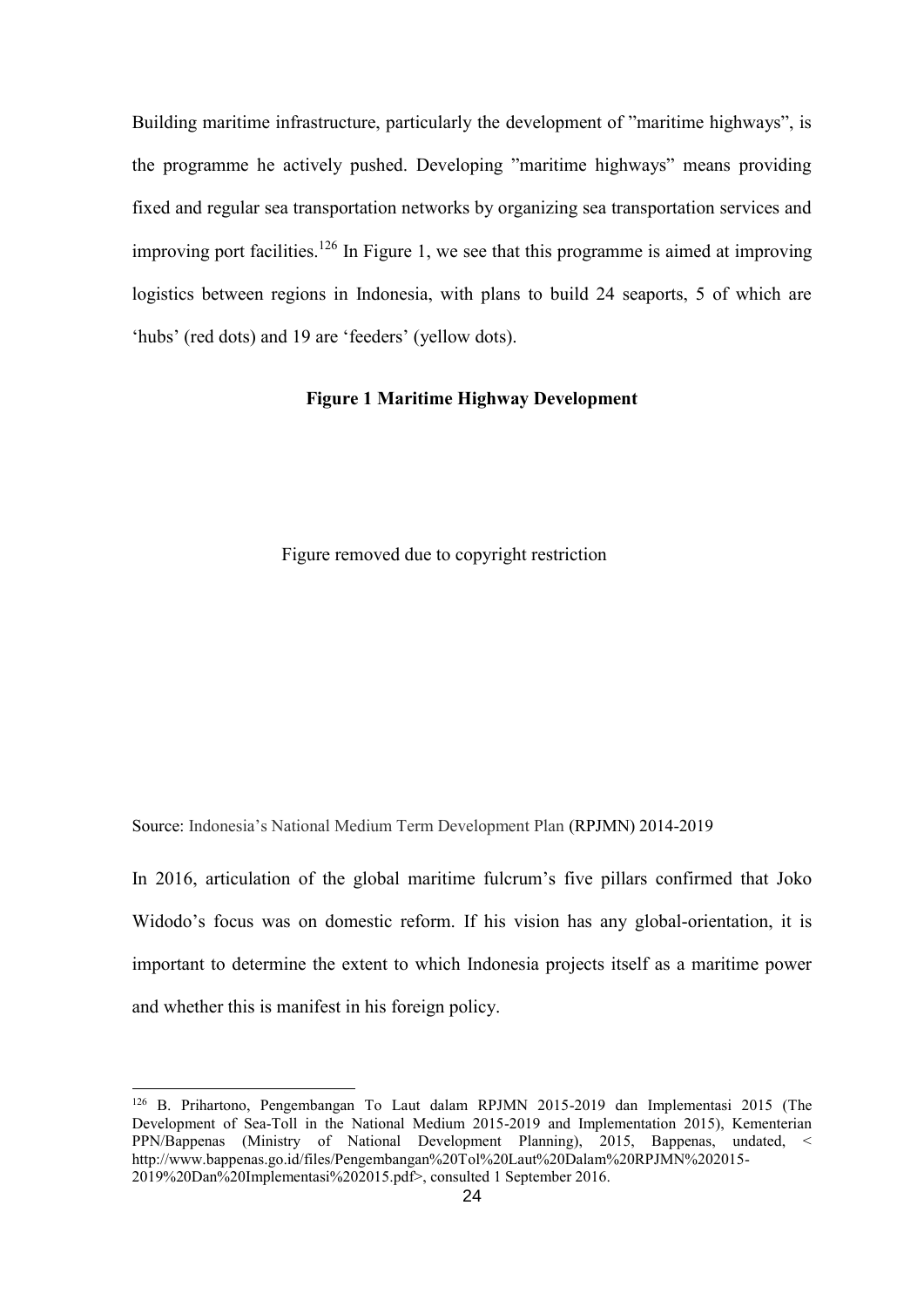Building maritime infrastructure, particularly the development of "maritime highways", is the programme he actively pushed. Developing "maritime highways" means providing fixed and regular sea transportation networks by organizing sea transportation services and improving port facilities.[126] In Figure 1, we see that this programme is aimed at improving logistics between regions in Indonesia, with plans to build 24 seaports, 5 of which are 'hubs' (red dots) and 19 are 'feeders' (yellow dots).

**Figure 1 Maritime Highway Development**

Figure removed due to copyright restriction

Source: Indonesia's National Medium Term Development Plan (RPJMN) 2014-2019

In 2016, articulation of the global maritime fulcrum's five pillars confirmed that Joko Widodo's focus was on domestic reform. If his vision has any global-orientation, it is important to determine the extent to which Indonesia projects itself as a maritime power and whether this is manifest in his foreign policy.

---

[126] B. Prihartono, Pengembangan To Laut dalam RPJMN 2015-2019 dan Implementasi 2015 (The Development of Sea-Toll in the National Medium 2015-2019 and Implementation 2015), Kementerian PPN/Bappenas (Ministry of National Development Planning), 2015, Bappenas, undated, < http://www.bappenas.go.id/files/Pengembangan%20Tol%20Laut%20Dalam%20RPJMN%202015-2019%20Dan%20Implementasi%202015.pdf>, consulted 1 September 2016.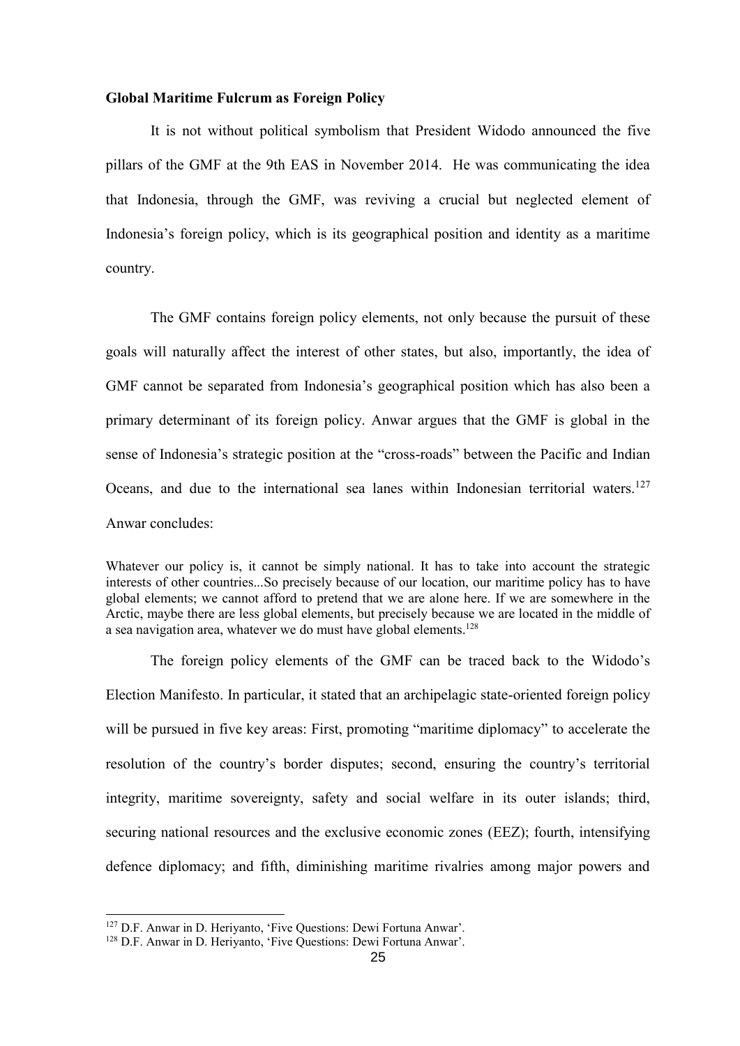**Global Maritime Fulcrum as Foreign Policy**

It is not without political symbolism that President Widodo announced the five pillars of the GMF at the 9th EAS in November 2014. He was communicating the idea that Indonesia, through the GMF, was reviving a crucial but neglected element of Indonesia's foreign policy, which is its geographical position and identity as a maritime country.

The GMF contains foreign policy elements, not only because the pursuit of these goals will naturally affect the interest of other states, but also, importantly, the idea of GMF cannot be separated from Indonesia's geographical position which has also been a primary determinant of its foreign policy. Anwar argues that the GMF is global in the sense of Indonesia's strategic position at the "cross-roads" between the Pacific and Indian Oceans, and due to the international sea lanes within Indonesian territorial waters.[127] Anwar concludes:

> Whatever our policy is, it cannot be simply national. It has to take into account the strategic interests of other countries...So precisely because of our location, our maritime policy has to have global elements; we cannot afford to pretend that we are alone here. If we are somewhere in the Arctic, maybe there are less global elements, but precisely because we are located in the middle of a sea navigation area, whatever we do must have global elements.[128]

The foreign policy elements of the GMF can be traced back to the Widodo's Election Manifesto. In particular, it stated that an archipelagic state-oriented foreign policy will be pursued in five key areas: First, promoting "maritime diplomacy" to accelerate the resolution of the country's border disputes; second, ensuring the country's territorial integrity, maritime sovereignty, safety and social welfare in its outer islands; third, securing national resources and the exclusive economic zones (EEZ); fourth, intensifying defence diplomacy; and fifth, diminishing maritime rivalries among major powers and

---

[127] D.F. Anwar in D. Heriyanto, 'Five Questions: Dewi Fortuna Anwar'.

[128] D.F. Anwar in D. Heriyanto, 'Five Questions: Dewi Fortuna Anwar'.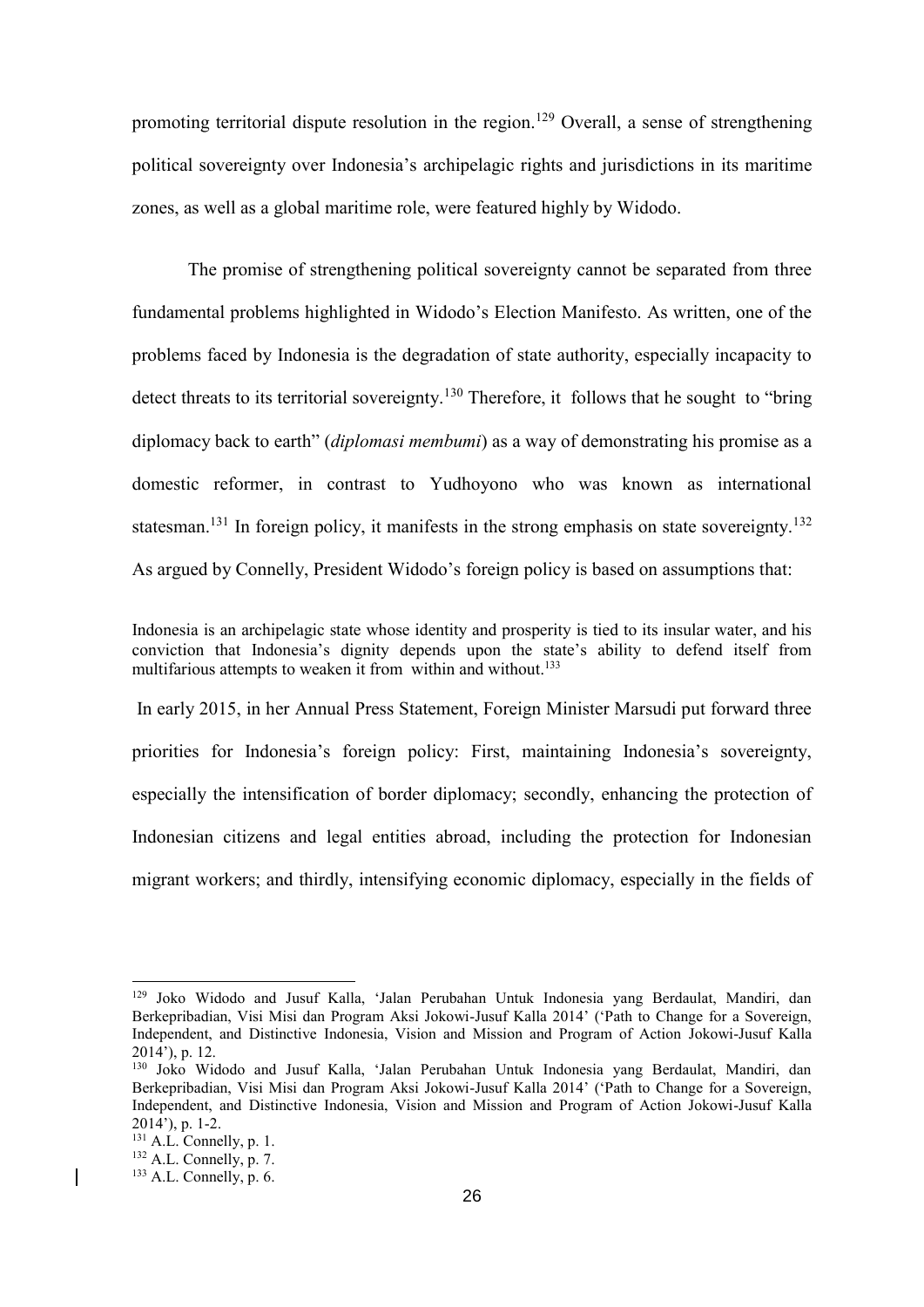promoting territorial dispute resolution in the region.[129] Overall, a sense of strengthening political sovereignty over Indonesia's archipelagic rights and jurisdictions in its maritime zones, as well as a global maritime role, were featured highly by Widodo.

The promise of strengthening political sovereignty cannot be separated from three fundamental problems highlighted in Widodo's Election Manifesto. As written, one of the problems faced by Indonesia is the degradation of state authority, especially incapacity to detect threats to its territorial sovereignty.[130] Therefore, it follows that he sought to "bring diplomacy back to earth" (*diplomasi membumi*) as a way of demonstrating his promise as a domestic reformer, in contrast to Yudhoyono who was known as international statesman.[131] In foreign policy, it manifests in the strong emphasis on state sovereignty.[132] As argued by Connelly, President Widodo's foreign policy is based on assumptions that:

> Indonesia is an archipelagic state whose identity and prosperity is tied to its insular water, and his conviction that Indonesia's dignity depends upon the state's ability to defend itself from multifarious attempts to weaken it from within and without.[133]

In early 2015, in her Annual Press Statement, Foreign Minister Marsudi put forward three priorities for Indonesia's foreign policy: First, maintaining Indonesia's sovereignty, especially the intensification of border diplomacy; secondly, enhancing the protection of Indonesian citizens and legal entities abroad, including the protection for Indonesian migrant workers; and thirdly, intensifying economic diplomacy, especially in the fields of

---

[129] Joko Widodo and Jusuf Kalla, 'Jalan Perubahan Untuk Indonesia yang Berdaulat, Mandiri, dan Berkepribadian, Visi Misi dan Program Aksi Jokowi-Jusuf Kalla 2014' ('Path to Change for a Sovereign, Independent, and Distinctive Indonesia, Vision and Mission and Program of Action Jokowi-Jusuf Kalla 2014'), p. 12.

[130] Joko Widodo and Jusuf Kalla, 'Jalan Perubahan Untuk Indonesia yang Berdaulat, Mandiri, dan Berkepribadian, Visi Misi dan Program Aksi Jokowi-Jusuf Kalla 2014' ('Path to Change for a Sovereign, Independent, and Distinctive Indonesia, Vision and Mission and Program of Action Jokowi-Jusuf Kalla 2014'), p. 1-2.

[131] A.L. Connelly, p. 1.

[132] A.L. Connelly, p. 7.

[133] A.L. Connelly, p. 6.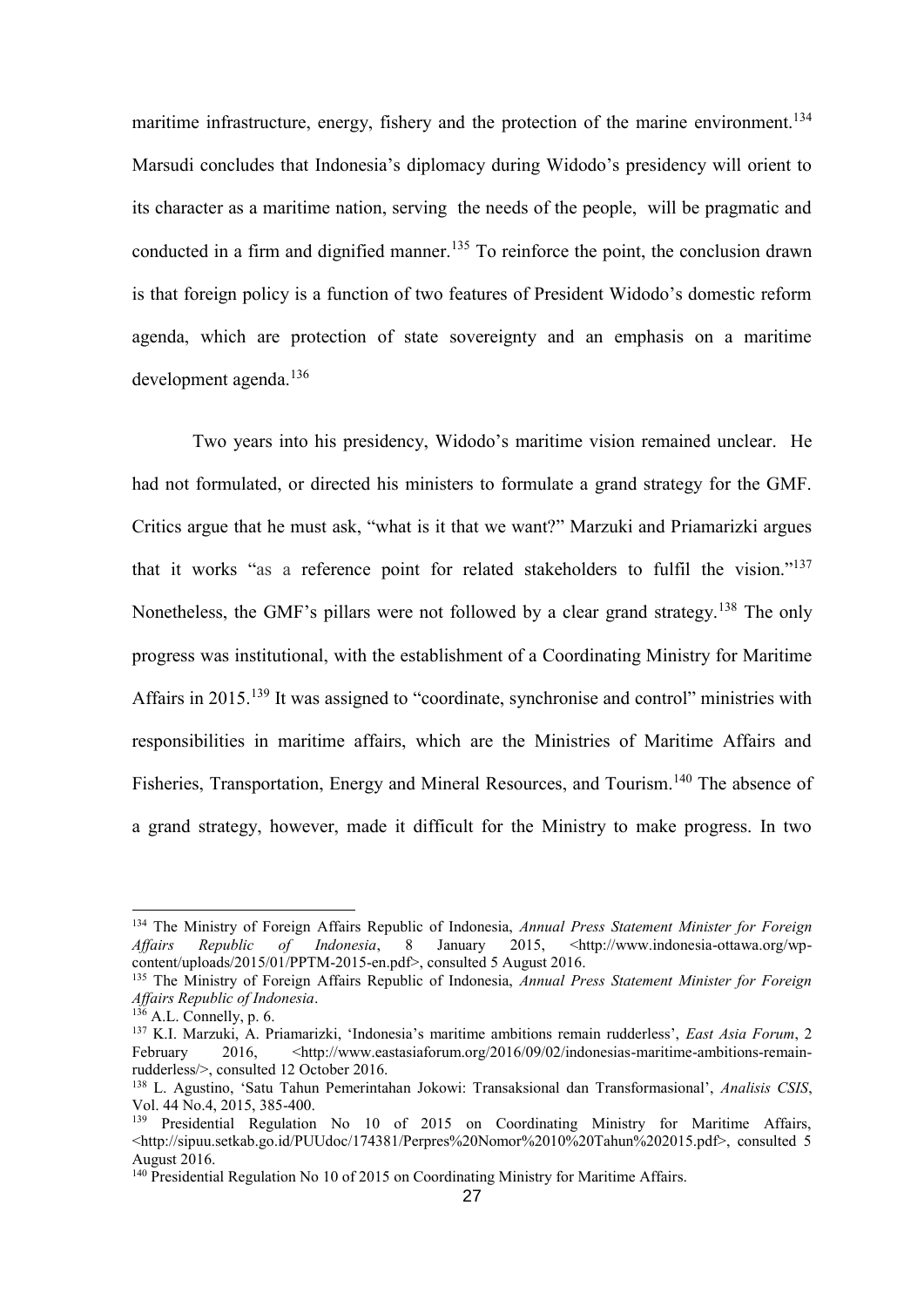maritime infrastructure, energy, fishery and the protection of the marine environment.[134] Marsudi concludes that Indonesia's diplomacy during Widodo's presidency will orient to its character as a maritime nation, serving the needs of the people, will be pragmatic and conducted in a firm and dignified manner.[135] To reinforce the point, the conclusion drawn is that foreign policy is a function of two features of President Widodo's domestic reform agenda, which are protection of state sovereignty and an emphasis on a maritime development agenda.[136]

Two years into his presidency, Widodo's maritime vision remained unclear. He had not formulated, or directed his ministers to formulate a grand strategy for the GMF. Critics argue that he must ask, "what is it that we want?" Marzuki and Priamarizki argues that it works "as a reference point for related stakeholders to fulfil the vision."[137] Nonetheless, the GMF's pillars were not followed by a clear grand strategy.[138] The only progress was institutional, with the establishment of a Coordinating Ministry for Maritime Affairs in 2015.[139] It was assigned to "coordinate, synchronise and control" ministries with responsibilities in maritime affairs, which are the Ministries of Maritime Affairs and Fisheries, Transportation, Energy and Mineral Resources, and Tourism.[140] The absence of a grand strategy, however, made it difficult for the Ministry to make progress. In two

---

[134] The Ministry of Foreign Affairs Republic of Indonesia, *Annual Press Statement Minister for Foreign Affairs Republic of Indonesia*, 8 January 2015, <http://www.indonesia-ottawa.org/wp-content/uploads/2015/01/PPTM-2015-en.pdf>, consulted 5 August 2016.

[135] The Ministry of Foreign Affairs Republic of Indonesia, *Annual Press Statement Minister for Foreign Affairs Republic of Indonesia*.

[136] A.L. Connelly, p. 6.

[137] K.I. Marzuki, A. Priamarizki, 'Indonesia's maritime ambitions remain rudderless', *East Asia Forum*, 2 February 2016, <http://www.eastasiaforum.org/2016/09/02/indonesias-maritime-ambitions-remain-rudderless/>, consulted 12 October 2016.

[138] L. Agustino, 'Satu Tahun Pemerintahan Jokowi: Transaksional dan Transformasional', *Analisis CSIS*, Vol. 44 No.4, 2015, 385-400.

[139] Presidential Regulation No 10 of 2015 on Coordinating Ministry for Maritime Affairs, <http://sipuu.setkab.go.id/PUUdoc/174381/Perpres%20Nomor%2010%20Tahun%202015.pdf>, consulted 5 August 2016.

[140] Presidential Regulation No 10 of 2015 on Coordinating Ministry for Maritime Affairs.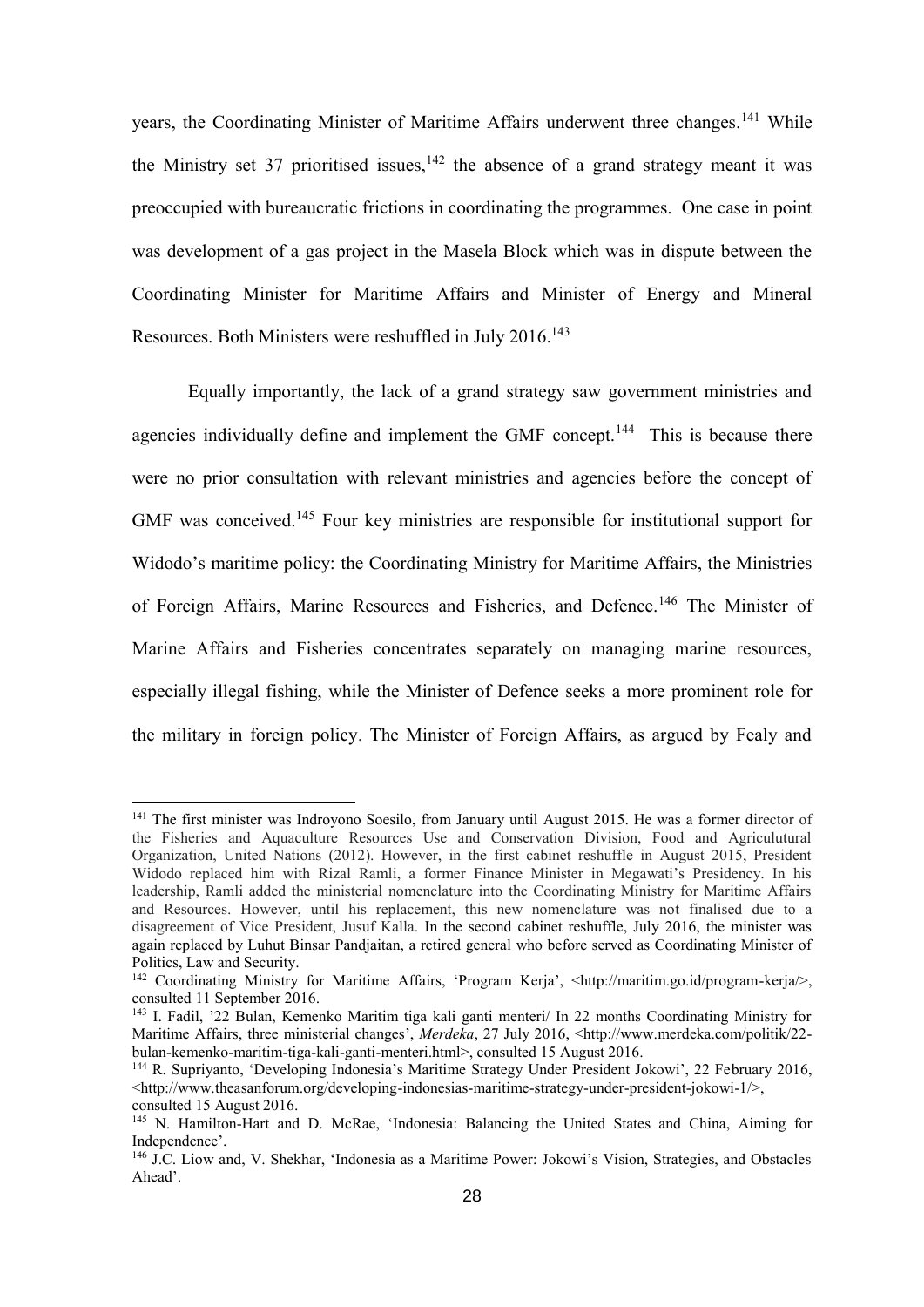years, the Coordinating Minister of Maritime Affairs underwent three changes.[141] While the Ministry set 37 prioritised issues,[142] the absence of a grand strategy meant it was preoccupied with bureaucratic frictions in coordinating the programmes. One case in point was development of a gas project in the Masela Block which was in dispute between the Coordinating Minister for Maritime Affairs and Minister of Energy and Mineral Resources. Both Ministers were reshuffled in July 2016.[143]

Equally importantly, the lack of a grand strategy saw government ministries and agencies individually define and implement the GMF concept.[144] This is because there were no prior consultation with relevant ministries and agencies before the concept of GMF was conceived.[145] Four key ministries are responsible for institutional support for Widodo's maritime policy: the Coordinating Ministry for Maritime Affairs, the Ministries of Foreign Affairs, Marine Resources and Fisheries, and Defence.[146] The Minister of Marine Affairs and Fisheries concentrates separately on managing marine resources, especially illegal fishing, while the Minister of Defence seeks a more prominent role for the military in foreign policy. The Minister of Foreign Affairs, as argued by Fealy and

---

[141] The first minister was Indroyono Soesilo, from January until August 2015. He was a former director of the Fisheries and Aquaculture Resources Use and Conservation Division, Food and Agriculutural Organization, United Nations (2012). However, in the first cabinet reshuffle in August 2015, President Widodo replaced him with Rizal Ramli, a former Finance Minister in Megawati's Presidency. In his leadership, Ramli added the ministerial nomenclature into the Coordinating Ministry for Maritime Affairs and Resources. However, until his replacement, this new nomenclature was not finalised due to a disagreement of Vice President, Jusuf Kalla. In the second cabinet reshuffle, July 2016, the minister was again replaced by Luhut Binsar Pandjaitan, a retired general who before served as Coordinating Minister of Politics, Law and Security.

[142] Coordinating Ministry for Maritime Affairs, 'Program Kerja', <http://maritim.go.id/program-kerja/>, consulted 11 September 2016.

[143] I. Fadil, '22 Bulan, Kemenko Maritim tiga kali ganti menteri/ In 22 months Coordinating Ministry for Maritime Affairs, three ministerial changes', *Merdeka*, 27 July 2016, <http://www.merdeka.com/politik/22-bulan-kemenko-maritim-tiga-kali-ganti-menteri.html>, consulted 15 August 2016.

[144] R. Supriyanto, 'Developing Indonesia's Maritime Strategy Under President Jokowi', 22 February 2016, <http://www.theasanforum.org/developing-indonesias-maritime-strategy-under-president-jokowi-1/>, consulted 15 August 2016.

[145] N. Hamilton-Hart and D. McRae, 'Indonesia: Balancing the United States and China, Aiming for Independence'.

[146] J.C. Liow and, V. Shekhar, 'Indonesia as a Maritime Power: Jokowi's Vision, Strategies, and Obstacles Ahead'.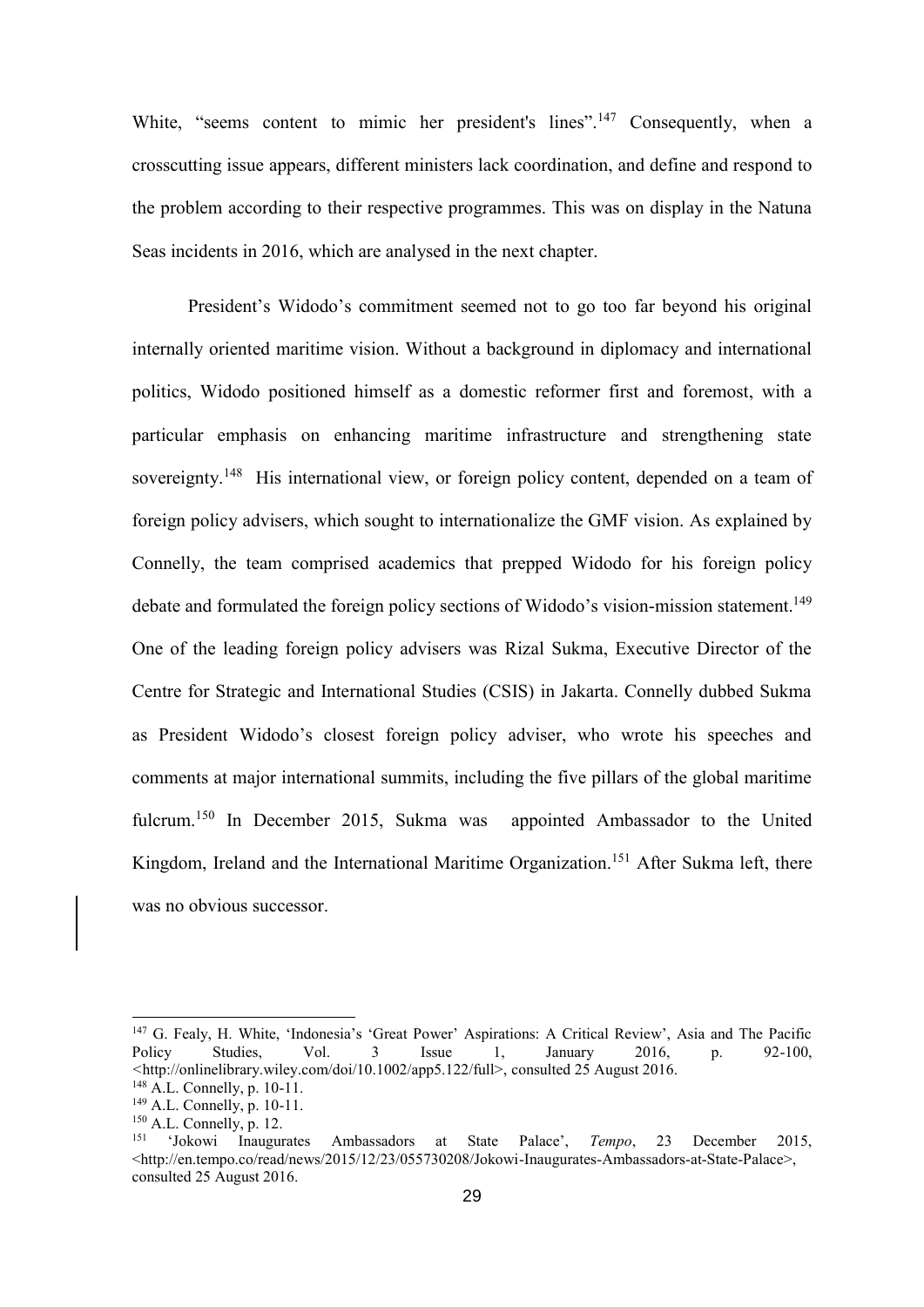White, "seems content to mimic her president's lines".[147] Consequently, when a crosscutting issue appears, different ministers lack coordination, and define and respond to the problem according to their respective programmes. This was on display in the Natuna Seas incidents in 2016, which are analysed in the next chapter.

President's Widodo's commitment seemed not to go too far beyond his original internally oriented maritime vision. Without a background in diplomacy and international politics, Widodo positioned himself as a domestic reformer first and foremost, with a particular emphasis on enhancing maritime infrastructure and strengthening state sovereignty.[148] His international view, or foreign policy content, depended on a team of foreign policy advisers, which sought to internationalize the GMF vision. As explained by Connelly, the team comprised academics that prepped Widodo for his foreign policy debate and formulated the foreign policy sections of Widodo's vision-mission statement.[149] One of the leading foreign policy advisers was Rizal Sukma, Executive Director of the Centre for Strategic and International Studies (CSIS) in Jakarta. Connelly dubbed Sukma as President Widodo's closest foreign policy adviser, who wrote his speeches and comments at major international summits, including the five pillars of the global maritime fulcrum.[150] In December 2015, Sukma was appointed Ambassador to the United Kingdom, Ireland and the International Maritime Organization.[151] After Sukma left, there was no obvious successor.

---

[147] G. Fealy, H. White, 'Indonesia's 'Great Power' Aspirations: A Critical Review', Asia and The Pacific Policy Studies, Vol. 3 Issue 1, January 2016, p. 92-100, <http://onlinelibrary.wiley.com/doi/10.1002/app5.122/full>, consulted 25 August 2016.

[148] A.L. Connelly, p. 10-11.

[149] A.L. Connelly, p. 10-11.

[150] A.L. Connelly, p. 12.

[151] 'Jokowi Inaugurates Ambassadors at State Palace', *Tempo*, 23 December 2015, <http://en.tempo.co/read/news/2015/12/23/055730208/Jokowi-Inaugurates-Ambassadors-at-State-Palace>, consulted 25 August 2016.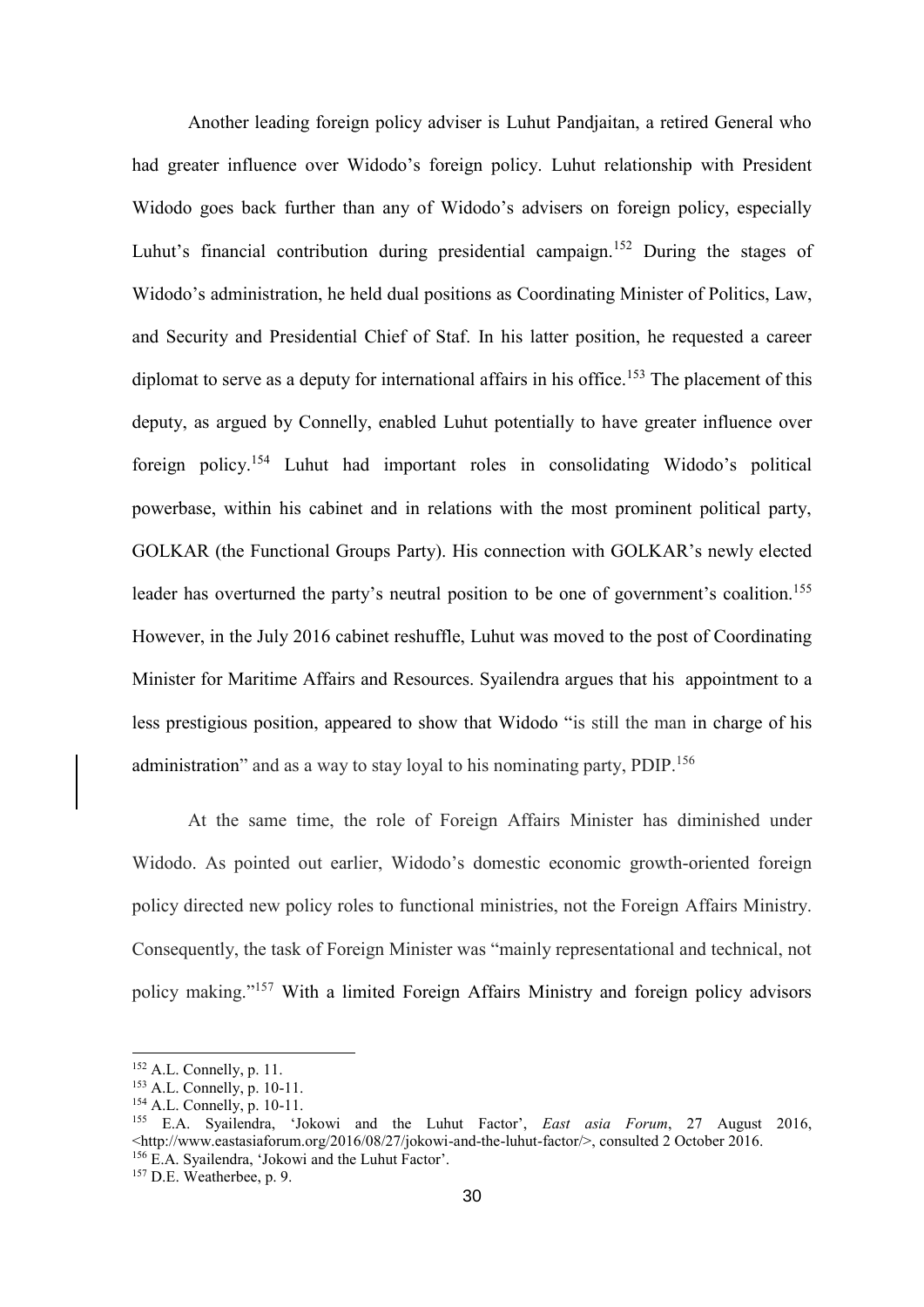Another leading foreign policy adviser is Luhut Pandjaitan, a retired General who had greater influence over Widodo's foreign policy. Luhut relationship with President Widodo goes back further than any of Widodo's advisers on foreign policy, especially Luhut's financial contribution during presidential campaign.[152] During the stages of Widodo's administration, he held dual positions as Coordinating Minister of Politics, Law, and Security and Presidential Chief of Staf. In his latter position, he requested a career diplomat to serve as a deputy for international affairs in his office.[153] The placement of this deputy, as argued by Connelly, enabled Luhut potentially to have greater influence over foreign policy.[154] Luhut had important roles in consolidating Widodo's political powerbase, within his cabinet and in relations with the most prominent political party, GOLKAR (the Functional Groups Party). His connection with GOLKAR's newly elected leader has overturned the party's neutral position to be one of government's coalition.[155] However, in the July 2016 cabinet reshuffle, Luhut was moved to the post of Coordinating Minister for Maritime Affairs and Resources. Syailendra argues that his appointment to a less prestigious position, appeared to show that Widodo "is still the man in charge of his administration" and as a way to stay loyal to his nominating party, PDIP.[156]

At the same time, the role of Foreign Affairs Minister has diminished under Widodo. As pointed out earlier, Widodo's domestic economic growth-oriented foreign policy directed new policy roles to functional ministries, not the Foreign Affairs Ministry. Consequently, the task of Foreign Minister was "mainly representational and technical, not policy making."[157] With a limited Foreign Affairs Ministry and foreign policy advisors

---

[152] A.L. Connelly, p. 11.

[153] A.L. Connelly, p. 10-11.

[154] A.L. Connelly, p. 10-11.

[155] E.A. Syailendra, 'Jokowi and the Luhut Factor', *East asia Forum*, 27 August 2016, <http://www.eastasiaforum.org/2016/08/27/jokowi-and-the-luhut-factor/>, consulted 2 October 2016.

[156] E.A. Syailendra, 'Jokowi and the Luhut Factor'.

[157] D.E. Weatherbee, p. 9.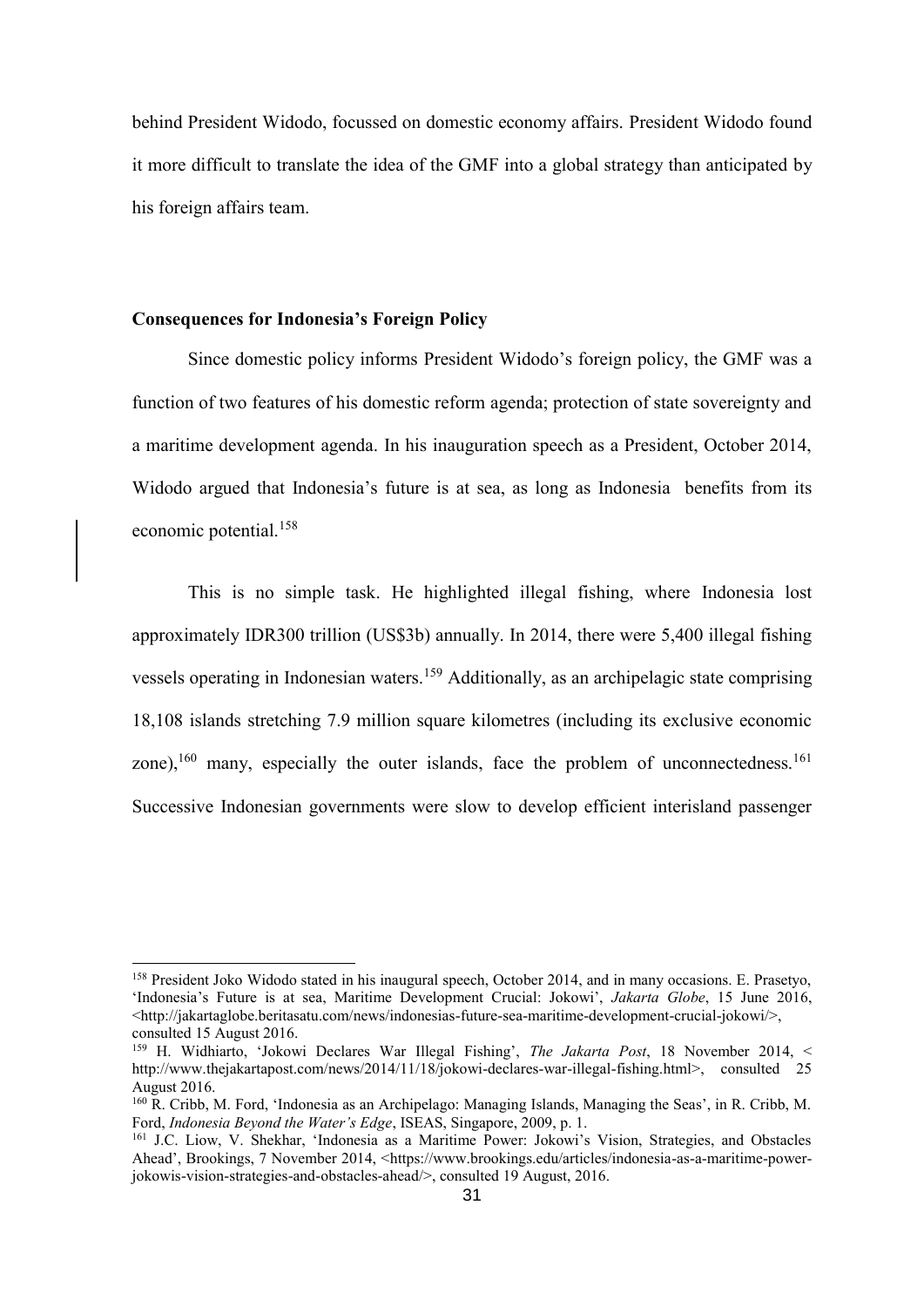behind President Widodo, focussed on domestic economy affairs. President Widodo found it more difficult to translate the idea of the GMF into a global strategy than anticipated by his foreign affairs team.

**Consequences for Indonesia's Foreign Policy**

Since domestic policy informs President Widodo's foreign policy, the GMF was a function of two features of his domestic reform agenda; protection of state sovereignty and a maritime development agenda. In his inauguration speech as a President, October 2014, Widodo argued that Indonesia's future is at sea, as long as Indonesia benefits from its economic potential.[158]

This is no simple task. He highlighted illegal fishing, where Indonesia lost approximately IDR300 trillion (US$3b) annually. In 2014, there were 5,400 illegal fishing vessels operating in Indonesian waters.[159] Additionally, as an archipelagic state comprising 18,108 islands stretching 7.9 million square kilometres (including its exclusive economic zone),[160] many, especially the outer islands, face the problem of unconnectedness.[161] Successive Indonesian governments were slow to develop efficient interisland passenger

---

[158] President Joko Widodo stated in his inaugural speech, October 2014, and in many occasions. E. Prasetyo, 'Indonesia's Future is at sea, Maritime Development Crucial: Jokowi', *Jakarta Globe*, 15 June 2016, <http://jakartaglobe.beritasatu.com/news/indonesias-future-sea-maritime-development-crucial-jokowi/>, consulted 15 August 2016.

[159] H. Widhiarto, 'Jokowi Declares War Illegal Fishing', *The Jakarta Post*, 18 November 2014, < http://www.thejakartapost.com/news/2014/11/18/jokowi-declares-war-illegal-fishing.html>, consulted 25 August 2016.

[160] R. Cribb, M. Ford, 'Indonesia as an Archipelago: Managing Islands, Managing the Seas', in R. Cribb, M. Ford, *Indonesia Beyond the Water's Edge*, ISEAS, Singapore, 2009, p. 1.

[161] J.C. Liow, V. Shekhar, 'Indonesia as a Maritime Power: Jokowi's Vision, Strategies, and Obstacles Ahead', Brookings, 7 November 2014, <https://www.brookings.edu/articles/indonesia-as-a-maritime-power-jokowis-vision-strategies-and-obstacles-ahead/>, consulted 19 August, 2016.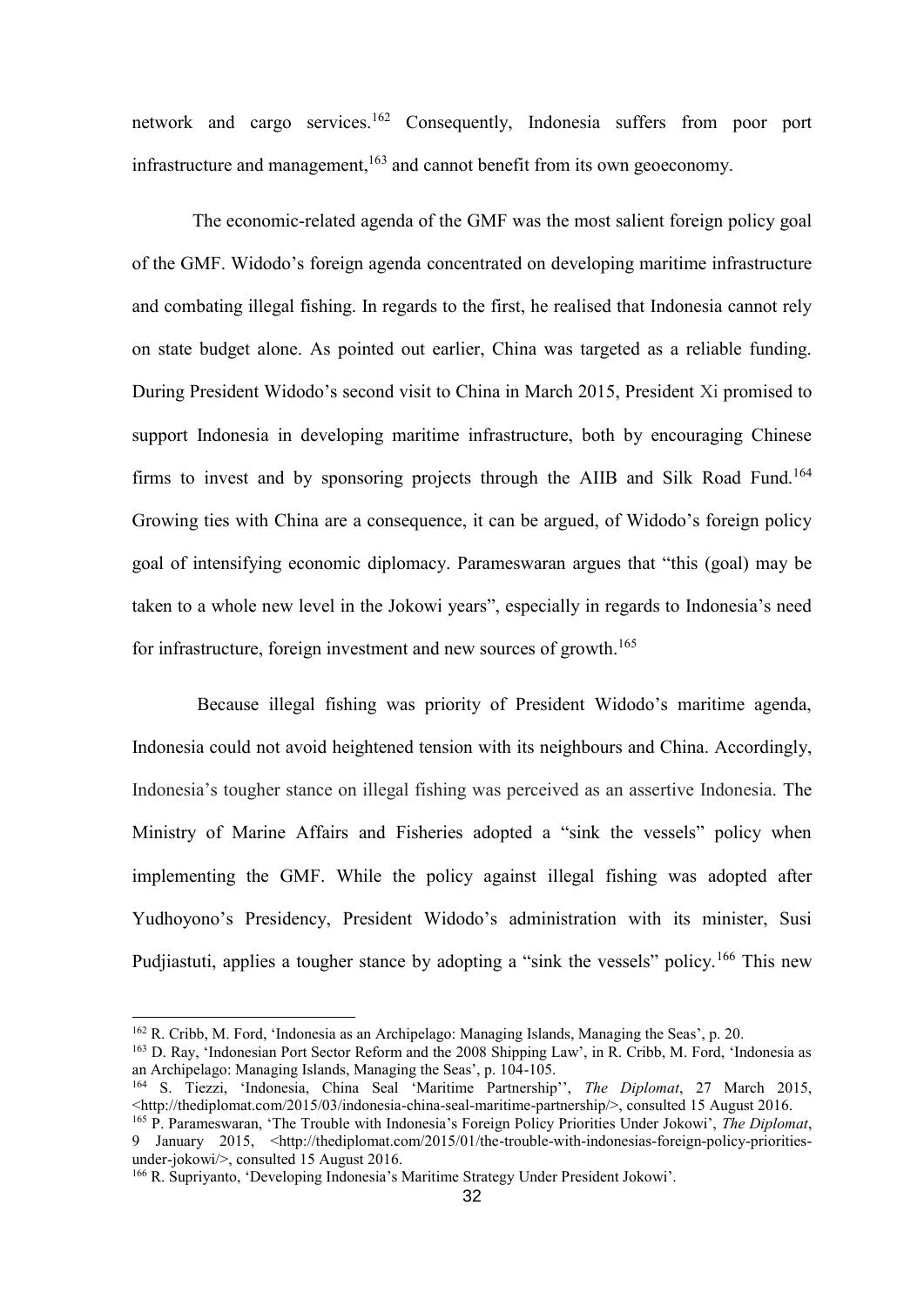network and cargo services.[162] Consequently, Indonesia suffers from poor port infrastructure and management,[163] and cannot benefit from its own geoeconomy.

The economic-related agenda of the GMF was the most salient foreign policy goal of the GMF. Widodo's foreign agenda concentrated on developing maritime infrastructure and combating illegal fishing. In regards to the first, he realised that Indonesia cannot rely on state budget alone. As pointed out earlier, China was targeted as a reliable funding. During President Widodo's second visit to China in March 2015, President Xi promised to support Indonesia in developing maritime infrastructure, both by encouraging Chinese firms to invest and by sponsoring projects through the AIIB and Silk Road Fund.[164] Growing ties with China are a consequence, it can be argued, of Widodo's foreign policy goal of intensifying economic diplomacy. Parameswaran argues that "this (goal) may be taken to a whole new level in the Jokowi years", especially in regards to Indonesia's need for infrastructure, foreign investment and new sources of growth.[165]

Because illegal fishing was priority of President Widodo's maritime agenda, Indonesia could not avoid heightened tension with its neighbours and China. Accordingly, Indonesia's tougher stance on illegal fishing was perceived as an assertive Indonesia. The Ministry of Marine Affairs and Fisheries adopted a "sink the vessels" policy when implementing the GMF. While the policy against illegal fishing was adopted after Yudhoyono's Presidency, President Widodo's administration with its minister, Susi Pudjiastuti, applies a tougher stance by adopting a "sink the vessels" policy.[166] This new

---

[162] R. Cribb, M. Ford, 'Indonesia as an Archipelago: Managing Islands, Managing the Seas', p. 20.

[163] D. Ray, 'Indonesian Port Sector Reform and the 2008 Shipping Law', in R. Cribb, M. Ford, 'Indonesia as an Archipelago: Managing Islands, Managing the Seas', p. 104-105.

[164] S. Tiezzi, 'Indonesia, China Seal 'Maritime Partnership'', *The Diplomat*, 27 March 2015, <http://thediplomat.com/2015/03/indonesia-china-seal-maritime-partnership/>, consulted 15 August 2016.

[165] P. Parameswaran, 'The Trouble with Indonesia's Foreign Policy Priorities Under Jokowi', *The Diplomat*, 9 January 2015, <http://thediplomat.com/2015/01/the-trouble-with-indonesias-foreign-policy-priorities-under-jokowi/>, consulted 15 August 2016.

[166] R. Supriyanto, 'Developing Indonesia's Maritime Strategy Under President Jokowi'.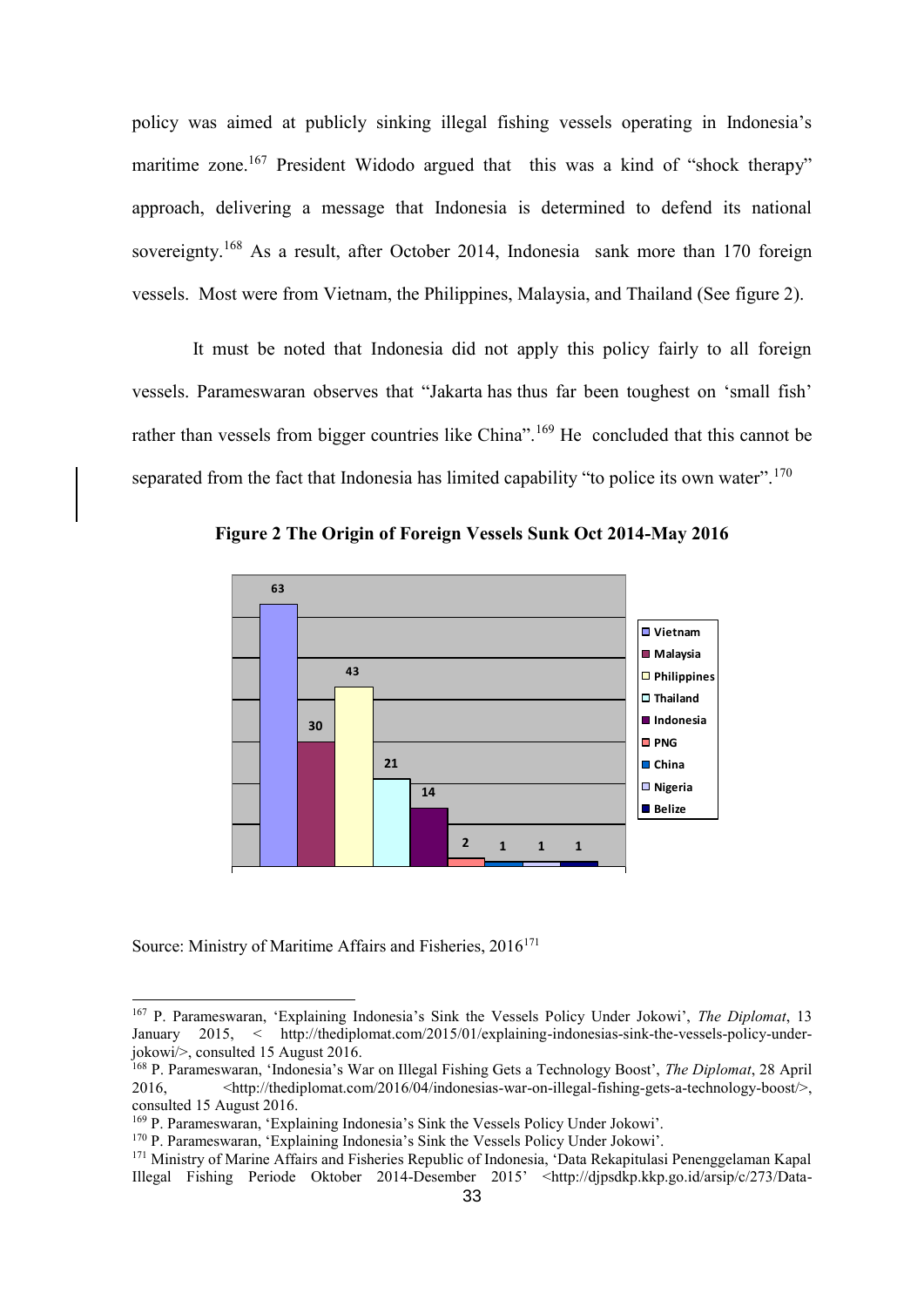policy was aimed at publicly sinking illegal fishing vessels operating in Indonesia's maritime zone.[167] President Widodo argued that this was a kind of "shock therapy" approach, delivering a message that Indonesia is determined to defend its national sovereignty.[168] As a result, after October 2014, Indonesia sank more than 170 foreign vessels. Most were from Vietnam, the Philippines, Malaysia, and Thailand (See figure 2).

It must be noted that Indonesia did not apply this policy fairly to all foreign vessels. Parameswaran observes that "Jakarta has thus far been toughest on 'small fish' rather than vessels from bigger countries like China".[169] He concluded that this cannot be separated from the fact that Indonesia has limited capability "to police its own water".[170]

**Figure 2 The Origin of Foreign Vessels Sunk Oct 2014-May 2016**

| Vietnam | Malaysia | Philippines | Thailand | Indonesia | PNG | China | Nigeria | Belize |
|---|---|---|---|---|---|---|---|---|
| 63 | 30 | 43 | 21 | 14 | 2 | 1 | 1 | 1 |

Source: Ministry of Maritime Affairs and Fisheries, 2016[171]

---

[167] P. Parameswaran, 'Explaining Indonesia's Sink the Vessels Policy Under Jokowi', *The Diplomat*, 13 January 2015, < http://thediplomat.com/2015/01/explaining-indonesias-sink-the-vessels-policy-under-jokowi/>, consulted 15 August 2016.

[168] P. Parameswaran, 'Indonesia's War on Illegal Fishing Gets a Technology Boost', *The Diplomat*, 28 April 2016, <http://thediplomat.com/2016/04/indonesias-war-on-illegal-fishing-gets-a-technology-boost/>, consulted 15 August 2016.

[169] P. Parameswaran, 'Explaining Indonesia's Sink the Vessels Policy Under Jokowi'.

[170] P. Parameswaran, 'Explaining Indonesia's Sink the Vessels Policy Under Jokowi'.

[171] Ministry of Marine Affairs and Fisheries Republic of Indonesia, 'Data Rekapitulasi Penenggelaman Kapal Illegal Fishing Periode Oktober 2014-Desember 2015' <http://djpsdkp.kkp.go.id/arsip/c/273/Data-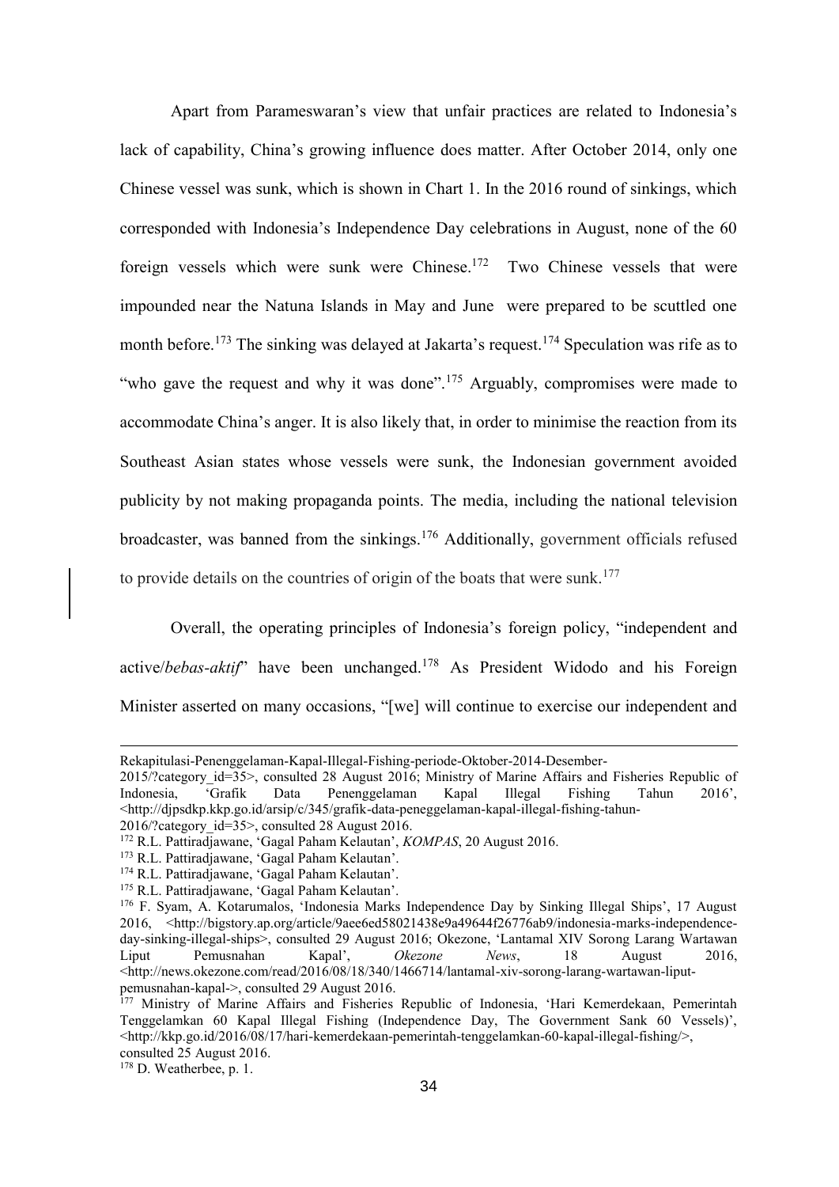Apart from Parameswaran's view that unfair practices are related to Indonesia's lack of capability, China's growing influence does matter. After October 2014, only one Chinese vessel was sunk, which is shown in Chart 1. In the 2016 round of sinkings, which corresponded with Indonesia's Independence Day celebrations in August, none of the 60 foreign vessels which were sunk were Chinese.[172] Two Chinese vessels that were impounded near the Natuna Islands in May and June were prepared to be scuttled one month before.[173] The sinking was delayed at Jakarta's request.[174] Speculation was rife as to "who gave the request and why it was done".[175] Arguably, compromises were made to accommodate China's anger. It is also likely that, in order to minimise the reaction from its Southeast Asian states whose vessels were sunk, the Indonesian government avoided publicity by not making propaganda points. The media, including the national television broadcaster, was banned from the sinkings.[176] Additionally, government officials refused to provide details on the countries of origin of the boats that were sunk.[177]

Overall, the operating principles of Indonesia's foreign policy, "independent and active/*bebas-aktif*" have been unchanged.[178] As President Widodo and his Foreign Minister asserted on many occasions, "[we] will continue to exercise our independent and

---

Rekapitulasi-Penenggelaman-Kapal-Illegal-Fishing-periode-Oktober-2014-Desember-2015/?category_id=35>, consulted 28 August 2016; Ministry of Marine Affairs and Fisheries Republic of Indonesia, 'Grafik Data Penenggelaman Kapal Illegal Fishing Tahun 2016', <http://djpsdkp.kkp.go.id/arsip/c/345/grafik-data-peneggelaman-kapal-illegal-fishing-tahun-2016/?category_id=35>, consulted 28 August 2016.

[172] R.L. Pattiradjawane, 'Gagal Paham Kelautan', *KOMPAS*, 20 August 2016.

[173] R.L. Pattiradjawane, 'Gagal Paham Kelautan'.

[174] R.L. Pattiradjawane, 'Gagal Paham Kelautan'.

[175] R.L. Pattiradjawane, 'Gagal Paham Kelautan'.

[176] F. Syam, A. Kotarumalos, 'Indonesia Marks Independence Day by Sinking Illegal Ships', 17 August 2016, <http://bigstory.ap.org/article/9aee6ed58021438e9a49644f26776ab9/indonesia-marks-independence-day-sinking-illegal-ships>, consulted 29 August 2016; Okezone, 'Lantamal XIV Sorong Larang Wartawan Liput Pemusnahan Kapal', *Okezone News*, 18 August 2016, <http://news.okezone.com/read/2016/08/18/340/1466714/lantamal-xiv-sorong-larang-wartawan-liput-pemusnahan-kapal->, consulted 29 August 2016.

[177] Ministry of Marine Affairs and Fisheries Republic of Indonesia, 'Hari Kemerdekaan, Pemerintah Tenggelamkan 60 Kapal Illegal Fishing (Independence Day, The Government Sank 60 Vessels)', <http://kkp.go.id/2016/08/17/hari-kemerdekaan-pemerintah-tenggelamkan-60-kapal-illegal-fishing/>, consulted 25 August 2016.

[178] D. Weatherbee, p. 1.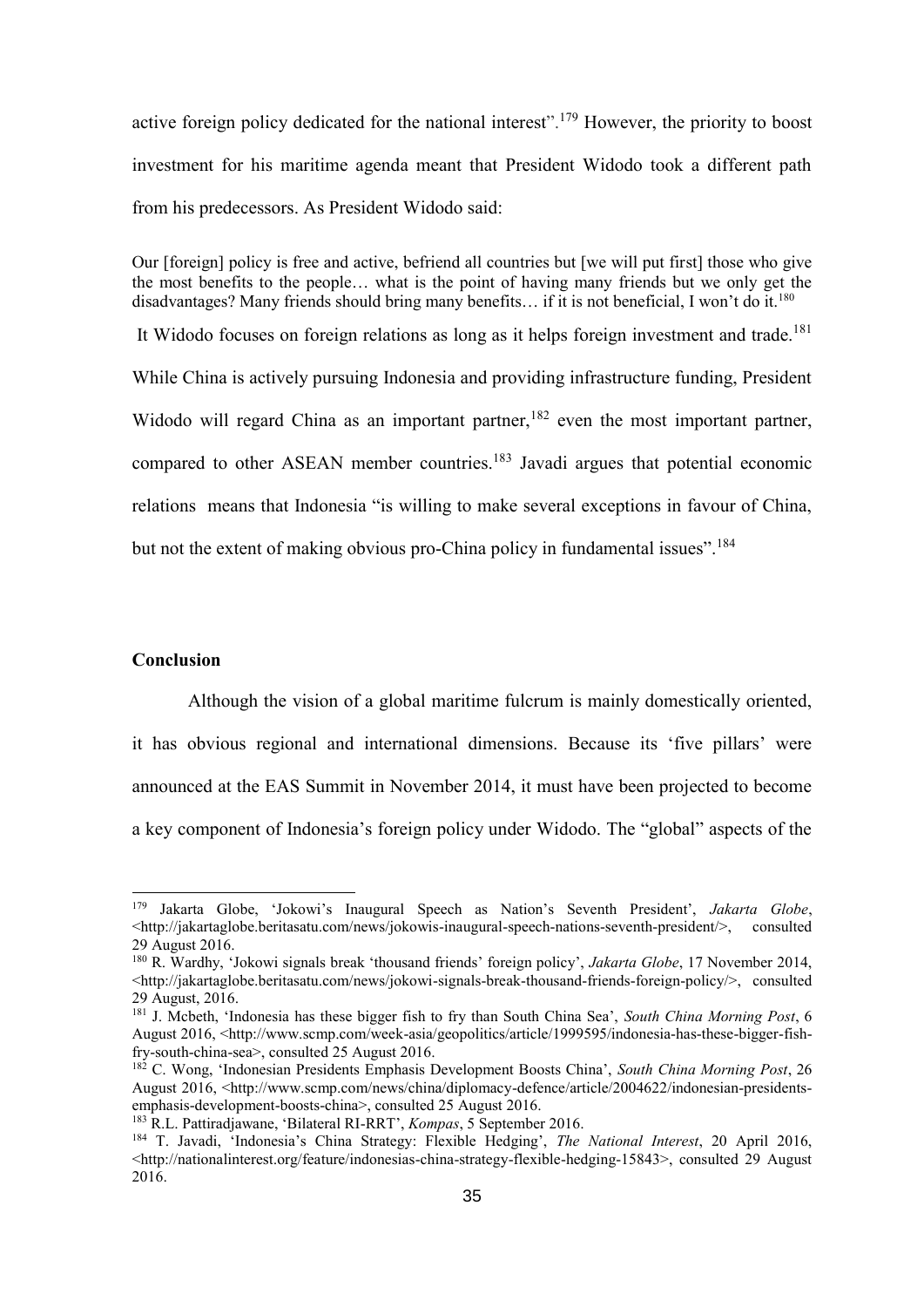active foreign policy dedicated for the national interest".[179] However, the priority to boost investment for his maritime agenda meant that President Widodo took a different path from his predecessors. As President Widodo said:

> Our [foreign] policy is free and active, befriend all countries but [we will put first] those who give the most benefits to the people… what is the point of having many friends but we only get the disadvantages? Many friends should bring many benefits… if it is not beneficial, I won't do it.[180]

It Widodo focuses on foreign relations as long as it helps foreign investment and trade.[181] While China is actively pursuing Indonesia and providing infrastructure funding, President Widodo will regard China as an important partner,[182] even the most important partner, compared to other ASEAN member countries.[183] Javadi argues that potential economic relations means that Indonesia "is willing to make several exceptions in favour of China, but not the extent of making obvious pro-China policy in fundamental issues".[184]

### Conclusion

Although the vision of a global maritime fulcrum is mainly domestically oriented, it has obvious regional and international dimensions. Because its 'five pillars' were announced at the EAS Summit in November 2014, it must have been projected to become a key component of Indonesia's foreign policy under Widodo. The "global" aspects of the

---

[179] Jakarta Globe, 'Jokowi's Inaugural Speech as Nation's Seventh President', *Jakarta Globe*, <http://jakartaglobe.beritasatu.com/news/jokowis-inaugural-speech-nations-seventh-president/>, consulted 29 August 2016.

[180] R. Wardhy, 'Jokowi signals break 'thousand friends' foreign policy', *Jakarta Globe*, 17 November 2014, <http://jakartaglobe.beritasatu.com/news/jokowi-signals-break-thousand-friends-foreign-policy/>, consulted 29 August, 2016.

[181] J. Mcbeth, 'Indonesia has these bigger fish to fry than South China Sea', *South China Morning Post*, 6 August 2016, <http://www.scmp.com/week-asia/geopolitics/article/1999595/indonesia-has-these-bigger-fish-fry-south-china-sea>, consulted 25 August 2016.

[182] C. Wong, 'Indonesian Presidents Emphasis Development Boosts China', *South China Morning Post*, 26 August 2016, <http://www.scmp.com/news/china/diplomacy-defence/article/2004622/indonesian-presidents-emphasis-development-boosts-china>, consulted 25 August 2016.

[183] R.L. Pattiradjawane, 'Bilateral RI-RRT', *Kompas*, 5 September 2016.

[184] T. Javadi, 'Indonesia's China Strategy: Flexible Hedging', *The National Interest*, 20 April 2016, <http://nationalinterest.org/feature/indonesias-china-strategy-flexible-hedging-15843>, consulted 29 August 2016.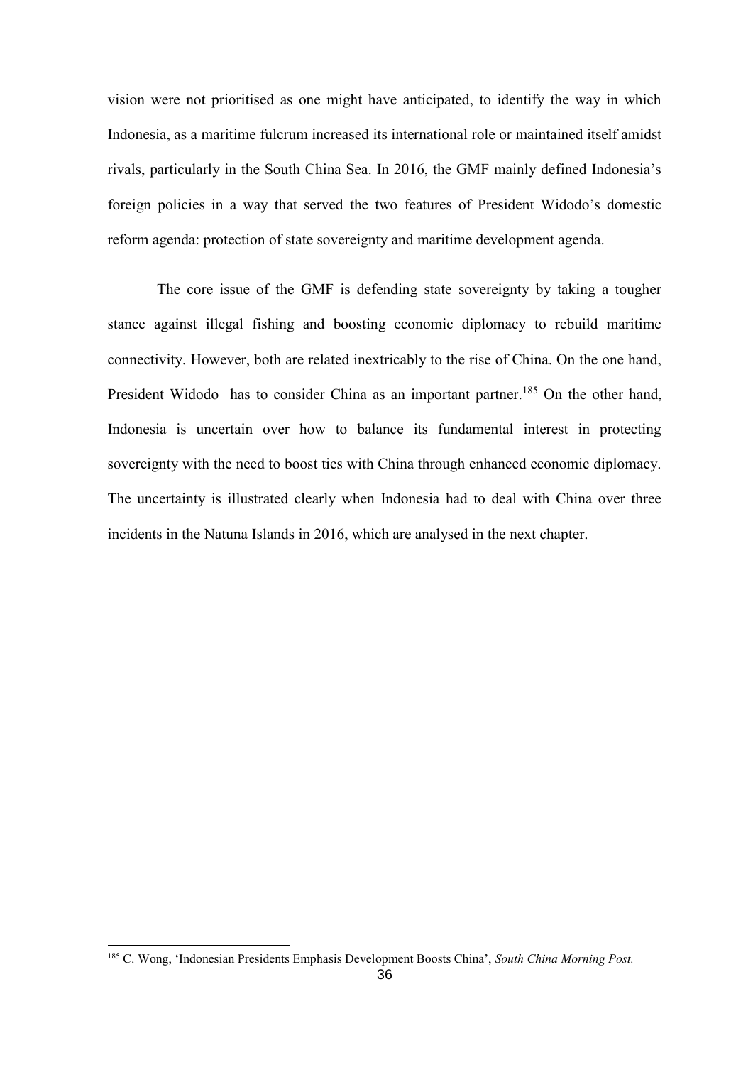vision were not prioritised as one might have anticipated, to identify the way in which Indonesia, as a maritime fulcrum increased its international role or maintained itself amidst rivals, particularly in the South China Sea. In 2016, the GMF mainly defined Indonesia's foreign policies in a way that served the two features of President Widodo's domestic reform agenda: protection of state sovereignty and maritime development agenda.

The core issue of the GMF is defending state sovereignty by taking a tougher stance against illegal fishing and boosting economic diplomacy to rebuild maritime connectivity. However, both are related inextricably to the rise of China. On the one hand, President Widodo has to consider China as an important partner.[185] On the other hand, Indonesia is uncertain over how to balance its fundamental interest in protecting sovereignty with the need to boost ties with China through enhanced economic diplomacy. The uncertainty is illustrated clearly when Indonesia had to deal with China over three incidents in the Natuna Islands in 2016, which are analysed in the next chapter.

---

[185] C. Wong, 'Indonesian Presidents Emphasis Development Boosts China', *South China Morning Post.*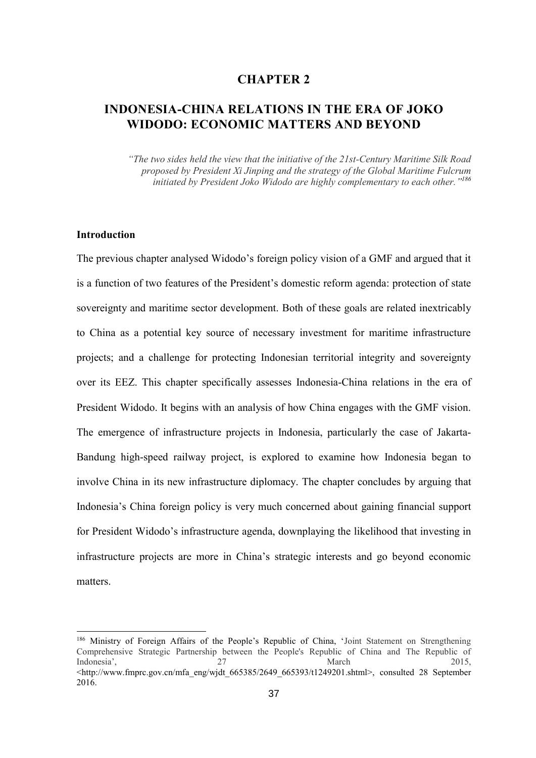# CHAPTER 2

# INDONESIA-CHINA RELATIONS IN THE ERA OF JOKO WIDODO: ECONOMIC MATTERS AND BEYOND

*"The two sides held the view that the initiative of the 21st-Century Maritime Silk Road proposed by President Xi Jinping and the strategy of the Global Maritime Fulcrum initiated by President Joko Widodo are highly complementary to each other."*[186]

### Introduction

The previous chapter analysed Widodo's foreign policy vision of a GMF and argued that it is a function of two features of the President's domestic reform agenda: protection of state sovereignty and maritime sector development. Both of these goals are related inextricably to China as a potential key source of necessary investment for maritime infrastructure projects; and a challenge for protecting Indonesian territorial integrity and sovereignty over its EEZ. This chapter specifically assesses Indonesia-China relations in the era of President Widodo. It begins with an analysis of how China engages with the GMF vision. The emergence of infrastructure projects in Indonesia, particularly the case of Jakarta-Bandung high-speed railway project, is explored to examine how Indonesia began to involve China in its new infrastructure diplomacy. The chapter concludes by arguing that Indonesia's China foreign policy is very much concerned about gaining financial support for President Widodo's infrastructure agenda, downplaying the likelihood that investing in infrastructure projects are more in China's strategic interests and go beyond economic matters.

---

[186] Ministry of Foreign Affairs of the People's Republic of China, 'Joint Statement on Strengthening Comprehensive Strategic Partnership between the People's Republic of China and The Republic of Indonesia', 27 March 2015, <http://www.fmprc.gov.cn/mfa_eng/wjdt_665385/2649_665393/t1249201.shtml>, consulted 28 September 2016.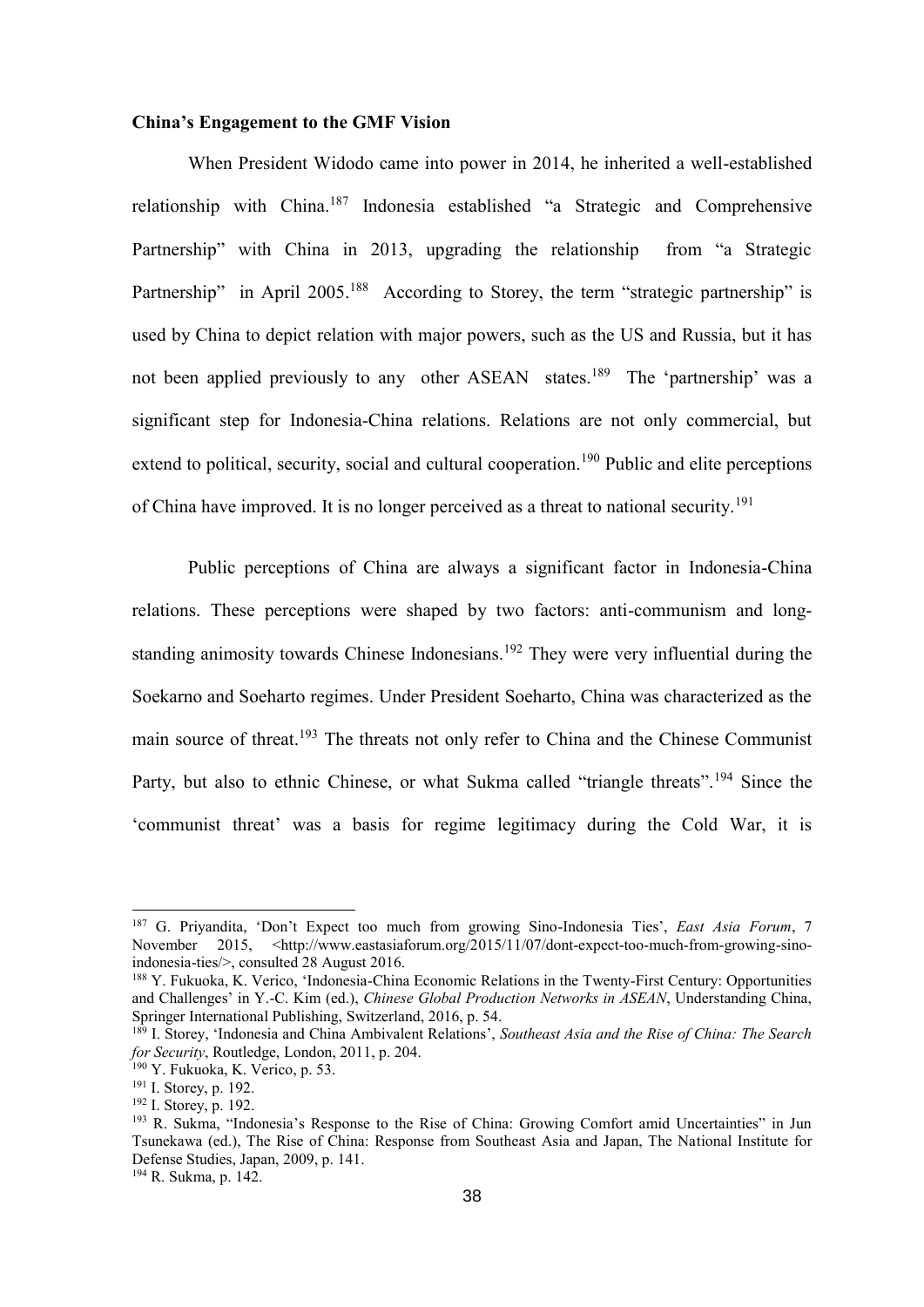**China's Engagement to the GMF Vision**

When President Widodo came into power in 2014, he inherited a well-established relationship with China.[187] Indonesia established "a Strategic and Comprehensive Partnership" with China in 2013, upgrading the relationship from "a Strategic Partnership" in April 2005.[188] According to Storey, the term "strategic partnership" is used by China to depict relation with major powers, such as the US and Russia, but it has not been applied previously to any other ASEAN states.[189] The 'partnership' was a significant step for Indonesia-China relations. Relations are not only commercial, but extend to political, security, social and cultural cooperation.[190] Public and elite perceptions of China have improved. It is no longer perceived as a threat to national security.[191]

Public perceptions of China are always a significant factor in Indonesia-China relations. These perceptions were shaped by two factors: anti-communism and long-standing animosity towards Chinese Indonesians.[192] They were very influential during the Soekarno and Soeharto regimes. Under President Soeharto, China was characterized as the main source of threat.[193] The threats not only refer to China and the Chinese Communist Party, but also to ethnic Chinese, or what Sukma called "triangle threats".[194] Since the 'communist threat' was a basis for regime legitimacy during the Cold War, it is

---

[187] G. Priyandita, 'Don't Expect too much from growing Sino-Indonesia Ties', *East Asia Forum*, 7 November 2015, <http://www.eastasiaforum.org/2015/11/07/dont-expect-too-much-from-growing-sino-indonesia-ties/>, consulted 28 August 2016.

[188] Y. Fukuoka, K. Verico, 'Indonesia-China Economic Relations in the Twenty-First Century: Opportunities and Challenges' in Y.-C. Kim (ed.), *Chinese Global Production Networks in ASEAN*, Understanding China, Springer International Publishing, Switzerland, 2016, p. 54.

[189] I. Storey, 'Indonesia and China Ambivalent Relations', *Southeast Asia and the Rise of China: The Search for Security*, Routledge, London, 2011, p. 204.

[190] Y. Fukuoka, K. Verico, p. 53.

[191] I. Storey, p. 192.

[192] I. Storey, p. 192.

[193] R. Sukma, "Indonesia's Response to the Rise of China: Growing Comfort amid Uncertainties" in Jun Tsunekawa (ed.), The Rise of China: Response from Southeast Asia and Japan, The National Institute for Defense Studies, Japan, 2009, p. 141.

[194] R. Sukma, p. 142.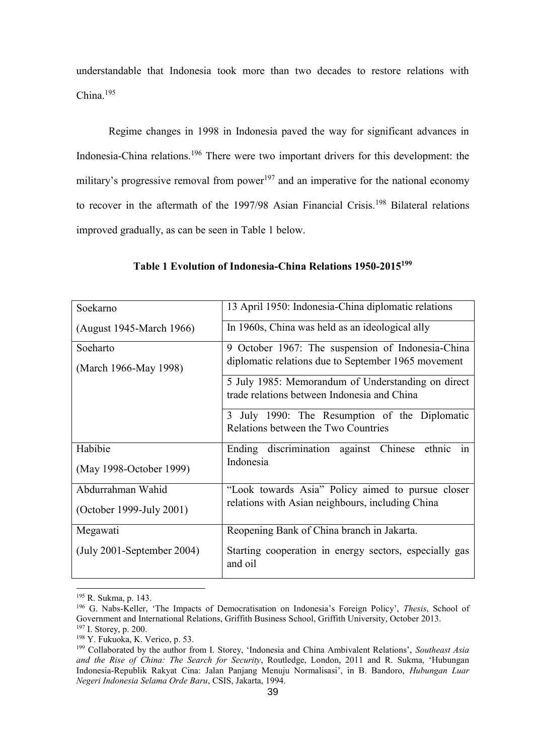understandable that Indonesia took more than two decades to restore relations with China.[195]

Regime changes in 1998 in Indonesia paved the way for significant advances in Indonesia-China relations.[196] There were two important drivers for this development: the military's progressive removal from power[197] and an imperative for the national economy to recover in the aftermath of the 1997/98 Asian Financial Crisis.[198] Bilateral relations improved gradually, as can be seen in Table 1 below.

**Table 1 Evolution of Indonesia-China Relations 1950-2015[199]**

| | |
|---|---|
| Soekarno (August 1945-March 1966) | 13 April 1950: Indonesia-China diplomatic relations |
| | In 1960s, China was held as an ideological ally |
| Soeharto (March 1966-May 1998) | 9 October 1967: The suspension of Indonesia-China diplomatic relations due to September 1965 movement |
| | 5 July 1985: Memorandum of Understanding on direct trade relations between Indonesia and China |
| | 3 July 1990: The Resumption of the Diplomatic Relations between the Two Countries |
| Habibie (May 1998-October 1999) | Ending discrimination against Chinese ethnic in Indonesia |
| Abdurrahman Wahid (October 1999-July 2001) | "Look towards Asia" Policy aimed to pursue closer relations with Asian neighbours, including China |
| Megawati (July 2001-September 2004) | Reopening Bank of China branch in Jakarta. Starting cooperation in energy sectors, especially gas and oil |

[195] R. Sukma, p. 143.

[196] G. Nabs-Keller, 'The Impacts of Democratisation on Indonesia's Foreign Policy', *Thesis*, School of Government and International Relations, Griffith Business School, Griffith University, October 2013.

[197] I. Storey, p. 200.

[198] Y. Fukuoka, K. Verico, p. 53.

[199] Collaborated by the author from I. Storey, 'Indonesia and China Ambivalent Relations', *Southeast Asia and the Rise of China: The Search for Security*, Routledge, London, 2011 and R. Sukma, 'Hubungan Indonesia-Republik Rakyat Cina: Jalan Panjang Menuju Normalisasi', in B. Bandoro, *Hubungan Luar Negeri Indonesia Selama Orde Baru*, CSIS, Jakarta, 1994.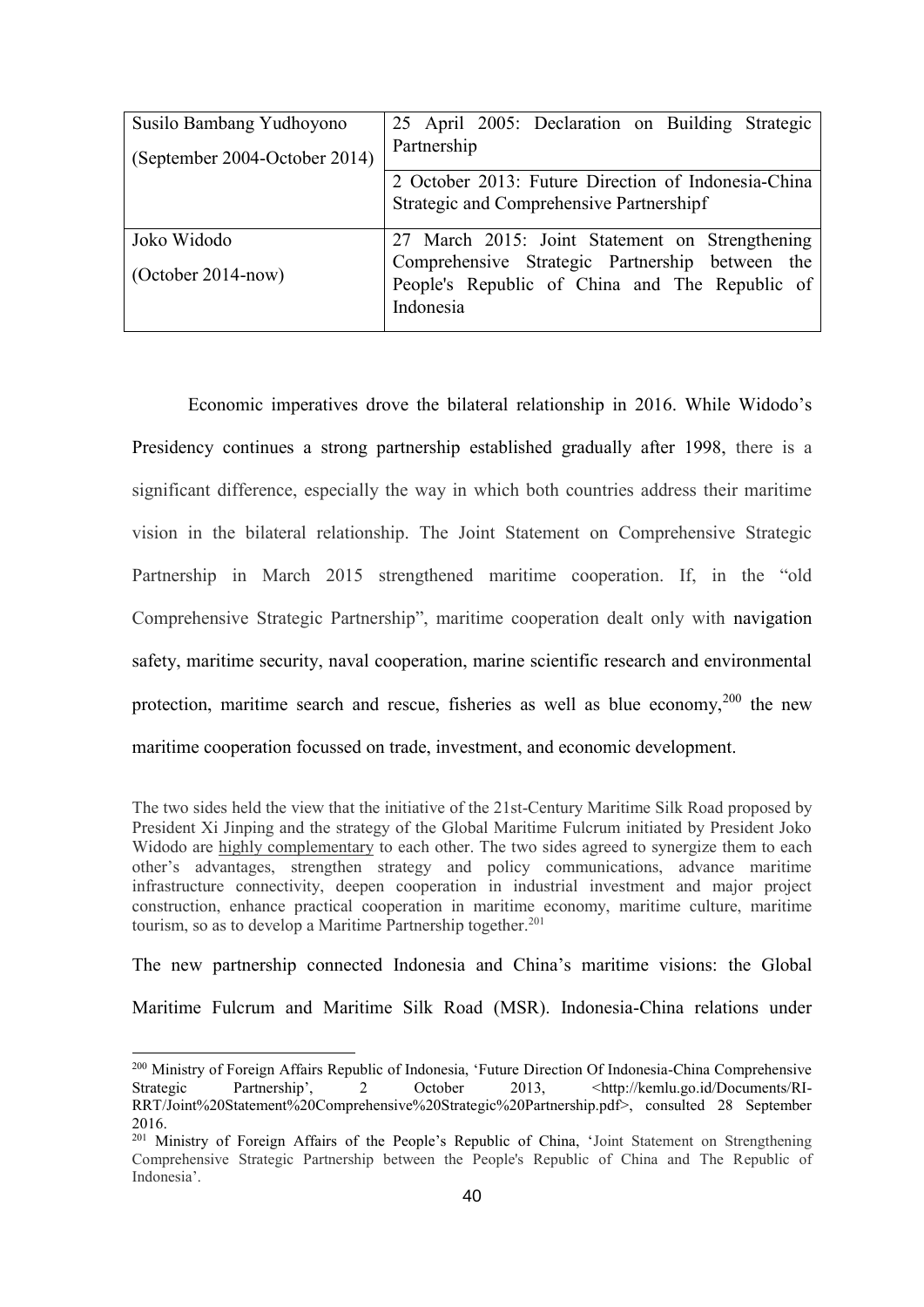| Susilo Bambang Yudhoyono (September 2004-October 2014) | 25 April 2005: Declaration on Building Strategic Partnership |
|---|---|
| | 2 October 2013: Future Direction of Indonesia-China Strategic and Comprehensive Partnershipf |
| Joko Widodo (October 2014-now) | 27 March 2015: Joint Statement on Strengthening Comprehensive Strategic Partnership between the People's Republic of China and The Republic of Indonesia |

Economic imperatives drove the bilateral relationship in 2016. While Widodo's Presidency continues a strong partnership established gradually after 1998, there is a significant difference, especially the way in which both countries address their maritime vision in the bilateral relationship. The Joint Statement on Comprehensive Strategic Partnership in March 2015 strengthened maritime cooperation. If, in the "old Comprehensive Strategic Partnership", maritime cooperation dealt only with navigation safety, maritime security, naval cooperation, marine scientific research and environmental protection, maritime search and rescue, fisheries as well as blue economy,[200] the new maritime cooperation focussed on trade, investment, and economic development.

> The two sides held the view that the initiative of the 21st-Century Maritime Silk Road proposed by President Xi Jinping and the strategy of the Global Maritime Fulcrum initiated by President Joko Widodo are highly complementary to each other. The two sides agreed to synergize them to each other's advantages, strengthen strategy and policy communications, advance maritime infrastructure connectivity, deepen cooperation in industrial investment and major project construction, enhance practical cooperation in maritime economy, maritime culture, maritime tourism, so as to develop a Maritime Partnership together.[201]

The new partnership connected Indonesia and China's maritime visions: the Global Maritime Fulcrum and Maritime Silk Road (MSR). Indonesia-China relations under

---

[200] Ministry of Foreign Affairs Republic of Indonesia, 'Future Direction Of Indonesia-China Comprehensive Strategic Partnership', 2 October 2013, <http://kemlu.go.id/Documents/RI-RRT/Joint%20Statement%20Comprehensive%20Strategic%20Partnership.pdf>, consulted 28 September 2016.

[201] Ministry of Foreign Affairs of the People's Republic of China, 'Joint Statement on Strengthening Comprehensive Strategic Partnership between the People's Republic of China and The Republic of Indonesia'.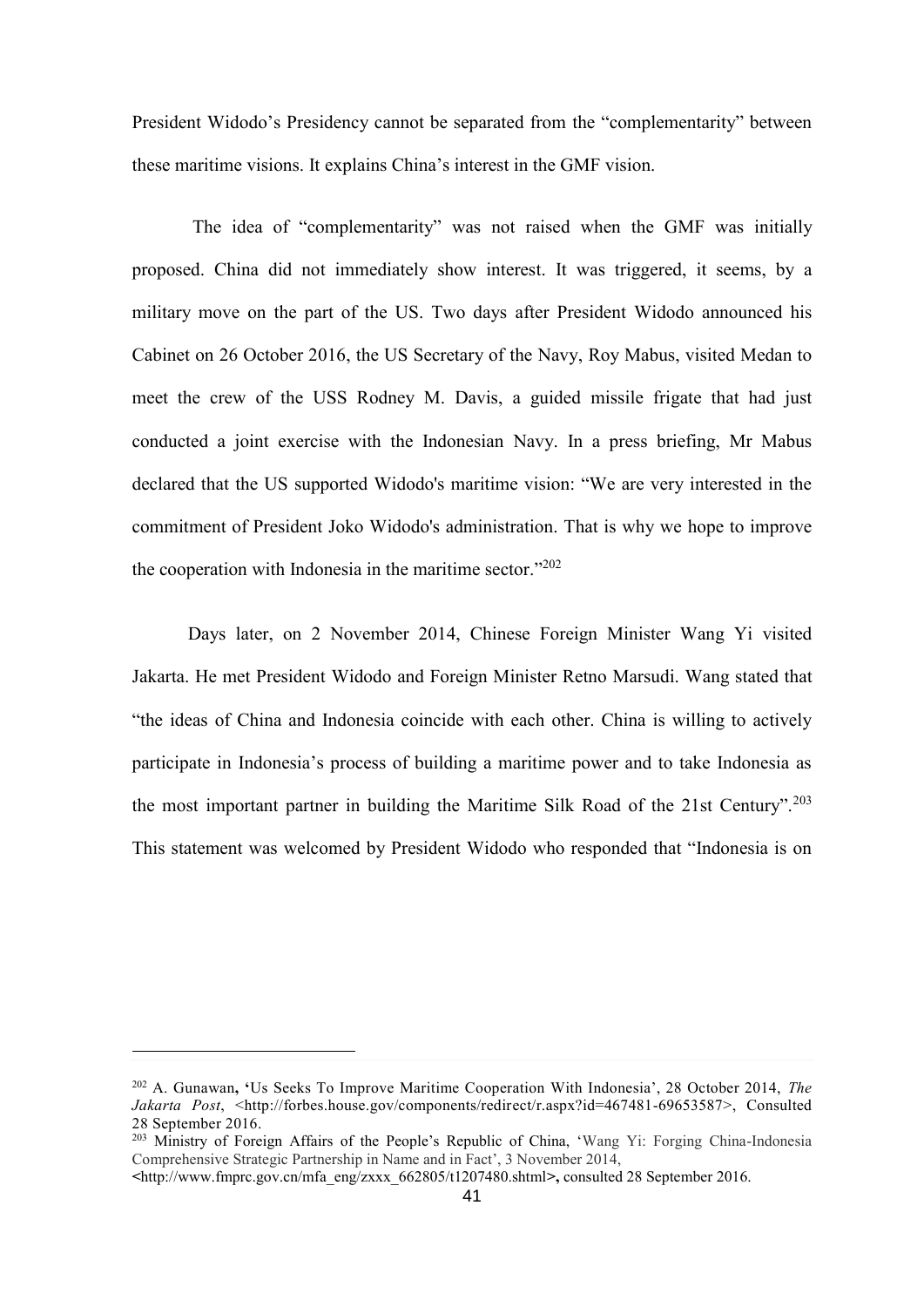President Widodo’s Presidency cannot be separated from the “complementarity” between these maritime visions. It explains China’s interest in the GMF vision.

The idea of “complementarity” was not raised when the GMF was initially proposed. China did not immediately show interest. It was triggered, it seems, by a military move on the part of the US. Two days after President Widodo announced his Cabinet on 26 October 2016, the US Secretary of the Navy, Roy Mabus, visited Medan to meet the crew of the USS Rodney M. Davis, a guided missile frigate that had just conducted a joint exercise with the Indonesian Navy. In a press briefing, Mr Mabus declared that the US supported Widodo's maritime vision: “We are very interested in the commitment of President Joko Widodo's administration. That is why we hope to improve the cooperation with Indonesia in the maritime sector.”[202]

Days later, on 2 November 2014, Chinese Foreign Minister Wang Yi visited Jakarta. He met President Widodo and Foreign Minister Retno Marsudi. Wang stated that “the ideas of China and Indonesia coincide with each other. China is willing to actively participate in Indonesia’s process of building a maritime power and to take Indonesia as the most important partner in building the Maritime Silk Road of the 21st Century”.[203] This statement was welcomed by President Widodo who responded that “Indonesia is on

---

[202] A. Gunawan, ‘Us Seeks To Improve Maritime Cooperation With Indonesia’, 28 October 2014, *The Jakarta Post*, <http://forbes.house.gov/components/redirect/r.aspx?id=467481-69653587>, Consulted 28 September 2016.

[203] Ministry of Foreign Affairs of the People’s Republic of China, ‘Wang Yi: Forging China-Indonesia Comprehensive Strategic Partnership in Name and in Fact’, 3 November 2014, <http://www.fmprc.gov.cn/mfa_eng/zxxx_662805/t1207480.shtml>, consulted 28 September 2016.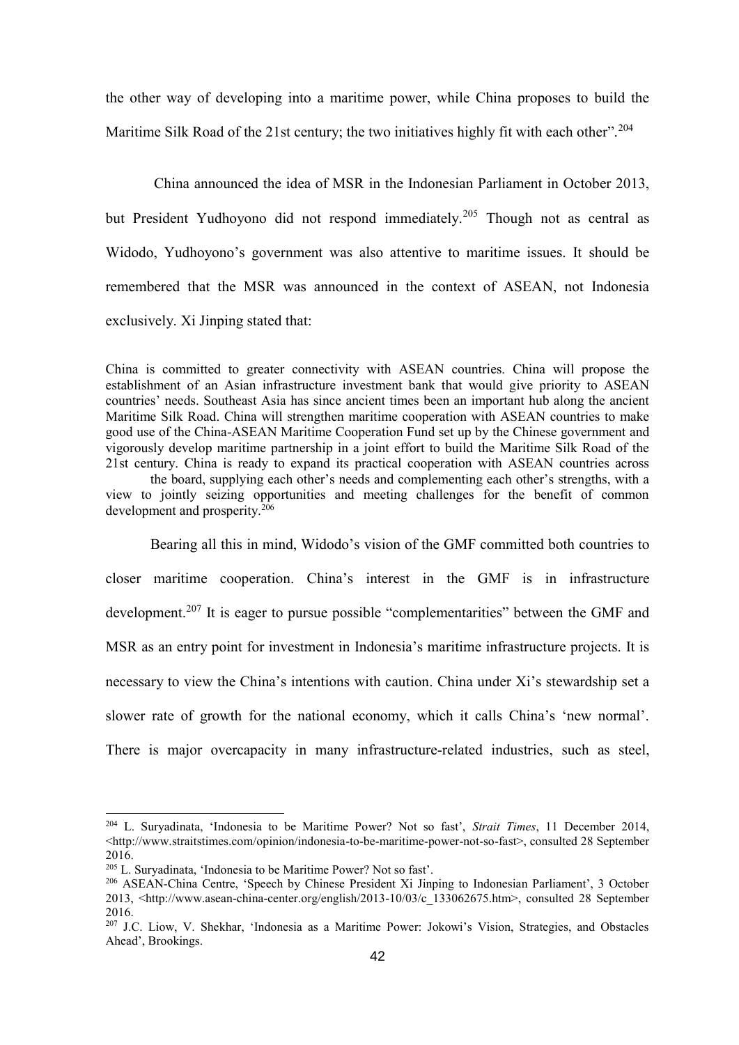the other way of developing into a maritime power, while China proposes to build the Maritime Silk Road of the 21st century; the two initiatives highly fit with each other".[204]

China announced the idea of MSR in the Indonesian Parliament in October 2013, but President Yudhoyono did not respond immediately.[205] Though not as central as Widodo, Yudhoyono's government was also attentive to maritime issues. It should be remembered that the MSR was announced in the context of ASEAN, not Indonesia exclusively. Xi Jinping stated that:

> China is committed to greater connectivity with ASEAN countries. China will propose the establishment of an Asian infrastructure investment bank that would give priority to ASEAN countries' needs. Southeast Asia has since ancient times been an important hub along the ancient Maritime Silk Road. China will strengthen maritime cooperation with ASEAN countries to make good use of the China-ASEAN Maritime Cooperation Fund set up by the Chinese government and vigorously develop maritime partnership in a joint effort to build the Maritime Silk Road of the 21st century. China is ready to expand its practical cooperation with ASEAN countries across the board, supplying each other's needs and complementing each other's strengths, with a view to jointly seizing opportunities and meeting challenges for the benefit of common development and prosperity.[206]

Bearing all this in mind, Widodo's vision of the GMF committed both countries to closer maritime cooperation. China's interest in the GMF is in infrastructure development.[207] It is eager to pursue possible "complementarities" between the GMF and MSR as an entry point for investment in Indonesia's maritime infrastructure projects. It is necessary to view the China's intentions with caution. China under Xi's stewardship set a slower rate of growth for the national economy, which it calls China's 'new normal'. There is major overcapacity in many infrastructure-related industries, such as steel,

---

[204] L. Suryadinata, 'Indonesia to be Maritime Power? Not so fast', *Strait Times*, 11 December 2014, <http://www.straitstimes.com/opinion/indonesia-to-be-maritime-power-not-so-fast>, consulted 28 September 2016.

[205] L. Suryadinata, 'Indonesia to be Maritime Power? Not so fast'.

[206] ASEAN-China Centre, 'Speech by Chinese President Xi Jinping to Indonesian Parliament', 3 October 2013, <http://www.asean-china-center.org/english/2013-10/03/c_133062675.htm>, consulted 28 September 2016.

[207] J.C. Liow, V. Shekhar, 'Indonesia as a Maritime Power: Jokowi's Vision, Strategies, and Obstacles Ahead', Brookings.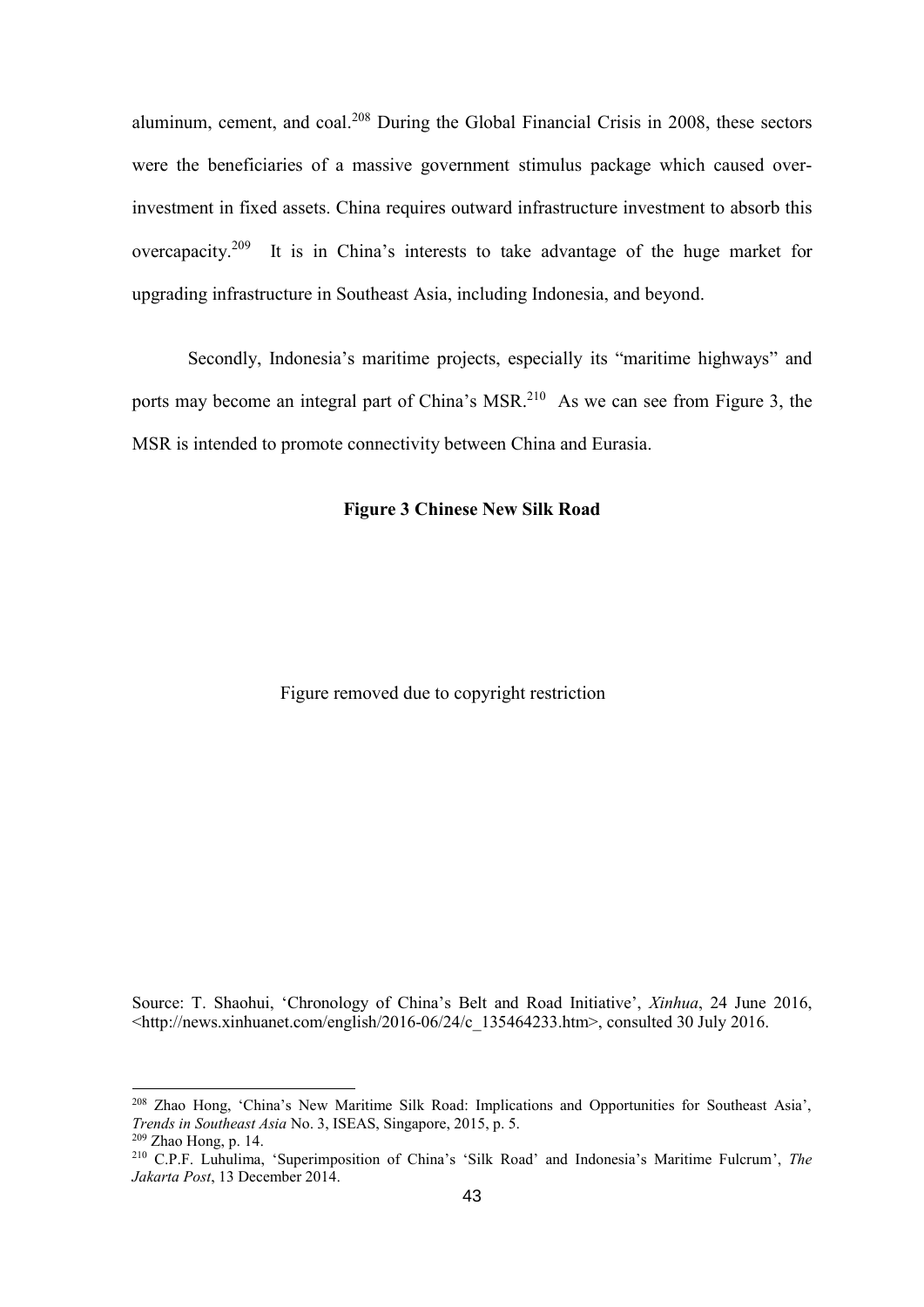aluminum, cement, and coal.[208] During the Global Financial Crisis in 2008, these sectors were the beneficiaries of a massive government stimulus package which caused over-investment in fixed assets. China requires outward infrastructure investment to absorb this overcapacity.[209] It is in China's interests to take advantage of the huge market for upgrading infrastructure in Southeast Asia, including Indonesia, and beyond.

Secondly, Indonesia's maritime projects, especially its "maritime highways" and ports may become an integral part of China's MSR.[210] As we can see from Figure 3, the MSR is intended to promote connectivity between China and Eurasia.

**Figure 3 Chinese New Silk Road**

Figure removed due to copyright restriction

Source: T. Shaohui, 'Chronology of China's Belt and Road Initiative', *Xinhua*, 24 June 2016, <http://news.xinhuanet.com/english/2016-06/24/c_135464233.htm>, consulted 30 July 2016.

---

[208] Zhao Hong, 'China's New Maritime Silk Road: Implications and Opportunities for Southeast Asia', *Trends in Southeast Asia* No. 3, ISEAS, Singapore, 2015, p. 5.

[209] Zhao Hong, p. 14.

[210] C.P.F. Luhulima, 'Superimposition of China's 'Silk Road' and Indonesia's Maritime Fulcrum', *The Jakarta Post*, 13 December 2014.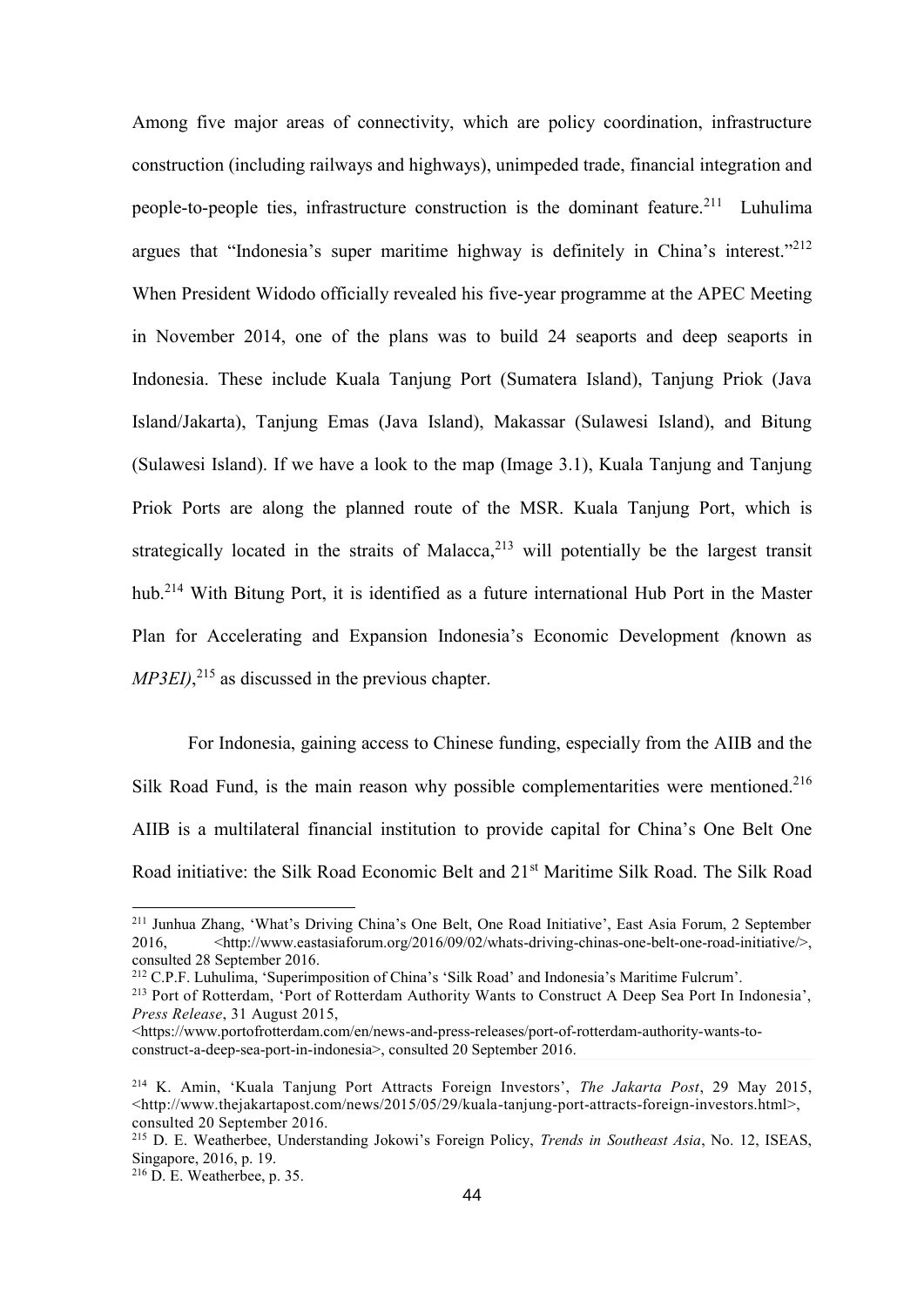Among five major areas of connectivity, which are policy coordination, infrastructure construction (including railways and highways), unimpeded trade, financial integration and people-to-people ties, infrastructure construction is the dominant feature.[211] Luhulima argues that "Indonesia's super maritime highway is definitely in China's interest."[212] When President Widodo officially revealed his five-year programme at the APEC Meeting in November 2014, one of the plans was to build 24 seaports and deep seaports in Indonesia. These include Kuala Tanjung Port (Sumatera Island), Tanjung Priok (Java Island/Jakarta), Tanjung Emas (Java Island), Makassar (Sulawesi Island), and Bitung (Sulawesi Island). If we have a look to the map (Image 3.1), Kuala Tanjung and Tanjung Priok Ports are along the planned route of the MSR. Kuala Tanjung Port, which is strategically located in the straits of Malacca,[213] will potentially be the largest transit hub.[214] With Bitung Port, it is identified as a future international Hub Port in the Master Plan for Accelerating and Expansion Indonesia's Economic Development *(known as MP3EI)*,[215] as discussed in the previous chapter.

For Indonesia, gaining access to Chinese funding, especially from the AIIB and the Silk Road Fund, is the main reason why possible complementarities were mentioned.[216] AIIB is a multilateral financial institution to provide capital for China's One Belt One Road initiative: the Silk Road Economic Belt and 21st Maritime Silk Road. The Silk Road

---

[211] Junhua Zhang, 'What's Driving China's One Belt, One Road Initiative', East Asia Forum, 2 September 2016, <http://www.eastasiaforum.org/2016/09/02/whats-driving-chinas-one-belt-one-road-initiative/>, consulted 28 September 2016.

[212] C.P.F. Luhulima, 'Superimposition of China's 'Silk Road' and Indonesia's Maritime Fulcrum'.

[213] Port of Rotterdam, 'Port of Rotterdam Authority Wants to Construct A Deep Sea Port In Indonesia', *Press Release*, 31 August 2015, <https://www.portofrotterdam.com/en/news-and-press-releases/port-of-rotterdam-authority-wants-to-construct-a-deep-sea-port-in-indonesia>, consulted 20 September 2016.

[214] K. Amin, 'Kuala Tanjung Port Attracts Foreign Investors', *The Jakarta Post*, 29 May 2015, <http://www.thejakartapost.com/news/2015/05/29/kuala-tanjung-port-attracts-foreign-investors.html>, consulted 20 September 2016.

[215] D. E. Weatherbee, Understanding Jokowi's Foreign Policy, *Trends in Southeast Asia*, No. 12, ISEAS, Singapore, 2016, p. 19.

[216] D. E. Weatherbee, p. 35.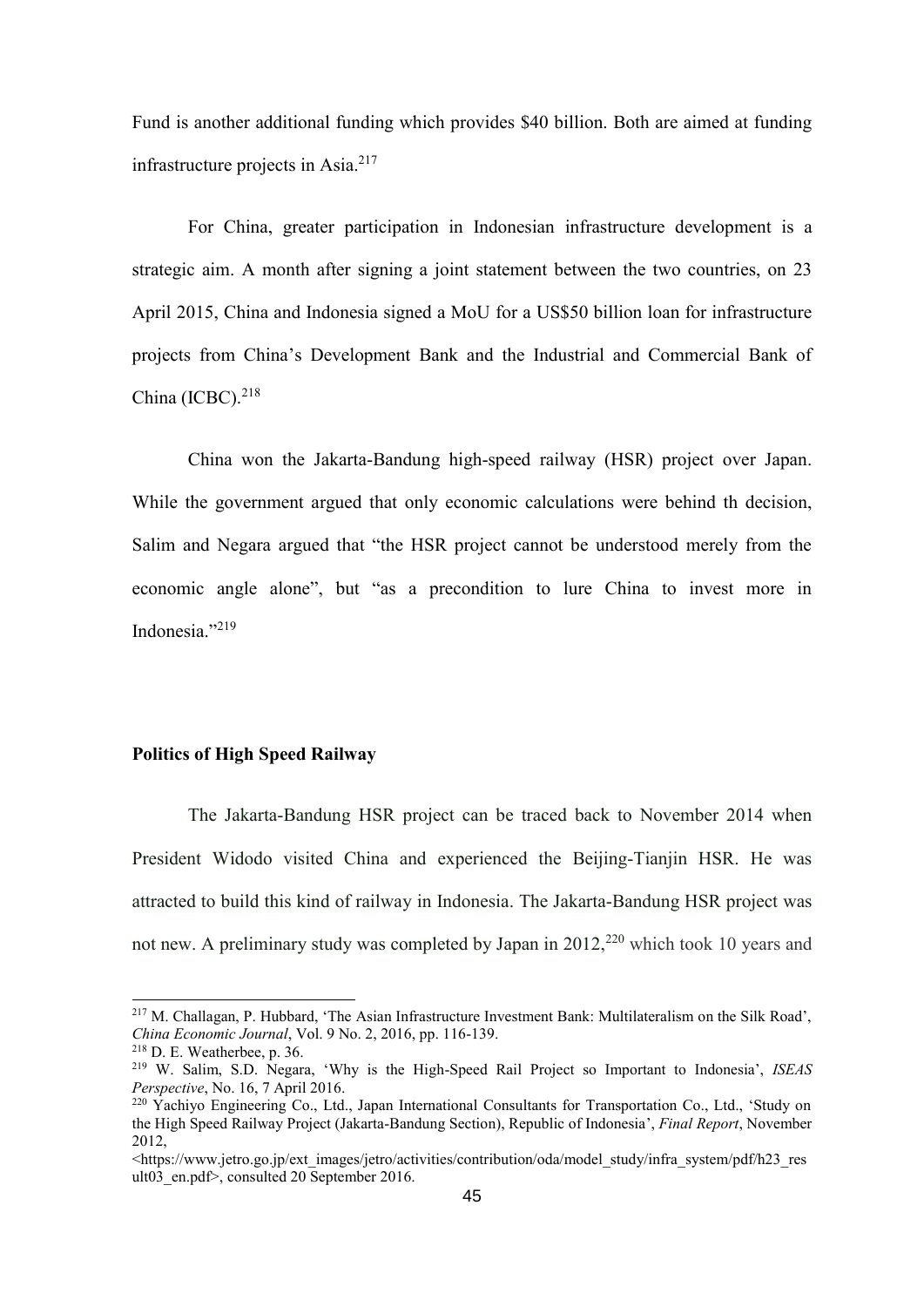Fund is another additional funding which provides $40 billion. Both are aimed at funding infrastructure projects in Asia.[217]

For China, greater participation in Indonesian infrastructure development is a strategic aim. A month after signing a joint statement between the two countries, on 23 April 2015, China and Indonesia signed a MoU for a US$50 billion loan for infrastructure projects from China's Development Bank and the Industrial and Commercial Bank of China (ICBC).[218]

China won the Jakarta-Bandung high-speed railway (HSR) project over Japan. While the government argued that only economic calculations were behind th decision, Salim and Negara argued that "the HSR project cannot be understood merely from the economic angle alone", but "as a precondition to lure China to invest more in Indonesia."[219]

**Politics of High Speed Railway**

The Jakarta-Bandung HSR project can be traced back to November 2014 when President Widodo visited China and experienced the Beijing-Tianjin HSR. He was attracted to build this kind of railway in Indonesia. The Jakarta-Bandung HSR project was not new. A preliminary study was completed by Japan in 2012,[220] which took 10 years and

---

[217] M. Challagan, P. Hubbard, 'The Asian Infrastructure Investment Bank: Multilateralism on the Silk Road', *China Economic Journal*, Vol. 9 No. 2, 2016, pp. 116-139.

[218] D. E. Weatherbee, p. 36.

[219] W. Salim, S.D. Negara, 'Why is the High-Speed Rail Project so Important to Indonesia', *ISEAS Perspective*, No. 16, 7 April 2016.

[220] Yachiyo Engineering Co., Ltd., Japan International Consultants for Transportation Co., Ltd., 'Study on the High Speed Railway Project (Jakarta-Bandung Section), Republic of Indonesia', *Final Report*, November 2012, <https://www.jetro.go.jp/ext_images/jetro/activities/contribution/oda/model_study/infra_system/pdf/h23_result03_en.pdf>, consulted 20 September 2016.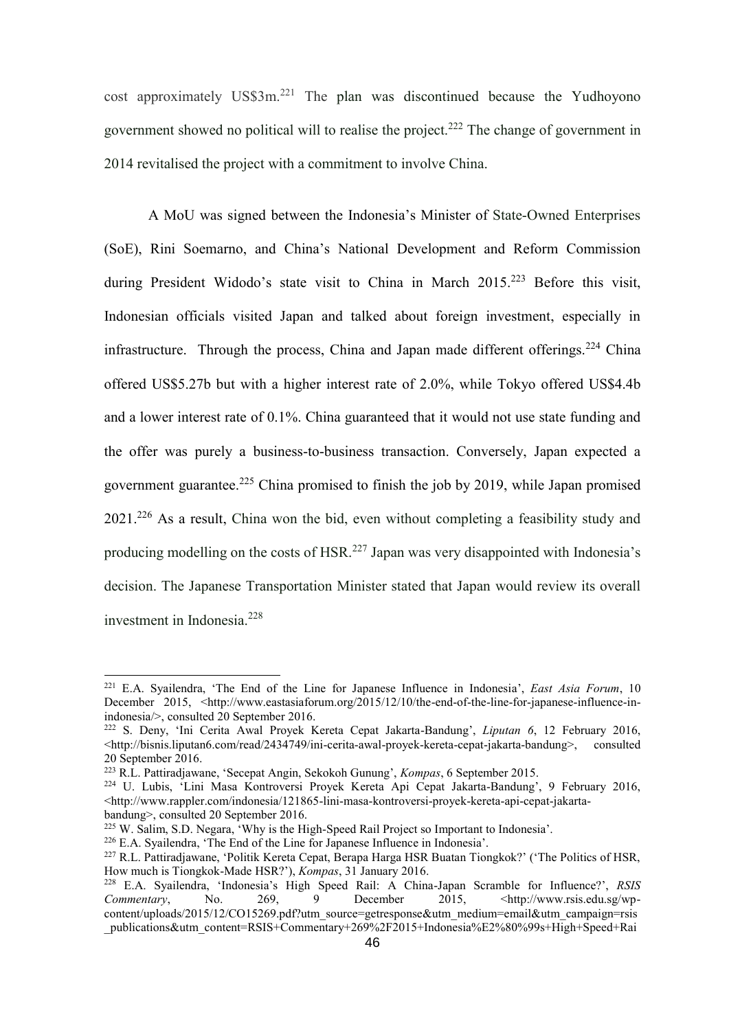cost approximately US$3m.[221] The plan was discontinued because the Yudhoyono government showed no political will to realise the project.[222] The change of government in 2014 revitalised the project with a commitment to involve China.

A MoU was signed between the Indonesia's Minister of State-Owned Enterprises (SoE), Rini Soemarno, and China's National Development and Reform Commission during President Widodo's state visit to China in March 2015.[223] Before this visit, Indonesian officials visited Japan and talked about foreign investment, especially in infrastructure. Through the process, China and Japan made different offerings.[224] China offered US$5.27b but with a higher interest rate of 2.0%, while Tokyo offered US$4.4b and a lower interest rate of 0.1%. China guaranteed that it would not use state funding and the offer was purely a business-to-business transaction. Conversely, Japan expected a government guarantee.[225] China promised to finish the job by 2019, while Japan promised 2021.[226] As a result, China won the bid, even without completing a feasibility study and producing modelling on the costs of HSR.[227] Japan was very disappointed with Indonesia's decision. The Japanese Transportation Minister stated that Japan would review its overall investment in Indonesia.[228]

---

[221] E.A. Syailendra, 'The End of the Line for Japanese Influence in Indonesia', *East Asia Forum*, 10 December 2015, <http://www.eastasiaforum.org/2015/12/10/the-end-of-the-line-for-japanese-influence-in-indonesia/>, consulted 20 September 2016.

[222] S. Deny, 'Ini Cerita Awal Proyek Kereta Cepat Jakarta-Bandung', *Liputan 6*, 12 February 2016, <http://bisnis.liputan6.com/read/2434749/ini-cerita-awal-proyek-kereta-cepat-jakarta-bandung>, consulted 20 September 2016.

[223] R.L. Pattiradjawane, 'Secepat Angin, Sekokoh Gunung', *Kompas*, 6 September 2015.

[224] U. Lubis, 'Lini Masa Kontroversi Proyek Kereta Api Cepat Jakarta-Bandung', 9 February 2016, <http://www.rappler.com/indonesia/121865-lini-masa-kontroversi-proyek-kereta-api-cepat-jakarta-bandung>, consulted 20 September 2016.

[225] W. Salim, S.D. Negara, 'Why is the High-Speed Rail Project so Important to Indonesia'.

[226] E.A. Syailendra, 'The End of the Line for Japanese Influence in Indonesia'.

[227] R.L. Pattiradjawane, 'Politik Kereta Cepat, Berapa Harga HSR Buatan Tiongkok?' ('The Politics of HSR, How much is Tiongkok-Made HSR?'), *Kompas*, 31 January 2016.

[228] E.A. Syailendra, 'Indonesia's High Speed Rail: A China-Japan Scramble for Influence?', *RSIS Commentary*, No. 269, 9 December 2015, <http://www.rsis.edu.sg/wp-content/uploads/2015/12/CO15269.pdf?utm_source=getresponse&utm_medium=email&utm_campaign=rsis_publications&utm_content=RSIS+Commentary+269%2F2015+Indonesia%E2%80%99s+High+Speed+Rai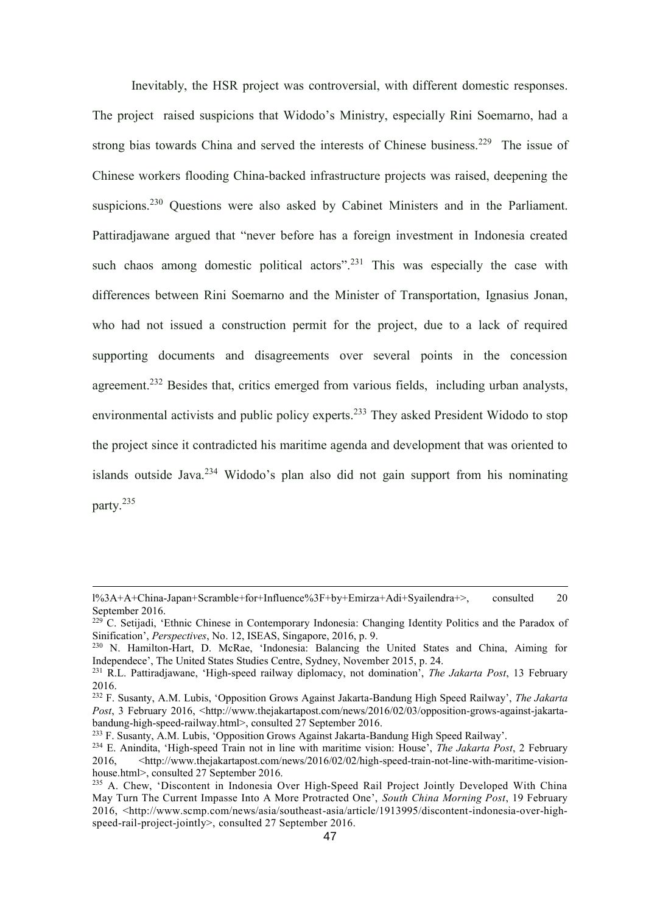Inevitably, the HSR project was controversial, with different domestic responses. The project raised suspicions that Widodo's Ministry, especially Rini Soemarno, had a strong bias towards China and served the interests of Chinese business.[229] The issue of Chinese workers flooding China-backed infrastructure projects was raised, deepening the suspicions.[230] Questions were also asked by Cabinet Ministers and in the Parliament. Pattiradjawane argued that "never before has a foreign investment in Indonesia created such chaos among domestic political actors".[231] This was especially the case with differences between Rini Soemarno and the Minister of Transportation, Ignasius Jonan, who had not issued a construction permit for the project, due to a lack of required supporting documents and disagreements over several points in the concession agreement.[232] Besides that, critics emerged from various fields, including urban analysts, environmental activists and public policy experts.[233] They asked President Widodo to stop the project since it contradicted his maritime agenda and development that was oriented to islands outside Java.[234] Widodo's plan also did not gain support from his nominating party.[235]

---

l%3A+A+China-Japan+Scramble+for+Influence%3F+by+Emirza+Adi+Syailendra+>, consulted 20 September 2016.

[229] C. Setijadi, 'Ethnic Chinese in Contemporary Indonesia: Changing Identity Politics and the Paradox of Sinification', *Perspectives*, No. 12, ISEAS, Singapore, 2016, p. 9.

[230] N. Hamilton-Hart, D. McRae, 'Indonesia: Balancing the United States and China, Aiming for Independece', The United States Studies Centre, Sydney, November 2015, p. 24.

[231] R.L. Pattiradjawane, 'High-speed railway diplomacy, not domination', *The Jakarta Post*, 13 February 2016.

[232] F. Susanty, A.M. Lubis, 'Opposition Grows Against Jakarta-Bandung High Speed Railway', *The Jakarta Post*, 3 February 2016, <http://www.thejakartapost.com/news/2016/02/03/opposition-grows-against-jakarta-bandung-high-speed-railway.html>, consulted 27 September 2016.

[233] F. Susanty, A.M. Lubis, 'Opposition Grows Against Jakarta-Bandung High Speed Railway'.

[234] E. Anindita, 'High-speed Train not in line with maritime vision: House', *The Jakarta Post*, 2 February 2016, <http://www.thejakartapost.com/news/2016/02/02/high-speed-train-not-line-with-maritime-vision-house.html>, consulted 27 September 2016.

[235] A. Chew, 'Discontent in Indonesia Over High-Speed Rail Project Jointly Developed With China May Turn The Current Impasse Into A More Protracted One', *South China Morning Post*, 19 February 2016, <http://www.scmp.com/news/asia/southeast-asia/article/1913995/discontent-indonesia-over-high-speed-rail-project-jointly>, consulted 27 September 2016.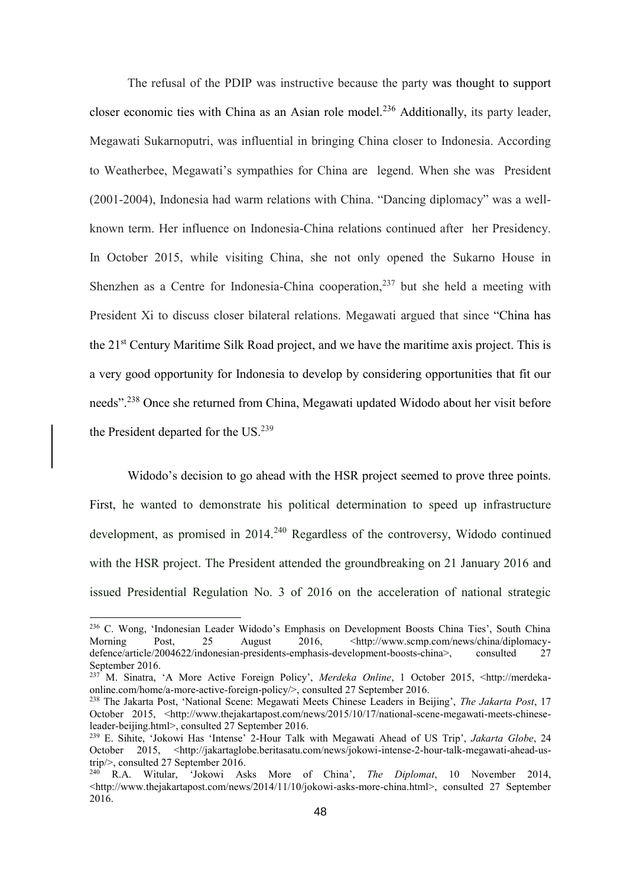The refusal of the PDIP was instructive because the party was thought to support closer economic ties with China as an Asian role model.[236] Additionally, its party leader, Megawati Sukarnoputri, was influential in bringing China closer to Indonesia. According to Weatherbee, Megawati's sympathies for China are legend. When she was President (2001-2004), Indonesia had warm relations with China. "Dancing diplomacy" was a well-known term. Her influence on Indonesia-China relations continued after her Presidency. In October 2015, while visiting China, she not only opened the Sukarno House in Shenzhen as a Centre for Indonesia-China cooperation,[237] but she held a meeting with President Xi to discuss closer bilateral relations. Megawati argued that since "China has the 21st Century Maritime Silk Road project, and we have the maritime axis project. This is a very good opportunity for Indonesia to develop by considering opportunities that fit our needs".[238] Once she returned from China, Megawati updated Widodo about her visit before the President departed for the US.[239]

Widodo's decision to go ahead with the HSR project seemed to prove three points. First, he wanted to demonstrate his political determination to speed up infrastructure development, as promised in 2014.[240] Regardless of the controversy, Widodo continued with the HSR project. The President attended the groundbreaking on 21 January 2016 and issued Presidential Regulation No. 3 of 2016 on the acceleration of national strategic

---

[236] C. Wong, 'Indonesian Leader Widodo's Emphasis on Development Boosts China Ties', South China Morning Post, 25 August 2016, <http://www.scmp.com/news/china/diplomacy-defence/article/2004622/indonesian-presidents-emphasis-development-boosts-china>, consulted 27 September 2016.

[237] M. Sinatra, 'A More Active Foreign Policy', *Merdeka Online*, 1 October 2015, <http://merdeka-online.com/home/a-more-active-foreign-policy/>, consulted 27 September 2016.

[238] The Jakarta Post, 'National Scene: Megawati Meets Chinese Leaders in Beijing', *The Jakarta Post*, 17 October 2015, <http://www.thejakartapost.com/news/2015/10/17/national-scene-megawati-meets-chinese-leader-beijing.html>, consulted 27 September 2016.

[239] E. Sihite, 'Jokowi Has 'Intense' 2-Hour Talk with Megawati Ahead of US Trip', *Jakarta Globe*, 24 October 2015, <http://jakartaglobe.beritasatu.com/news/jokowi-intense-2-hour-talk-megawati-ahead-us-trip/>, consulted 27 September 2016.

[240] R.A. Witular, 'Jokowi Asks More of China', *The Diplomat*, 10 November 2014, <http://www.thejakartapost.com/news/2014/11/10/jokowi-asks-more-china.html>, consulted 27 September 2016.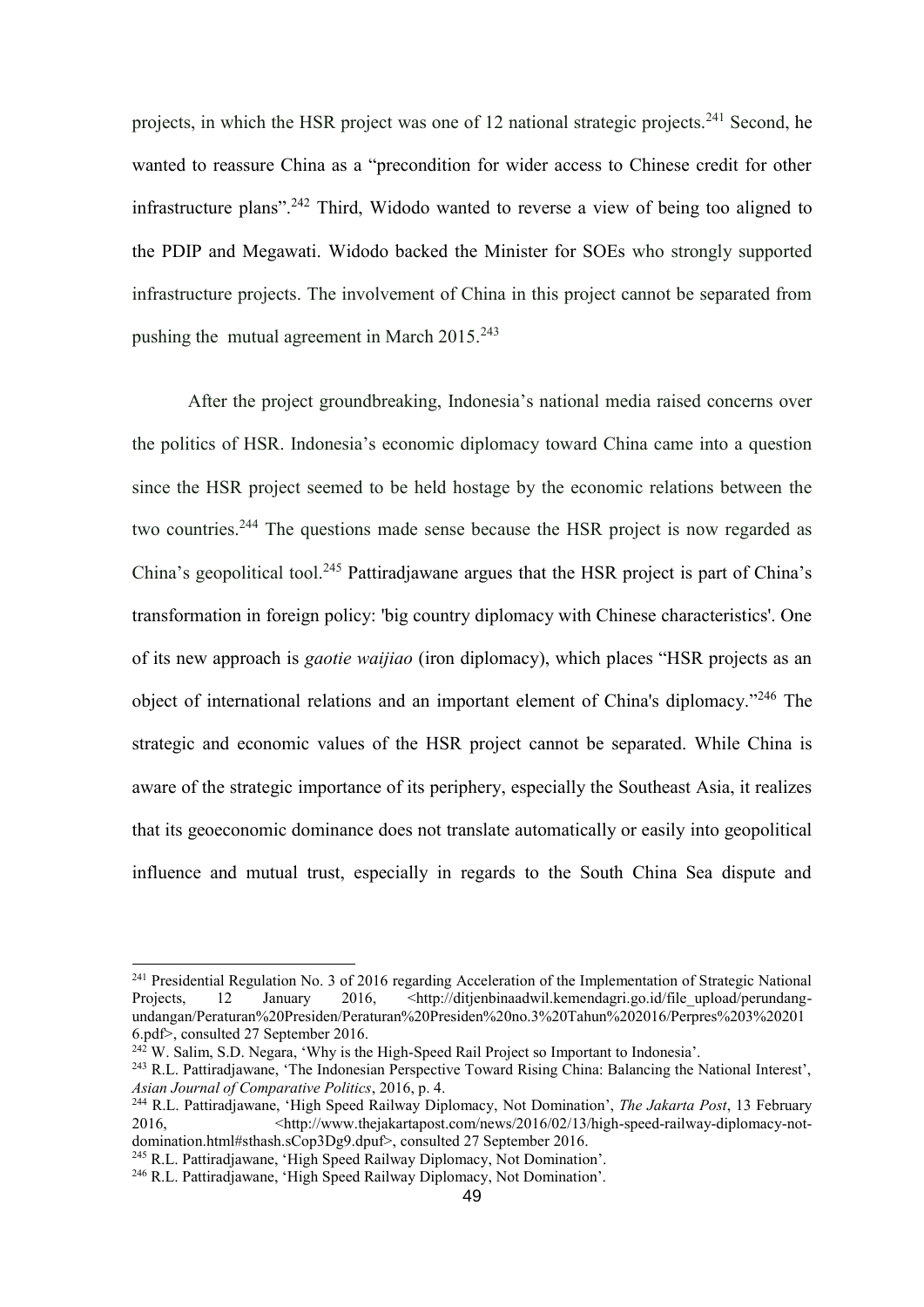projects, in which the HSR project was one of 12 national strategic projects.[241] Second, he wanted to reassure China as a "precondition for wider access to Chinese credit for other infrastructure plans".[242] Third, Widodo wanted to reverse a view of being too aligned to the PDIP and Megawati. Widodo backed the Minister for SOEs who strongly supported infrastructure projects. The involvement of China in this project cannot be separated from pushing the mutual agreement in March 2015.[243]

After the project groundbreaking, Indonesia's national media raised concerns over the politics of HSR. Indonesia's economic diplomacy toward China came into a question since the HSR project seemed to be held hostage by the economic relations between the two countries.[244] The questions made sense because the HSR project is now regarded as China's geopolitical tool.[245] Pattiradjawane argues that the HSR project is part of China's transformation in foreign policy: 'big country diplomacy with Chinese characteristics'. One of its new approach is *gaotie waijiao* (iron diplomacy), which places "HSR projects as an object of international relations and an important element of China's diplomacy."[246] The strategic and economic values of the HSR project cannot be separated. While China is aware of the strategic importance of its periphery, especially the Southeast Asia, it realizes that its geoeconomic dominance does not translate automatically or easily into geopolitical influence and mutual trust, especially in regards to the South China Sea dispute and

---

[241] Presidential Regulation No. 3 of 2016 regarding Acceleration of the Implementation of Strategic National Projects, 12 January 2016, <http://ditjenbinaadwil.kemendagri.go.id/file_upload/perundang-undangan/Peraturan%20Presiden/Peraturan%20Presiden%20no.3%20Tahun%202016/Perpres%203%202016.pdf>, consulted 27 September 2016.

[242] W. Salim, S.D. Negara, 'Why is the High-Speed Rail Project so Important to Indonesia'.

[243] R.L. Pattiradjawane, 'The Indonesian Perspective Toward Rising China: Balancing the National Interest', *Asian Journal of Comparative Politics*, 2016, p. 4.

[244] R.L. Pattiradjawane, 'High Speed Railway Diplomacy, Not Domination', *The Jakarta Post*, 13 February 2016, <http://www.thejakartapost.com/news/2016/02/13/high-speed-railway-diplomacy-not-domination.html#sthash.sCop3Dg9.dpuf>, consulted 27 September 2016.

[245] R.L. Pattiradjawane, 'High Speed Railway Diplomacy, Not Domination'.

[246] R.L. Pattiradjawane, 'High Speed Railway Diplomacy, Not Domination'.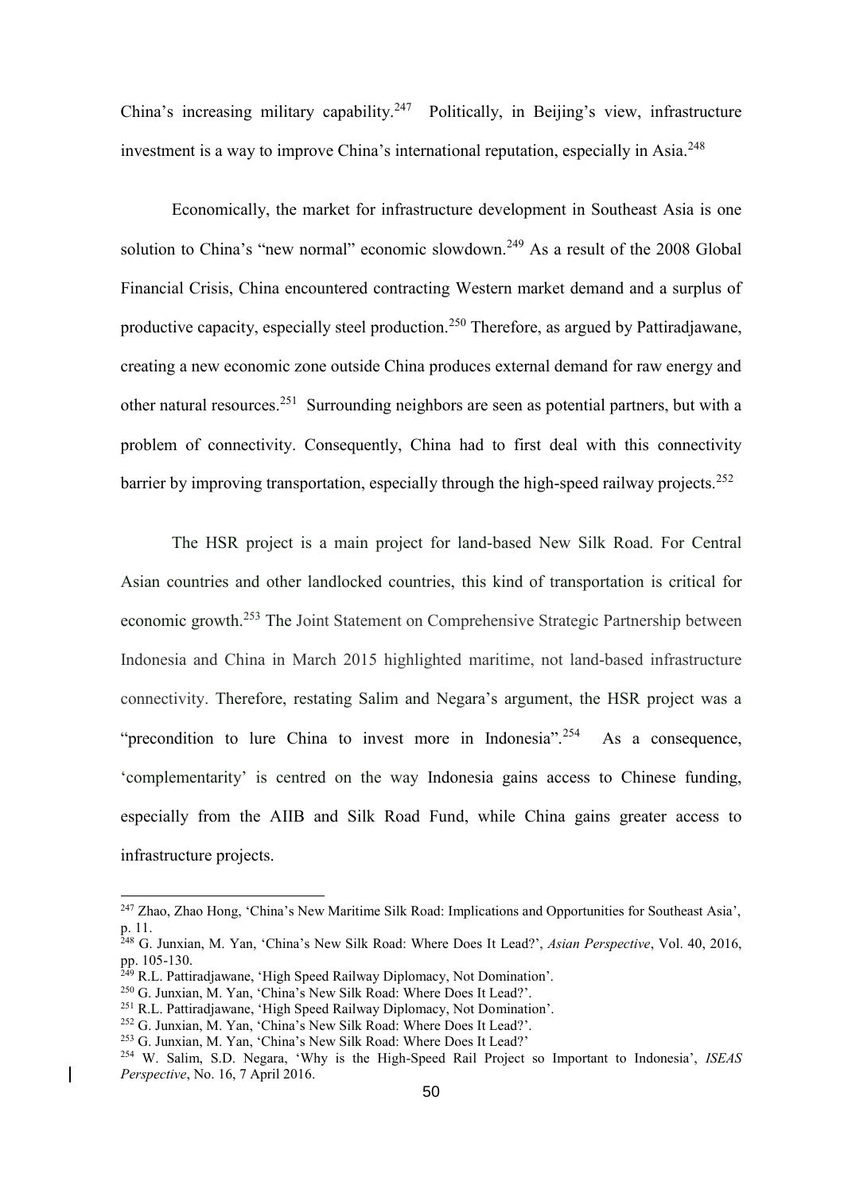China's increasing military capability.[247] Politically, in Beijing's view, infrastructure investment is a way to improve China's international reputation, especially in Asia.[248]

Economically, the market for infrastructure development in Southeast Asia is one solution to China's "new normal" economic slowdown.[249] As a result of the 2008 Global Financial Crisis, China encountered contracting Western market demand and a surplus of productive capacity, especially steel production.[250] Therefore, as argued by Pattiradjawane, creating a new economic zone outside China produces external demand for raw energy and other natural resources.[251] Surrounding neighbors are seen as potential partners, but with a problem of connectivity. Consequently, China had to first deal with this connectivity barrier by improving transportation, especially through the high-speed railway projects.[252]

The HSR project is a main project for land-based New Silk Road. For Central Asian countries and other landlocked countries, this kind of transportation is critical for economic growth.[253] The Joint Statement on Comprehensive Strategic Partnership between Indonesia and China in March 2015 highlighted maritime, not land-based infrastructure connectivity. Therefore, restating Salim and Negara's argument, the HSR project was a "precondition to lure China to invest more in Indonesia".[254] As a consequence, 'complementarity' is centred on the way Indonesia gains access to Chinese funding, especially from the AIIB and Silk Road Fund, while China gains greater access to infrastructure projects.

---

[247] Zhao, Zhao Hong, 'China's New Maritime Silk Road: Implications and Opportunities for Southeast Asia', p. 11.

[248] G. Junxian, M. Yan, 'China's New Silk Road: Where Does It Lead?', *Asian Perspective*, Vol. 40, 2016, pp. 105-130.

[249] R.L. Pattiradjawane, 'High Speed Railway Diplomacy, Not Domination'.

[250] G. Junxian, M. Yan, 'China's New Silk Road: Where Does It Lead?'.

[251] R.L. Pattiradjawane, 'High Speed Railway Diplomacy, Not Domination'.

[252] G. Junxian, M. Yan, 'China's New Silk Road: Where Does It Lead?'.

[253] G. Junxian, M. Yan, 'China's New Silk Road: Where Does It Lead?'

[254] W. Salim, S.D. Negara, 'Why is the High-Speed Rail Project so Important to Indonesia', *ISEAS Perspective*, No. 16, 7 April 2016.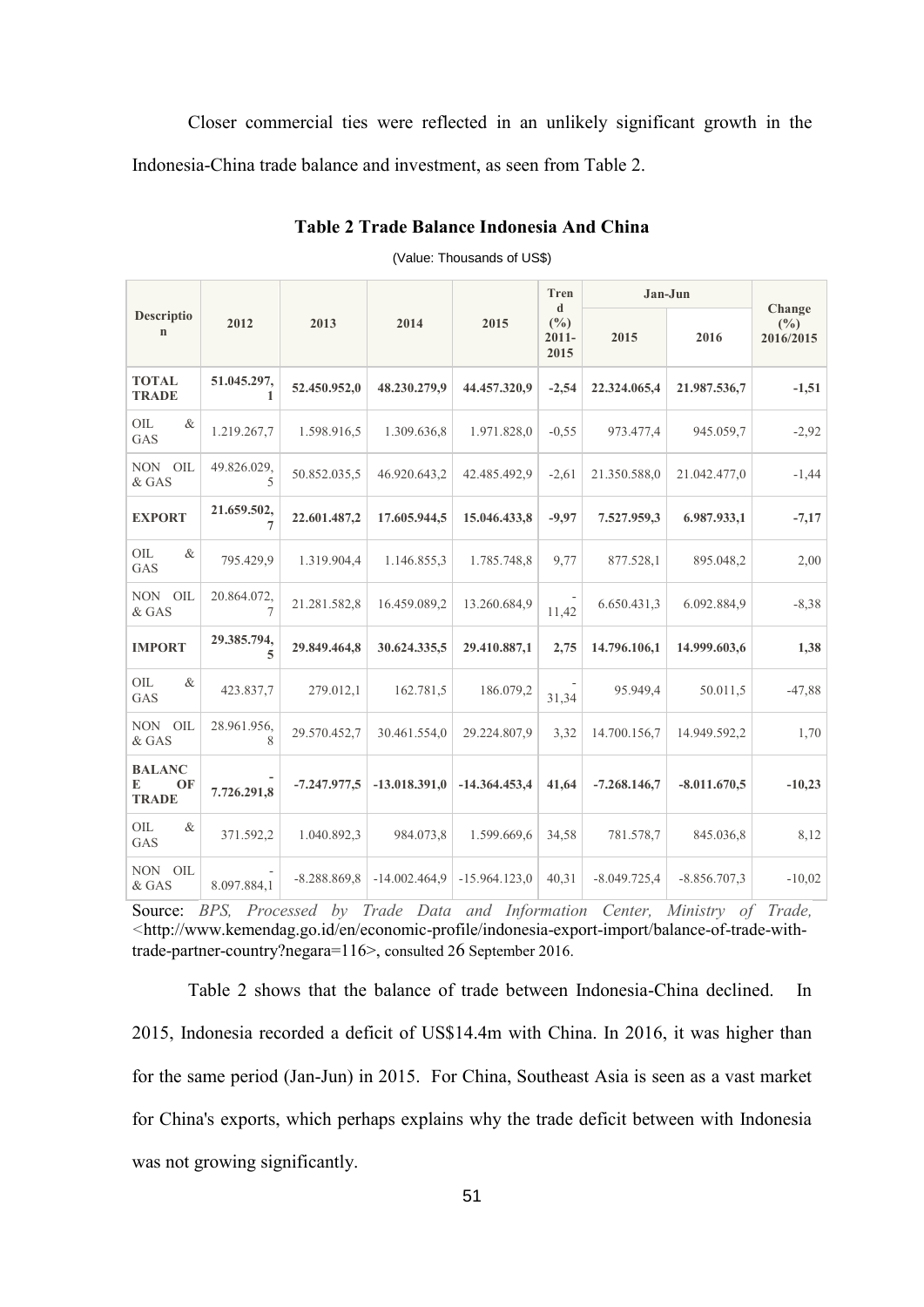Closer commercial ties were reflected in an unlikely significant growth in the Indonesia-China trade balance and investment, as seen from Table 2.

**Table 2 Trade Balance Indonesia And China**

(Value: Thousands of US$)

| Description | 2012 | 2013 | 2014 | 2015 | Trend (%) 2011-2015 | Jan-Jun | | Change (%) 2016/2015 |
|---|---|---|---|---|---|---|---|---|
| | | | | | | 2015 | 2016 | |
| **TOTAL TRADE** | **51.045.297,1** | **52.450.952,0** | **48.230.279,9** | **44.457.320,9** | **-2,54** | **22.324.065,4** | **21.987.536,7** | **-1,51** |
| OIL & GAS | 1.219.267,7 | 1.598.916,5 | 1.309.636,8 | 1.971.828,0 | -0,55 | 973.477,4 | 945.059,7 | -2,92 |
| NON OIL & GAS | 49.826.029,5 | 50.852.035,5 | 46.920.643,2 | 42.485.492,9 | -2,61 | 21.350.588,0 | 21.042.477,0 | -1,44 |
| **EXPORT** | **21.659.502,7** | **22.601.487,2** | **17.605.944,5** | **15.046.433,8** | **-9,97** | **7.527.959,3** | **6.987.933,1** | **-7,17** |
| OIL & GAS | 795.429,9 | 1.319.904,4 | 1.146.855,3 | 1.785.748,8 | 9,77 | 877.528,1 | 895.048,2 | 2,00 |
| NON OIL & GAS | 20.864.072,7 | 21.281.582,8 | 16.459.089,2 | 13.260.684,9 | -11,42 | 6.650.431,3 | 6.092.884,9 | -8,38 |
| **IMPORT** | **29.385.794,5** | **29.849.464,8** | **30.624.335,5** | **29.410.887,1** | **2,75** | **14.796.106,1** | **14.999.603,6** | **1,38** |
| OIL & GAS | 423.837,7 | 279.012,1 | 162.781,5 | 186.079,2 | -31,34 | 95.949,4 | 50.011,5 | -47,88 |
| NON OIL & GAS | 28.961.956,8 | 29.570.452,7 | 30.461.554,0 | 29.224.807,9 | 3,32 | 14.700.156,7 | 14.949.592,2 | 1,70 |
| **BALANCE OF TRADE** | **-7.726.291,8** | **-7.247.977,5** | **-13.018.391,0** | **-14.364.453,4** | **41,64** | **-7.268.146,7** | **-8.011.670,5** | **-10,23** |
| OIL & GAS | 371.592,2 | 1.040.892,3 | 984.073,8 | 1.599.669,6 | 34,58 | 781.578,7 | 845.036,8 | 8,12 |
| NON OIL & GAS | -8.097.884,1 | -8.288.869,8 | -14.002.464,9 | -15.964.123,0 | 40,31 | -8.049.725,4 | -8.856.707,3 | -10,02 |

Source: *BPS, Processed by Trade Data and Information Center, Ministry of Trade,* <http://www.kemendag.go.id/en/economic-profile/indonesia-export-import/balance-of-trade-with-trade-partner-country?negara=116>, consulted 26 September 2016.

Table 2 shows that the balance of trade between Indonesia-China declined. In 2015, Indonesia recorded a deficit of US$14.4m with China. In 2016, it was higher than for the same period (Jan-Jun) in 2015. For China, Southeast Asia is seen as a vast market for China's exports, which perhaps explains why the trade deficit between with Indonesia was not growing significantly.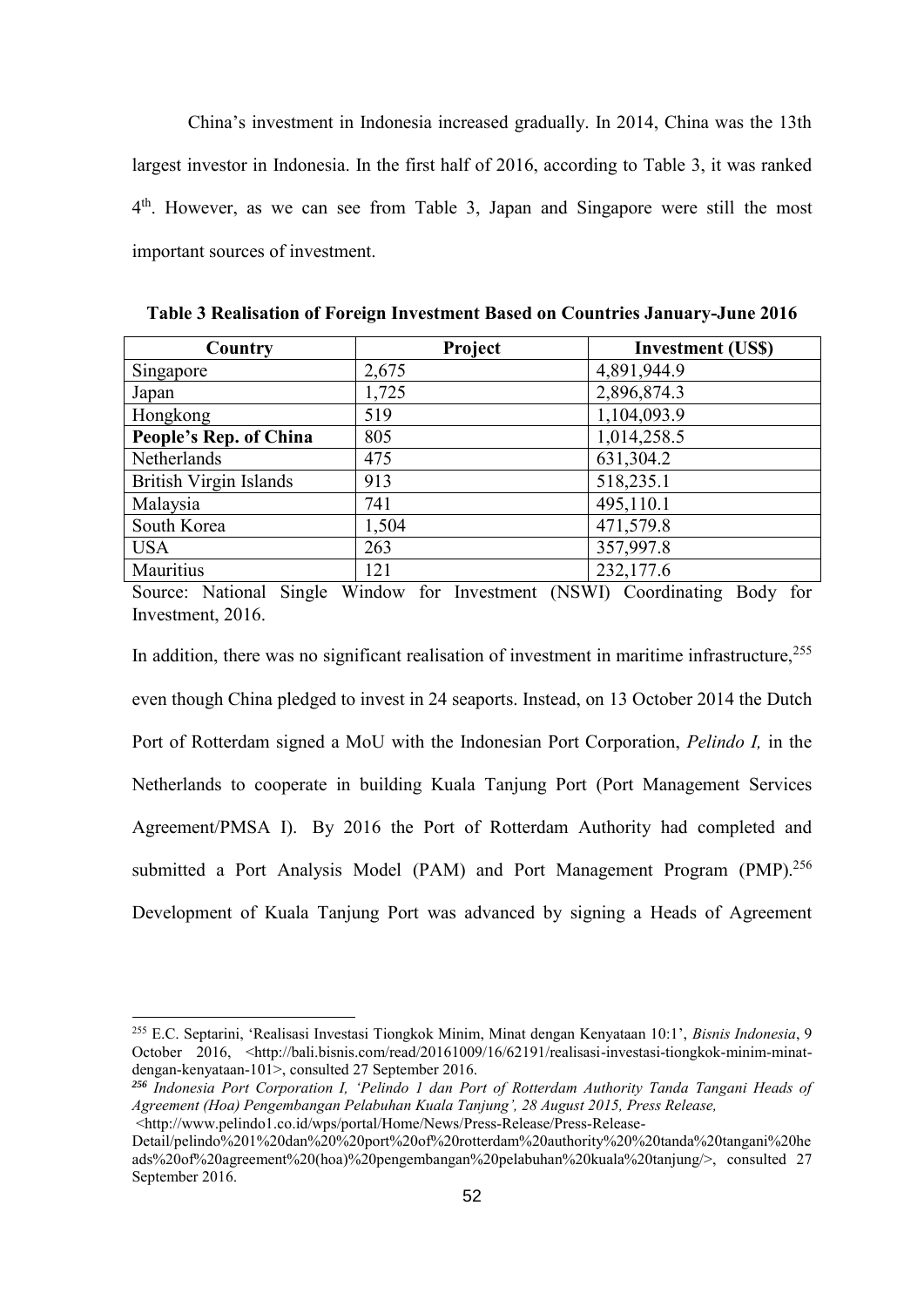China's investment in Indonesia increased gradually. In 2014, China was the 13th largest investor in Indonesia. In the first half of 2016, according to Table 3, it was ranked 4th. However, as we can see from Table 3, Japan and Singapore were still the most important sources of investment.

**Table 3 Realisation of Foreign Investment Based on Countries January-June 2016**

| Country | Project | Investment (US$) |
|---|---|---|
| Singapore | 2,675 | 4,891,944.9 |
| Japan | 1,725 | 2,896,874.3 |
| Hongkong | 519 | 1,104,093.9 |
| **People's Rep. of China** | 805 | 1,014,258.5 |
| Netherlands | 475 | 631,304.2 |
| British Virgin Islands | 913 | 518,235.1 |
| Malaysia | 741 | 495,110.1 |
| South Korea | 1,504 | 471,579.8 |
| USA | 263 | 357,997.8 |
| Mauritius | 121 | 232,177.6 |

Source: National Single Window for Investment (NSWI) Coordinating Body for Investment, 2016.

In addition, there was no significant realisation of investment in maritime infrastructure,[255] even though China pledged to invest in 24 seaports. Instead, on 13 October 2014 the Dutch Port of Rotterdam signed a MoU with the Indonesian Port Corporation, *Pelindo I,* in the Netherlands to cooperate in building Kuala Tanjung Port (Port Management Services Agreement/PMSA I). By 2016 the Port of Rotterdam Authority had completed and submitted a Port Analysis Model (PAM) and Port Management Program (PMP).[256] Development of Kuala Tanjung Port was advanced by signing a Heads of Agreement

---

[255] E.C. Septarini, 'Realisasi Investasi Tiongkok Minim, Minat dengan Kenyataan 10:1', *Bisnis Indonesia*, 9 October 2016, <http://bali.bisnis.com/read/20161009/16/62191/realisasi-investasi-tiongkok-minim-minat-dengan-kenyataan-101>, consulted 27 September 2016.

[256] *Indonesia Port Corporation I, 'Pelindo 1 dan Port of Rotterdam Authority Tanda Tangani Heads of Agreement (Hoa) Pengembangan Pelabuhan Kuala Tanjung', 28 August 2015, Press Release,* <http://www.pelindo1.co.id/wps/portal/Home/News/Press-Release/Press-Release-Detail/pelindo%201%20dan%20%20port%20of%20rotterdam%20authority%20%20tanda%20tangani%20heads%20of%20agreement%20(hoa)%20pengembangan%20pelabuhan%20kuala%20tanjung/>, consulted 27 September 2016.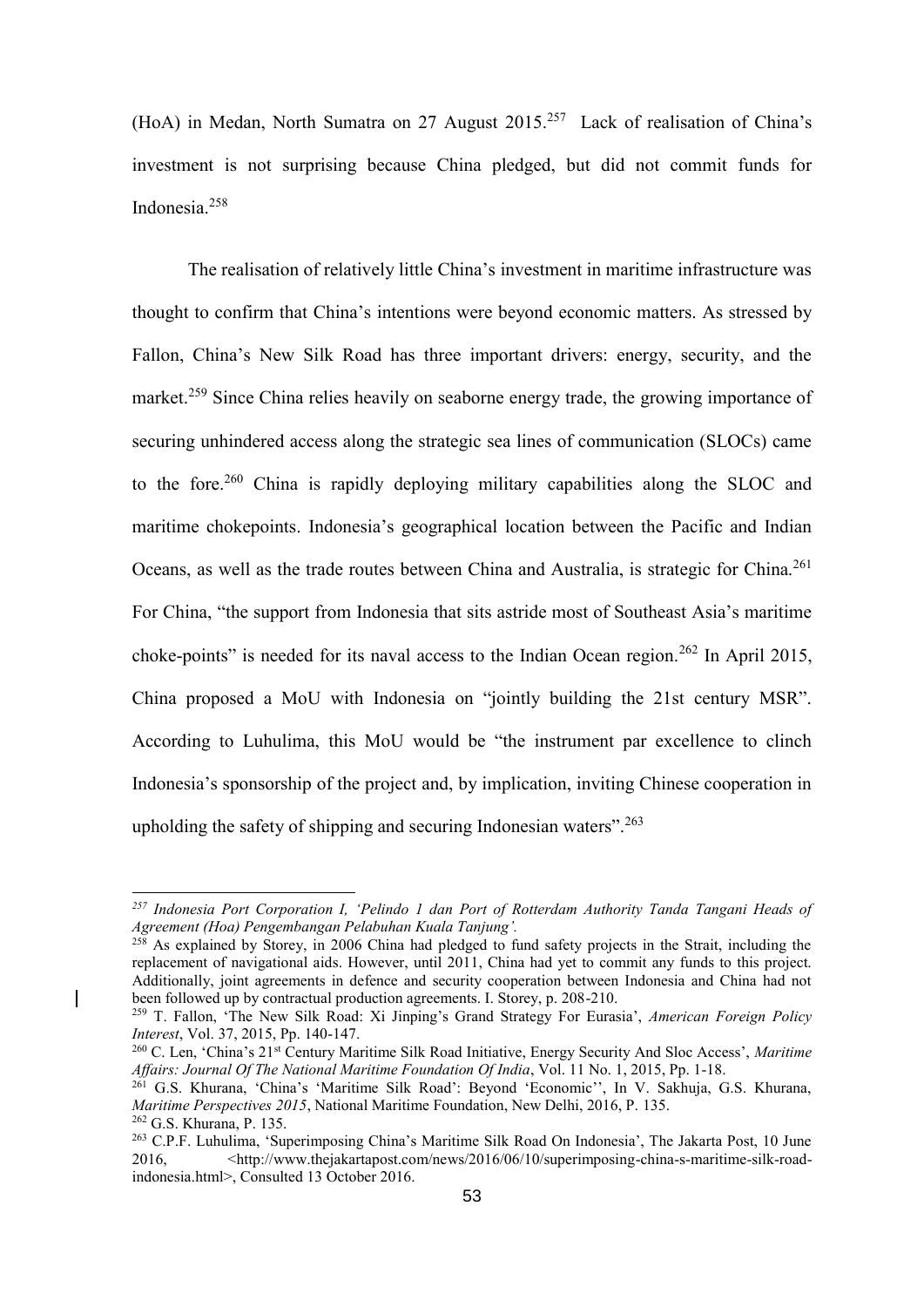(HoA) in Medan, North Sumatra on 27 August 2015.[257] Lack of realisation of China's investment is not surprising because China pledged, but did not commit funds for Indonesia.[258]

The realisation of relatively little China's investment in maritime infrastructure was thought to confirm that China's intentions were beyond economic matters. As stressed by Fallon, China's New Silk Road has three important drivers: energy, security, and the market.[259] Since China relies heavily on seaborne energy trade, the growing importance of securing unhindered access along the strategic sea lines of communication (SLOCs) came to the fore.[260] China is rapidly deploying military capabilities along the SLOC and maritime chokepoints. Indonesia's geographical location between the Pacific and Indian Oceans, as well as the trade routes between China and Australia, is strategic for China.[261] For China, "the support from Indonesia that sits astride most of Southeast Asia's maritime choke-points" is needed for its naval access to the Indian Ocean region.[262] In April 2015, China proposed a MoU with Indonesia on "jointly building the 21st century MSR". According to Luhulima, this MoU would be "the instrument par excellence to clinch Indonesia's sponsorship of the project and, by implication, inviting Chinese cooperation in upholding the safety of shipping and securing Indonesian waters".[263]

---

[257] *Indonesia Port Corporation I, 'Pelindo 1 dan Port of Rotterdam Authority Tanda Tangani Heads of Agreement (Hoa) Pengembangan Pelabuhan Kuala Tanjung'.*

[258] As explained by Storey, in 2006 China had pledged to fund safety projects in the Strait, including the replacement of navigational aids. However, until 2011, China had yet to commit any funds to this project. Additionally, joint agreements in defence and security cooperation between Indonesia and China had not been followed up by contractual production agreements. I. Storey, p. 208-210.

[259] T. Fallon, 'The New Silk Road: Xi Jinping's Grand Strategy For Eurasia', *American Foreign Policy Interest*, Vol. 37, 2015, Pp. 140-147.

[260] C. Len, 'China's 21st Century Maritime Silk Road Initiative, Energy Security And Sloc Access', *Maritime Affairs: Journal Of The National Maritime Foundation Of India*, Vol. 11 No. 1, 2015, Pp. 1-18.

[261] G.S. Khurana, 'China's 'Maritime Silk Road': Beyond 'Economic'', In V. Sakhuja, G.S. Khurana, *Maritime Perspectives 2015*, National Maritime Foundation, New Delhi, 2016, P. 135.

[262] G.S. Khurana, P. 135.

[263] C.P.F. Luhulima, 'Superimposing China's Maritime Silk Road On Indonesia', The Jakarta Post, 10 June 2016, <http://www.thejakartapost.com/news/2016/06/10/superimposing-china-s-maritime-silk-road-indonesia.html>, Consulted 13 October 2016.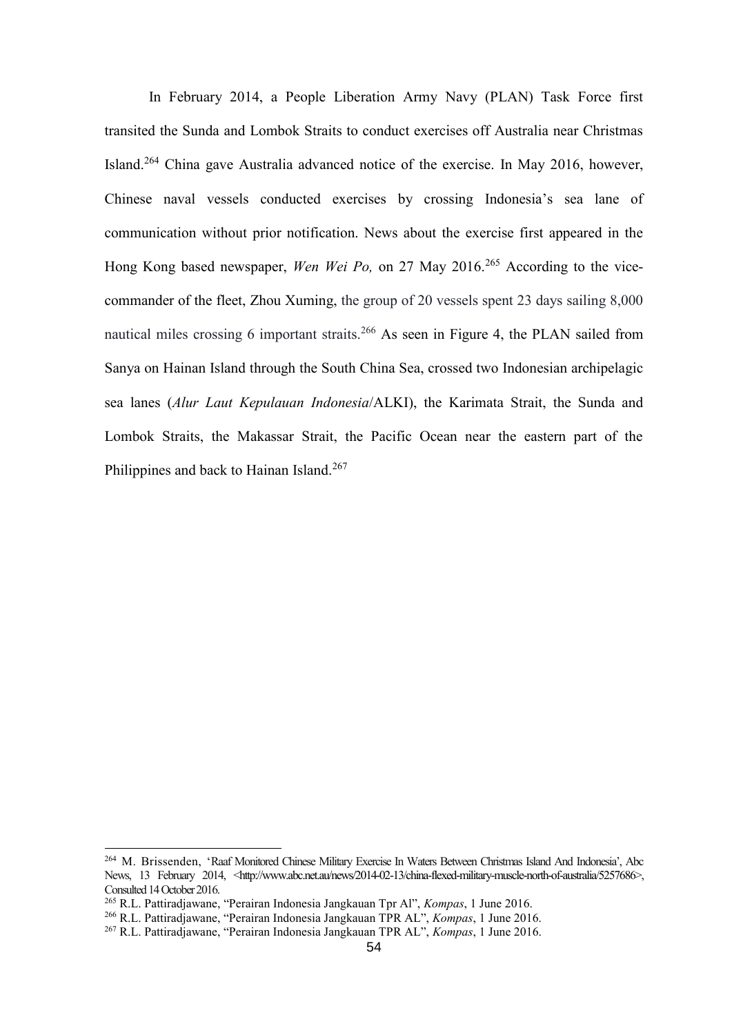In February 2014, a People Liberation Army Navy (PLAN) Task Force first transited the Sunda and Lombok Straits to conduct exercises off Australia near Christmas Island.[264] China gave Australia advanced notice of the exercise. In May 2016, however, Chinese naval vessels conducted exercises by crossing Indonesia's sea lane of communication without prior notification. News about the exercise first appeared in the Hong Kong based newspaper, *Wen Wei Po,* on 27 May 2016.[265] According to the vice-commander of the fleet, Zhou Xuming, the group of 20 vessels spent 23 days sailing 8,000 nautical miles crossing 6 important straits.[266] As seen in Figure 4, the PLAN sailed from Sanya on Hainan Island through the South China Sea, crossed two Indonesian archipelagic sea lanes (*Alur Laut Kepulauan Indonesia*/ALKI), the Karimata Strait, the Sunda and Lombok Straits, the Makassar Strait, the Pacific Ocean near the eastern part of the Philippines and back to Hainan Island.[267]

---

[264] M. Brissenden, 'Raaf Monitored Chinese Military Exercise In Waters Between Christmas Island And Indonesia', Abc News, 13 February 2014, <http://www.abc.net.au/news/2014-02-13/china-flexed-military-muscle-north-of-australia/5257686>, Consulted 14 October 2016.

[265] R.L. Pattiradjawane, "Perairan Indonesia Jangkauan Tpr Al", *Kompas*, 1 June 2016.

[266] R.L. Pattiradjawane, "Perairan Indonesia Jangkauan TPR AL", *Kompas*, 1 June 2016.

[267] R.L. Pattiradjawane, "Perairan Indonesia Jangkauan TPR AL", *Kompas*, 1 June 2016.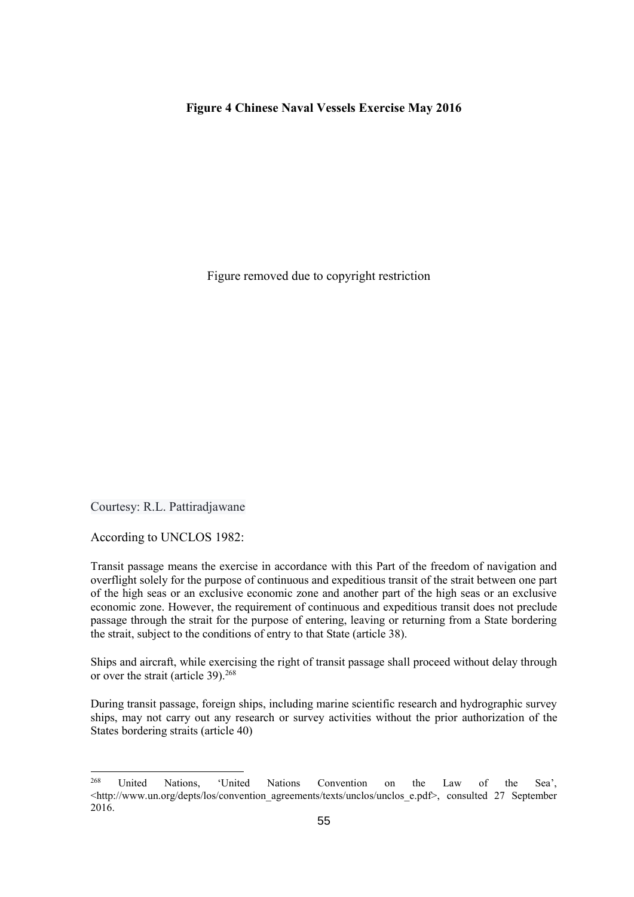**Figure 4 Chinese Naval Vessels Exercise May 2016**

Figure removed due to copyright restriction

Courtesy: R.L. Pattiradjawane

According to UNCLOS 1982:

Transit passage means the exercise in accordance with this Part of the freedom of navigation and overflight solely for the purpose of continuous and expeditious transit of the strait between one part of the high seas or an exclusive economic zone and another part of the high seas or an exclusive economic zone. However, the requirement of continuous and expeditious transit does not preclude passage through the strait for the purpose of entering, leaving or returning from a State bordering the strait, subject to the conditions of entry to that State (article 38).

Ships and aircraft, while exercising the right of transit passage shall proceed without delay through or over the strait (article 39).[268]

During transit passage, foreign ships, including marine scientific research and hydrographic survey ships, may not carry out any research or survey activities without the prior authorization of the States bordering straits (article 40)

---

[268] United Nations, 'United Nations Convention on the Law of the Sea', <http://www.un.org/depts/los/convention_agreements/texts/unclos/unclos_e.pdf>, consulted 27 September 2016.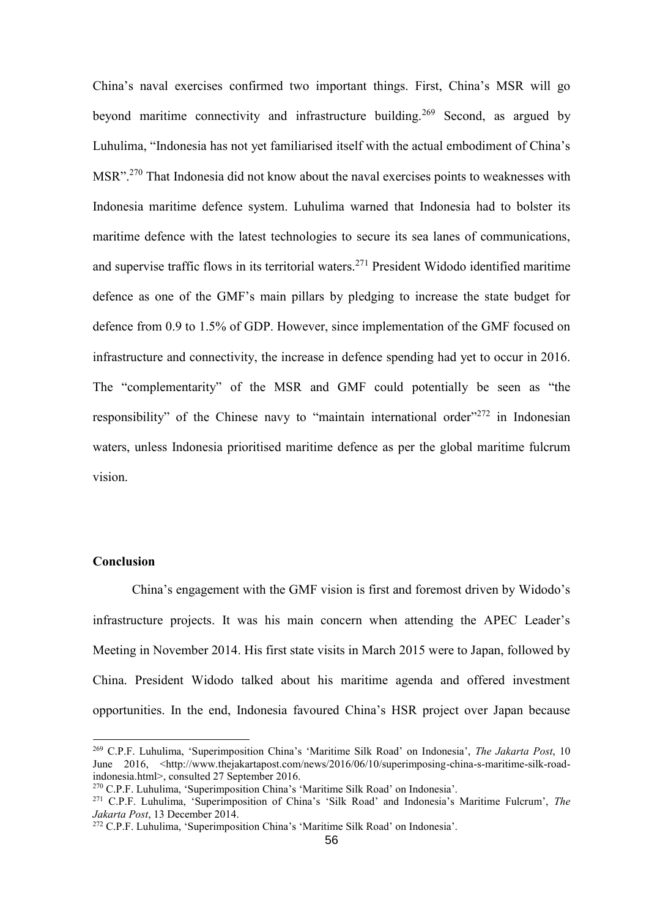China's naval exercises confirmed two important things. First, China's MSR will go beyond maritime connectivity and infrastructure building.[269] Second, as argued by Luhulima, "Indonesia has not yet familiarised itself with the actual embodiment of China's MSR".[270] That Indonesia did not know about the naval exercises points to weaknesses with Indonesia maritime defence system. Luhulima warned that Indonesia had to bolster its maritime defence with the latest technologies to secure its sea lanes of communications, and supervise traffic flows in its territorial waters.[271] President Widodo identified maritime defence as one of the GMF's main pillars by pledging to increase the state budget for defence from 0.9 to 1.5% of GDP. However, since implementation of the GMF focused on infrastructure and connectivity, the increase in defence spending had yet to occur in 2016. The "complementarity" of the MSR and GMF could potentially be seen as "the responsibility" of the Chinese navy to "maintain international order"[272] in Indonesian waters, unless Indonesia prioritised maritime defence as per the global maritime fulcrum vision.

**Conclusion**

China's engagement with the GMF vision is first and foremost driven by Widodo's infrastructure projects. It was his main concern when attending the APEC Leader's Meeting in November 2014. His first state visits in March 2015 were to Japan, followed by China. President Widodo talked about his maritime agenda and offered investment opportunities. In the end, Indonesia favoured China's HSR project over Japan because

---

[269] C.P.F. Luhulima, 'Superimposition China's 'Maritime Silk Road' on Indonesia', *The Jakarta Post*, 10 June 2016, <http://www.thejakartapost.com/news/2016/06/10/superimposing-china-s-maritime-silk-road-indonesia.html>, consulted 27 September 2016.

[270] C.P.F. Luhulima, 'Superimposition China's 'Maritime Silk Road' on Indonesia'.

[271] C.P.F. Luhulima, 'Superimposition of China's 'Silk Road' and Indonesia's Maritime Fulcrum', *The Jakarta Post*, 13 December 2014.

[272] C.P.F. Luhulima, 'Superimposition China's 'Maritime Silk Road' on Indonesia'.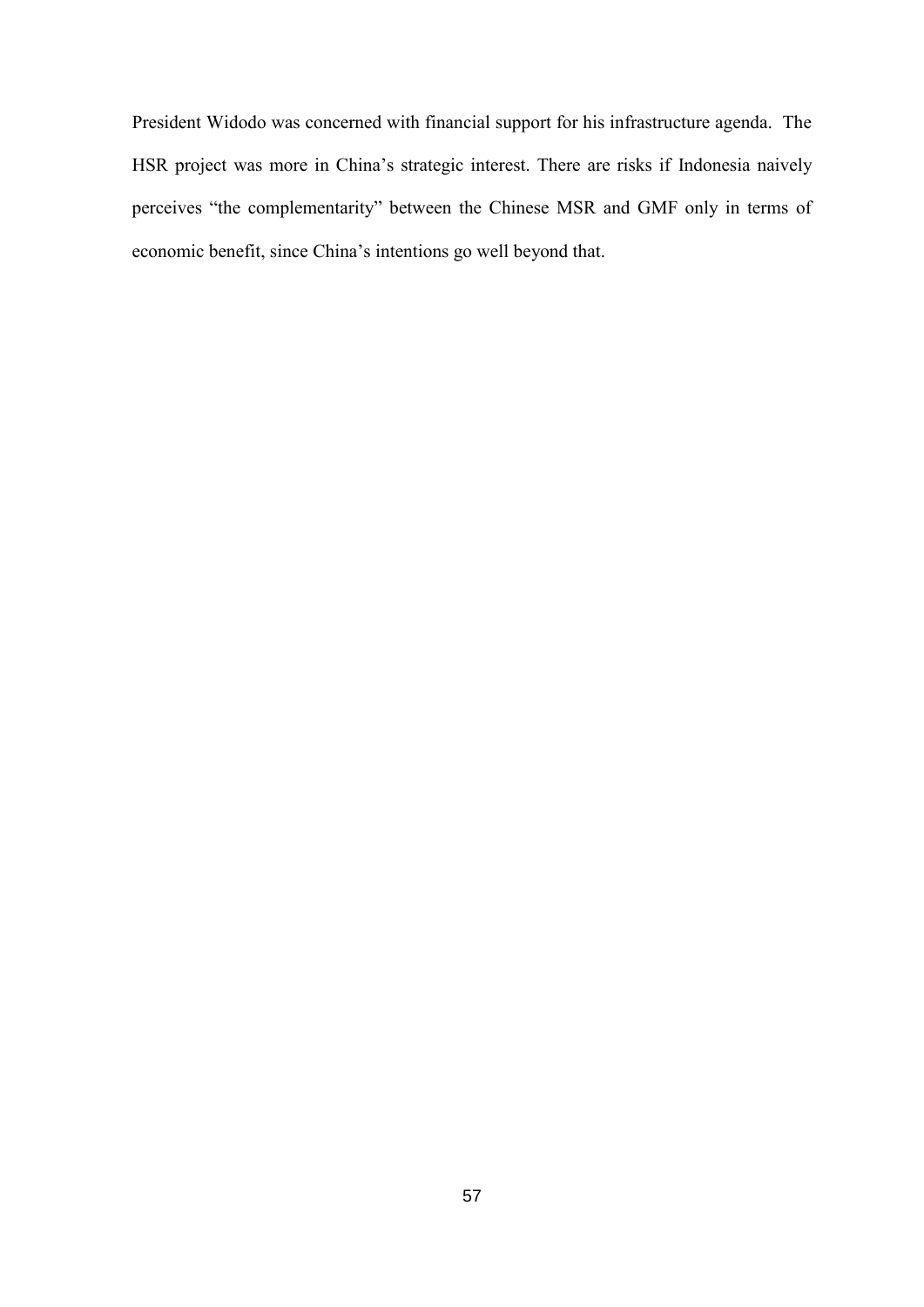President Widodo was concerned with financial support for his infrastructure agenda. The HSR project was more in China's strategic interest. There are risks if Indonesia naively perceives "the complementarity" between the Chinese MSR and GMF only in terms of economic benefit, since China's intentions go well beyond that.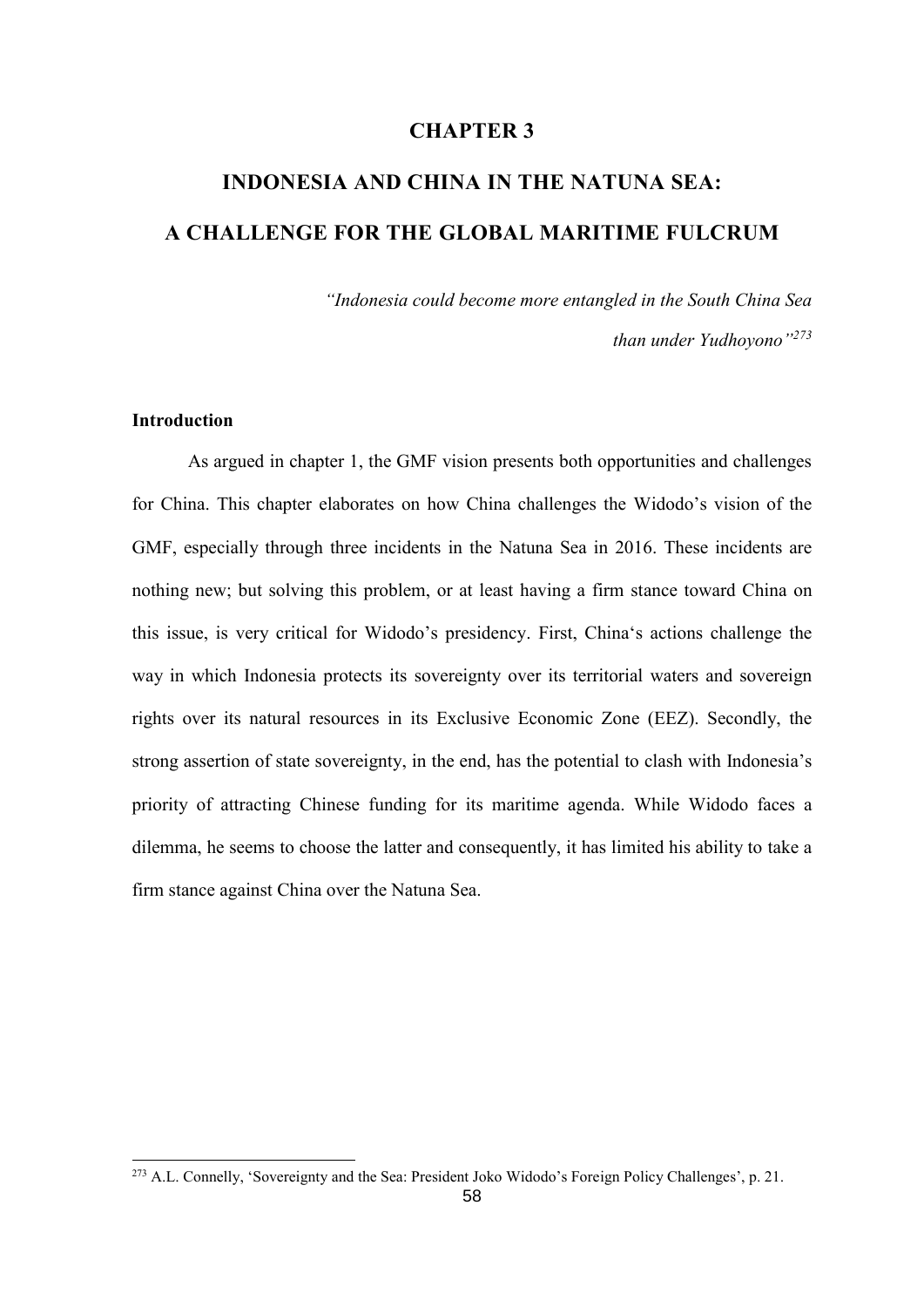# CHAPTER 3

# INDONESIA AND CHINA IN THE NATUNA SEA: A CHALLENGE FOR THE GLOBAL MARITIME FULCRUM

*"Indonesia could become more entangled in the South China Sea than under Yudhoyono"*[273]

## Introduction

As argued in chapter 1, the GMF vision presents both opportunities and challenges for China. This chapter elaborates on how China challenges the Widodo's vision of the GMF, especially through three incidents in the Natuna Sea in 2016. These incidents are nothing new; but solving this problem, or at least having a firm stance toward China on this issue, is very critical for Widodo's presidency. First, China's actions challenge the way in which Indonesia protects its sovereignty over its territorial waters and sovereign rights over its natural resources in its Exclusive Economic Zone (EEZ). Secondly, the strong assertion of state sovereignty, in the end, has the potential to clash with Indonesia's priority of attracting Chinese funding for its maritime agenda. While Widodo faces a dilemma, he seems to choose the latter and consequently, it has limited his ability to take a firm stance against China over the Natuna Sea.

---

[273] A.L. Connelly, 'Sovereignty and the Sea: President Joko Widodo's Foreign Policy Challenges', p. 21.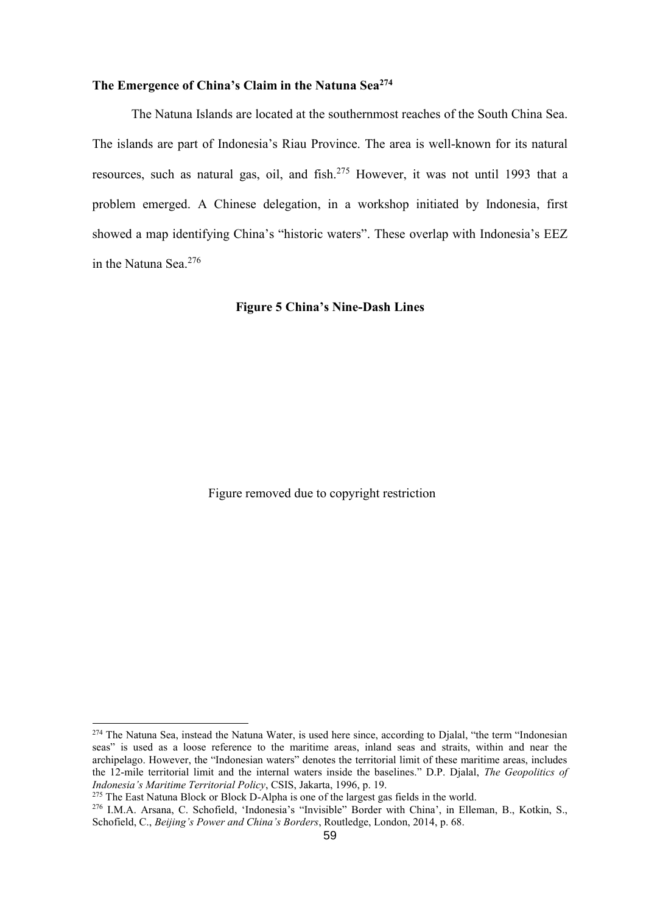**The Emergence of China's Claim in the Natuna Sea[274]**

The Natuna Islands are located at the southernmost reaches of the South China Sea. The islands are part of Indonesia's Riau Province. The area is well-known for its natural resources, such as natural gas, oil, and fish.[275] However, it was not until 1993 that a problem emerged. A Chinese delegation, in a workshop initiated by Indonesia, first showed a map identifying China's "historic waters". These overlap with Indonesia's EEZ in the Natuna Sea.[276]

**Figure 5 China's Nine-Dash Lines**

Figure removed due to copyright restriction

---

[274] The Natuna Sea, instead the Natuna Water, is used here since, according to Djalal, "the term "Indonesian seas" is used as a loose reference to the maritime areas, inland seas and straits, within and near the archipelago. However, the "Indonesian waters" denotes the territorial limit of these maritime areas, includes the 12-mile territorial limit and the internal waters inside the baselines." D.P. Djalal, *The Geopolitics of Indonesia's Maritime Territorial Policy*, CSIS, Jakarta, 1996, p. 19.

[275] The East Natuna Block or Block D-Alpha is one of the largest gas fields in the world.

[276] I.M.A. Arsana, C. Schofield, 'Indonesia's "Invisible" Border with China', in Elleman, B., Kotkin, S., Schofield, C., *Beijing's Power and China's Borders*, Routledge, London, 2014, p. 68.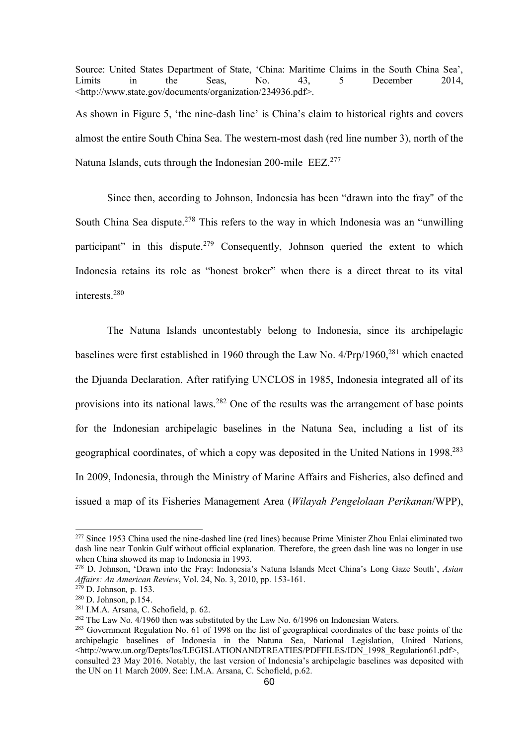Source: United States Department of State, 'China: Maritime Claims in the South China Sea', Limits in the Seas, No. 43, 5 December 2014, <http://www.state.gov/documents/organization/234936.pdf>.

As shown in Figure 5, 'the nine-dash line' is China's claim to historical rights and covers almost the entire South China Sea. The western-most dash (red line number 3), north of the Natuna Islands, cuts through the Indonesian 200-mile EEZ.[277]

Since then, according to Johnson, Indonesia has been "drawn into the fray" of the South China Sea dispute.[278] This refers to the way in which Indonesia was an "unwilling participant" in this dispute.[279] Consequently, Johnson queried the extent to which Indonesia retains its role as "honest broker" when there is a direct threat to its vital interests.[280]

The Natuna Islands uncontestably belong to Indonesia, since its archipelagic baselines were first established in 1960 through the Law No. 4/Prp/1960,[281] which enacted the Djuanda Declaration. After ratifying UNCLOS in 1985, Indonesia integrated all of its provisions into its national laws.[282] One of the results was the arrangement of base points for the Indonesian archipelagic baselines in the Natuna Sea, including a list of its geographical coordinates, of which a copy was deposited in the United Nations in 1998.[283] In 2009, Indonesia, through the Ministry of Marine Affairs and Fisheries, also defined and issued a map of its Fisheries Management Area (*Wilayah Pengelolaan Perikanan*/WPP),

---

[277] Since 1953 China used the nine-dashed line (red lines) because Prime Minister Zhou Enlai eliminated two dash line near Tonkin Gulf without official explanation. Therefore, the green dash line was no longer in use when China showed its map to Indonesia in 1993.

[278] D. Johnson, 'Drawn into the Fray: Indonesia's Natuna Islands Meet China's Long Gaze South', *Asian Affairs: An American Review*, Vol. 24, No. 3, 2010, pp. 153-161.

[279] D. Johnson*,* p. 153.

[280] D. Johnson, p.154.

[281] I.M.A. Arsana, C. Schofield, p. 62.

[282] The Law No. 4/1960 then was substituted by the Law No. 6/1996 on Indonesian Waters.

[283] Government Regulation No. 61 of 1998 on the list of geographical coordinates of the base points of the archipelagic baselines of Indonesia in the Natuna Sea, National Legislation, United Nations, <http://www.un.org/Depts/los/LEGISLATIONANDTREATIES/PDFFILES/IDN_1998_Regulation61.pdf>, consulted 23 May 2016. Notably, the last version of Indonesia's archipelagic baselines was deposited with the UN on 11 March 2009. See: I.M.A. Arsana, C. Schofield, p.62.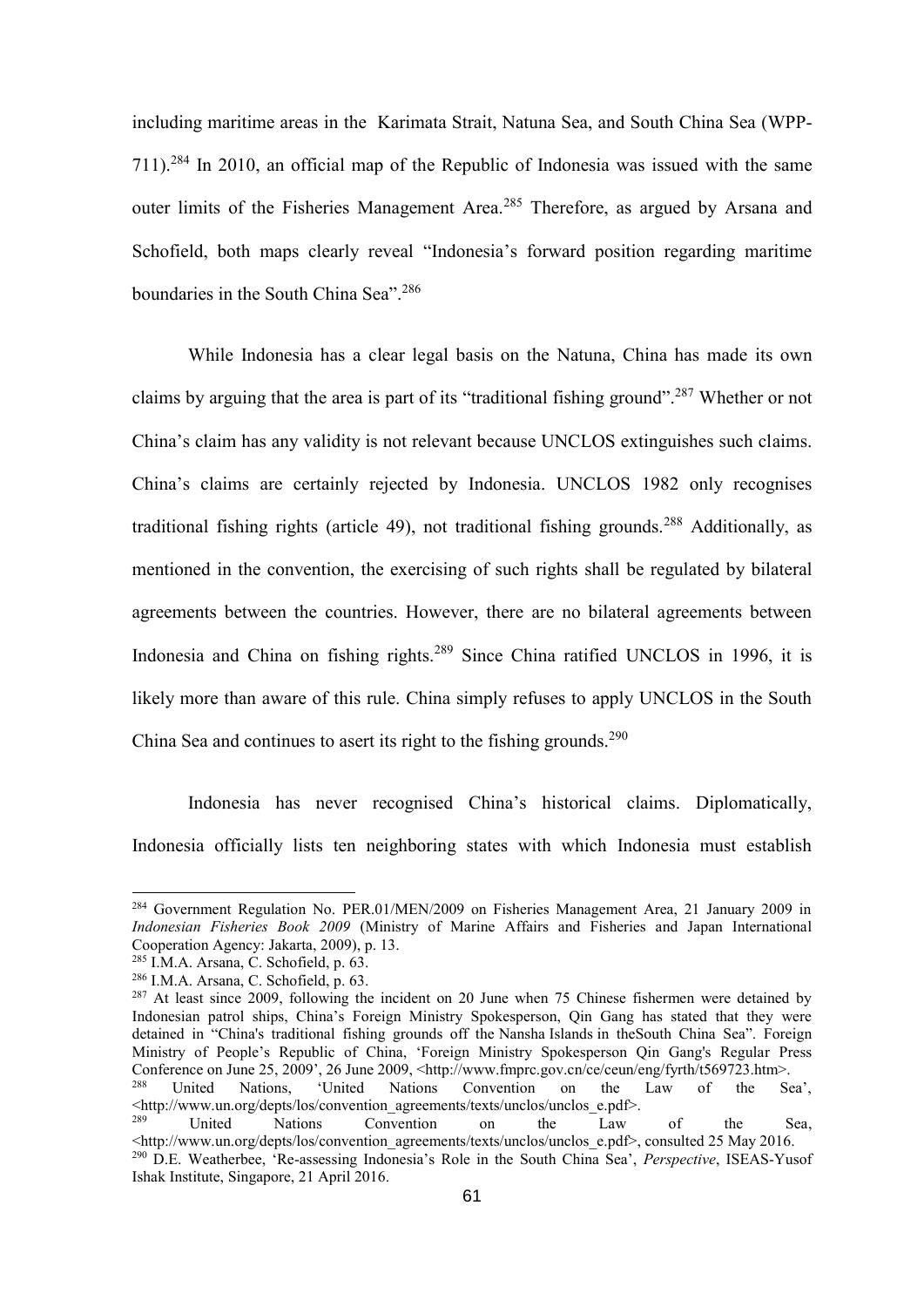including maritime areas in the Karimata Strait, Natuna Sea, and South China Sea (WPP-711).[284] In 2010, an official map of the Republic of Indonesia was issued with the same outer limits of the Fisheries Management Area.[285] Therefore, as argued by Arsana and Schofield, both maps clearly reveal "Indonesia's forward position regarding maritime boundaries in the South China Sea".[286]

While Indonesia has a clear legal basis on the Natuna, China has made its own claims by arguing that the area is part of its "traditional fishing ground".[287] Whether or not China's claim has any validity is not relevant because UNCLOS extinguishes such claims. China's claims are certainly rejected by Indonesia. UNCLOS 1982 only recognises traditional fishing rights (article 49), not traditional fishing grounds.[288] Additionally, as mentioned in the convention, the exercising of such rights shall be regulated by bilateral agreements between the countries. However, there are no bilateral agreements between Indonesia and China on fishing rights.[289] Since China ratified UNCLOS in 1996, it is likely more than aware of this rule. China simply refuses to apply UNCLOS in the South China Sea and continues to asert its right to the fishing grounds.[290]

Indonesia has never recognised China's historical claims. Diplomatically, Indonesia officially lists ten neighboring states with which Indonesia must establish

---

[284] Government Regulation No. PER.01/MEN/2009 on Fisheries Management Area, 21 January 2009 in *Indonesian Fisheries Book 2009* (Ministry of Marine Affairs and Fisheries and Japan International Cooperation Agency: Jakarta, 2009), p. 13.

[285] I.M.A. Arsana, C. Schofield, p. 63.

[286] I.M.A. Arsana, C. Schofield, p. 63.

[287] At least since 2009, following the incident on 20 June when 75 Chinese fishermen were detained by Indonesian patrol ships, China's Foreign Ministry Spokesperson, Qin Gang has stated that they were detained in "China's traditional fishing grounds off the Nansha Islands in theSouth China Sea". Foreign Ministry of People's Republic of China, 'Foreign Ministry Spokesperson Qin Gang's Regular Press Conference on June 25, 2009', 26 June 2009, <http://www.fmprc.gov.cn/ce/ceun/eng/fyrth/t569723.htm>.

[288] United Nations, 'United Nations Convention on the Law of the Sea', <http://www.un.org/depts/los/convention_agreements/texts/unclos/unclos_e.pdf>.

[289] United Nations Convention on the Law of the Sea, <http://www.un.org/depts/los/convention_agreements/texts/unclos/unclos_e.pdf>, consulted 25 May 2016.

[290] D.E. Weatherbee, 'Re-assessing Indonesia's Role in the South China Sea', *Perspective*, ISEAS-Yusof Ishak Institute, Singapore, 21 April 2016.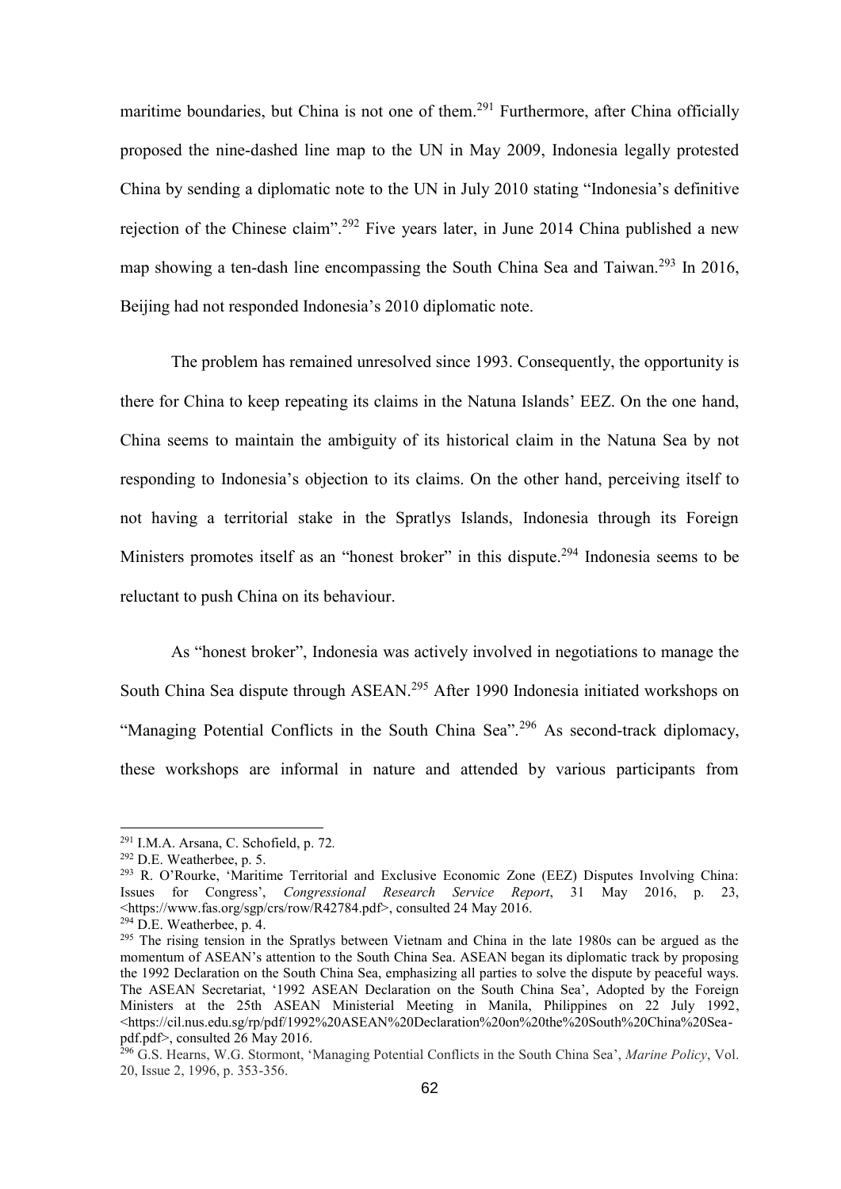maritime boundaries, but China is not one of them.[291] Furthermore, after China officially proposed the nine-dashed line map to the UN in May 2009, Indonesia legally protested China by sending a diplomatic note to the UN in July 2010 stating "Indonesia's definitive rejection of the Chinese claim".[292] Five years later, in June 2014 China published a new map showing a ten-dash line encompassing the South China Sea and Taiwan.[293] In 2016, Beijing had not responded Indonesia's 2010 diplomatic note.

The problem has remained unresolved since 1993. Consequently, the opportunity is there for China to keep repeating its claims in the Natuna Islands' EEZ. On the one hand, China seems to maintain the ambiguity of its historical claim in the Natuna Sea by not responding to Indonesia's objection to its claims. On the other hand, perceiving itself to not having a territorial stake in the Spratlys Islands, Indonesia through its Foreign Ministers promotes itself as an "honest broker" in this dispute.[294] Indonesia seems to be reluctant to push China on its behaviour.

As "honest broker", Indonesia was actively involved in negotiations to manage the South China Sea dispute through ASEAN.[295] After 1990 Indonesia initiated workshops on "Managing Potential Conflicts in the South China Sea".[296] As second-track diplomacy, these workshops are informal in nature and attended by various participants from

---

[291] I.M.A. Arsana, C. Schofield, p. 72.

[292] D.E. Weatherbee, p. 5.

[293] R. O'Rourke, 'Maritime Territorial and Exclusive Economic Zone (EEZ) Disputes Involving China: Issues for Congress', *Congressional Research Service Report*, 31 May 2016, p. 23, <https://www.fas.org/sgp/crs/row/R42784.pdf>, consulted 24 May 2016.

[294] D.E. Weatherbee, p. 4.

[295] The rising tension in the Spratlys between Vietnam and China in the late 1980s can be argued as the momentum of ASEAN's attention to the South China Sea. ASEAN began its diplomatic track by proposing the 1992 Declaration on the South China Sea, emphasizing all parties to solve the dispute by peaceful ways. The ASEAN Secretariat, '1992 ASEAN Declaration on the South China Sea', Adopted by the Foreign Ministers at the 25th ASEAN Ministerial Meeting in Manila, Philippines on 22 July 1992, <https://cil.nus.edu.sg/rp/pdf/1992%20ASEAN%20Declaration%20on%20the%20South%20China%20Sea-pdf.pdf>, consulted 26 May 2016.

[296] G.S. Hearns, W.G. Stormont, 'Managing Potential Conflicts in the South China Sea', *Marine Policy*, Vol. 20, Issue 2, 1996, p. 353-356.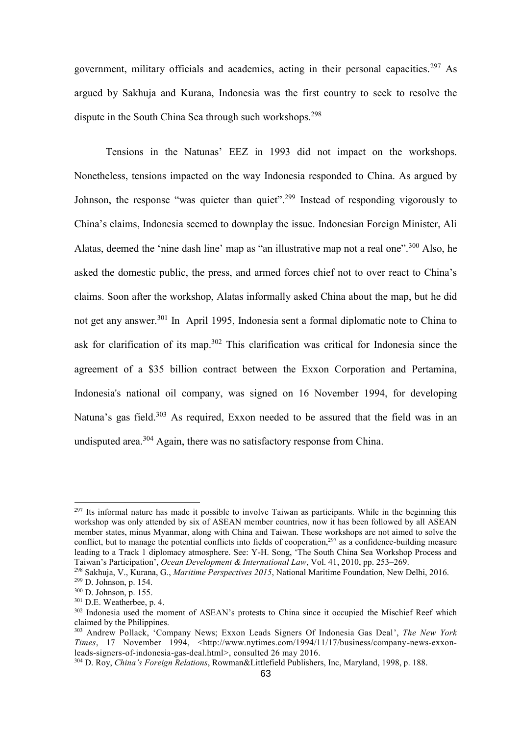government, military officials and academics, acting in their personal capacities.[297] As argued by Sakhuja and Kurana, Indonesia was the first country to seek to resolve the dispute in the South China Sea through such workshops.[298]

Tensions in the Natunas' EEZ in 1993 did not impact on the workshops. Nonetheless, tensions impacted on the way Indonesia responded to China. As argued by Johnson, the response "was quieter than quiet".[299] Instead of responding vigorously to China's claims, Indonesia seemed to downplay the issue. Indonesian Foreign Minister, Ali Alatas, deemed the 'nine dash line' map as "an illustrative map not a real one".[300] Also, he asked the domestic public, the press, and armed forces chief not to over react to China's claims. Soon after the workshop, Alatas informally asked China about the map, but he did not get any answer.[301] In April 1995, Indonesia sent a formal diplomatic note to China to ask for clarification of its map.[302] This clarification was critical for Indonesia since the agreement of a $35 billion contract between the Exxon Corporation and Pertamina, Indonesia's national oil company, was signed on 16 November 1994, for developing Natuna's gas field.[303] As required, Exxon needed to be assured that the field was in an undisputed area.[304] Again, there was no satisfactory response from China.

---

[297] Its informal nature has made it possible to involve Taiwan as participants. While in the beginning this workshop was only attended by six of ASEAN member countries, now it has been followed by all ASEAN member states, minus Myanmar, along with China and Taiwan. These workshops are not aimed to solve the conflict, but to manage the potential conflicts into fields of cooperation,[297] as a confidence-building measure leading to a Track 1 diplomacy atmosphere. See: Y-H. Song, 'The South China Sea Workshop Process and Taiwan's Participation', *Ocean Development & International Law*, Vol. 41, 2010, pp. 253–269.

[298] Sakhuja, V., Kurana, G., *Maritime Perspectives 2015*, National Maritime Foundation, New Delhi, 2016.

[299] D. Johnson, p. 154.

[300] D. Johnson, p. 155.

[301] D.E. Weatherbee, p. 4.

[302] Indonesia used the moment of ASEAN's protests to China since it occupied the Mischief Reef which claimed by the Philippines.

[303] Andrew Pollack, 'Company News; Exxon Leads Signers Of Indonesia Gas Deal', *The New York Times*, 17 November 1994, <http://www.nytimes.com/1994/11/17/business/company-news-exxon-leads-signers-of-indonesia-gas-deal.html>, consulted 26 may 2016.

[304] D. Roy, *China's Foreign Relations*, Rowman&Littlefield Publishers, Inc, Maryland, 1998, p. 188.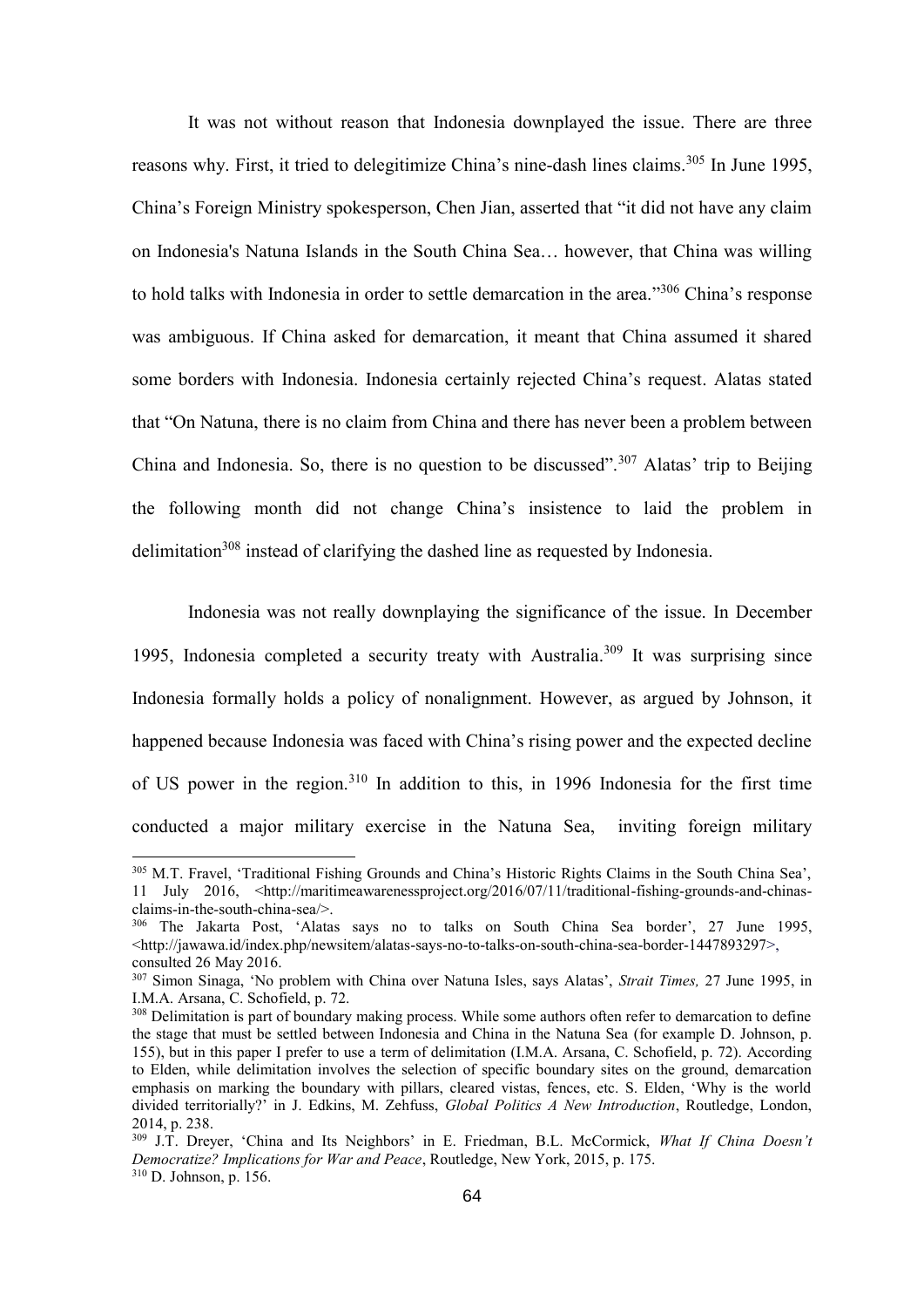It was not without reason that Indonesia downplayed the issue. There are three reasons why. First, it tried to delegitimize China's nine-dash lines claims.[305] In June 1995, China's Foreign Ministry spokesperson, Chen Jian, asserted that "it did not have any claim on Indonesia's Natuna Islands in the South China Sea… however, that China was willing to hold talks with Indonesia in order to settle demarcation in the area."[306] China's response was ambiguous. If China asked for demarcation, it meant that China assumed it shared some borders with Indonesia. Indonesia certainly rejected China's request. Alatas stated that "On Natuna, there is no claim from China and there has never been a problem between China and Indonesia. So, there is no question to be discussed".[307] Alatas' trip to Beijing the following month did not change China's insistence to laid the problem in delimitation[308] instead of clarifying the dashed line as requested by Indonesia.

Indonesia was not really downplaying the significance of the issue. In December 1995, Indonesia completed a security treaty with Australia.[309] It was surprising since Indonesia formally holds a policy of nonalignment. However, as argued by Johnson, it happened because Indonesia was faced with China's rising power and the expected decline of US power in the region.[310] In addition to this, in 1996 Indonesia for the first time conducted a major military exercise in the Natuna Sea, inviting foreign military

---

[305] M.T. Fravel, 'Traditional Fishing Grounds and China's Historic Rights Claims in the South China Sea', 11 July 2016, <http://maritimeawarenessproject.org/2016/07/11/traditional-fishing-grounds-and-chinas-claims-in-the-south-china-sea/>.

[306] The Jakarta Post, 'Alatas says no to talks on South China Sea border', 27 June 1995, <http://jawawa.id/index.php/newsitem/alatas-says-no-to-talks-on-south-china-sea-border-1447893297>, consulted 26 May 2016.

[307] Simon Sinaga, 'No problem with China over Natuna Isles, says Alatas', *Strait Times,* 27 June 1995, in I.M.A. Arsana, C. Schofield, p. 72.

[308] Delimitation is part of boundary making process. While some authors often refer to demarcation to define the stage that must be settled between Indonesia and China in the Natuna Sea (for example D. Johnson, p. 155), but in this paper I prefer to use a term of delimitation (I.M.A. Arsana, C. Schofield, p. 72). According to Elden, while delimitation involves the selection of specific boundary sites on the ground, demarcation emphasis on marking the boundary with pillars, cleared vistas, fences, etc. S. Elden, 'Why is the world divided territorially?' in J. Edkins, M. Zehfuss, *Global Politics A New Introduction*, Routledge, London, 2014, p. 238.

[309] J.T. Dreyer, 'China and Its Neighbors' in E. Friedman, B.L. McCormick, *What If China Doesn't Democratize? Implications for War and Peace*, Routledge, New York, 2015, p. 175.

[310] D. Johnson, p. 156.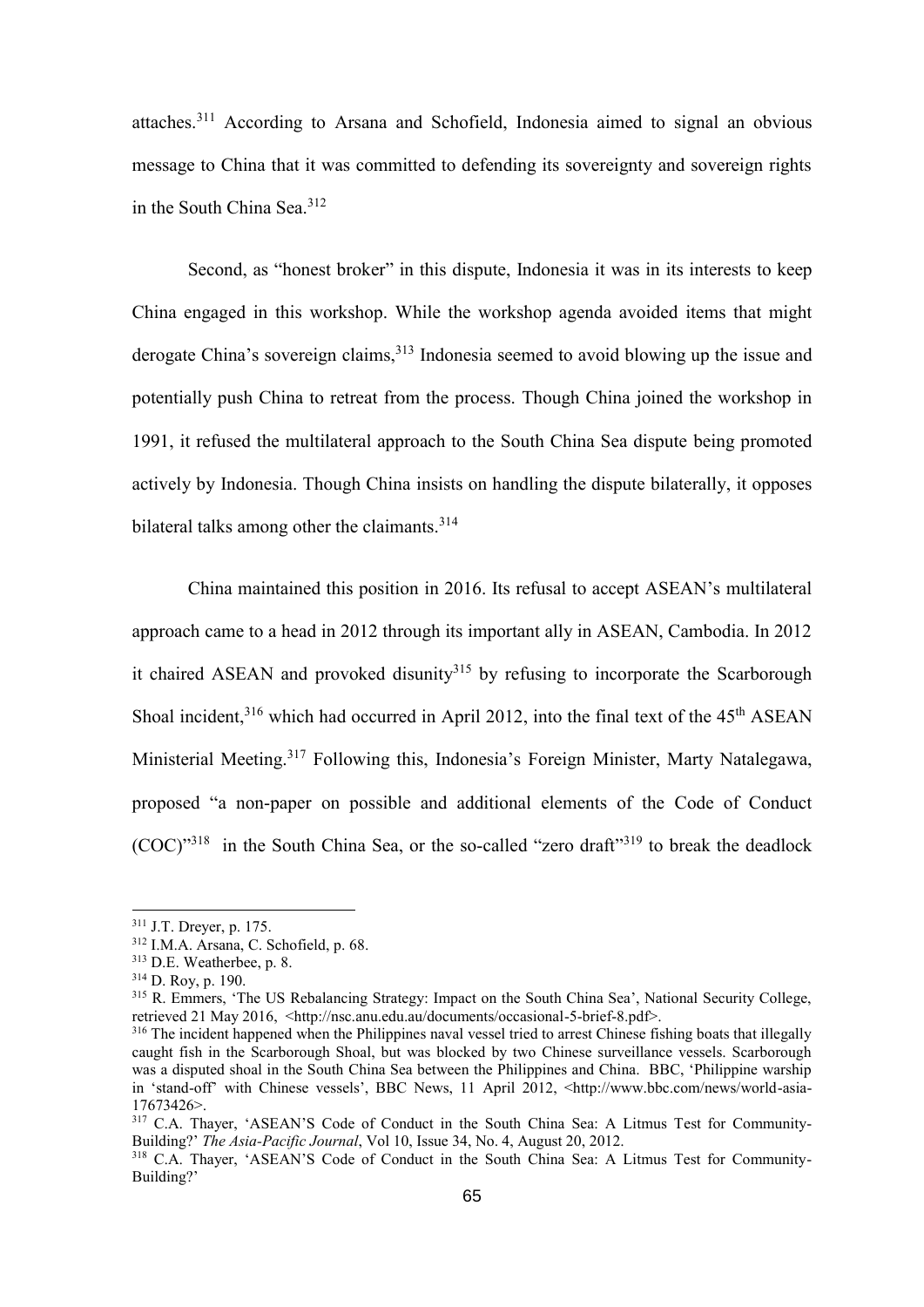attaches.[311] According to Arsana and Schofield, Indonesia aimed to signal an obvious message to China that it was committed to defending its sovereignty and sovereign rights in the South China Sea.[312]

Second, as "honest broker" in this dispute, Indonesia it was in its interests to keep China engaged in this workshop. While the workshop agenda avoided items that might derogate China's sovereign claims,[313] Indonesia seemed to avoid blowing up the issue and potentially push China to retreat from the process. Though China joined the workshop in 1991, it refused the multilateral approach to the South China Sea dispute being promoted actively by Indonesia. Though China insists on handling the dispute bilaterally, it opposes bilateral talks among other the claimants.[314]

China maintained this position in 2016. Its refusal to accept ASEAN's multilateral approach came to a head in 2012 through its important ally in ASEAN, Cambodia. In 2012 it chaired ASEAN and provoked disunity[315] by refusing to incorporate the Scarborough Shoal incident,[316] which had occurred in April 2012, into the final text of the 45th ASEAN Ministerial Meeting.[317] Following this, Indonesia's Foreign Minister, Marty Natalegawa, proposed "a non-paper on possible and additional elements of the Code of Conduct (COC)"[318] in the South China Sea, or the so-called "zero draft"[319] to break the deadlock

---

[311] J.T. Dreyer, p. 175.

[312] I.M.A. Arsana, C. Schofield, p. 68.

[313] D.E. Weatherbee, p. 8.

[314] D. Roy, p. 190.

[315] R. Emmers, 'The US Rebalancing Strategy: Impact on the South China Sea', National Security College, retrieved 21 May 2016, <http://nsc.anu.edu.au/documents/occasional-5-brief-8.pdf>.

[316] The incident happened when the Philippines naval vessel tried to arrest Chinese fishing boats that illegally caught fish in the Scarborough Shoal, but was blocked by two Chinese surveillance vessels. Scarborough was a disputed shoal in the South China Sea between the Philippines and China. BBC, 'Philippine warship in 'stand-off' with Chinese vessels', BBC News, 11 April 2012, <http://www.bbc.com/news/world-asia-17673426>.

[317] C.A. Thayer, 'ASEAN'S Code of Conduct in the South China Sea: A Litmus Test for Community-Building?' *The Asia-Pacific Journal*, Vol 10, Issue 34, No. 4, August 20, 2012.

[318] C.A. Thayer, 'ASEAN'S Code of Conduct in the South China Sea: A Litmus Test for Community-Building?'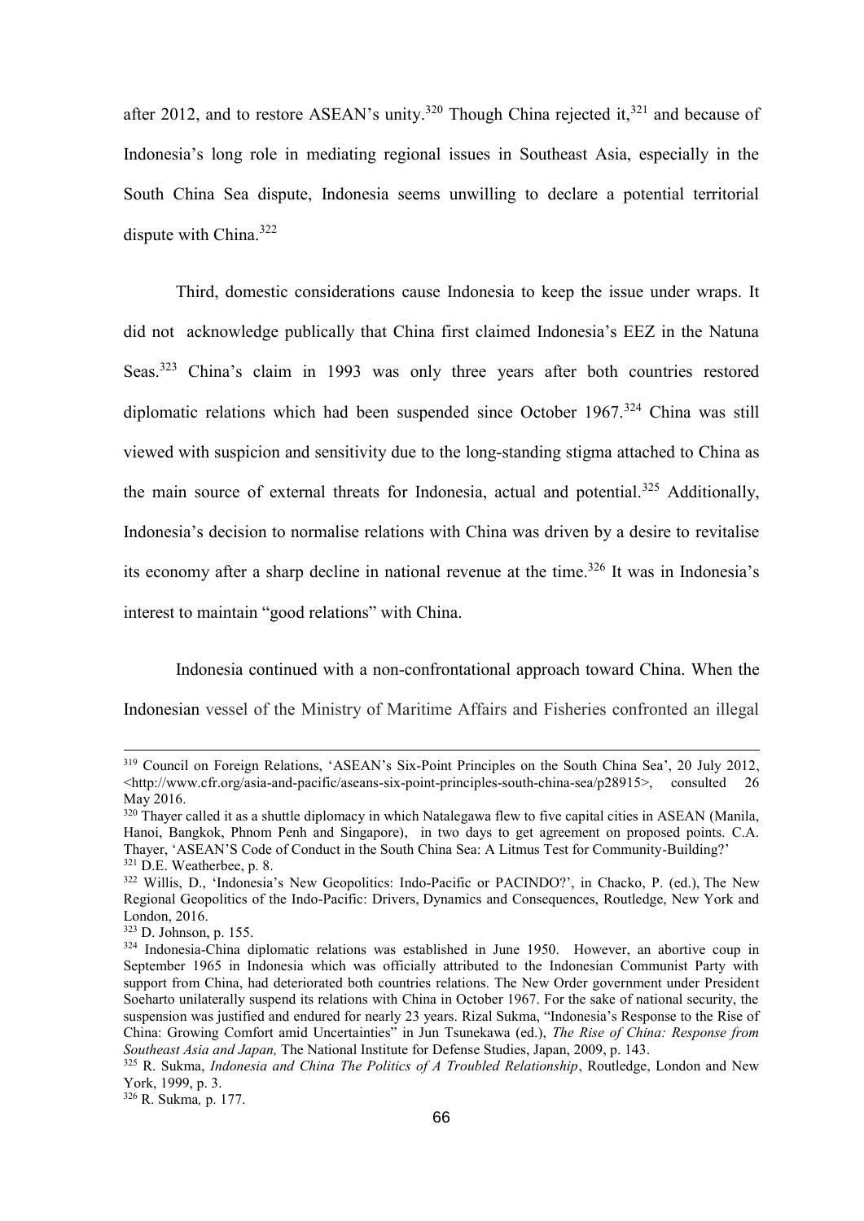after 2012, and to restore ASEAN's unity.[320] Though China rejected it,[321] and because of Indonesia's long role in mediating regional issues in Southeast Asia, especially in the South China Sea dispute, Indonesia seems unwilling to declare a potential territorial dispute with China.[322]

Third, domestic considerations cause Indonesia to keep the issue under wraps. It did not acknowledge publically that China first claimed Indonesia's EEZ in the Natuna Seas.[323] China's claim in 1993 was only three years after both countries restored diplomatic relations which had been suspended since October 1967.[324] China was still viewed with suspicion and sensitivity due to the long-standing stigma attached to China as the main source of external threats for Indonesia, actual and potential.[325] Additionally, Indonesia's decision to normalise relations with China was driven by a desire to revitalise its economy after a sharp decline in national revenue at the time.[326] It was in Indonesia's interest to maintain "good relations" with China.

Indonesia continued with a non-confrontational approach toward China. When the Indonesian vessel of the Ministry of Maritime Affairs and Fisheries confronted an illegal

---

[319] Council on Foreign Relations, 'ASEAN's Six-Point Principles on the South China Sea', 20 July 2012, <http://www.cfr.org/asia-and-pacific/aseans-six-point-principles-south-china-sea/p28915>, consulted 26 May 2016.

[320] Thayer called it as a shuttle diplomacy in which Natalegawa flew to five capital cities in ASEAN (Manila, Hanoi, Bangkok, Phnom Penh and Singapore), in two days to get agreement on proposed points. C.A. Thayer, 'ASEAN'S Code of Conduct in the South China Sea: A Litmus Test for Community-Building?'

[321] D.E. Weatherbee, p. 8.

[322] Willis, D., 'Indonesia's New Geopolitics: Indo-Pacific or PACINDO?', in Chacko, P. (ed.), The New Regional Geopolitics of the Indo-Pacific: Drivers, Dynamics and Consequences, Routledge, New York and London, 2016.

[323] D. Johnson, p. 155.

[324] Indonesia-China diplomatic relations was established in June 1950. However, an abortive coup in September 1965 in Indonesia which was officially attributed to the Indonesian Communist Party with support from China, had deteriorated both countries relations. The New Order government under President Soeharto unilaterally suspend its relations with China in October 1967. For the sake of national security, the suspension was justified and endured for nearly 23 years. Rizal Sukma, "Indonesia's Response to the Rise of China: Growing Comfort amid Uncertainties" in Jun Tsunekawa (ed.), *The Rise of China: Response from Southeast Asia and Japan,* The National Institute for Defense Studies, Japan, 2009, p. 143.

[325] R. Sukma, *Indonesia and China The Politics of A Troubled Relationship*, Routledge, London and New York, 1999, p. 3.

[326] R. Sukma*,* p. 177.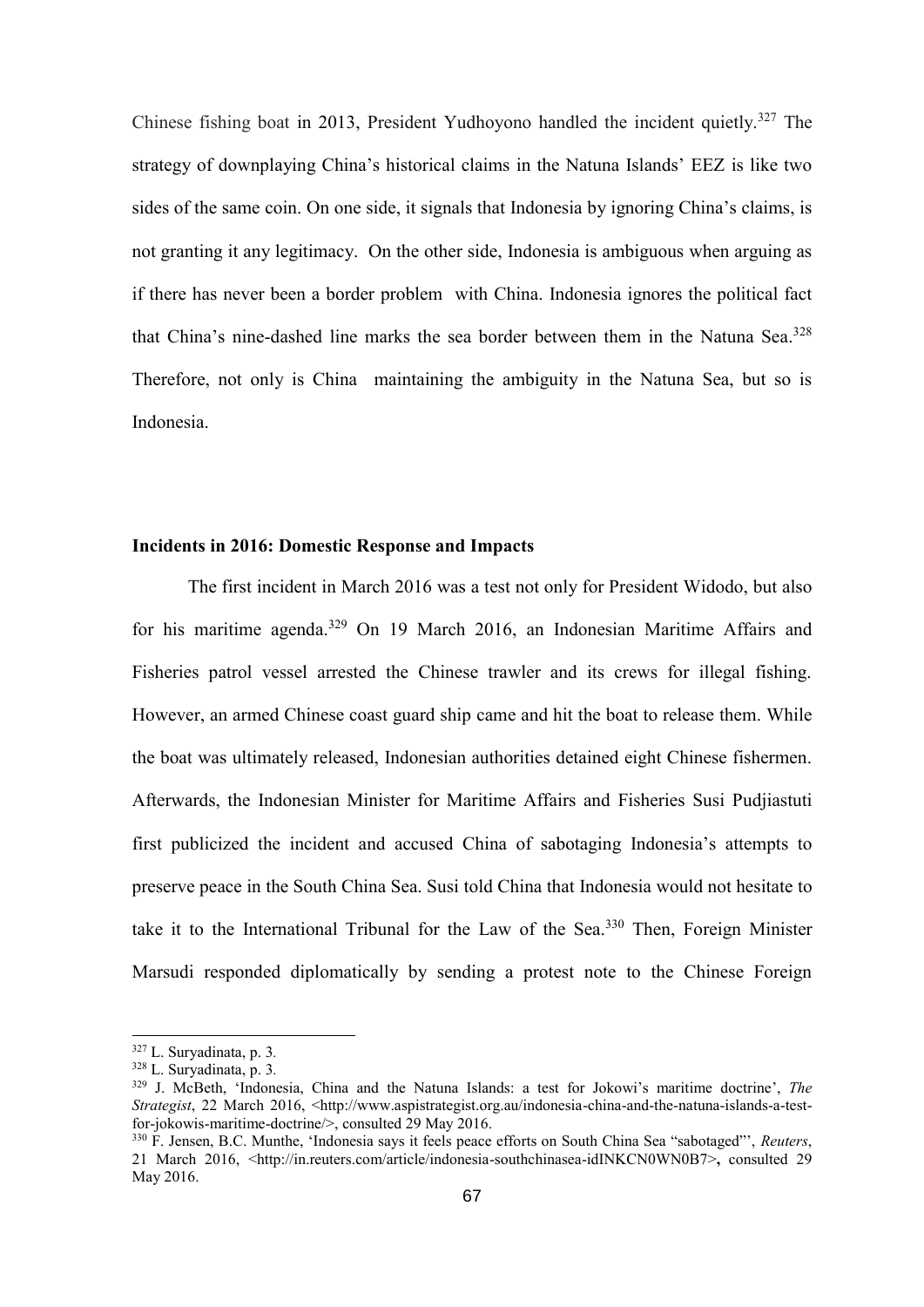Chinese fishing boat in 2013, President Yudhoyono handled the incident quietly.[327] The strategy of downplaying China's historical claims in the Natuna Islands' EEZ is like two sides of the same coin. On one side, it signals that Indonesia by ignoring China's claims, is not granting it any legitimacy. On the other side, Indonesia is ambiguous when arguing as if there has never been a border problem with China. Indonesia ignores the political fact that China's nine-dashed line marks the sea border between them in the Natuna Sea.[328] Therefore, not only is China maintaining the ambiguity in the Natuna Sea, but so is Indonesia.

### Incidents in 2016: Domestic Response and Impacts

The first incident in March 2016 was a test not only for President Widodo, but also for his maritime agenda.[329] On 19 March 2016, an Indonesian Maritime Affairs and Fisheries patrol vessel arrested the Chinese trawler and its crews for illegal fishing. However, an armed Chinese coast guard ship came and hit the boat to release them. While the boat was ultimately released, Indonesian authorities detained eight Chinese fishermen. Afterwards, the Indonesian Minister for Maritime Affairs and Fisheries Susi Pudjiastuti first publicized the incident and accused China of sabotaging Indonesia's attempts to preserve peace in the South China Sea. Susi told China that Indonesia would not hesitate to take it to the International Tribunal for the Law of the Sea.[330] Then, Foreign Minister Marsudi responded diplomatically by sending a protest note to the Chinese Foreign

---

[327] L. Suryadinata, p. 3.

[328] L. Suryadinata, p. 3.

[329] J. McBeth, 'Indonesia, China and the Natuna Islands: a test for Jokowi's maritime doctrine', *The Strategist*, 22 March 2016, <http://www.aspistrategist.org.au/indonesia-china-and-the-natuna-islands-a-test-for-jokowis-maritime-doctrine/>, consulted 29 May 2016.

[330] F. Jensen, B.C. Munthe, 'Indonesia says it feels peace efforts on South China Sea "sabotaged"', *Reuters*, 21 March 2016, <http://in.reuters.com/article/indonesia-southchinasea-idINKCN0WN0B7>, consulted 29 May 2016.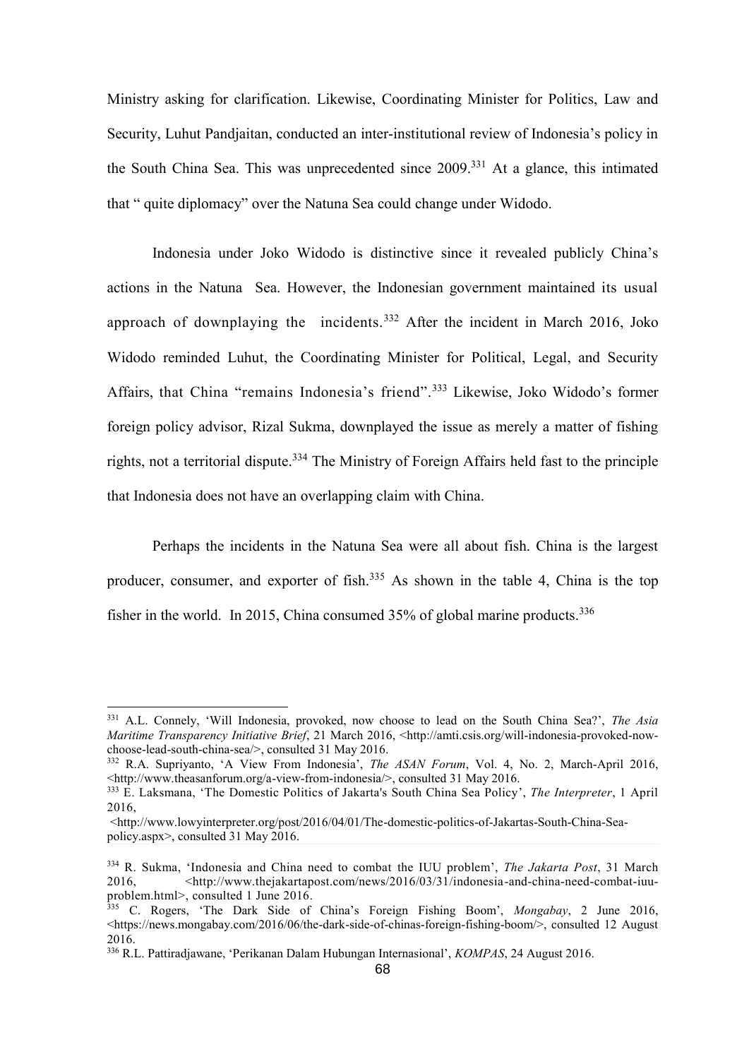Ministry asking for clarification. Likewise, Coordinating Minister for Politics, Law and Security, Luhut Pandjaitan, conducted an inter-institutional review of Indonesia's policy in the South China Sea. This was unprecedented since 2009.[331] At a glance, this intimated that " quite diplomacy" over the Natuna Sea could change under Widodo.

Indonesia under Joko Widodo is distinctive since it revealed publicly China's actions in the Natuna Sea. However, the Indonesian government maintained its usual approach of downplaying the incidents.[332] After the incident in March 2016, Joko Widodo reminded Luhut, the Coordinating Minister for Political, Legal, and Security Affairs, that China "remains Indonesia's friend".[333] Likewise, Joko Widodo's former foreign policy advisor, Rizal Sukma, downplayed the issue as merely a matter of fishing rights, not a territorial dispute.[334] The Ministry of Foreign Affairs held fast to the principle that Indonesia does not have an overlapping claim with China.

Perhaps the incidents in the Natuna Sea were all about fish. China is the largest producer, consumer, and exporter of fish.[335] As shown in the table 4, China is the top fisher in the world. In 2015, China consumed 35% of global marine products.[336]

---

[331] A.L. Connely, 'Will Indonesia, provoked, now choose to lead on the South China Sea?', *The Asia Maritime Transparency Initiative Brief*, 21 March 2016, <http://amti.csis.org/will-indonesia-provoked-now-choose-lead-south-china-sea/>, consulted 31 May 2016.

[332] R.A. Supriyanto, 'A View From Indonesia', *The ASAN Forum*, Vol. 4, No. 2, March-April 2016, <http://www.theasanforum.org/a-view-from-indonesia/>, consulted 31 May 2016.

[333] E. Laksmana, 'The Domestic Politics of Jakarta's South China Sea Policy', *The Interpreter*, 1 April 2016, <http://www.lowyinterpreter.org/post/2016/04/01/The-domestic-politics-of-Jakartas-South-China-Sea-policy.aspx>, consulted 31 May 2016.

[334] R. Sukma, 'Indonesia and China need to combat the IUU problem', *The Jakarta Post*, 31 March 2016, <http://www.thejakartapost.com/news/2016/03/31/indonesia-and-china-need-combat-iuu-problem.html>, consulted 1 June 2016.

[335] C. Rogers, 'The Dark Side of China's Foreign Fishing Boom', *Mongabay*, 2 June 2016, <https://news.mongabay.com/2016/06/the-dark-side-of-chinas-foreign-fishing-boom/>, consulted 12 August 2016.

[336] R.L. Pattiradjawane, 'Perikanan Dalam Hubungan Internasional', *KOMPAS*, 24 August 2016.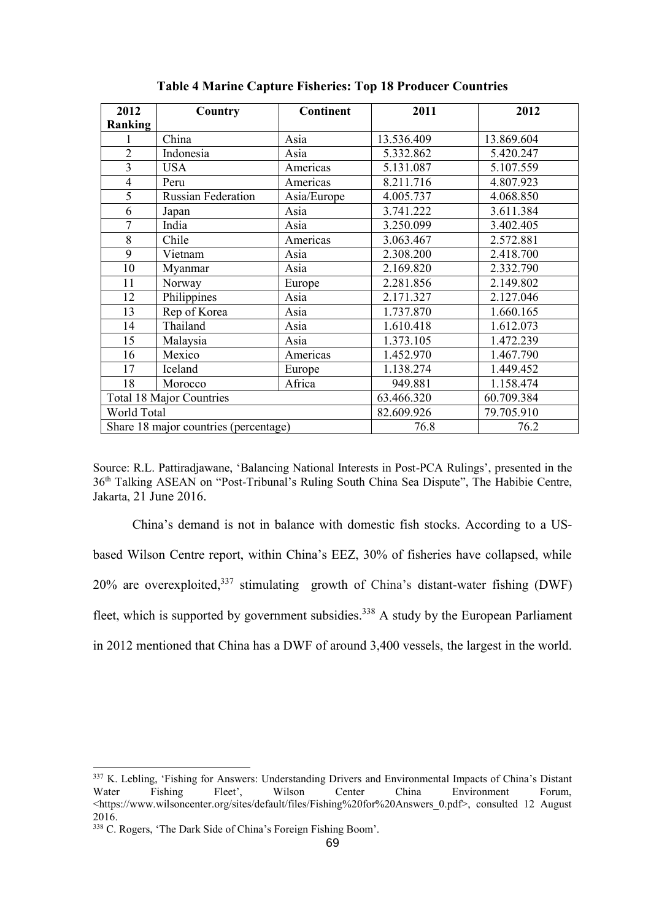**Table 4 Marine Capture Fisheries: Top 18 Producer Countries**

| 2012 Ranking | Country | Continent | 2011 | 2012 |
|---|---|---|---|---|
| 1 | China | Asia | 13.536.409 | 13.869.604 |
| 2 | Indonesia | Asia | 5.332.862 | 5.420.247 |
| 3 | USA | Americas | 5.131.087 | 5.107.559 |
| 4 | Peru | Americas | 8.211.716 | 4.807.923 |
| 5 | Russian Federation | Asia/Europe | 4.005.737 | 4.068.850 |
| 6 | Japan | Asia | 3.741.222 | 3.611.384 |
| 7 | India | Asia | 3.250.099 | 3.402.405 |
| 8 | Chile | Americas | 3.063.467 | 2.572.881 |
| 9 | Vietnam | Asia | 2.308.200 | 2.418.700 |
| 10 | Myanmar | Asia | 2.169.820 | 2.332.790 |
| 11 | Norway | Europe | 2.281.856 | 2.149.802 |
| 12 | Philippines | Asia | 2.171.327 | 2.127.046 |
| 13 | Rep of Korea | Asia | 1.737.870 | 1.660.165 |
| 14 | Thailand | Asia | 1.610.418 | 1.612.073 |
| 15 | Malaysia | Asia | 1.373.105 | 1.472.239 |
| 16 | Mexico | Americas | 1.452.970 | 1.467.790 |
| 17 | Iceland | Europe | 1.138.274 | 1.449.452 |
| 18 | Morocco | Africa | 949.881 | 1.158.474 |
| Total 18 Major Countries | | | 63.466.320 | 60.709.384 |
| World Total | | | 82.609.926 | 79.705.910 |
| Share 18 major countries (percentage) | | | 76.8 | 76.2 |

Source: R.L. Pattiradjawane, 'Balancing National Interests in Post-PCA Rulings', presented in the 36th Talking ASEAN on "Post-Tribunal's Ruling South China Sea Dispute", The Habibie Centre, Jakarta, 21 June 2016.

China's demand is not in balance with domestic fish stocks. According to a US-based Wilson Centre report, within China's EEZ, 30% of fisheries have collapsed, while 20% are overexploited,[337] stimulating growth of China's distant-water fishing (DWF) fleet, which is supported by government subsidies.[338] A study by the European Parliament in 2012 mentioned that China has a DWF of around 3,400 vessels, the largest in the world.

---

[337] K. Lebling, 'Fishing for Answers: Understanding Drivers and Environmental Impacts of China's Distant Water Fishing Fleet', Wilson Center China Environment Forum, <https://www.wilsoncenter.org/sites/default/files/Fishing%20for%20Answers_0.pdf>, consulted 12 August 2016.

[338] C. Rogers, 'The Dark Side of China's Foreign Fishing Boom'.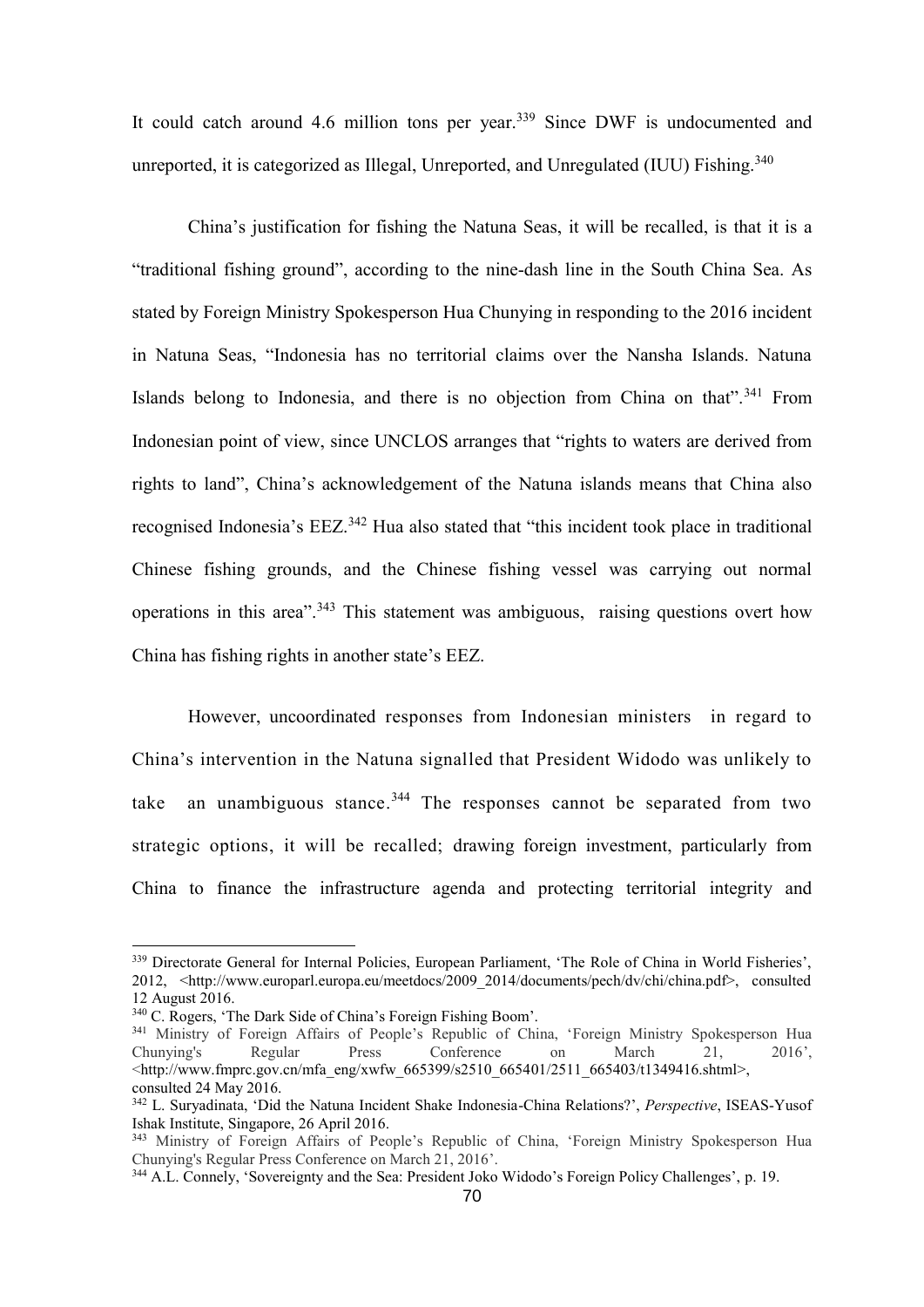It could catch around 4.6 million tons per year.[339] Since DWF is undocumented and unreported, it is categorized as Illegal, Unreported, and Unregulated (IUU) Fishing.[340]

China's justification for fishing the Natuna Seas, it will be recalled, is that it is a "traditional fishing ground", according to the nine-dash line in the South China Sea. As stated by Foreign Ministry Spokesperson Hua Chunying in responding to the 2016 incident in Natuna Seas, "Indonesia has no territorial claims over the Nansha Islands. Natuna Islands belong to Indonesia, and there is no objection from China on that".[341] From Indonesian point of view, since UNCLOS arranges that "rights to waters are derived from rights to land", China's acknowledgement of the Natuna islands means that China also recognised Indonesia's EEZ.[342] Hua also stated that "this incident took place in traditional Chinese fishing grounds, and the Chinese fishing vessel was carrying out normal operations in this area".[343] This statement was ambiguous, raising questions overt how China has fishing rights in another state's EEZ.

However, uncoordinated responses from Indonesian ministers in regard to China's intervention in the Natuna signalled that President Widodo was unlikely to take an unambiguous stance.[344] The responses cannot be separated from two strategic options, it will be recalled; drawing foreign investment, particularly from China to finance the infrastructure agenda and protecting territorial integrity and

---

[339] Directorate General for Internal Policies, European Parliament, 'The Role of China in World Fisheries', 2012, <http://www.europarl.europa.eu/meetdocs/2009_2014/documents/pech/dv/chi/china.pdf>, consulted 12 August 2016.

[340] C. Rogers, 'The Dark Side of China's Foreign Fishing Boom'.

[341] Ministry of Foreign Affairs of People's Republic of China, 'Foreign Ministry Spokesperson Hua Chunying's Regular Press Conference on March 21, 2016', <http://www.fmprc.gov.cn/mfa_eng/xwfw_665399/s2510_665401/2511_665403/t1349416.shtml>, consulted 24 May 2016.

[342] L. Suryadinata, 'Did the Natuna Incident Shake Indonesia-China Relations?', *Perspective*, ISEAS-Yusof Ishak Institute, Singapore, 26 April 2016.

[343] Ministry of Foreign Affairs of People's Republic of China, 'Foreign Ministry Spokesperson Hua Chunying's Regular Press Conference on March 21, 2016'.

[344] A.L. Connely, 'Sovereignty and the Sea: President Joko Widodo's Foreign Policy Challenges', p. 19.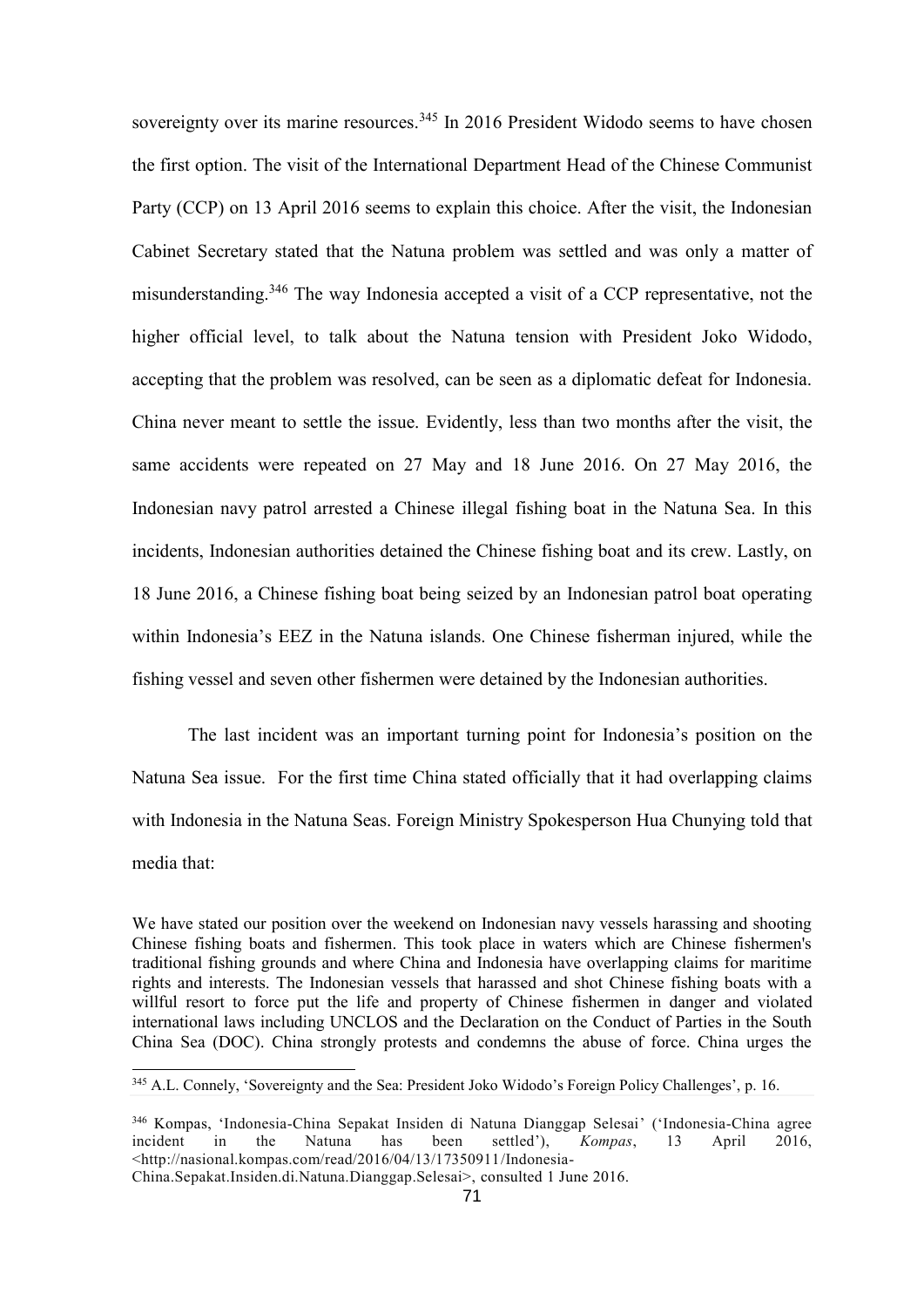sovereignty over its marine resources.[345] In 2016 President Widodo seems to have chosen the first option. The visit of the International Department Head of the Chinese Communist Party (CCP) on 13 April 2016 seems to explain this choice. After the visit, the Indonesian Cabinet Secretary stated that the Natuna problem was settled and was only a matter of misunderstanding.[346] The way Indonesia accepted a visit of a CCP representative, not the higher official level, to talk about the Natuna tension with President Joko Widodo, accepting that the problem was resolved, can be seen as a diplomatic defeat for Indonesia. China never meant to settle the issue. Evidently, less than two months after the visit, the same accidents were repeated on 27 May and 18 June 2016. On 27 May 2016, the Indonesian navy patrol arrested a Chinese illegal fishing boat in the Natuna Sea. In this incidents, Indonesian authorities detained the Chinese fishing boat and its crew. Lastly, on 18 June 2016, a Chinese fishing boat being seized by an Indonesian patrol boat operating within Indonesia's EEZ in the Natuna islands. One Chinese fisherman injured, while the fishing vessel and seven other fishermen were detained by the Indonesian authorities.

The last incident was an important turning point for Indonesia's position on the Natuna Sea issue. For the first time China stated officially that it had overlapping claims with Indonesia in the Natuna Seas. Foreign Ministry Spokesperson Hua Chunying told that media that:

> We have stated our position over the weekend on Indonesian navy vessels harassing and shooting Chinese fishing boats and fishermen. This took place in waters which are Chinese fishermen's traditional fishing grounds and where China and Indonesia have overlapping claims for maritime rights and interests. The Indonesian vessels that harassed and shot Chinese fishing boats with a willful resort to force put the life and property of Chinese fishermen in danger and violated international laws including UNCLOS and the Declaration on the Conduct of Parties in the South China Sea (DOC). China strongly protests and condemns the abuse of force. China urges the

---

[345] A.L. Connely, 'Sovereignty and the Sea: President Joko Widodo's Foreign Policy Challenges', p. 16.

[346] Kompas, 'Indonesia-China Sepakat Insiden di Natuna Dianggap Selesai' ('Indonesia-China agree incident in the Natuna has been settled'), *Kompas*, 13 April 2016, <http://nasional.kompas.com/read/2016/04/13/17350911/Indonesia-China.Sepakat.Insiden.di.Natuna.Dianggap.Selesai>, consulted 1 June 2016.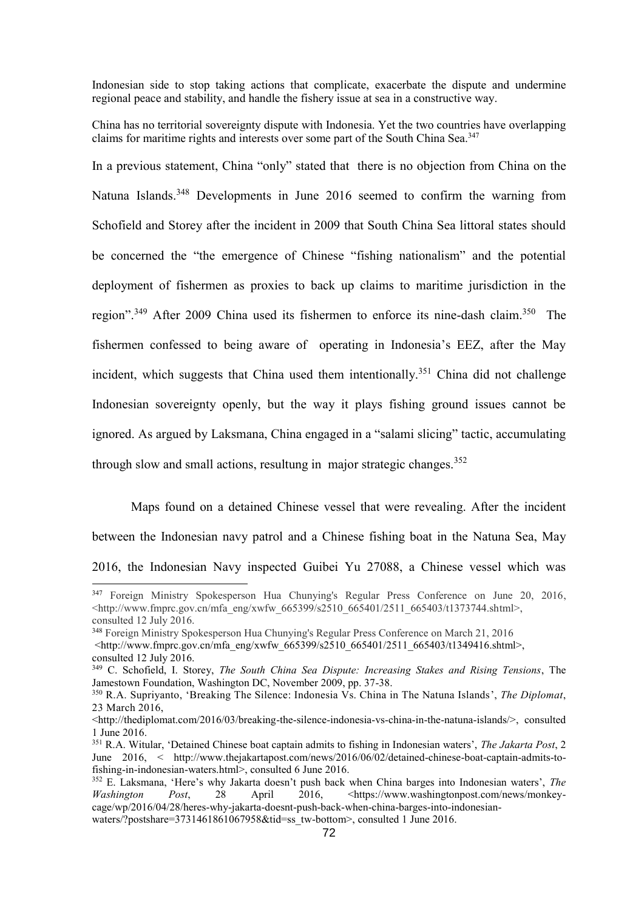Indonesian side to stop taking actions that complicate, exacerbate the dispute and undermine regional peace and stability, and handle the fishery issue at sea in a constructive way.

China has no territorial sovereignty dispute with Indonesia. Yet the two countries have overlapping claims for maritime rights and interests over some part of the South China Sea.[347]

In a previous statement, China "only" stated that there is no objection from China on the Natuna Islands.[348] Developments in June 2016 seemed to confirm the warning from Schofield and Storey after the incident in 2009 that South China Sea littoral states should be concerned the "the emergence of Chinese "fishing nationalism" and the potential deployment of fishermen as proxies to back up claims to maritime jurisdiction in the region".[349] After 2009 China used its fishermen to enforce its nine-dash claim.[350] The fishermen confessed to being aware of operating in Indonesia's EEZ, after the May incident, which suggests that China used them intentionally.[351] China did not challenge Indonesian sovereignty openly, but the way it plays fishing ground issues cannot be ignored. As argued by Laksmana, China engaged in a "salami slicing" tactic, accumulating through slow and small actions, resultung in major strategic changes.[352]

Maps found on a detained Chinese vessel that were revealing. After the incident between the Indonesian navy patrol and a Chinese fishing boat in the Natuna Sea, May 2016, the Indonesian Navy inspected Guibei Yu 27088, a Chinese vessel which was

---

[347] Foreign Ministry Spokesperson Hua Chunying's Regular Press Conference on June 20, 2016, <http://www.fmprc.gov.cn/mfa_eng/xwfw_665399/s2510_665401/2511_665403/t1373744.shtml>, consulted 12 July 2016.

[348] Foreign Ministry Spokesperson Hua Chunying's Regular Press Conference on March 21, 2016 <http://www.fmprc.gov.cn/mfa_eng/xwfw_665399/s2510_665401/2511_665403/t1349416.shtml>, consulted 12 July 2016.

[349] C. Schofield, I. Storey, *The South China Sea Dispute: Increasing Stakes and Rising Tensions*, The Jamestown Foundation, Washington DC, November 2009, pp. 37-38.

[350] R.A. Supriyanto, 'Breaking The Silence: Indonesia Vs. China in The Natuna Islands', *The Diplomat*, 23 March 2016, <http://thediplomat.com/2016/03/breaking-the-silence-indonesia-vs-china-in-the-natuna-islands/>, consulted 1 June 2016.

[351] R.A. Witular, 'Detained Chinese boat captain admits to fishing in Indonesian waters', *The Jakarta Post*, 2 June 2016, < http://www.thejakartapost.com/news/2016/06/02/detained-chinese-boat-captain-admits-to-fishing-in-indonesian-waters.html>, consulted 6 June 2016.

[352] E. Laksmana, 'Here's why Jakarta doesn't push back when China barges into Indonesian waters', *The Washington Post*, 28 April 2016, <https://www.washingtonpost.com/news/monkey-cage/wp/2016/04/28/heres-why-jakarta-doesnt-push-back-when-china-barges-into-indonesian-waters/?postshare=3731461861067958&tid=ss_tw-bottom>, consulted 1 June 2016.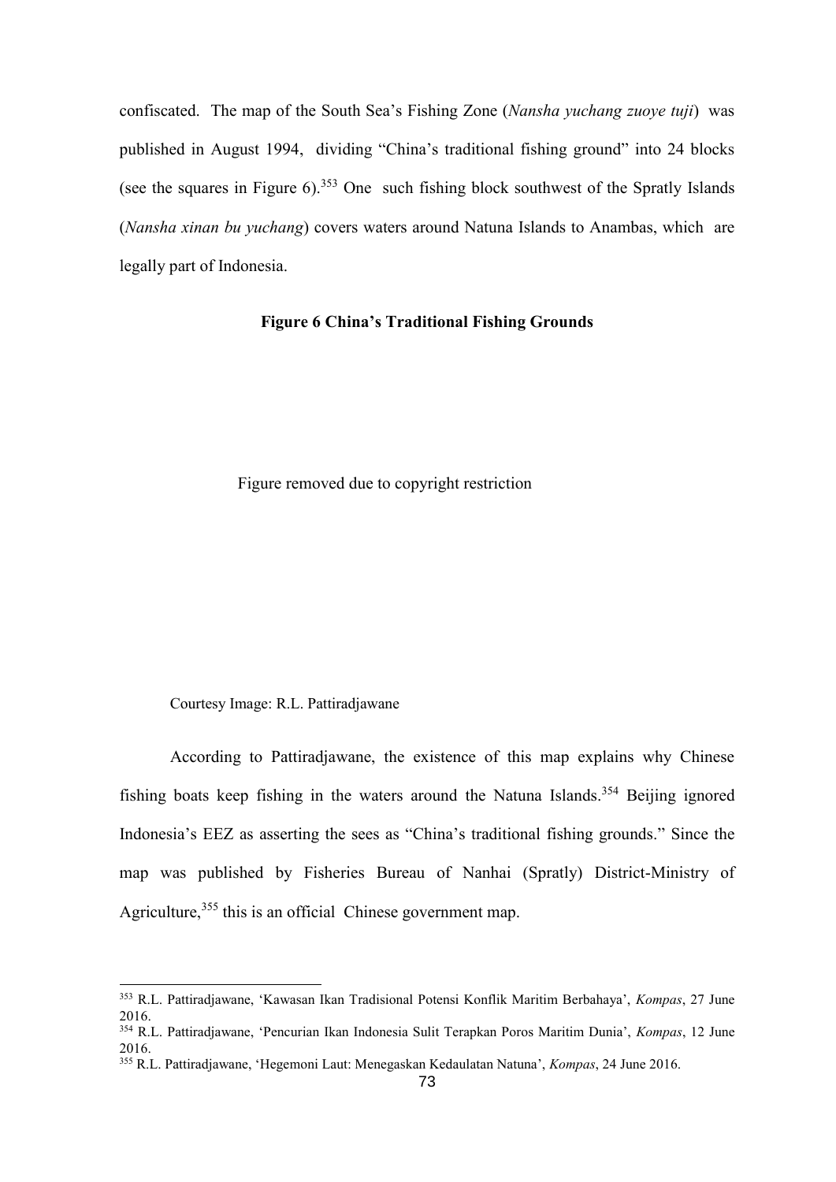confiscated. The map of the South Sea's Fishing Zone (*Nansha yuchang zuoye tuji*) was published in August 1994, dividing "China's traditional fishing ground" into 24 blocks (see the squares in Figure 6).[353] One such fishing block southwest of the Spratly Islands (*Nansha xinan bu yuchang*) covers waters around Natuna Islands to Anambas, which are legally part of Indonesia.

**Figure 6 China's Traditional Fishing Grounds**

Figure removed due to copyright restriction

Courtesy Image: R.L. Pattiradjawane

According to Pattiradjawane, the existence of this map explains why Chinese fishing boats keep fishing in the waters around the Natuna Islands.[354] Beijing ignored Indonesia's EEZ as asserting the sees as "China's traditional fishing grounds." Since the map was published by Fisheries Bureau of Nanhai (Spratly) District-Ministry of Agriculture,[355] this is an official Chinese government map.

---

[353] R.L. Pattiradjawane, 'Kawasan Ikan Tradisional Potensi Konflik Maritim Berbahaya', *Kompas*, 27 June 2016.

[354] R.L. Pattiradjawane, 'Pencurian Ikan Indonesia Sulit Terapkan Poros Maritim Dunia', *Kompas*, 12 June 2016.

[355] R.L. Pattiradjawane, 'Hegemoni Laut: Menegaskan Kedaulatan Natuna', *Kompas*, 24 June 2016.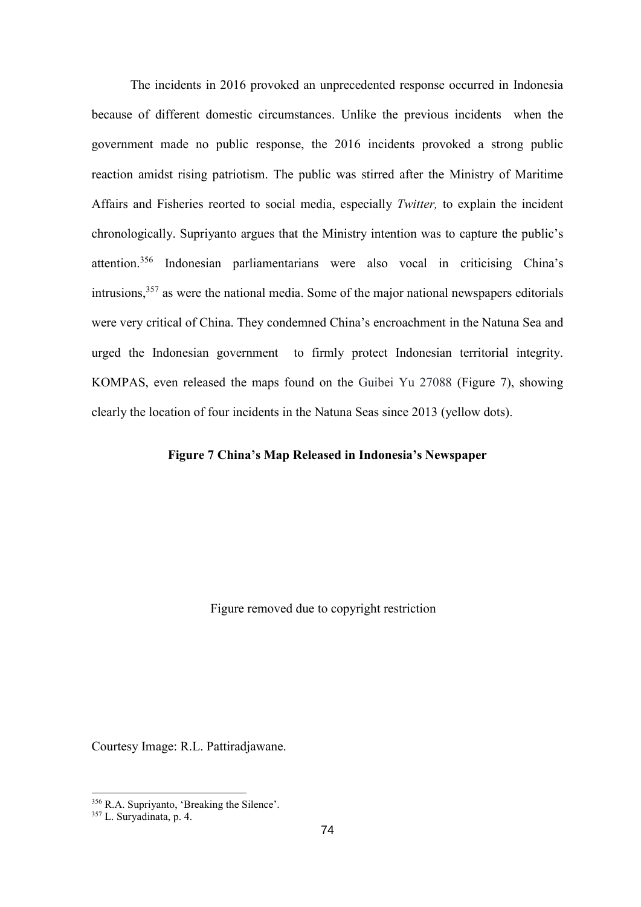The incidents in 2016 provoked an unprecedented response occurred in Indonesia because of different domestic circumstances. Unlike the previous incidents when the government made no public response, the 2016 incidents provoked a strong public reaction amidst rising patriotism. The public was stirred after the Ministry of Maritime Affairs and Fisheries reorted to social media, especially *Twitter,* to explain the incident chronologically. Supriyanto argues that the Ministry intention was to capture the public's attention.[356] Indonesian parliamentarians were also vocal in criticising China's intrusions,[357] as were the national media. Some of the major national newspapers editorials were very critical of China. They condemned China's encroachment in the Natuna Sea and urged the Indonesian government to firmly protect Indonesian territorial integrity. KOMPAS, even released the maps found on the Guibei Yu 27088 (Figure 7), showing clearly the location of four incidents in the Natuna Seas since 2013 (yellow dots).

**Figure 7 China's Map Released in Indonesia's Newspaper**

Figure removed due to copyright restriction

Courtesy Image: R.L. Pattiradjawane.

---

[356] R.A. Supriyanto, 'Breaking the Silence'.

[357] L. Suryadinata, p. 4.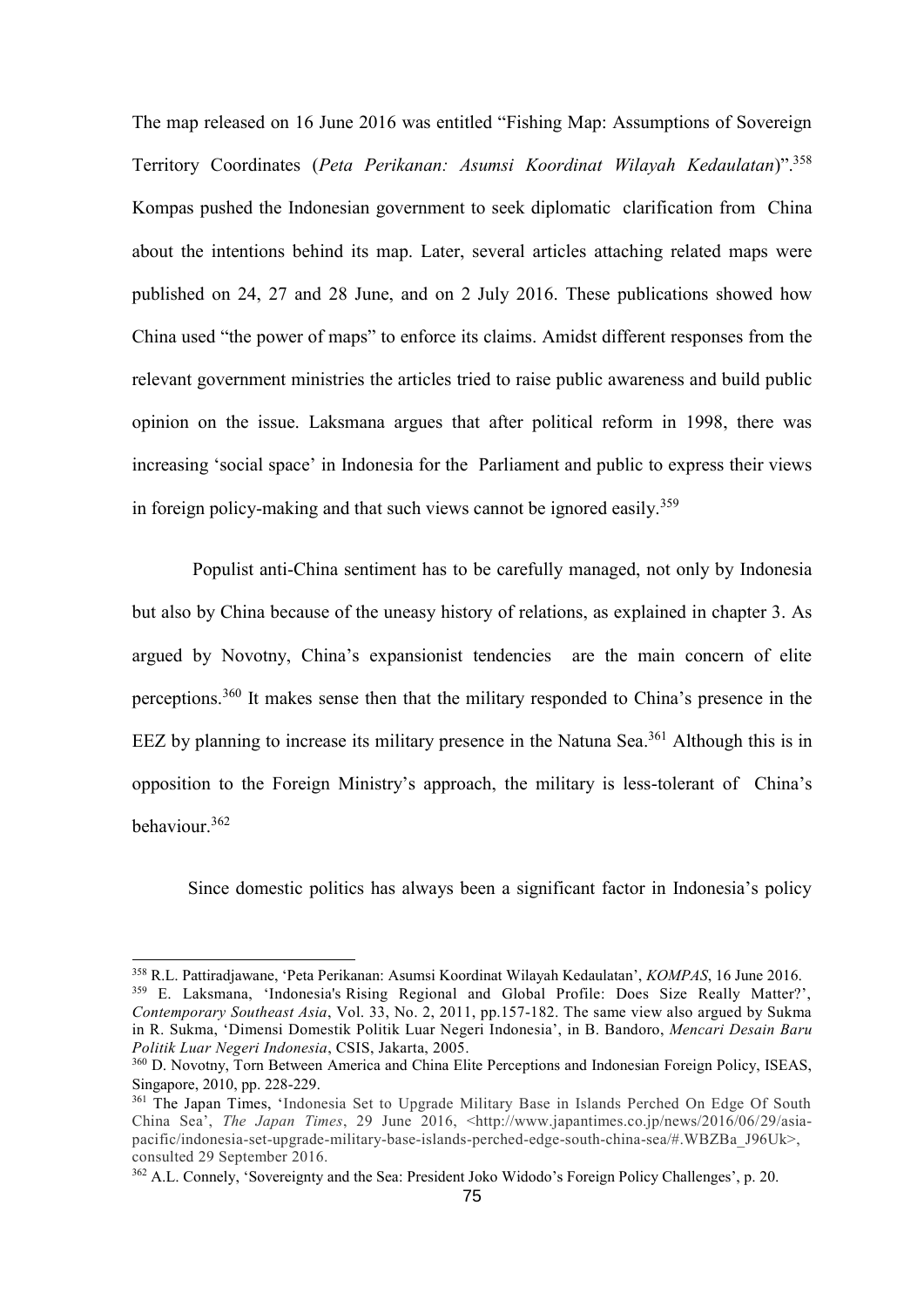The map released on 16 June 2016 was entitled "Fishing Map: Assumptions of Sovereign Territory Coordinates (*Peta Perikanan: Asumsi Koordinat Wilayah Kedaulatan*)".[358] Kompas pushed the Indonesian government to seek diplomatic clarification from China about the intentions behind its map. Later, several articles attaching related maps were published on 24, 27 and 28 June, and on 2 July 2016. These publications showed how China used "the power of maps" to enforce its claims. Amidst different responses from the relevant government ministries the articles tried to raise public awareness and build public opinion on the issue. Laksmana argues that after political reform in 1998, there was increasing 'social space' in Indonesia for the Parliament and public to express their views in foreign policy-making and that such views cannot be ignored easily.[359]

Populist anti-China sentiment has to be carefully managed, not only by Indonesia but also by China because of the uneasy history of relations, as explained in chapter 3. As argued by Novotny, China's expansionist tendencies are the main concern of elite perceptions.[360] It makes sense then that the military responded to China's presence in the EEZ by planning to increase its military presence in the Natuna Sea.[361] Although this is in opposition to the Foreign Ministry's approach, the military is less-tolerant of China's behaviour.[362]

Since domestic politics has always been a significant factor in Indonesia's policy

---

[358] R.L. Pattiradjawane, 'Peta Perikanan: Asumsi Koordinat Wilayah Kedaulatan', *KOMPAS*, 16 June 2016.

[359] E. Laksmana, 'Indonesia's Rising Regional and Global Profile: Does Size Really Matter?', *Contemporary Southeast Asia*, Vol. 33, No. 2, 2011, pp.157-182. The same view also argued by Sukma in R. Sukma, 'Dimensi Domestik Politik Luar Negeri Indonesia', in B. Bandoro, *Mencari Desain Baru Politik Luar Negeri Indonesia*, CSIS, Jakarta, 2005.

[360] D. Novotny, Torn Between America and China Elite Perceptions and Indonesian Foreign Policy, ISEAS, Singapore, 2010, pp. 228-229.

[361] The Japan Times, 'Indonesia Set to Upgrade Military Base in Islands Perched On Edge Of South China Sea', *The Japan Times*, 29 June 2016, <http://www.japantimes.co.jp/news/2016/06/29/asia-pacific/indonesia-set-upgrade-military-base-islands-perched-edge-south-china-sea/#.WBZBa_J96Uk>, consulted 29 September 2016.

[362] A.L. Connely, 'Sovereignty and the Sea: President Joko Widodo's Foreign Policy Challenges', p. 20.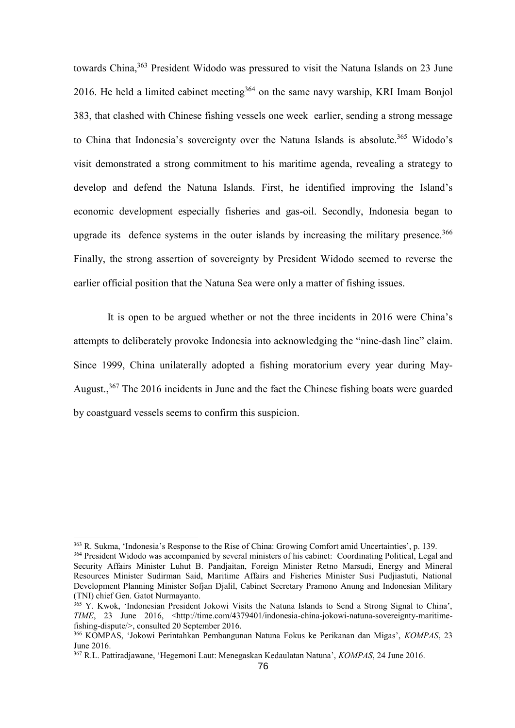towards China,[363] President Widodo was pressured to visit the Natuna Islands on 23 June 2016. He held a limited cabinet meeting[364] on the same navy warship, KRI Imam Bonjol 383, that clashed with Chinese fishing vessels one week earlier, sending a strong message to China that Indonesia's sovereignty over the Natuna Islands is absolute.[365] Widodo's visit demonstrated a strong commitment to his maritime agenda, revealing a strategy to develop and defend the Natuna Islands. First, he identified improving the Island's economic development especially fisheries and gas-oil. Secondly, Indonesia began to upgrade its defence systems in the outer islands by increasing the military presence.[366] Finally, the strong assertion of sovereignty by President Widodo seemed to reverse the earlier official position that the Natuna Sea were only a matter of fishing issues.

It is open to be argued whether or not the three incidents in 2016 were China's attempts to deliberately provoke Indonesia into acknowledging the "nine-dash line" claim. Since 1999, China unilaterally adopted a fishing moratorium every year during May-August.,[367] The 2016 incidents in June and the fact the Chinese fishing boats were guarded by coastguard vessels seems to confirm this suspicion.

---

[363] R. Sukma, 'Indonesia's Response to the Rise of China: Growing Comfort amid Uncertainties', p. 139.

[364] President Widodo was accompanied by several ministers of his cabinet: Coordinating Political, Legal and Security Affairs Minister Luhut B. Pandjaitan, Foreign Minister Retno Marsudi, Energy and Mineral Resources Minister Sudirman Said, Maritime Affairs and Fisheries Minister Susi Pudjiastuti, National Development Planning Minister Sofjan Djalil, Cabinet Secretary Pramono Anung and Indonesian Military (TNI) chief Gen. Gatot Nurmayanto.

[365] Y. Kwok, 'Indonesian President Jokowi Visits the Natuna Islands to Send a Strong Signal to China', *TIME*, 23 June 2016, <http://time.com/4379401/indonesia-china-jokowi-natuna-sovereignty-maritime-fishing-dispute/>, consulted 20 September 2016.

[366] KOMPAS, 'Jokowi Perintahkan Pembangunan Natuna Fokus ke Perikanan dan Migas', *KOMPAS*, 23 June 2016.

[367] R.L. Pattiradjawane, 'Hegemoni Laut: Menegaskan Kedaulatan Natuna', *KOMPAS*, 24 June 2016.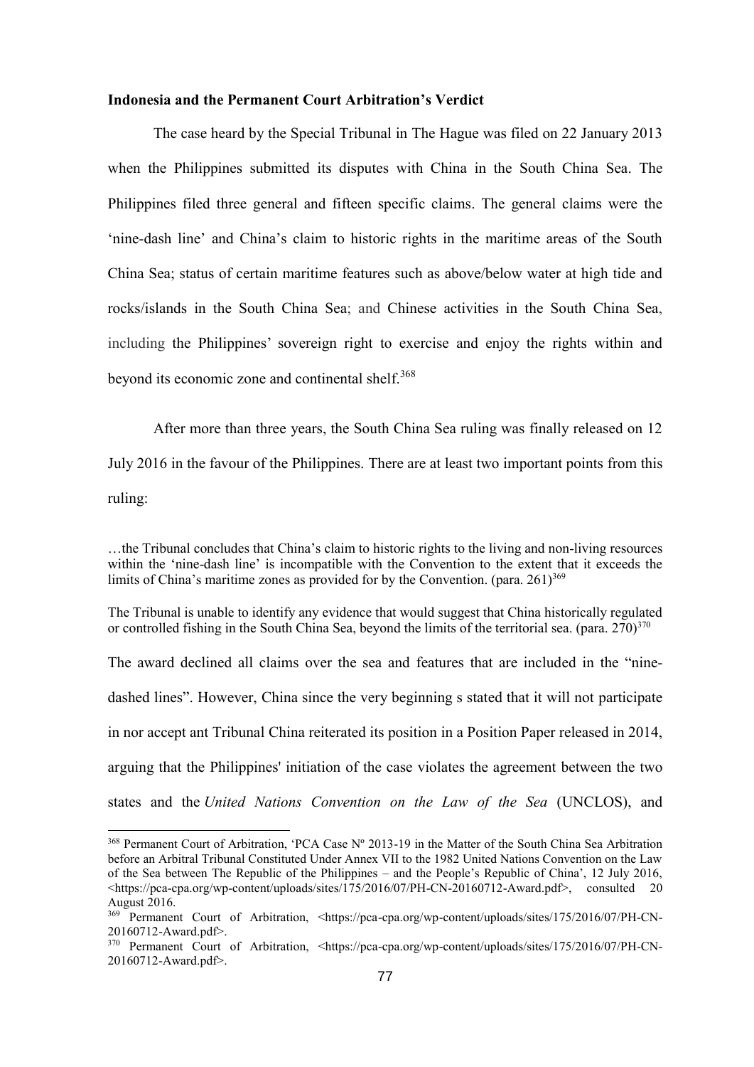**Indonesia and the Permanent Court Arbitration's Verdict**

The case heard by the Special Tribunal in The Hague was filed on 22 January 2013 when the Philippines submitted its disputes with China in the South China Sea. The Philippines filed three general and fifteen specific claims. The general claims were the 'nine-dash line' and China's claim to historic rights in the maritime areas of the South China Sea; status of certain maritime features such as above/below water at high tide and rocks/islands in the South China Sea; and Chinese activities in the South China Sea, including the Philippines' sovereign right to exercise and enjoy the rights within and beyond its economic zone and continental shelf.[368]

After more than three years, the South China Sea ruling was finally released on 12 July 2016 in the favour of the Philippines. There are at least two important points from this ruling:

> …the Tribunal concludes that China's claim to historic rights to the living and non-living resources within the 'nine-dash line' is incompatible with the Convention to the extent that it exceeds the limits of China's maritime zones as provided for by the Convention. (para. 261)[369]

> The Tribunal is unable to identify any evidence that would suggest that China historically regulated or controlled fishing in the South China Sea, beyond the limits of the territorial sea. (para. 270)[370]

The award declined all claims over the sea and features that are included in the "nine-dashed lines". However, China since the very beginning s stated that it will not participate in nor accept ant Tribunal China reiterated its position in a Position Paper released in 2014, arguing that the Philippines' initiation of the case violates the agreement between the two states and the *United Nations Convention on the Law of the Sea* (UNCLOS), and

---

[368] Permanent Court of Arbitration, 'PCA Case Nº 2013-19 in the Matter of the South China Sea Arbitration before an Arbitral Tribunal Constituted Under Annex VII to the 1982 United Nations Convention on the Law of the Sea between The Republic of the Philippines – and the People's Republic of China', 12 July 2016, <https://pca-cpa.org/wp-content/uploads/sites/175/2016/07/PH-CN-20160712-Award.pdf>, consulted 20 August 2016.

[369] Permanent Court of Arbitration, <https://pca-cpa.org/wp-content/uploads/sites/175/2016/07/PH-CN-20160712-Award.pdf>.

[370] Permanent Court of Arbitration, <https://pca-cpa.org/wp-content/uploads/sites/175/2016/07/PH-CN-20160712-Award.pdf>.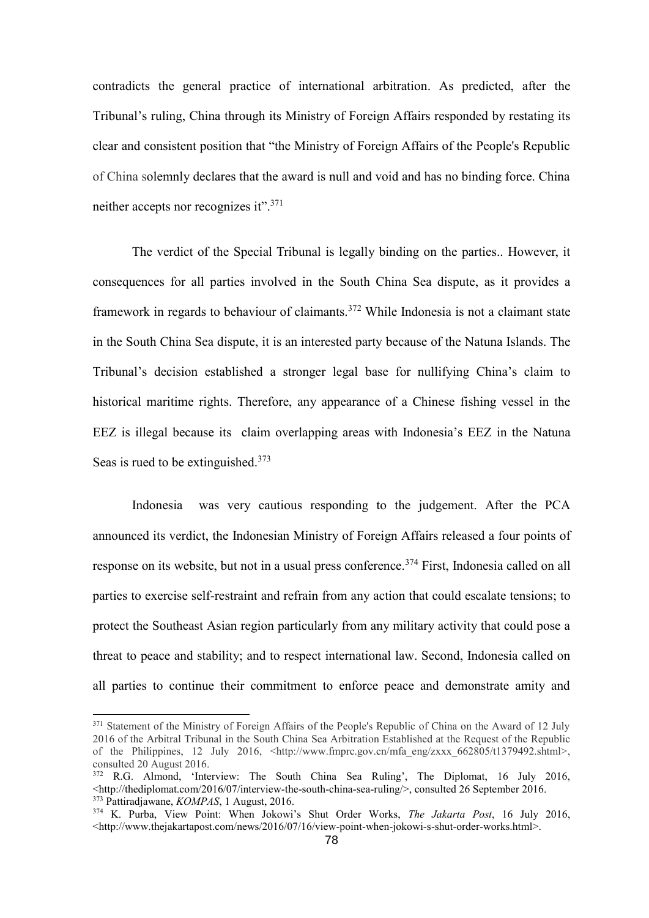contradicts the general practice of international arbitration. As predicted, after the Tribunal's ruling, China through its Ministry of Foreign Affairs responded by restating its clear and consistent position that "the Ministry of Foreign Affairs of the People's Republic of China solemnly declares that the award is null and void and has no binding force. China neither accepts nor recognizes it".[371]

The verdict of the Special Tribunal is legally binding on the parties.. However, it consequences for all parties involved in the South China Sea dispute, as it provides a framework in regards to behaviour of claimants.[372] While Indonesia is not a claimant state in the South China Sea dispute, it is an interested party because of the Natuna Islands. The Tribunal's decision established a stronger legal base for nullifying China's claim to historical maritime rights. Therefore, any appearance of a Chinese fishing vessel in the EEZ is illegal because its claim overlapping areas with Indonesia's EEZ in the Natuna Seas is rued to be extinguished.[373]

Indonesia was very cautious responding to the judgement. After the PCA announced its verdict, the Indonesian Ministry of Foreign Affairs released a four points of response on its website, but not in a usual press conference.[374] First, Indonesia called on all parties to exercise self-restraint and refrain from any action that could escalate tensions; to protect the Southeast Asian region particularly from any military activity that could pose a threat to peace and stability; and to respect international law. Second, Indonesia called on all parties to continue their commitment to enforce peace and demonstrate amity and

---

[371] Statement of the Ministry of Foreign Affairs of the People's Republic of China on the Award of 12 July 2016 of the Arbitral Tribunal in the South China Sea Arbitration Established at the Request of the Republic of the Philippines, 12 July 2016, <http://www.fmprc.gov.cn/mfa_eng/zxxx_662805/t1379492.shtml>, consulted 20 August 2016.

[372] R.G. Almond, 'Interview: The South China Sea Ruling', The Diplomat, 16 July 2016, <http://thediplomat.com/2016/07/interview-the-south-china-sea-ruling/>, consulted 26 September 2016.

[373] Pattiradjawane, *KOMPAS*, 1 August, 2016.

[374] K. Purba, View Point: When Jokowi's Shut Order Works, *The Jakarta Post*, 16 July 2016, <http://www.thejakartapost.com/news/2016/07/16/view-point-when-jokowi-s-shut-order-works.html>.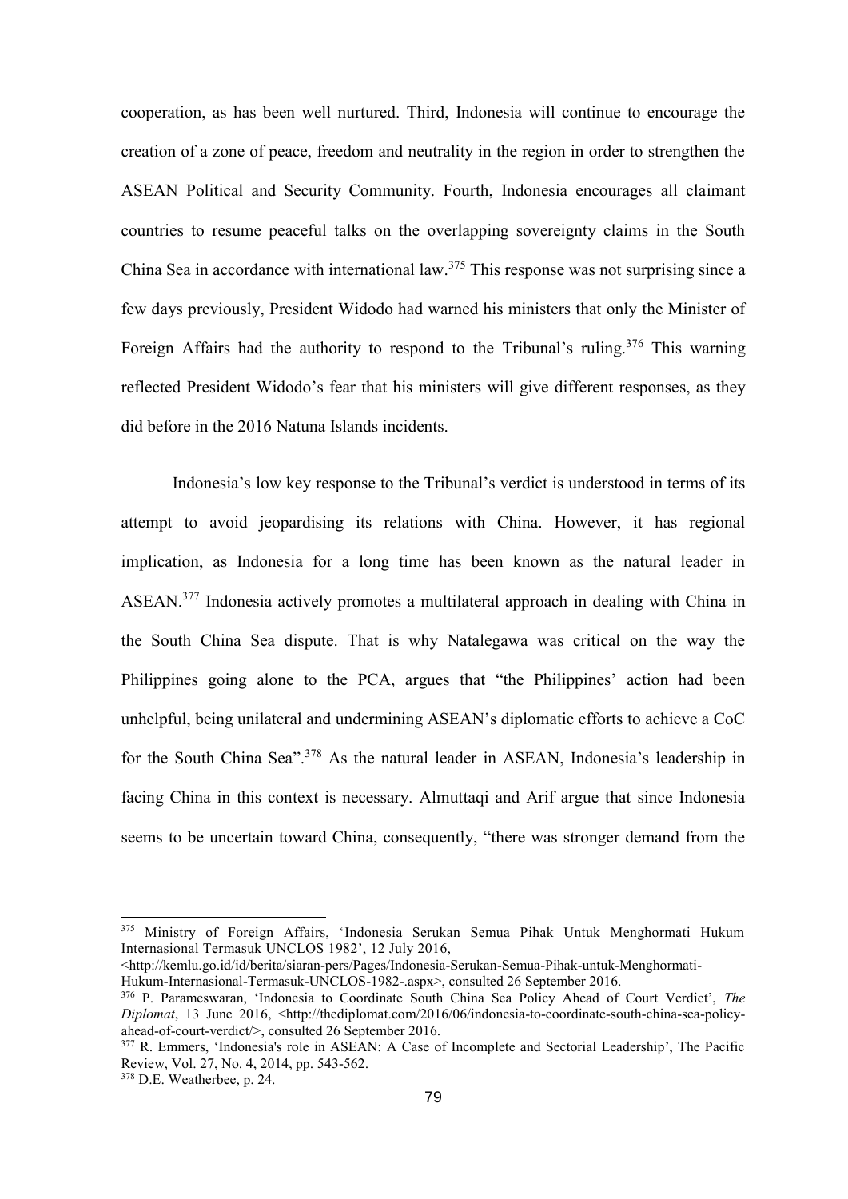cooperation, as has been well nurtured. Third, Indonesia will continue to encourage the creation of a zone of peace, freedom and neutrality in the region in order to strengthen the ASEAN Political and Security Community. Fourth, Indonesia encourages all claimant countries to resume peaceful talks on the overlapping sovereignty claims in the South China Sea in accordance with international law.[375] This response was not surprising since a few days previously, President Widodo had warned his ministers that only the Minister of Foreign Affairs had the authority to respond to the Tribunal's ruling.[376] This warning reflected President Widodo's fear that his ministers will give different responses, as they did before in the 2016 Natuna Islands incidents.

Indonesia's low key response to the Tribunal's verdict is understood in terms of its attempt to avoid jeopardising its relations with China. However, it has regional implication, as Indonesia for a long time has been known as the natural leader in ASEAN.[377] Indonesia actively promotes a multilateral approach in dealing with China in the South China Sea dispute. That is why Natalegawa was critical on the way the Philippines going alone to the PCA, argues that "the Philippines' action had been unhelpful, being unilateral and undermining ASEAN's diplomatic efforts to achieve a CoC for the South China Sea".[378] As the natural leader in ASEAN, Indonesia's leadership in facing China in this context is necessary. Almuttaqi and Arif argue that since Indonesia seems to be uncertain toward China, consequently, "there was stronger demand from the

---

[375] Ministry of Foreign Affairs, 'Indonesia Serukan Semua Pihak Untuk Menghormati Hukum Internasional Termasuk UNCLOS 1982', 12 July 2016, <http://kemlu.go.id/id/berita/siaran-pers/Pages/Indonesia-Serukan-Semua-Pihak-untuk-Menghormati-Hukum-Internasional-Termasuk-UNCLOS-1982-.aspx>, consulted 26 September 2016.

[376] P. Parameswaran, 'Indonesia to Coordinate South China Sea Policy Ahead of Court Verdict', *The Diplomat*, 13 June 2016, <http://thediplomat.com/2016/06/indonesia-to-coordinate-south-china-sea-policy-ahead-of-court-verdict/>, consulted 26 September 2016.

[377] R. Emmers, 'Indonesia's role in ASEAN: A Case of Incomplete and Sectorial Leadership', The Pacific Review, Vol. 27, No. 4, 2014, pp. 543-562.

[378] D.E. Weatherbee, p. 24.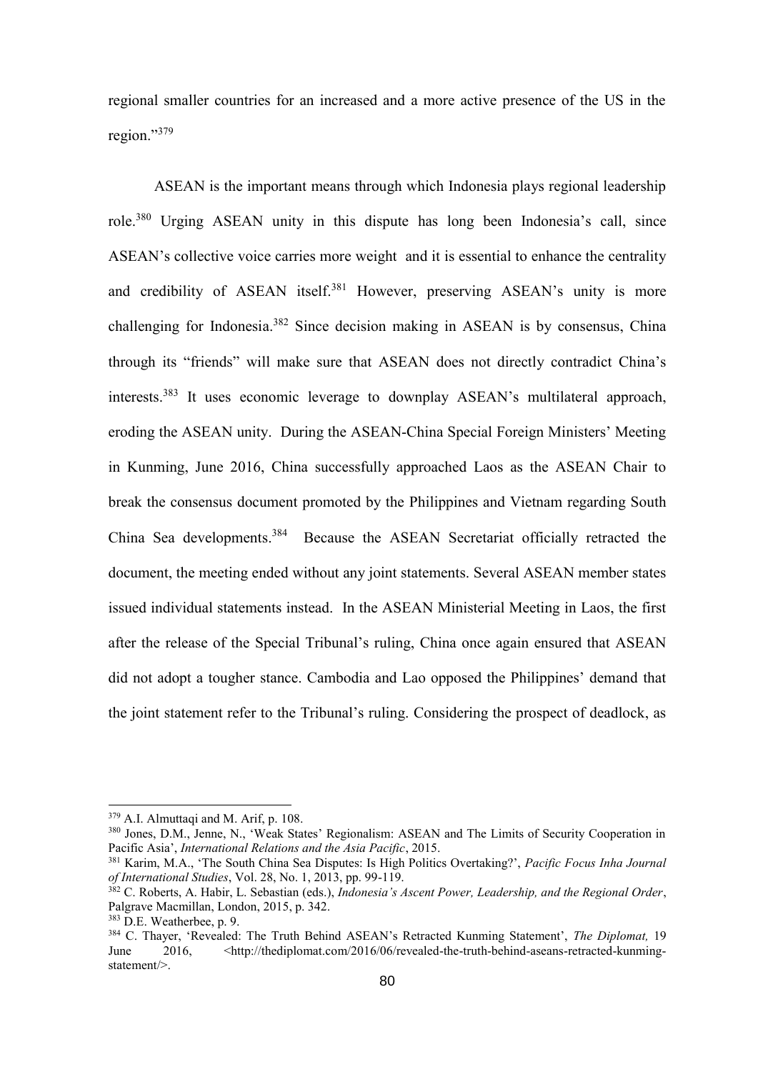regional smaller countries for an increased and a more active presence of the US in the region."[379]

ASEAN is the important means through which Indonesia plays regional leadership role.[380] Urging ASEAN unity in this dispute has long been Indonesia's call, since ASEAN's collective voice carries more weight and it is essential to enhance the centrality and credibility of ASEAN itself.[381] However, preserving ASEAN's unity is more challenging for Indonesia.[382] Since decision making in ASEAN is by consensus, China through its "friends" will make sure that ASEAN does not directly contradict China's interests.[383] It uses economic leverage to downplay ASEAN's multilateral approach, eroding the ASEAN unity. During the ASEAN-China Special Foreign Ministers' Meeting in Kunming, June 2016, China successfully approached Laos as the ASEAN Chair to break the consensus document promoted by the Philippines and Vietnam regarding South China Sea developments.[384] Because the ASEAN Secretariat officially retracted the document, the meeting ended without any joint statements. Several ASEAN member states issued individual statements instead. In the ASEAN Ministerial Meeting in Laos, the first after the release of the Special Tribunal's ruling, China once again ensured that ASEAN did not adopt a tougher stance. Cambodia and Lao opposed the Philippines' demand that the joint statement refer to the Tribunal's ruling. Considering the prospect of deadlock, as

---

[379] A.I. Almuttaqi and M. Arif, p. 108.

[380] Jones, D.M., Jenne, N., 'Weak States' Regionalism: ASEAN and The Limits of Security Cooperation in Pacific Asia', *International Relations and the Asia Pacific*, 2015.

[381] Karim, M.A., 'The South China Sea Disputes: Is High Politics Overtaking?', *Pacific Focus Inha Journal of International Studies*, Vol. 28, No. 1, 2013, pp. 99-119.

[382] C. Roberts, A. Habir, L. Sebastian (eds.), *Indonesia's Ascent Power, Leadership, and the Regional Order*, Palgrave Macmillan, London, 2015, p. 342.

[383] D.E. Weatherbee, p. 9.

[384] C. Thayer, 'Revealed: The Truth Behind ASEAN's Retracted Kunming Statement', *The Diplomat,* 19 June 2016, <http://thediplomat.com/2016/06/revealed-the-truth-behind-aseans-retracted-kunming-statement/>.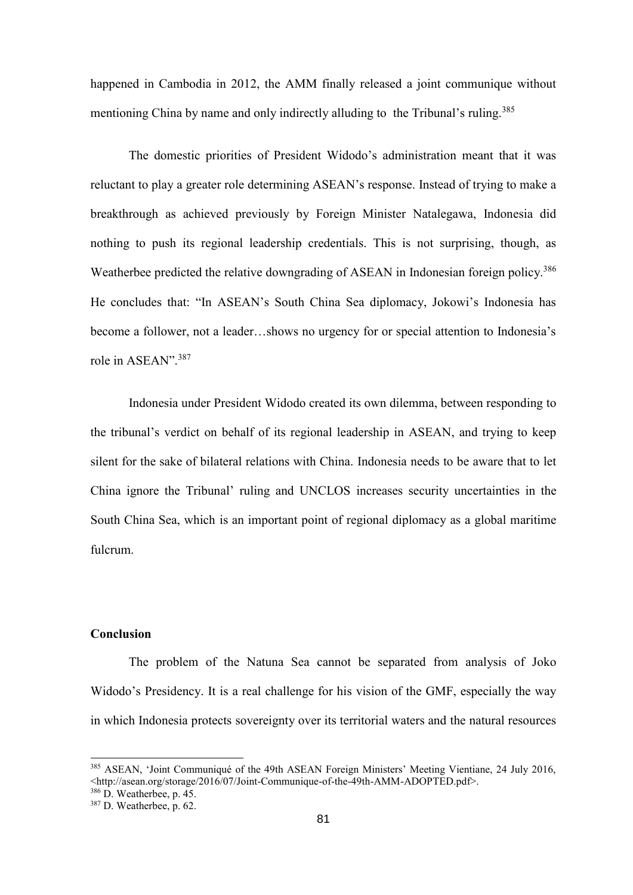happened in Cambodia in 2012, the AMM finally released a joint communique without mentioning China by name and only indirectly alluding to the Tribunal's ruling.[385]

The domestic priorities of President Widodo's administration meant that it was reluctant to play a greater role determining ASEAN's response. Instead of trying to make a breakthrough as achieved previously by Foreign Minister Natalegawa, Indonesia did nothing to push its regional leadership credentials. This is not surprising, though, as Weatherbee predicted the relative downgrading of ASEAN in Indonesian foreign policy.[386] He concludes that: "In ASEAN's South China Sea diplomacy, Jokowi's Indonesia has become a follower, not a leader…shows no urgency for or special attention to Indonesia's role in ASEAN".[387]

Indonesia under President Widodo created its own dilemma, between responding to the tribunal's verdict on behalf of its regional leadership in ASEAN, and trying to keep silent for the sake of bilateral relations with China. Indonesia needs to be aware that to let China ignore the Tribunal' ruling and UNCLOS increases security uncertainties in the South China Sea, which is an important point of regional diplomacy as a global maritime fulcrum.

**Conclusion**

The problem of the Natuna Sea cannot be separated from analysis of Joko Widodo's Presidency. It is a real challenge for his vision of the GMF, especially the way in which Indonesia protects sovereignty over its territorial waters and the natural resources

---

[385] ASEAN, 'Joint Communiqué of the 49th ASEAN Foreign Ministers' Meeting Vientiane, 24 July 2016, <http://asean.org/storage/2016/07/Joint-Communique-of-the-49th-AMM-ADOPTED.pdf>.

[386] D. Weatherbee, p. 45.

[387] D. Weatherbee, p. 62.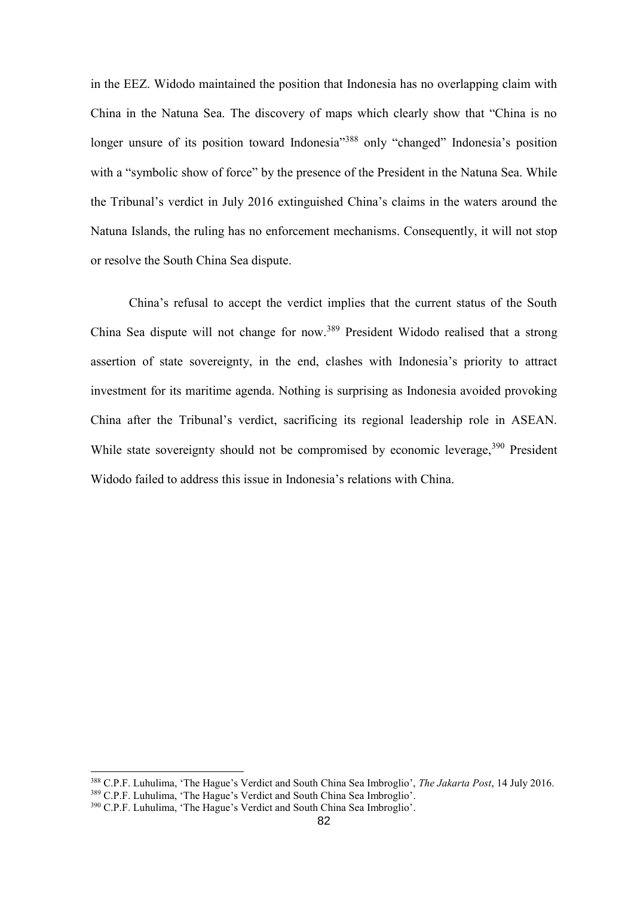in the EEZ. Widodo maintained the position that Indonesia has no overlapping claim with China in the Natuna Sea. The discovery of maps which clearly show that "China is no longer unsure of its position toward Indonesia"[388] only "changed" Indonesia's position with a "symbolic show of force" by the presence of the President in the Natuna Sea. While the Tribunal's verdict in July 2016 extinguished China's claims in the waters around the Natuna Islands, the ruling has no enforcement mechanisms. Consequently, it will not stop or resolve the South China Sea dispute.

China's refusal to accept the verdict implies that the current status of the South China Sea dispute will not change for now.[389] President Widodo realised that a strong assertion of state sovereignty, in the end, clashes with Indonesia's priority to attract investment for its maritime agenda. Nothing is surprising as Indonesia avoided provoking China after the Tribunal's verdict, sacrificing its regional leadership role in ASEAN. While state sovereignty should not be compromised by economic leverage,[390] President Widodo failed to address this issue in Indonesia's relations with China.

---

[388] C.P.F. Luhulima, 'The Hague's Verdict and South China Sea Imbroglio', *The Jakarta Post*, 14 July 2016.

[389] C.P.F. Luhulima, 'The Hague's Verdict and South China Sea Imbroglio'.

[390] C.P.F. Luhulima, 'The Hague's Verdict and South China Sea Imbroglio'.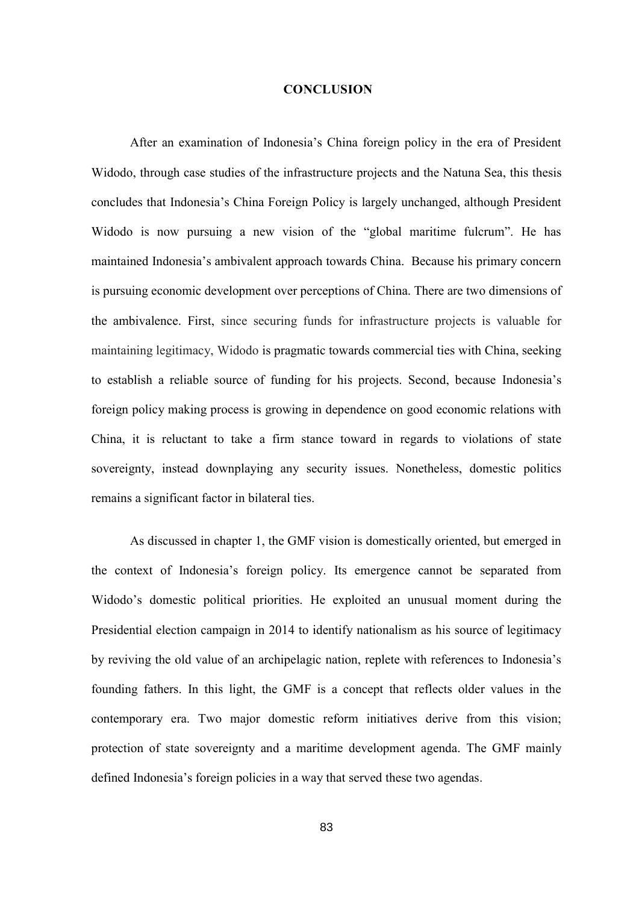# CONCLUSION

After an examination of Indonesia's China foreign policy in the era of President Widodo, through case studies of the infrastructure projects and the Natuna Sea, this thesis concludes that Indonesia's China Foreign Policy is largely unchanged, although President Widodo is now pursuing a new vision of the "global maritime fulcrum". He has maintained Indonesia's ambivalent approach towards China. Because his primary concern is pursuing economic development over perceptions of China. There are two dimensions of the ambivalence. First, since securing funds for infrastructure projects is valuable for maintaining legitimacy, Widodo is pragmatic towards commercial ties with China, seeking to establish a reliable source of funding for his projects. Second, because Indonesia's foreign policy making process is growing in dependence on good economic relations with China, it is reluctant to take a firm stance toward in regards to violations of state sovereignty, instead downplaying any security issues. Nonetheless, domestic politics remains a significant factor in bilateral ties.

As discussed in chapter 1, the GMF vision is domestically oriented, but emerged in the context of Indonesia's foreign policy. Its emergence cannot be separated from Widodo's domestic political priorities. He exploited an unusual moment during the Presidential election campaign in 2014 to identify nationalism as his source of legitimacy by reviving the old value of an archipelagic nation, replete with references to Indonesia's founding fathers. In this light, the GMF is a concept that reflects older values in the contemporary era. Two major domestic reform initiatives derive from this vision; protection of state sovereignty and a maritime development agenda. The GMF mainly defined Indonesia's foreign policies in a way that served these two agendas.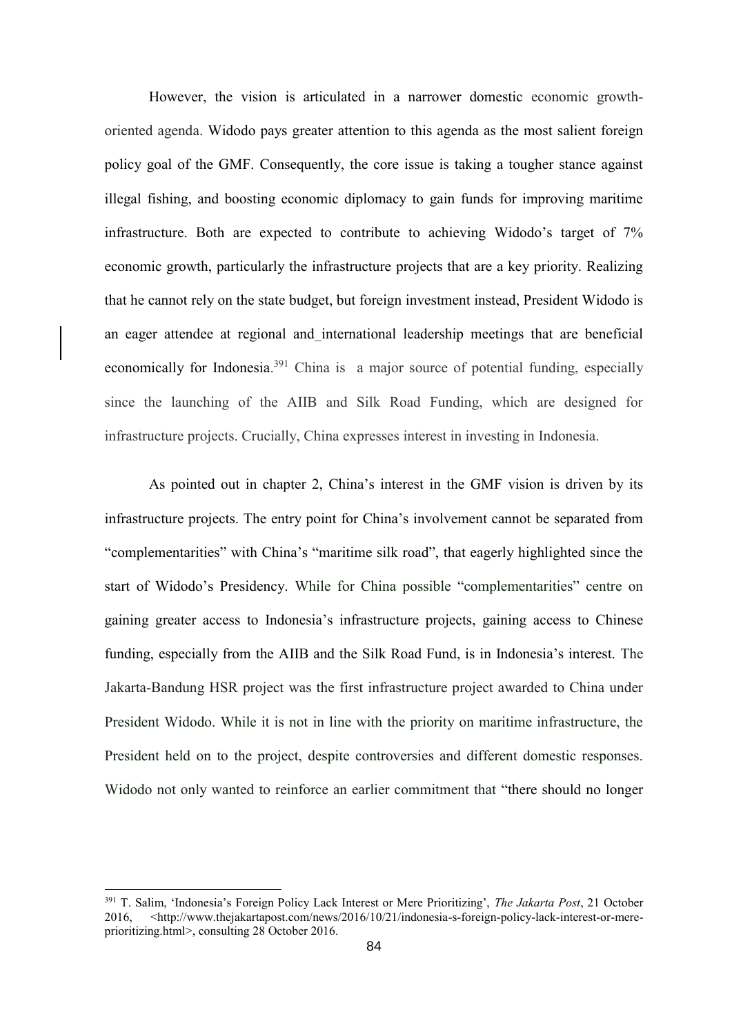However, the vision is articulated in a narrower domestic economic growth-oriented agenda. Widodo pays greater attention to this agenda as the most salient foreign policy goal of the GMF. Consequently, the core issue is taking a tougher stance against illegal fishing, and boosting economic diplomacy to gain funds for improving maritime infrastructure. Both are expected to contribute to achieving Widodo's target of 7% economic growth, particularly the infrastructure projects that are a key priority. Realizing that he cannot rely on the state budget, but foreign investment instead, President Widodo is an eager attendee at regional and international leadership meetings that are beneficial economically for Indonesia.[391] China is a major source of potential funding, especially since the launching of the AIIB and Silk Road Funding, which are designed for infrastructure projects. Crucially, China expresses interest in investing in Indonesia.

As pointed out in chapter 2, China's interest in the GMF vision is driven by its infrastructure projects. The entry point for China's involvement cannot be separated from "complementarities" with China's "maritime silk road", that eagerly highlighted since the start of Widodo's Presidency. While for China possible "complementarities" centre on gaining greater access to Indonesia's infrastructure projects, gaining access to Chinese funding, especially from the AIIB and the Silk Road Fund, is in Indonesia's interest. The Jakarta-Bandung HSR project was the first infrastructure project awarded to China under President Widodo. While it is not in line with the priority on maritime infrastructure, the President held on to the project, despite controversies and different domestic responses. Widodo not only wanted to reinforce an earlier commitment that "there should no longer

---

[391] T. Salim, 'Indonesia's Foreign Policy Lack Interest or Mere Prioritizing', *The Jakarta Post*, 21 October 2016, <http://www.thejakartapost.com/news/2016/10/21/indonesia-s-foreign-policy-lack-interest-or-mere-prioritizing.html>, consulting 28 October 2016.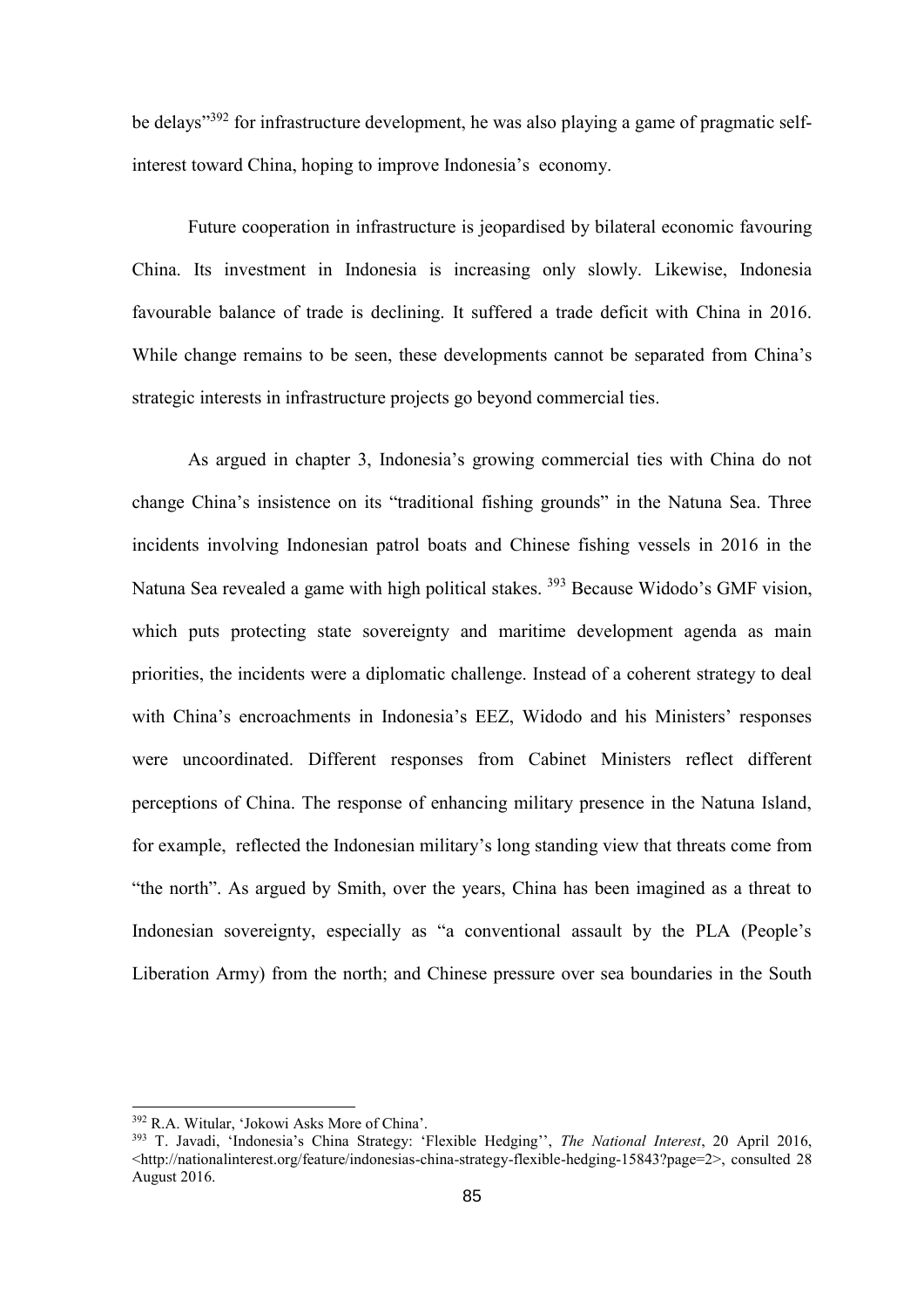be delays"[392] for infrastructure development, he was also playing a game of pragmatic self-interest toward China, hoping to improve Indonesia's economy.

Future cooperation in infrastructure is jeopardised by bilateral economic favouring China. Its investment in Indonesia is increasing only slowly. Likewise, Indonesia favourable balance of trade is declining. It suffered a trade deficit with China in 2016. While change remains to be seen, these developments cannot be separated from China's strategic interests in infrastructure projects go beyond commercial ties.

As argued in chapter 3, Indonesia's growing commercial ties with China do not change China's insistence on its "traditional fishing grounds" in the Natuna Sea. Three incidents involving Indonesian patrol boats and Chinese fishing vessels in 2016 in the Natuna Sea revealed a game with high political stakes. [393] Because Widodo's GMF vision, which puts protecting state sovereignty and maritime development agenda as main priorities, the incidents were a diplomatic challenge. Instead of a coherent strategy to deal with China's encroachments in Indonesia's EEZ, Widodo and his Ministers' responses were uncoordinated. Different responses from Cabinet Ministers reflect different perceptions of China. The response of enhancing military presence in the Natuna Island, for example, reflected the Indonesian military's long standing view that threats come from "the north". As argued by Smith, over the years, China has been imagined as a threat to Indonesian sovereignty, especially as "a conventional assault by the PLA (People's Liberation Army) from the north; and Chinese pressure over sea boundaries in the South

---

[392] R.A. Witular, 'Jokowi Asks More of China'.

[393] T. Javadi, 'Indonesia's China Strategy: 'Flexible Hedging'', *The National Interest*, 20 April 2016, <http://nationalinterest.org/feature/indonesias-china-strategy-flexible-hedging-15843?page=2>, consulted 28 August 2016.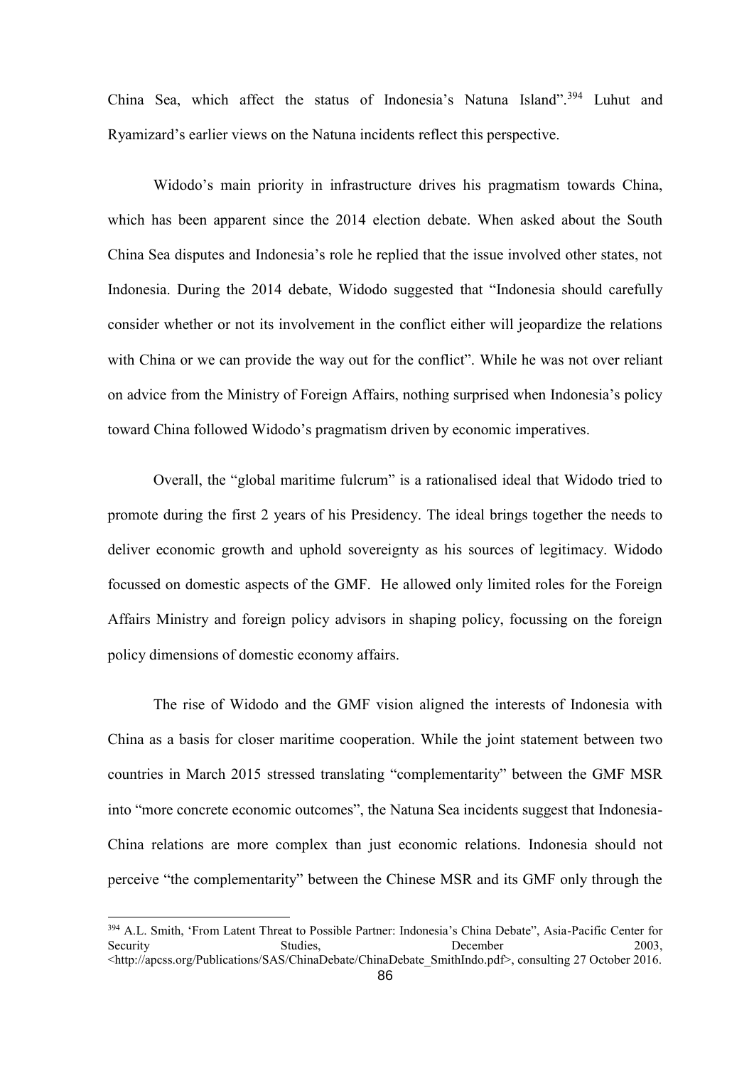China Sea, which affect the status of Indonesia's Natuna Island".[394] Luhut and Ryamizard's earlier views on the Natuna incidents reflect this perspective.

Widodo's main priority in infrastructure drives his pragmatism towards China, which has been apparent since the 2014 election debate. When asked about the South China Sea disputes and Indonesia's role he replied that the issue involved other states, not Indonesia. During the 2014 debate, Widodo suggested that "Indonesia should carefully consider whether or not its involvement in the conflict either will jeopardize the relations with China or we can provide the way out for the conflict". While he was not over reliant on advice from the Ministry of Foreign Affairs, nothing surprised when Indonesia's policy toward China followed Widodo's pragmatism driven by economic imperatives.

Overall, the "global maritime fulcrum" is a rationalised ideal that Widodo tried to promote during the first 2 years of his Presidency. The ideal brings together the needs to deliver economic growth and uphold sovereignty as his sources of legitimacy. Widodo focussed on domestic aspects of the GMF. He allowed only limited roles for the Foreign Affairs Ministry and foreign policy advisors in shaping policy, focussing on the foreign policy dimensions of domestic economy affairs.

The rise of Widodo and the GMF vision aligned the interests of Indonesia with China as a basis for closer maritime cooperation. While the joint statement between two countries in March 2015 stressed translating "complementarity" between the GMF MSR into "more concrete economic outcomes", the Natuna Sea incidents suggest that Indonesia-China relations are more complex than just economic relations. Indonesia should not perceive "the complementarity" between the Chinese MSR and its GMF only through the

---

[394] A.L. Smith, 'From Latent Threat to Possible Partner: Indonesia's China Debate", Asia-Pacific Center for Security Studies, December 2003, <http://apcss.org/Publications/SAS/ChinaDebate/ChinaDebate_SmithIndo.pdf>, consulting 27 October 2016.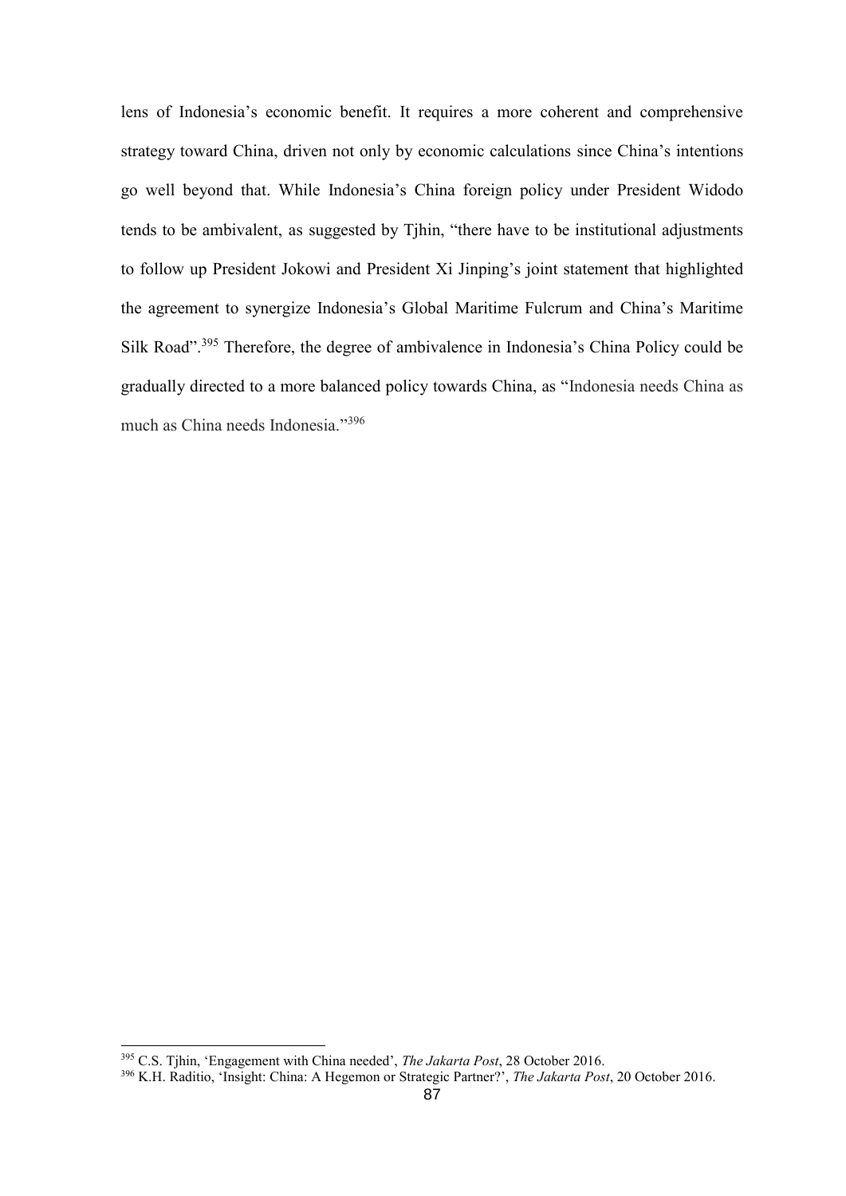lens of Indonesia's economic benefit. It requires a more coherent and comprehensive strategy toward China, driven not only by economic calculations since China's intentions go well beyond that. While Indonesia's China foreign policy under President Widodo tends to be ambivalent, as suggested by Tjhin, "there have to be institutional adjustments to follow up President Jokowi and President Xi Jinping's joint statement that highlighted the agreement to synergize Indonesia's Global Maritime Fulcrum and China's Maritime Silk Road".[395] Therefore, the degree of ambivalence in Indonesia's China Policy could be gradually directed to a more balanced policy towards China, as "Indonesia needs China as much as China needs Indonesia."[396]

---

[395] C.S. Tjhin, 'Engagement with China needed', *The Jakarta Post*, 28 October 2016.

[396] K.H. Raditio, 'Insight: China: A Hegemon or Strategic Partner?', *The Jakarta Post*, 20 October 2016.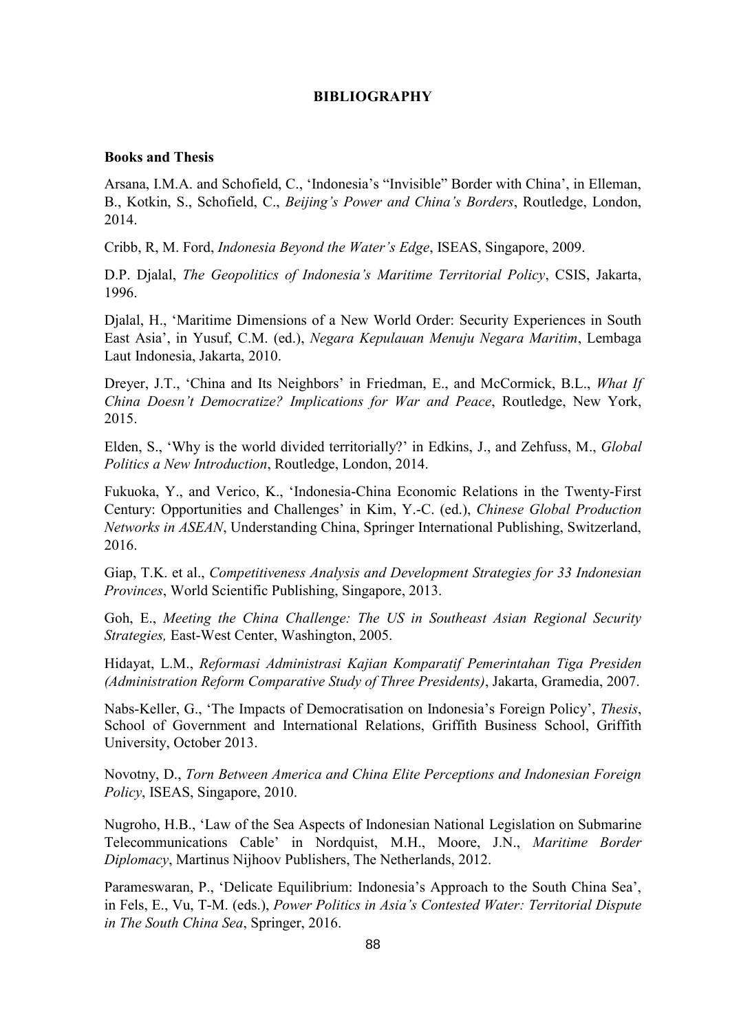**BIBLIOGRAPHY**

**Books and Thesis**

Arsana, I.M.A. and Schofield, C., 'Indonesia's "Invisible" Border with China', in Elleman, B., Kotkin, S., Schofield, C., *Beijing's Power and China's Borders*, Routledge, London, 2014.

Cribb, R, M. Ford, *Indonesia Beyond the Water's Edge*, ISEAS, Singapore, 2009.

D.P. Djalal, *The Geopolitics of Indonesia's Maritime Territorial Policy*, CSIS, Jakarta, 1996.

Djalal, H., 'Maritime Dimensions of a New World Order: Security Experiences in South East Asia', in Yusuf, C.M. (ed.), *Negara Kepulauan Menuju Negara Maritim*, Lembaga Laut Indonesia, Jakarta, 2010.

Dreyer, J.T., 'China and Its Neighbors' in Friedman, E., and McCormick, B.L., *What If China Doesn't Democratize? Implications for War and Peace*, Routledge, New York, 2015.

Elden, S., 'Why is the world divided territorially?' in Edkins, J., and Zehfuss, M., *Global Politics a New Introduction*, Routledge, London, 2014.

Fukuoka, Y., and Verico, K., 'Indonesia-China Economic Relations in the Twenty-First Century: Opportunities and Challenges' in Kim, Y.-C. (ed.), *Chinese Global Production Networks in ASEAN*, Understanding China, Springer International Publishing, Switzerland, 2016.

Giap, T.K. et al., *Competitiveness Analysis and Development Strategies for 33 Indonesian Provinces*, World Scientific Publishing, Singapore, 2013.

Goh, E., *Meeting the China Challenge: The US in Southeast Asian Regional Security Strategies,* East-West Center, Washington, 2005.

Hidayat, L.M., *Reformasi Administrasi Kajian Komparatif Pemerintahan Tiga Presiden (Administration Reform Comparative Study of Three Presidents)*, Jakarta, Gramedia, 2007.

Nabs-Keller, G., 'The Impacts of Democratisation on Indonesia's Foreign Policy', *Thesis*, School of Government and International Relations, Griffith Business School, Griffith University, October 2013.

Novotny, D., *Torn Between America and China Elite Perceptions and Indonesian Foreign Policy*, ISEAS, Singapore, 2010.

Nugroho, H.B., 'Law of the Sea Aspects of Indonesian National Legislation on Submarine Telecommunications Cable' in Nordquist, M.H., Moore, J.N., *Maritime Border Diplomacy*, Martinus Nijhoov Publishers, The Netherlands, 2012.

Parameswaran, P., 'Delicate Equilibrium: Indonesia's Approach to the South China Sea', in Fels, E., Vu, T-M. (eds.), *Power Politics in Asia's Contested Water: Territorial Dispute in The South China Sea*, Springer, 2016.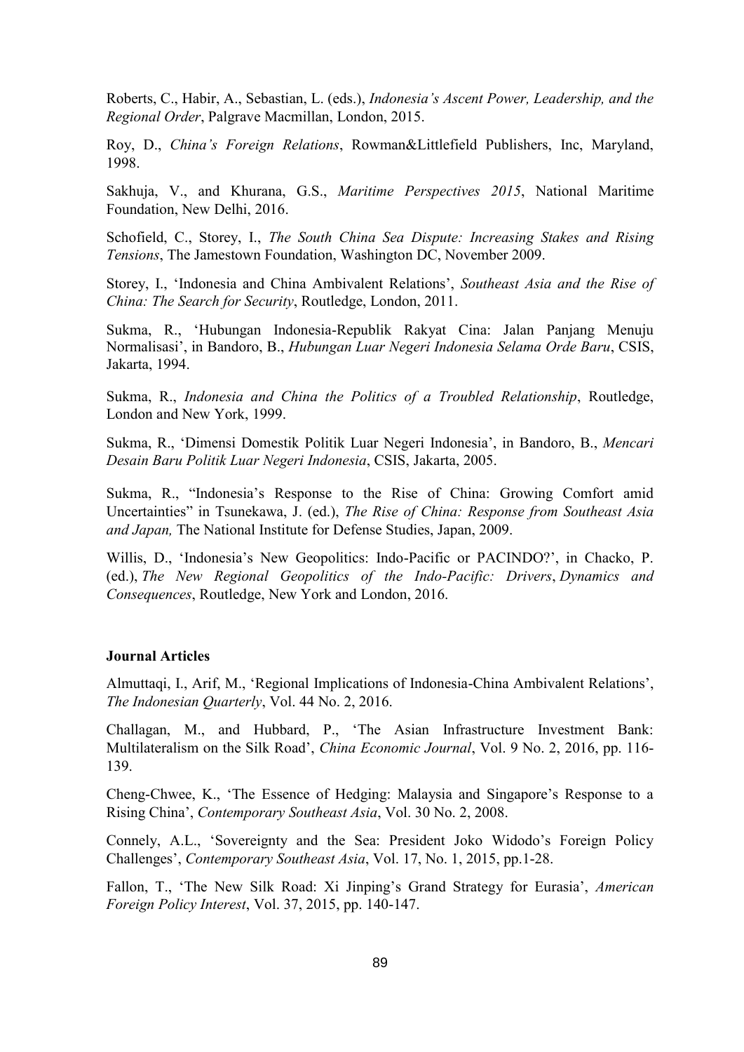Roberts, C., Habir, A., Sebastian, L. (eds.), *Indonesia's Ascent Power, Leadership, and the Regional Order*, Palgrave Macmillan, London, 2015.

Roy, D., *China's Foreign Relations*, Rowman&Littlefield Publishers, Inc, Maryland, 1998.

Sakhuja, V., and Khurana, G.S., *Maritime Perspectives 2015*, National Maritime Foundation, New Delhi, 2016.

Schofield, C., Storey, I., *The South China Sea Dispute: Increasing Stakes and Rising Tensions*, The Jamestown Foundation, Washington DC, November 2009.

Storey, I., 'Indonesia and China Ambivalent Relations', *Southeast Asia and the Rise of China: The Search for Security*, Routledge, London, 2011.

Sukma, R., 'Hubungan Indonesia-Republik Rakyat Cina: Jalan Panjang Menuju Normalisasi', in Bandoro, B., *Hubungan Luar Negeri Indonesia Selama Orde Baru*, CSIS, Jakarta, 1994.

Sukma, R., *Indonesia and China the Politics of a Troubled Relationship*, Routledge, London and New York, 1999.

Sukma, R., 'Dimensi Domestik Politik Luar Negeri Indonesia', in Bandoro, B., *Mencari Desain Baru Politik Luar Negeri Indonesia*, CSIS, Jakarta, 2005.

Sukma, R., "Indonesia's Response to the Rise of China: Growing Comfort amid Uncertainties" in Tsunekawa, J. (ed.), *The Rise of China: Response from Southeast Asia and Japan,* The National Institute for Defense Studies, Japan, 2009.

Willis, D., 'Indonesia's New Geopolitics: Indo-Pacific or PACINDO?', in Chacko, P. (ed.), *The New Regional Geopolitics of the Indo-Pacific: Drivers*, *Dynamics and Consequences*, Routledge, New York and London, 2016.

### Journal Articles

Almuttaqi, I., Arif, M., 'Regional Implications of Indonesia-China Ambivalent Relations', *The Indonesian Quarterly*, Vol. 44 No. 2, 2016.

Challagan, M., and Hubbard, P., 'The Asian Infrastructure Investment Bank: Multilateralism on the Silk Road', *China Economic Journal*, Vol. 9 No. 2, 2016, pp. 116-139.

Cheng-Chwee, K., 'The Essence of Hedging: Malaysia and Singapore's Response to a Rising China', *Contemporary Southeast Asia*, Vol. 30 No. 2, 2008.

Connely, A.L., 'Sovereignty and the Sea: President Joko Widodo's Foreign Policy Challenges', *Contemporary Southeast Asia*, Vol. 17, No. 1, 2015, pp.1-28.

Fallon, T., 'The New Silk Road: Xi Jinping's Grand Strategy for Eurasia', *American Foreign Policy Interest*, Vol. 37, 2015, pp. 140-147.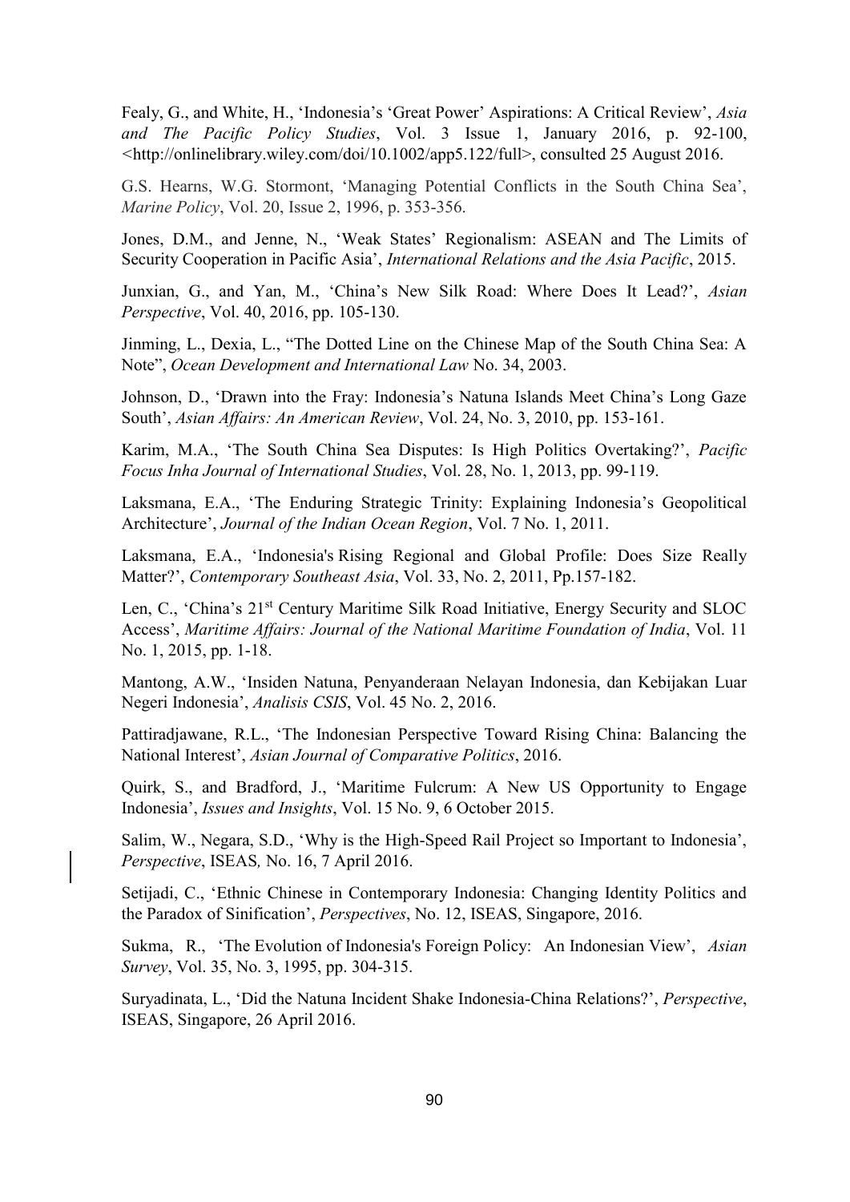Fealy, G., and White, H., 'Indonesia's 'Great Power' Aspirations: A Critical Review', *Asia and The Pacific Policy Studies*, Vol. 3 Issue 1, January 2016, p. 92-100, <http://onlinelibrary.wiley.com/doi/10.1002/app5.122/full>, consulted 25 August 2016.

G.S. Hearns, W.G. Stormont, 'Managing Potential Conflicts in the South China Sea', *Marine Policy*, Vol. 20, Issue 2, 1996, p. 353-356.

Jones, D.M., and Jenne, N., 'Weak States' Regionalism: ASEAN and The Limits of Security Cooperation in Pacific Asia', *International Relations and the Asia Pacific*, 2015.

Junxian, G., and Yan, M., 'China's New Silk Road: Where Does It Lead?', *Asian Perspective*, Vol. 40, 2016, pp. 105-130.

Jinming, L., Dexia, L., "The Dotted Line on the Chinese Map of the South China Sea: A Note", *Ocean Development and International Law* No. 34, 2003.

Johnson, D., 'Drawn into the Fray: Indonesia's Natuna Islands Meet China's Long Gaze South', *Asian Affairs: An American Review*, Vol. 24, No. 3, 2010, pp. 153-161.

Karim, M.A., 'The South China Sea Disputes: Is High Politics Overtaking?', *Pacific Focus Inha Journal of International Studies*, Vol. 28, No. 1, 2013, pp. 99-119.

Laksmana, E.A., 'The Enduring Strategic Trinity: Explaining Indonesia's Geopolitical Architecture', *Journal of the Indian Ocean Region*, Vol. 7 No. 1, 2011.

Laksmana, E.A., 'Indonesia's Rising Regional and Global Profile: Does Size Really Matter?', *Contemporary Southeast Asia*, Vol. 33, No. 2, 2011, Pp.157-182.

Len, C., 'China's 21st Century Maritime Silk Road Initiative, Energy Security and SLOC Access', *Maritime Affairs: Journal of the National Maritime Foundation of India*, Vol. 11 No. 1, 2015, pp. 1-18.

Mantong, A.W., 'Insiden Natuna, Penyanderaan Nelayan Indonesia, dan Kebijakan Luar Negeri Indonesia', *Analisis CSIS*, Vol. 45 No. 2, 2016.

Pattiradjawane, R.L., 'The Indonesian Perspective Toward Rising China: Balancing the National Interest', *Asian Journal of Comparative Politics*, 2016.

Quirk, S., and Bradford, J., 'Maritime Fulcrum: A New US Opportunity to Engage Indonesia', *Issues and Insights*, Vol. 15 No. 9, 6 October 2015.

Salim, W., Negara, S.D., 'Why is the High-Speed Rail Project so Important to Indonesia', *Perspective*, ISEAS*,* No. 16, 7 April 2016.

Setijadi, C., 'Ethnic Chinese in Contemporary Indonesia: Changing Identity Politics and the Paradox of Sinification', *Perspectives*, No. 12, ISEAS, Singapore, 2016.

Sukma, R., 'The Evolution of Indonesia's Foreign Policy: An Indonesian View', *Asian Survey*, Vol. 35, No. 3, 1995, pp. 304-315.

Suryadinata, L., 'Did the Natuna Incident Shake Indonesia-China Relations?', *Perspective*, ISEAS, Singapore, 26 April 2016.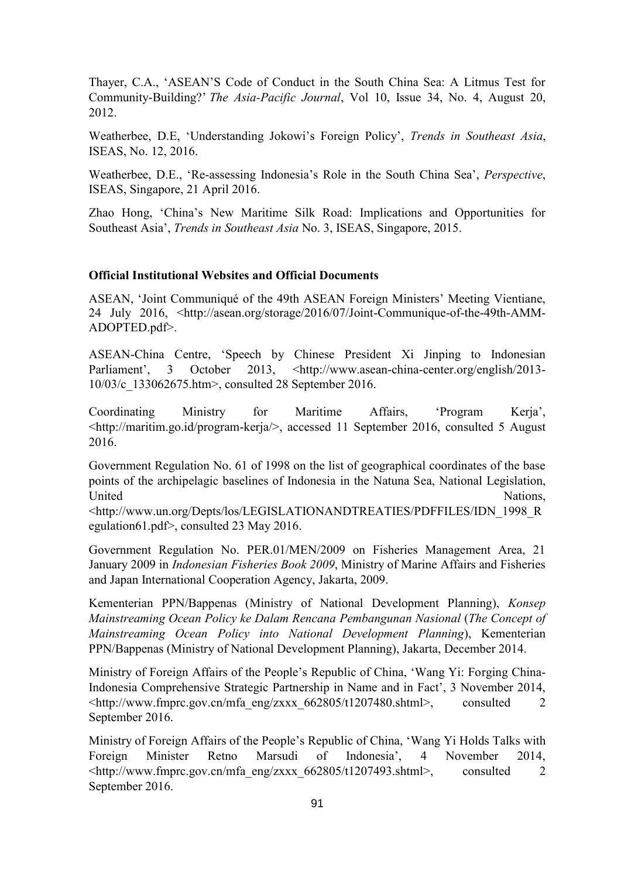Thayer, C.A., 'ASEAN'S Code of Conduct in the South China Sea: A Litmus Test for Community-Building?' *The Asia-Pacific Journal*, Vol 10, Issue 34, No. 4, August 20, 2012.

Weatherbee, D.E, 'Understanding Jokowi's Foreign Policy', *Trends in Southeast Asia*, ISEAS, No. 12, 2016.

Weatherbee, D.E., 'Re-assessing Indonesia's Role in the South China Sea', *Perspective*, ISEAS, Singapore, 21 April 2016.

Zhao Hong, 'China's New Maritime Silk Road: Implications and Opportunities for Southeast Asia', *Trends in Southeast Asia* No. 3, ISEAS, Singapore, 2015.

**Official Institutional Websites and Official Documents**

ASEAN, 'Joint Communiqué of the 49th ASEAN Foreign Ministers' Meeting Vientiane, 24 July 2016, <http://asean.org/storage/2016/07/Joint-Communique-of-the-49th-AMM-ADOPTED.pdf>.

ASEAN-China Centre, 'Speech by Chinese President Xi Jinping to Indonesian Parliament', 3 October 2013, <http://www.asean-china-center.org/english/2013-10/03/c_133062675.htm>, consulted 28 September 2016.

Coordinating Ministry for Maritime Affairs, 'Program Kerja', <http://maritim.go.id/program-kerja/>, accessed 11 September 2016, consulted 5 August 2016.

Government Regulation No. 61 of 1998 on the list of geographical coordinates of the base points of the archipelagic baselines of Indonesia in the Natuna Sea, National Legislation, United Nations, <http://www.un.org/Depts/los/LEGISLATIONANDTREATIES/PDFFILES/IDN_1998_Regulation61.pdf>, consulted 23 May 2016.

Government Regulation No. PER.01/MEN/2009 on Fisheries Management Area, 21 January 2009 in *Indonesian Fisheries Book 2009*, Ministry of Marine Affairs and Fisheries and Japan International Cooperation Agency, Jakarta, 2009.

Kementerian PPN/Bappenas (Ministry of National Development Planning), *Konsep Mainstreaming Ocean Policy ke Dalam Rencana Pembangunan Nasional* (*The Concept of Mainstreaming Ocean Policy into National Development Planning*), Kementerian PPN/Bappenas (Ministry of National Development Planning), Jakarta, December 2014.

Ministry of Foreign Affairs of the People's Republic of China, 'Wang Yi: Forging China-Indonesia Comprehensive Strategic Partnership in Name and in Fact', 3 November 2014, <http://www.fmprc.gov.cn/mfa_eng/zxxx_662805/t1207480.shtml>, consulted 2 September 2016.

Ministry of Foreign Affairs of the People's Republic of China, 'Wang Yi Holds Talks with Foreign Minister Retno Marsudi of Indonesia', 4 November 2014, <http://www.fmprc.gov.cn/mfa_eng/zxxx_662805/t1207493.shtml>, consulted 2 September 2016.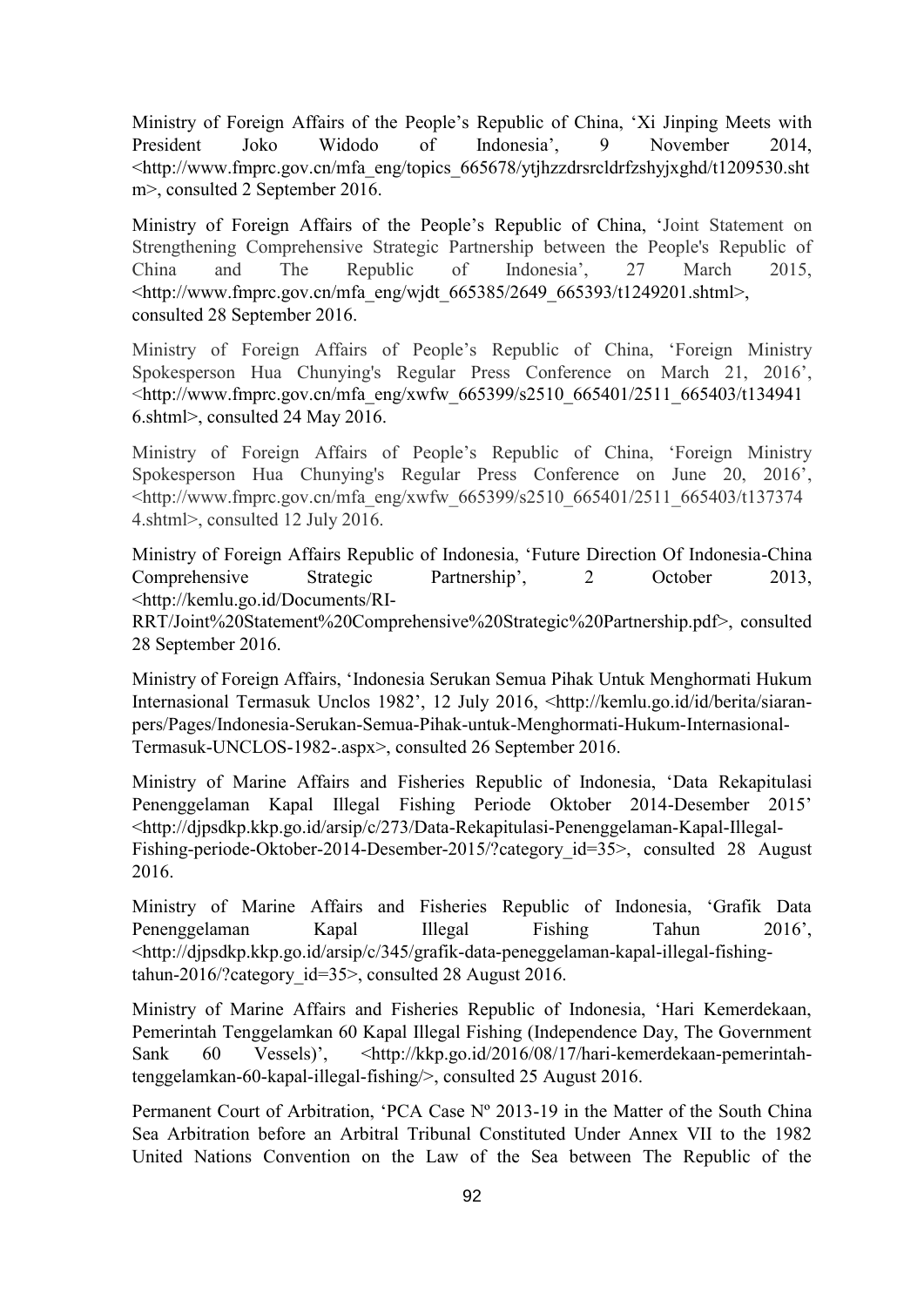Ministry of Foreign Affairs of the People's Republic of China, 'Xi Jinping Meets with President Joko Widodo of Indonesia', 9 November 2014, <http://www.fmprc.gov.cn/mfa_eng/topics_665678/ytjhzzdrsrcldrfzshyjxghd/t1209530.shtm>, consulted 2 September 2016.

Ministry of Foreign Affairs of the People's Republic of China, 'Joint Statement on Strengthening Comprehensive Strategic Partnership between the People's Republic of China and The Republic of Indonesia', 27 March 2015, <http://www.fmprc.gov.cn/mfa_eng/wjdt_665385/2649_665393/t1249201.shtml>, consulted 28 September 2016.

Ministry of Foreign Affairs of People's Republic of China, 'Foreign Ministry Spokesperson Hua Chunying's Regular Press Conference on March 21, 2016', <http://www.fmprc.gov.cn/mfa_eng/xwfw_665399/s2510_665401/2511_665403/t1349416.shtml>, consulted 24 May 2016.

Ministry of Foreign Affairs of People's Republic of China, 'Foreign Ministry Spokesperson Hua Chunying's Regular Press Conference on June 20, 2016', <http://www.fmprc.gov.cn/mfa_eng/xwfw_665399/s2510_665401/2511_665403/t1373744.shtml>, consulted 12 July 2016.

Ministry of Foreign Affairs Republic of Indonesia, 'Future Direction Of Indonesia-China Comprehensive Strategic Partnership', 2 October 2013, <http://kemlu.go.id/Documents/RI-RRT/Joint%20Statement%20Comprehensive%20Strategic%20Partnership.pdf>, consulted 28 September 2016.

Ministry of Foreign Affairs, 'Indonesia Serukan Semua Pihak Untuk Menghormati Hukum Internasional Termasuk Unclos 1982', 12 July 2016, <http://kemlu.go.id/id/berita/siaran-pers/Pages/Indonesia-Serukan-Semua-Pihak-untuk-Menghormati-Hukum-Internasional-Termasuk-UNCLOS-1982-.aspx>, consulted 26 September 2016.

Ministry of Marine Affairs and Fisheries Republic of Indonesia, 'Data Rekapitulasi Penenggelaman Kapal Illegal Fishing Periode Oktober 2014-Desember 2015' <http://djpsdkp.kkp.go.id/arsip/c/273/Data-Rekapitulasi-Penenggelaman-Kapal-Illegal-Fishing-periode-Oktober-2014-Desember-2015/?category_id=35>, consulted 28 August 2016.

Ministry of Marine Affairs and Fisheries Republic of Indonesia, 'Grafik Data Penenggelaman Kapal Illegal Fishing Tahun 2016', <http://djpsdkp.kkp.go.id/arsip/c/345/grafik-data-peneggelaman-kapal-illegal-fishing-tahun-2016/?category_id=35>, consulted 28 August 2016.

Ministry of Marine Affairs and Fisheries Republic of Indonesia, 'Hari Kemerdekaan, Pemerintah Tenggelamkan 60 Kapal Illegal Fishing (Independence Day, The Government Sank 60 Vessels)', <http://kkp.go.id/2016/08/17/hari-kemerdekaan-pemerintah-tenggelamkan-60-kapal-illegal-fishing/>, consulted 25 August 2016.

Permanent Court of Arbitration, 'PCA Case Nº 2013-19 in the Matter of the South China Sea Arbitration before an Arbitral Tribunal Constituted Under Annex VII to the 1982 United Nations Convention on the Law of the Sea between The Republic of the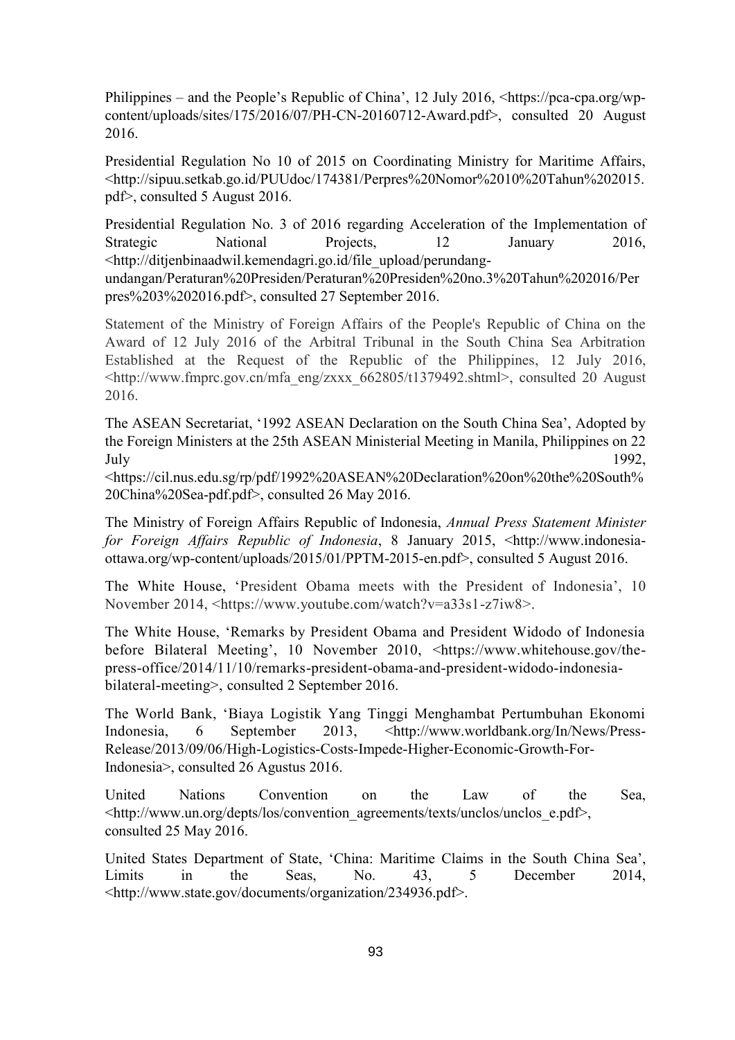Philippines – and the People's Republic of China', 12 July 2016, <https://pca-cpa.org/wp-content/uploads/sites/175/2016/07/PH-CN-20160712-Award.pdf>, consulted 20 August 2016.

Presidential Regulation No 10 of 2015 on Coordinating Ministry for Maritime Affairs, <http://sipuu.setkab.go.id/PUUdoc/174381/Perpres%20Nomor%2010%20Tahun%202015.pdf>, consulted 5 August 2016.

Presidential Regulation No. 3 of 2016 regarding Acceleration of the Implementation of Strategic National Projects, 12 January 2016, <http://ditjenbinaadwil.kemendagri.go.id/file_upload/perundang-undangan/Peraturan%20Presiden/Peraturan%20Presiden%20no.3%20Tahun%202016/Perpres%203%202016.pdf>, consulted 27 September 2016.

Statement of the Ministry of Foreign Affairs of the People's Republic of China on the Award of 12 July 2016 of the Arbitral Tribunal in the South China Sea Arbitration Established at the Request of the Republic of the Philippines, 12 July 2016, <http://www.fmprc.gov.cn/mfa_eng/zxxx_662805/t1379492.shtml>, consulted 20 August 2016.

The ASEAN Secretariat, '1992 ASEAN Declaration on the South China Sea', Adopted by the Foreign Ministers at the 25th ASEAN Ministerial Meeting in Manila, Philippines on 22 July 1992, <https://cil.nus.edu.sg/rp/pdf/1992%20ASEAN%20Declaration%20on%20the%20South%20China%20Sea-pdf.pdf>, consulted 26 May 2016.

The Ministry of Foreign Affairs Republic of Indonesia, *Annual Press Statement Minister for Foreign Affairs Republic of Indonesia*, 8 January 2015, <http://www.indonesia-ottawa.org/wp-content/uploads/2015/01/PPTM-2015-en.pdf>, consulted 5 August 2016.

The White House, 'President Obama meets with the President of Indonesia', 10 November 2014, <https://www.youtube.com/watch?v=a33s1-z7iw8>.

The White House, 'Remarks by President Obama and President Widodo of Indonesia before Bilateral Meeting', 10 November 2010, <https://www.whitehouse.gov/the-press-office/2014/11/10/remarks-president-obama-and-president-widodo-indonesia-bilateral-meeting>, consulted 2 September 2016.

The World Bank, 'Biaya Logistik Yang Tinggi Menghambat Pertumbuhan Ekonomi Indonesia, 6 September 2013, <http://www.worldbank.org/In/News/Press-Release/2013/09/06/High-Logistics-Costs-Impede-Higher-Economic-Growth-For-Indonesia>, consulted 26 Agustus 2016.

United Nations Convention on the Law of the Sea, <http://www.un.org/depts/los/convention_agreements/texts/unclos/unclos_e.pdf>, consulted 25 May 2016.

United States Department of State, 'China: Maritime Claims in the South China Sea', Limits in the Seas, No. 43, 5 December 2014, <http://www.state.gov/documents/organization/234936.pdf>.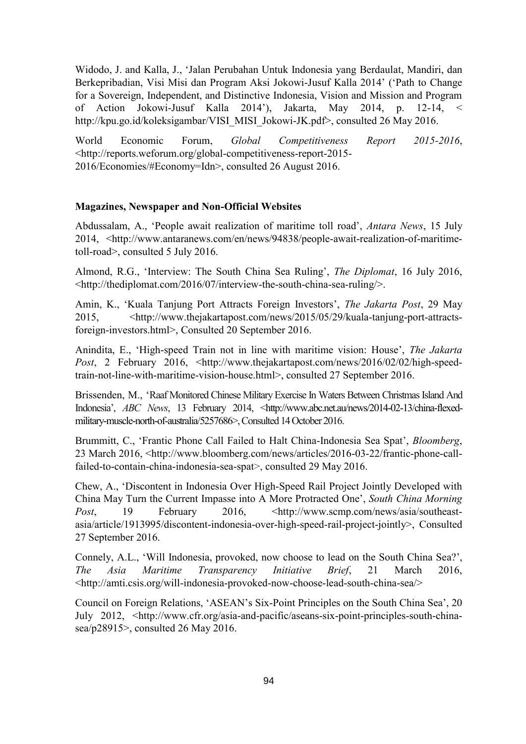Widodo, J. and Kalla, J., 'Jalan Perubahan Untuk Indonesia yang Berdaulat, Mandiri, dan Berkepribadian, Visi Misi dan Program Aksi Jokowi-Jusuf Kalla 2014' ('Path to Change for a Sovereign, Independent, and Distinctive Indonesia, Vision and Mission and Program of Action Jokowi-Jusuf Kalla 2014'), Jakarta, May 2014, p. 12-14, < http://kpu.go.id/koleksigambar/VISI_MISI_Jokowi-JK.pdf>, consulted 26 May 2016.

World Economic Forum, *Global Competitiveness Report 2015-2016*, <http://reports.weforum.org/global-competitiveness-report-2015-2016/Economies/#Economy=Idn>, consulted 26 August 2016.

**Magazines, Newspaper and Non-Official Websites**

Abdussalam, A., 'People await realization of maritime toll road', *Antara News*, 15 July 2014, <http://www.antaranews.com/en/news/94838/people-await-realization-of-maritime-toll-road>, consulted 5 July 2016.

Almond, R.G., 'Interview: The South China Sea Ruling', *The Diplomat*, 16 July 2016, <http://thediplomat.com/2016/07/interview-the-south-china-sea-ruling/>.

Amin, K., 'Kuala Tanjung Port Attracts Foreign Investors', *The Jakarta Post*, 29 May 2015, <http://www.thejakartapost.com/news/2015/05/29/kuala-tanjung-port-attracts-foreign-investors.html>, Consulted 20 September 2016.

Anindita, E., 'High-speed Train not in line with maritime vision: House', *The Jakarta Post*, 2 February 2016, <http://www.thejakartapost.com/news/2016/02/02/high-speed-train-not-line-with-maritime-vision-house.html>, consulted 27 September 2016.

Brissenden, M., 'Raaf Monitored Chinese Military Exercise In Waters Between Christmas Island And Indonesia', *ABC News*, 13 February 2014, <http://www.abc.net.au/news/2014-02-13/china-flexed-military-muscle-north-of-australia/5257686>, Consulted 14 October 2016.

Brummitt, C., 'Frantic Phone Call Failed to Halt China-Indonesia Sea Spat', *Bloomberg*, 23 March 2016, <http://www.bloomberg.com/news/articles/2016-03-22/frantic-phone-call-failed-to-contain-china-indonesia-sea-spat>, consulted 29 May 2016.

Chew, A., 'Discontent in Indonesia Over High-Speed Rail Project Jointly Developed with China May Turn the Current Impasse into A More Protracted One', *South China Morning Post*, 19 February 2016, <http://www.scmp.com/news/asia/southeast-asia/article/1913995/discontent-indonesia-over-high-speed-rail-project-jointly>, Consulted 27 September 2016.

Connely, A.L., 'Will Indonesia, provoked, now choose to lead on the South China Sea?', *The Asia Maritime Transparency Initiative Brief*, 21 March 2016, <http://amti.csis.org/will-indonesia-provoked-now-choose-lead-south-china-sea/>

Council on Foreign Relations, 'ASEAN's Six-Point Principles on the South China Sea', 20 July 2012, <http://www.cfr.org/asia-and-pacific/aseans-six-point-principles-south-china-sea/p28915>, consulted 26 May 2016.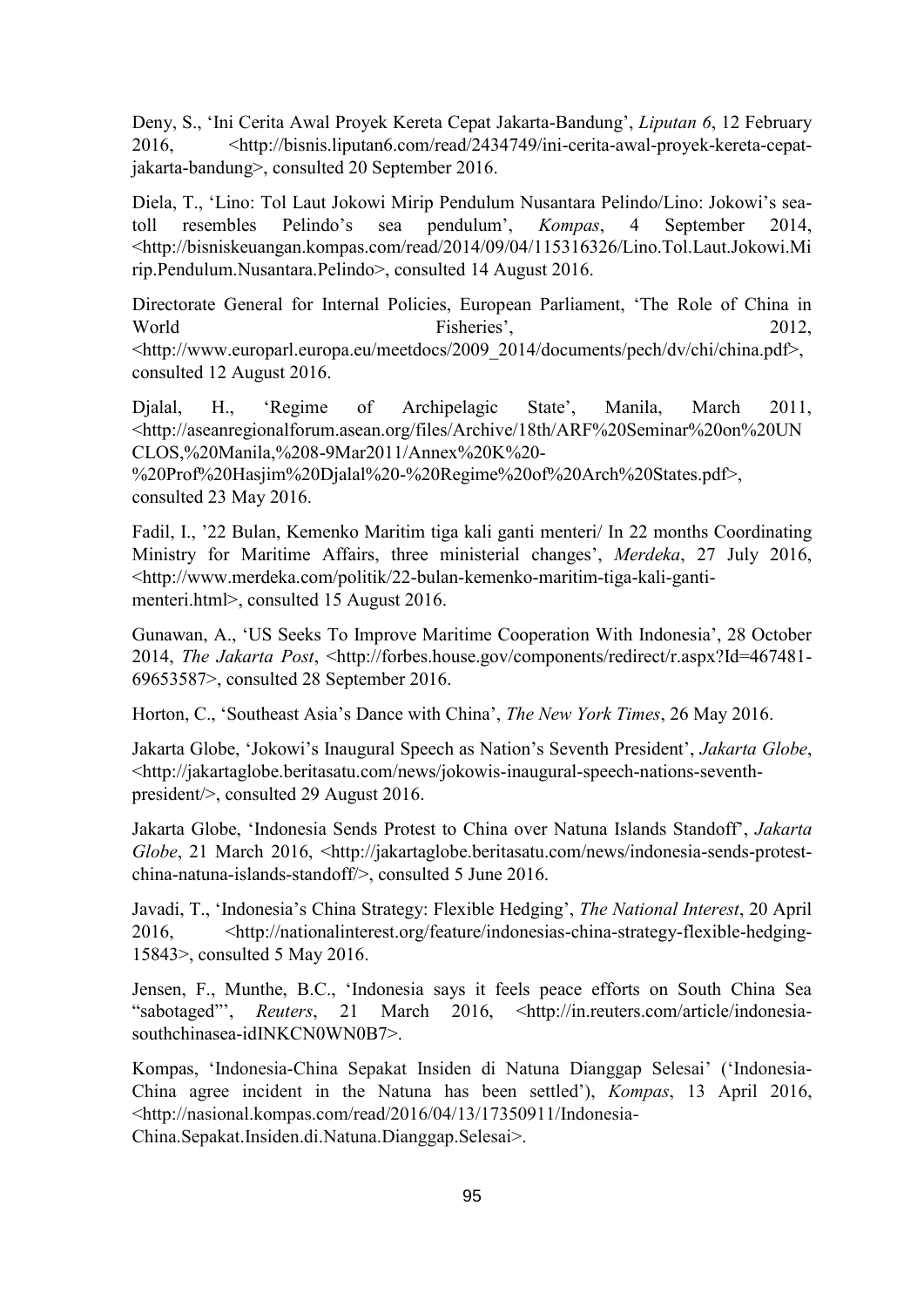Deny, S., 'Ini Cerita Awal Proyek Kereta Cepat Jakarta-Bandung', *Liputan 6*, 12 February 2016, <http://bisnis.liputan6.com/read/2434749/ini-cerita-awal-proyek-kereta-cepat-jakarta-bandung>, consulted 20 September 2016.

Diela, T., 'Lino: Tol Laut Jokowi Mirip Pendulum Nusantara Pelindo/Lino: Jokowi's sea-toll resembles Pelindo's sea pendulum', *Kompas*, 4 September 2014, <http://bisniskeuangan.kompas.com/read/2014/09/04/115316326/Lino.Tol.Laut.Jokowi.Mirip.Pendulum.Nusantara.Pelindo>, consulted 14 August 2016.

Directorate General for Internal Policies, European Parliament, 'The Role of China in World Fisheries', 2012, <http://www.europarl.europa.eu/meetdocs/2009_2014/documents/pech/dv/chi/china.pdf>, consulted 12 August 2016.

Djalal, H., 'Regime of Archipelagic State', Manila, March 2011, <http://aseanregionalforum.asean.org/files/Archive/18th/ARF%20Seminar%20on%20UNCLOS,%20Manila,%208-9Mar2011/Annex%20K%20-%20Prof%20Hasjim%20Djalal%20-%20Regime%20of%20Arch%20States.pdf>, consulted 23 May 2016.

Fadil, I., '22 Bulan, Kemenko Maritim tiga kali ganti menteri/ In 22 months Coordinating Ministry for Maritime Affairs, three ministerial changes', *Merdeka*, 27 July 2016, <http://www.merdeka.com/politik/22-bulan-kemenko-maritim-tiga-kali-ganti-menteri.html>, consulted 15 August 2016.

Gunawan, A., 'US Seeks To Improve Maritime Cooperation With Indonesia', 28 October 2014, *The Jakarta Post*, <http://forbes.house.gov/components/redirect/r.aspx?Id=467481-69653587>, consulted 28 September 2016.

Horton, C., 'Southeast Asia's Dance with China', *The New York Times*, 26 May 2016.

Jakarta Globe, 'Jokowi's Inaugural Speech as Nation's Seventh President', *Jakarta Globe*, <http://jakartaglobe.beritasatu.com/news/jokowis-inaugural-speech-nations-seventh-president/>, consulted 29 August 2016.

Jakarta Globe, 'Indonesia Sends Protest to China over Natuna Islands Standoff', *Jakarta Globe*, 21 March 2016, <http://jakartaglobe.beritasatu.com/news/indonesia-sends-protest-china-natuna-islands-standoff/>, consulted 5 June 2016.

Javadi, T., 'Indonesia's China Strategy: Flexible Hedging', *The National Interest*, 20 April 2016, <http://nationalinterest.org/feature/indonesias-china-strategy-flexible-hedging-15843>, consulted 5 May 2016.

Jensen, F., Munthe, B.C., 'Indonesia says it feels peace efforts on South China Sea "sabotaged"', *Reuters*, 21 March 2016, <http://in.reuters.com/article/indonesia-southchinasea-idINKCN0WN0B7>.

Kompas, 'Indonesia-China Sepakat Insiden di Natuna Dianggap Selesai' ('Indonesia-China agree incident in the Natuna has been settled'), *Kompas*, 13 April 2016, <http://nasional.kompas.com/read/2016/04/13/17350911/Indonesia-China.Sepakat.Insiden.di.Natuna.Dianggap.Selesai>.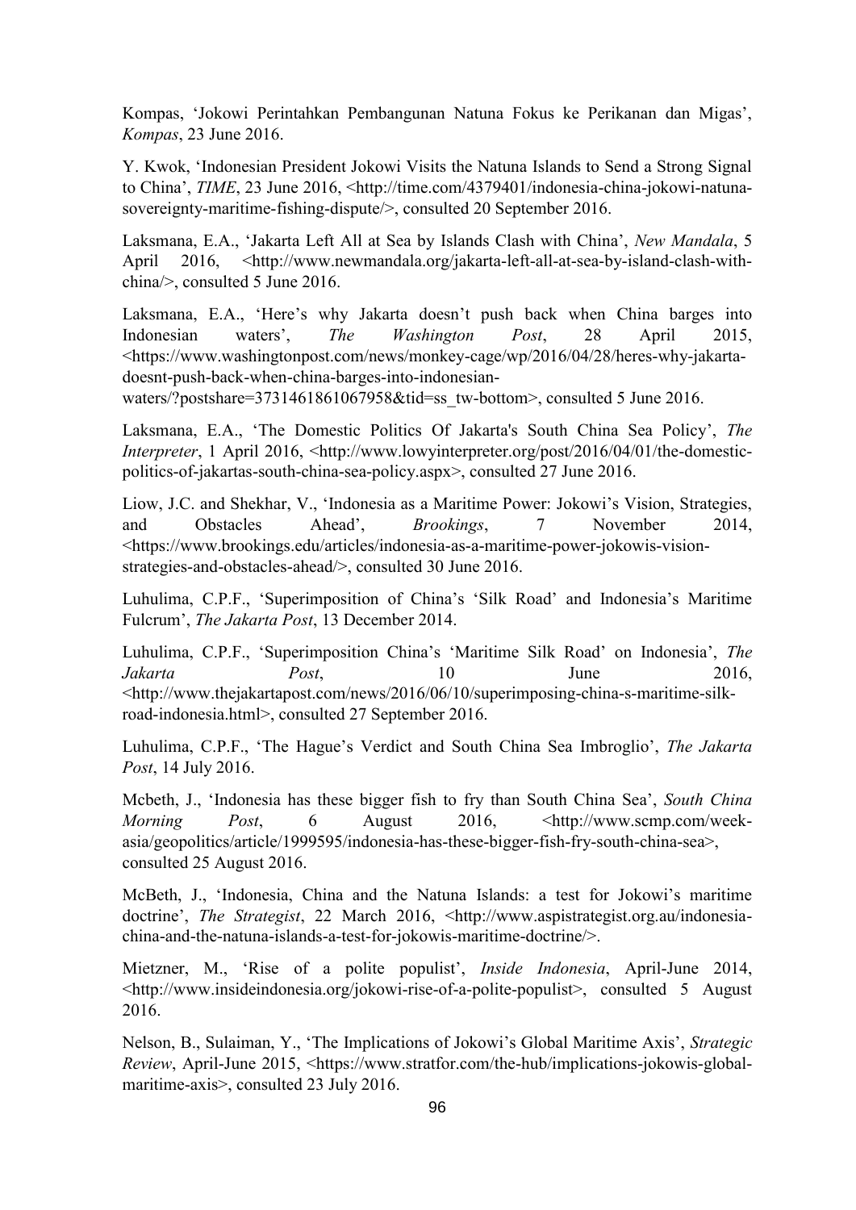Kompas, 'Jokowi Perintahkan Pembangunan Natuna Fokus ke Perikanan dan Migas', *Kompas*, 23 June 2016.

Y. Kwok, 'Indonesian President Jokowi Visits the Natuna Islands to Send a Strong Signal to China', *TIME*, 23 June 2016, <http://time.com/4379401/indonesia-china-jokowi-natuna-sovereignty-maritime-fishing-dispute/>, consulted 20 September 2016.

Laksmana, E.A., 'Jakarta Left All at Sea by Islands Clash with China', *New Mandala*, 5 April 2016, <http://www.newmandala.org/jakarta-left-all-at-sea-by-island-clash-with-china/>, consulted 5 June 2016.

Laksmana, E.A., 'Here's why Jakarta doesn't push back when China barges into Indonesian waters', *The Washington Post*, 28 April 2015, <https://www.washingtonpost.com/news/monkey-cage/wp/2016/04/28/heres-why-jakarta-doesnt-push-back-when-china-barges-into-indonesian-waters/?postshare=3731461861067958&tid=ss_tw-bottom>, consulted 5 June 2016.

Laksmana, E.A., 'The Domestic Politics Of Jakarta's South China Sea Policy', *The Interpreter*, 1 April 2016, <http://www.lowyinterpreter.org/post/2016/04/01/the-domestic-politics-of-jakartas-south-china-sea-policy.aspx>, consulted 27 June 2016.

Liow, J.C. and Shekhar, V., 'Indonesia as a Maritime Power: Jokowi's Vision, Strategies, and Obstacles Ahead', *Brookings*, 7 November 2014, <https://www.brookings.edu/articles/indonesia-as-a-maritime-power-jokowis-vision-strategies-and-obstacles-ahead/>, consulted 30 June 2016.

Luhulima, C.P.F., 'Superimposition of China's 'Silk Road' and Indonesia's Maritime Fulcrum', *The Jakarta Post*, 13 December 2014.

Luhulima, C.P.F., 'Superimposition China's 'Maritime Silk Road' on Indonesia', *The Jakarta Post*, 10 June 2016, <http://www.thejakartapost.com/news/2016/06/10/superimposing-china-s-maritime-silk-road-indonesia.html>, consulted 27 September 2016.

Luhulima, C.P.F., 'The Hague's Verdict and South China Sea Imbroglio', *The Jakarta Post*, 14 July 2016.

Mcbeth, J., 'Indonesia has these bigger fish to fry than South China Sea', *South China Morning Post*, 6 August 2016, <http://www.scmp.com/week-asia/geopolitics/article/1999595/indonesia-has-these-bigger-fish-fry-south-china-sea>, consulted 25 August 2016.

McBeth, J., 'Indonesia, China and the Natuna Islands: a test for Jokowi's maritime doctrine', *The Strategist*, 22 March 2016, <http://www.aspistrategist.org.au/indonesia-china-and-the-natuna-islands-a-test-for-jokowis-maritime-doctrine/>.

Mietzner, M., 'Rise of a polite populist', *Inside Indonesia*, April-June 2014, <http://www.insideindonesia.org/jokowi-rise-of-a-polite-populist>, consulted 5 August 2016.

Nelson, B., Sulaiman, Y., 'The Implications of Jokowi's Global Maritime Axis', *Strategic Review*, April-June 2015, <https://www.stratfor.com/the-hub/implications-jokowis-global-maritime-axis>, consulted 23 July 2016.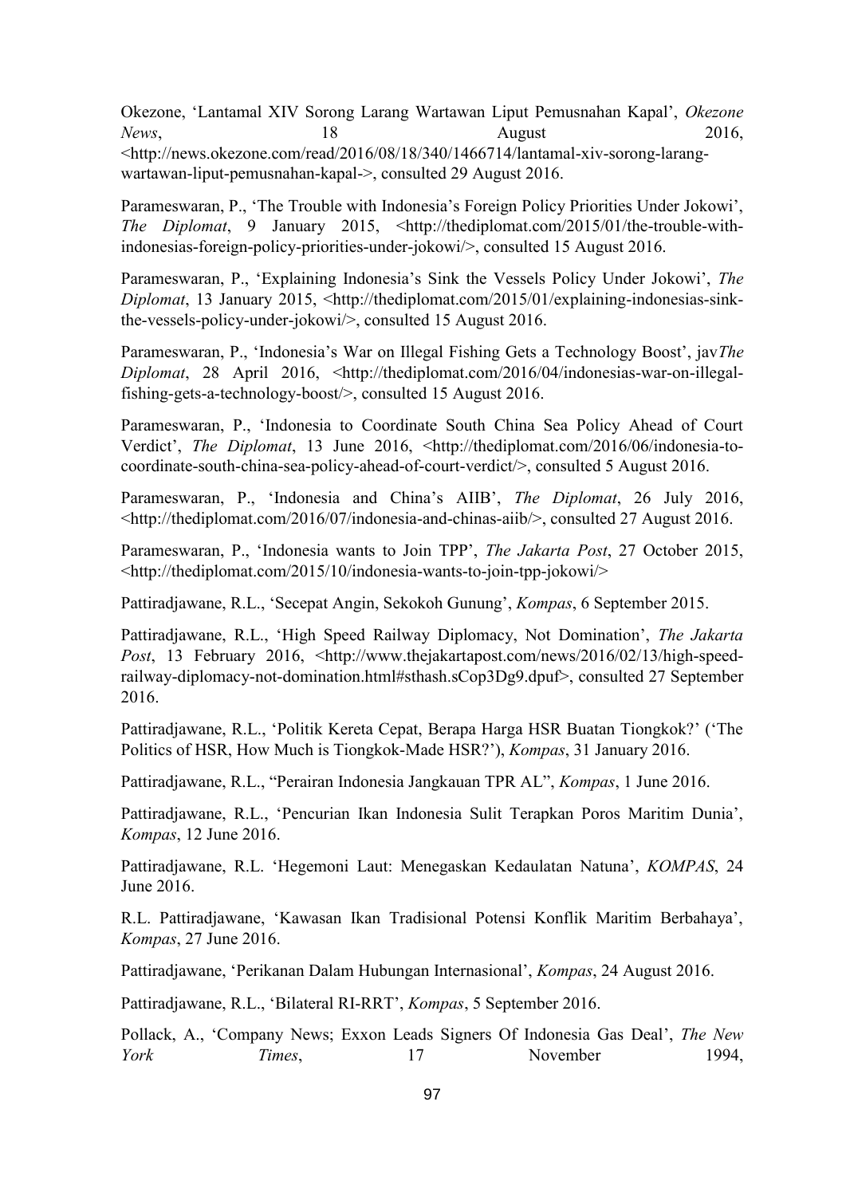Okezone, 'Lantamal XIV Sorong Larang Wartawan Liput Pemusnahan Kapal', *Okezone News*, 18 August 2016, <http://news.okezone.com/read/2016/08/18/340/1466714/lantamal-xiv-sorong-larang-wartawan-liput-pemusnahan-kapal->, consulted 29 August 2016.

Parameswaran, P., 'The Trouble with Indonesia's Foreign Policy Priorities Under Jokowi', *The Diplomat*, 9 January 2015, <http://thediplomat.com/2015/01/the-trouble-with-indonesias-foreign-policy-priorities-under-jokowi/>, consulted 15 August 2016.

Parameswaran, P., 'Explaining Indonesia's Sink the Vessels Policy Under Jokowi', *The Diplomat*, 13 January 2015, <http://thediplomat.com/2015/01/explaining-indonesias-sink-the-vessels-policy-under-jokowi/>, consulted 15 August 2016.

Parameswaran, P., 'Indonesia's War on Illegal Fishing Gets a Technology Boost', jav*The Diplomat*, 28 April 2016, <http://thediplomat.com/2016/04/indonesias-war-on-illegal-fishing-gets-a-technology-boost/>, consulted 15 August 2016.

Parameswaran, P., 'Indonesia to Coordinate South China Sea Policy Ahead of Court Verdict', *The Diplomat*, 13 June 2016, <http://thediplomat.com/2016/06/indonesia-to-coordinate-south-china-sea-policy-ahead-of-court-verdict/>, consulted 5 August 2016.

Parameswaran, P., 'Indonesia and China's AIIB', *The Diplomat*, 26 July 2016, <http://thediplomat.com/2016/07/indonesia-and-chinas-aiib/>, consulted 27 August 2016.

Parameswaran, P., 'Indonesia wants to Join TPP', *The Jakarta Post*, 27 October 2015, <http://thediplomat.com/2015/10/indonesia-wants-to-join-tpp-jokowi/>

Pattiradjawane, R.L., 'Secepat Angin, Sekokoh Gunung', *Kompas*, 6 September 2015.

Pattiradjawane, R.L., 'High Speed Railway Diplomacy, Not Domination', *The Jakarta Post*, 13 February 2016, <http://www.thejakartapost.com/news/2016/02/13/high-speed-railway-diplomacy-not-domination.html#sthash.sCop3Dg9.dpuf>, consulted 27 September 2016.

Pattiradjawane, R.L., 'Politik Kereta Cepat, Berapa Harga HSR Buatan Tiongkok?' ('The Politics of HSR, How Much is Tiongkok-Made HSR?'), *Kompas*, 31 January 2016.

Pattiradjawane, R.L., "Perairan Indonesia Jangkauan TPR AL", *Kompas*, 1 June 2016.

Pattiradjawane, R.L., 'Pencurian Ikan Indonesia Sulit Terapkan Poros Maritim Dunia', *Kompas*, 12 June 2016.

Pattiradjawane, R.L. 'Hegemoni Laut: Menegaskan Kedaulatan Natuna', *KOMPAS*, 24 June 2016.

R.L. Pattiradjawane, 'Kawasan Ikan Tradisional Potensi Konflik Maritim Berbahaya', *Kompas*, 27 June 2016.

Pattiradjawane, 'Perikanan Dalam Hubungan Internasional', *Kompas*, 24 August 2016.

Pattiradjawane, R.L., 'Bilateral RI-RRT', *Kompas*, 5 September 2016.

Pollack, A., 'Company News; Exxon Leads Signers Of Indonesia Gas Deal', *The New York Times*, 17 November 1994,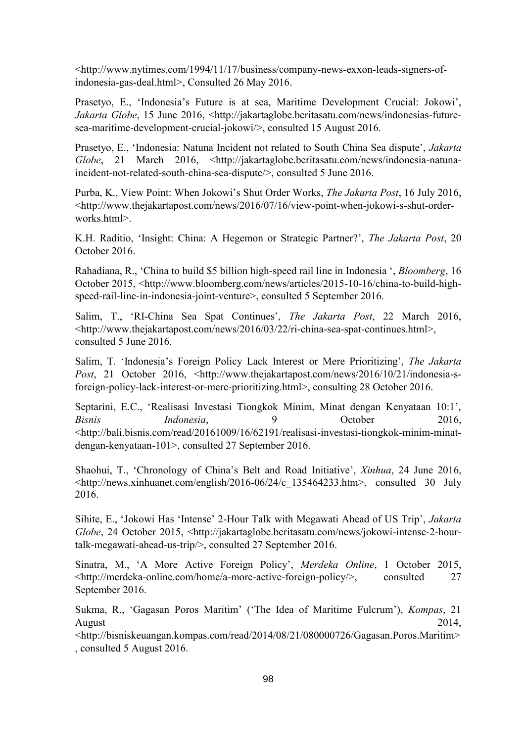<http://www.nytimes.com/1994/11/17/business/company-news-exxon-leads-signers-of-indonesia-gas-deal.html>, Consulted 26 May 2016.

Prasetyo, E., 'Indonesia's Future is at sea, Maritime Development Crucial: Jokowi', *Jakarta Globe*, 15 June 2016, <http://jakartaglobe.beritasatu.com/news/indonesias-future-sea-maritime-development-crucial-jokowi/>, consulted 15 August 2016.

Prasetyo, E., 'Indonesia: Natuna Incident not related to South China Sea dispute', *Jakarta Globe*, 21 March 2016, <http://jakartaglobe.beritasatu.com/news/indonesia-natuna-incident-not-related-south-china-sea-dispute/>, consulted 5 June 2016.

Purba, K., View Point: When Jokowi's Shut Order Works, *The Jakarta Post*, 16 July 2016, <http://www.thejakartapost.com/news/2016/07/16/view-point-when-jokowi-s-shut-order-works.html>.

K.H. Raditio, 'Insight: China: A Hegemon or Strategic Partner?', *The Jakarta Post*, 20 October 2016.

Rahadiana, R., 'China to build $5 billion high-speed rail line in Indonesia ', *Bloomberg*, 16 October 2015, <http://www.bloomberg.com/news/articles/2015-10-16/china-to-build-high-speed-rail-line-in-indonesia-joint-venture>, consulted 5 September 2016.

Salim, T., 'RI-China Sea Spat Continues', *The Jakarta Post*, 22 March 2016, <http://www.thejakartapost.com/news/2016/03/22/ri-china-sea-spat-continues.html>, consulted 5 June 2016.

Salim, T. 'Indonesia's Foreign Policy Lack Interest or Mere Prioritizing', *The Jakarta Post*, 21 October 2016, <http://www.thejakartapost.com/news/2016/10/21/indonesia-s-foreign-policy-lack-interest-or-mere-prioritizing.html>, consulting 28 October 2016.

Septarini, E.C., 'Realisasi Investasi Tiongkok Minim, Minat dengan Kenyataan 10:1', *Bisnis Indonesia*, 9 October 2016, <http://bali.bisnis.com/read/20161009/16/62191/realisasi-investasi-tiongkok-minim-minat-dengan-kenyataan-101>, consulted 27 September 2016.

Shaohui, T., 'Chronology of China's Belt and Road Initiative', *Xinhua*, 24 June 2016, <http://news.xinhuanet.com/english/2016-06/24/c_135464233.htm>, consulted 30 July 2016.

Sihite, E., 'Jokowi Has 'Intense' 2-Hour Talk with Megawati Ahead of US Trip', *Jakarta Globe*, 24 October 2015, <http://jakartaglobe.beritasatu.com/news/jokowi-intense-2-hour-talk-megawati-ahead-us-trip/>, consulted 27 September 2016.

Sinatra, M., 'A More Active Foreign Policy', *Merdeka Online*, 1 October 2015, <http://merdeka-online.com/home/a-more-active-foreign-policy/>, consulted 27 September 2016.

Sukma, R., 'Gagasan Poros Maritim' ('The Idea of Maritime Fulcrum'), *Kompas*, 21 August 2014, <http://bisniskeuangan.kompas.com/read/2014/08/21/080000726/Gagasan.Poros.Maritim>, consulted 5 August 2016.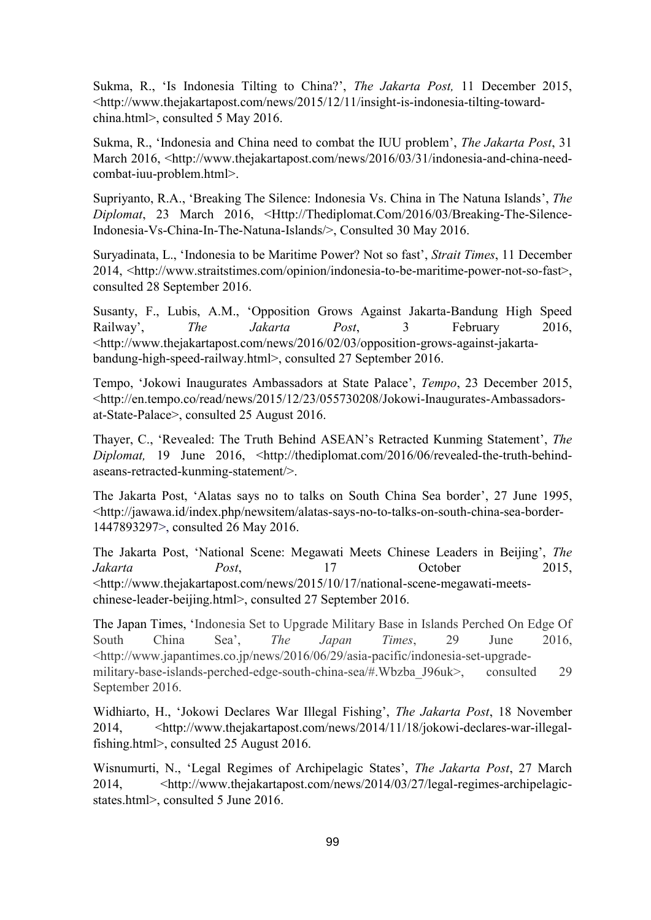Sukma, R., 'Is Indonesia Tilting to China?', *The Jakarta Post,* 11 December 2015, <http://www.thejakartapost.com/news/2015/12/11/insight-is-indonesia-tilting-toward-china.html>, consulted 5 May 2016.

Sukma, R., 'Indonesia and China need to combat the IUU problem', *The Jakarta Post*, 31 March 2016, <http://www.thejakartapost.com/news/2016/03/31/indonesia-and-china-need-combat-iuu-problem.html>.

Supriyanto, R.A., 'Breaking The Silence: Indonesia Vs. China in The Natuna Islands', *The Diplomat*, 23 March 2016, <Http://Thediplomat.Com/2016/03/Breaking-The-Silence-Indonesia-Vs-China-In-The-Natuna-Islands/>, Consulted 30 May 2016.

Suryadinata, L., 'Indonesia to be Maritime Power? Not so fast', *Strait Times*, 11 December 2014, <http://www.straitstimes.com/opinion/indonesia-to-be-maritime-power-not-so-fast>, consulted 28 September 2016.

Susanty, F., Lubis, A.M., 'Opposition Grows Against Jakarta-Bandung High Speed Railway', *The Jakarta Post*, 3 February 2016, <http://www.thejakartapost.com/news/2016/02/03/opposition-grows-against-jakarta-bandung-high-speed-railway.html>, consulted 27 September 2016.

Tempo, 'Jokowi Inaugurates Ambassadors at State Palace', *Tempo*, 23 December 2015, <http://en.tempo.co/read/news/2015/12/23/055730208/Jokowi-Inaugurates-Ambassadors-at-State-Palace>, consulted 25 August 2016.

Thayer, C., 'Revealed: The Truth Behind ASEAN's Retracted Kunming Statement', *The Diplomat,* 19 June 2016, <http://thediplomat.com/2016/06/revealed-the-truth-behind-aseans-retracted-kunming-statement/>.

The Jakarta Post, 'Alatas says no to talks on South China Sea border', 27 June 1995, <http://jawawa.id/index.php/newsitem/alatas-says-no-to-talks-on-south-china-sea-border-1447893297>, consulted 26 May 2016.

The Jakarta Post, 'National Scene: Megawati Meets Chinese Leaders in Beijing', *The Jakarta Post*, 17 October 2015, <http://www.thejakartapost.com/news/2015/10/17/national-scene-megawati-meets-chinese-leader-beijing.html>, consulted 27 September 2016.

The Japan Times, 'Indonesia Set to Upgrade Military Base in Islands Perched On Edge Of South China Sea', *The Japan Times*, 29 June 2016, <http://www.japantimes.co.jp/news/2016/06/29/asia-pacific/indonesia-set-upgrade-military-base-islands-perched-edge-south-china-sea/#.Wbzba_J96uk>, consulted 29 September 2016.

Widhiarto, H., 'Jokowi Declares War Illegal Fishing', *The Jakarta Post*, 18 November 2014, <http://www.thejakartapost.com/news/2014/11/18/jokowi-declares-war-illegal-fishing.html>, consulted 25 August 2016.

Wisnumurti, N., 'Legal Regimes of Archipelagic States', *The Jakarta Post*, 27 March 2014, <http://www.thejakartapost.com/news/2014/03/27/legal-regimes-archipelagic-states.html>, consulted 5 June 2016.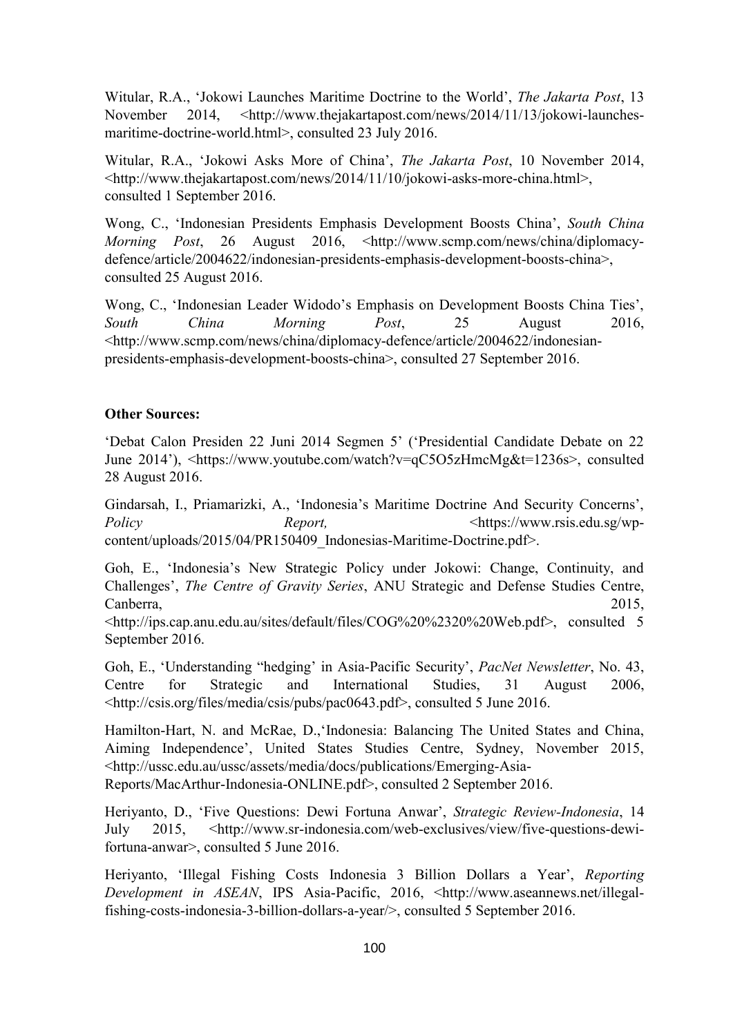Witular, R.A., 'Jokowi Launches Maritime Doctrine to the World', *The Jakarta Post*, 13 November 2014, <http://www.thejakartapost.com/news/2014/11/13/jokowi-launches-maritime-doctrine-world.html>, consulted 23 July 2016.

Witular, R.A., 'Jokowi Asks More of China', *The Jakarta Post*, 10 November 2014, <http://www.thejakartapost.com/news/2014/11/10/jokowi-asks-more-china.html>, consulted 1 September 2016.

Wong, C., 'Indonesian Presidents Emphasis Development Boosts China', *South China Morning Post*, 26 August 2016, <http://www.scmp.com/news/china/diplomacy-defence/article/2004622/indonesian-presidents-emphasis-development-boosts-china>, consulted 25 August 2016.

Wong, C., 'Indonesian Leader Widodo's Emphasis on Development Boosts China Ties', *South China Morning Post*, 25 August 2016, <http://www.scmp.com/news/china/diplomacy-defence/article/2004622/indonesian-presidents-emphasis-development-boosts-china>, consulted 27 September 2016.

**Other Sources:**

'Debat Calon Presiden 22 Juni 2014 Segmen 5' ('Presidential Candidate Debate on 22 June 2014'), <https://www.youtube.com/watch?v=qC5O5zHmcMg&t=1236s>, consulted 28 August 2016.

Gindarsah, I., Priamarizki, A., 'Indonesia's Maritime Doctrine And Security Concerns', *Policy Report,* <https://www.rsis.edu.sg/wp-content/uploads/2015/04/PR150409_Indonesias-Maritime-Doctrine.pdf>.

Goh, E., 'Indonesia's New Strategic Policy under Jokowi: Change, Continuity, and Challenges', *The Centre of Gravity Series*, ANU Strategic and Defense Studies Centre, Canberra, 2015, <http://ips.cap.anu.edu.au/sites/default/files/COG%20%2320%20Web.pdf>, consulted 5 September 2016.

Goh, E., 'Understanding "hedging' in Asia-Pacific Security', *PacNet Newsletter*, No. 43, Centre for Strategic and International Studies, 31 August 2006, <http://csis.org/files/media/csis/pubs/pac0643.pdf>, consulted 5 June 2016.

Hamilton-Hart, N. and McRae, D.,'Indonesia: Balancing The United States and China, Aiming Independence', United States Studies Centre, Sydney, November 2015, <http://ussc.edu.au/ussc/assets/media/docs/publications/Emerging-Asia-Reports/MacArthur-Indonesia-ONLINE.pdf>, consulted 2 September 2016.

Heriyanto, D., 'Five Questions: Dewi Fortuna Anwar', *Strategic Review-Indonesia*, 14 July 2015, <http://www.sr-indonesia.com/web-exclusives/view/five-questions-dewi-fortuna-anwar>, consulted 5 June 2016.

Heriyanto, 'Illegal Fishing Costs Indonesia 3 Billion Dollars a Year', *Reporting Development in ASEAN*, IPS Asia-Pacific, 2016, <http://www.aseannews.net/illegal-fishing-costs-indonesia-3-billion-dollars-a-year/>, consulted 5 September 2016.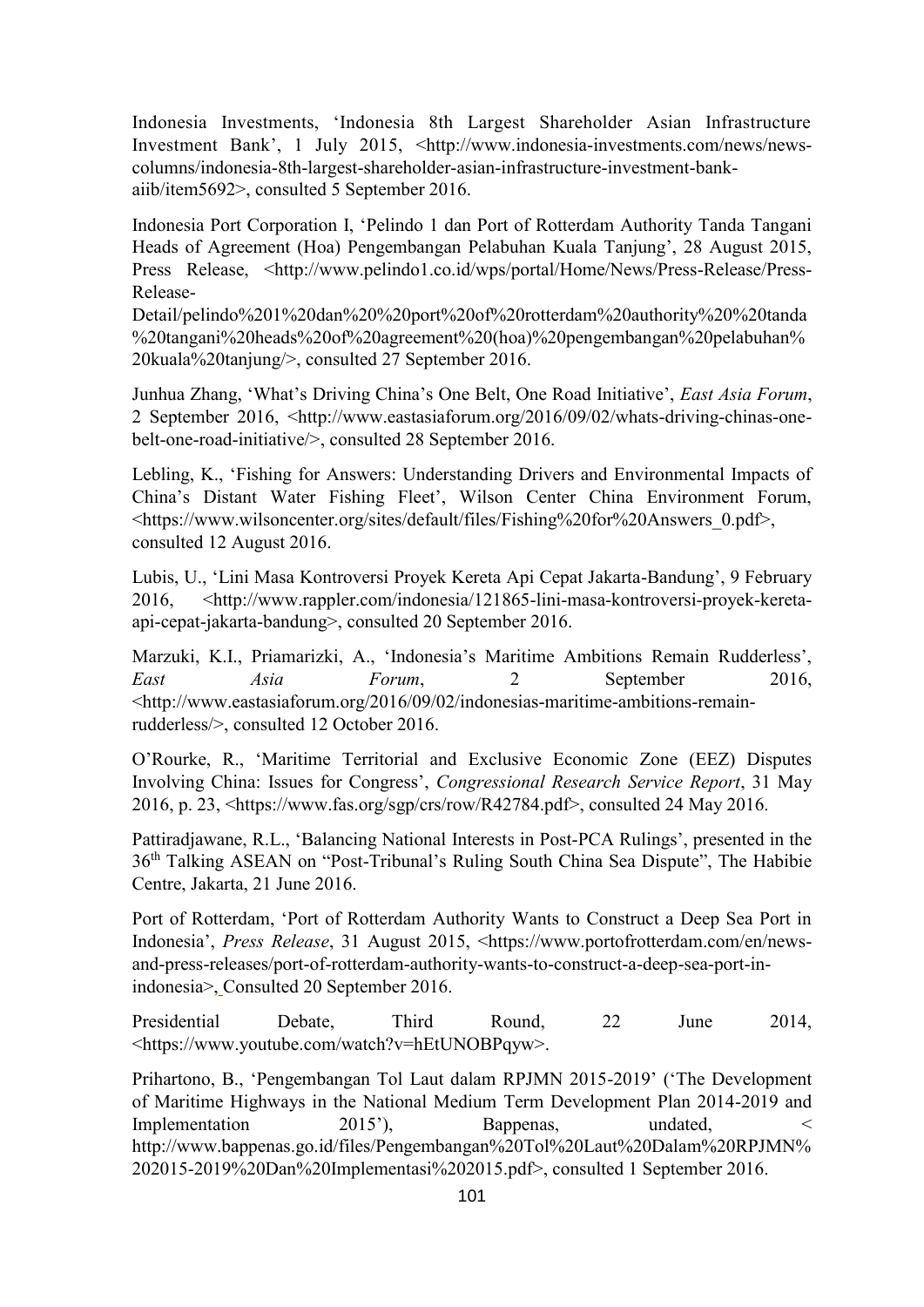Indonesia Investments, 'Indonesia 8th Largest Shareholder Asian Infrastructure Investment Bank', 1 July 2015, <http://www.indonesia-investments.com/news/news-columns/indonesia-8th-largest-shareholder-asian-infrastructure-investment-bank-aiib/item5692>, consulted 5 September 2016.

Indonesia Port Corporation I, 'Pelindo 1 dan Port of Rotterdam Authority Tanda Tangani Heads of Agreement (Hoa) Pengembangan Pelabuhan Kuala Tanjung', 28 August 2015, Press Release, <http://www.pelindo1.co.id/wps/portal/Home/News/Press-Release/Press-Release-Detail/pelindo%201%20dan%20%20port%20of%20rotterdam%20authority%20%20tanda%20tangani%20heads%20of%20agreement%20(hoa)%20pengembangan%20pelabuhan%20kuala%20tanjung/>, consulted 27 September 2016.

Junhua Zhang, 'What's Driving China's One Belt, One Road Initiative', *East Asia Forum*, 2 September 2016, <http://www.eastasiaforum.org/2016/09/02/whats-driving-chinas-one-belt-one-road-initiative/>, consulted 28 September 2016.

Lebling, K., 'Fishing for Answers: Understanding Drivers and Environmental Impacts of China's Distant Water Fishing Fleet', Wilson Center China Environment Forum, <https://www.wilsoncenter.org/sites/default/files/Fishing%20for%20Answers_0.pdf>, consulted 12 August 2016.

Lubis, U., 'Lini Masa Kontroversi Proyek Kereta Api Cepat Jakarta-Bandung', 9 February 2016, <http://www.rappler.com/indonesia/121865-lini-masa-kontroversi-proyek-kereta-api-cepat-jakarta-bandung>, consulted 20 September 2016.

Marzuki, K.I., Priamarizki, A., 'Indonesia's Maritime Ambitions Remain Rudderless', *East Asia Forum*, 2 September 2016, <http://www.eastasiaforum.org/2016/09/02/indonesias-maritime-ambitions-remain-rudderless/>, consulted 12 October 2016.

O'Rourke, R., 'Maritime Territorial and Exclusive Economic Zone (EEZ) Disputes Involving China: Issues for Congress', *Congressional Research Service Report*, 31 May 2016, p. 23, <https://www.fas.org/sgp/crs/row/R42784.pdf>, consulted 24 May 2016.

Pattiradjawane, R.L., 'Balancing National Interests in Post-PCA Rulings', presented in the 36th Talking ASEAN on "Post-Tribunal's Ruling South China Sea Dispute", The Habibie Centre, Jakarta, 21 June 2016.

Port of Rotterdam, 'Port of Rotterdam Authority Wants to Construct a Deep Sea Port in Indonesia', *Press Release*, 31 August 2015, <https://www.portofrotterdam.com/en/news-and-press-releases/port-of-rotterdam-authority-wants-to-construct-a-deep-sea-port-in-indonesia>, Consulted 20 September 2016.

Presidential Debate, Third Round, 22 June 2014, <https://www.youtube.com/watch?v=hEtUNOBPqyw>.

Prihartono, B., 'Pengembangan Tol Laut dalam RPJMN 2015-2019' ('The Development of Maritime Highways in the National Medium Term Development Plan 2014-2019 and Implementation 2015'), Bappenas, undated, < http://www.bappenas.go.id/files/Pengembangan%20Tol%20Laut%20Dalam%20RPJMN%202015-2019%20Dan%20Implementasi%202015.pdf>, consulted 1 September 2016.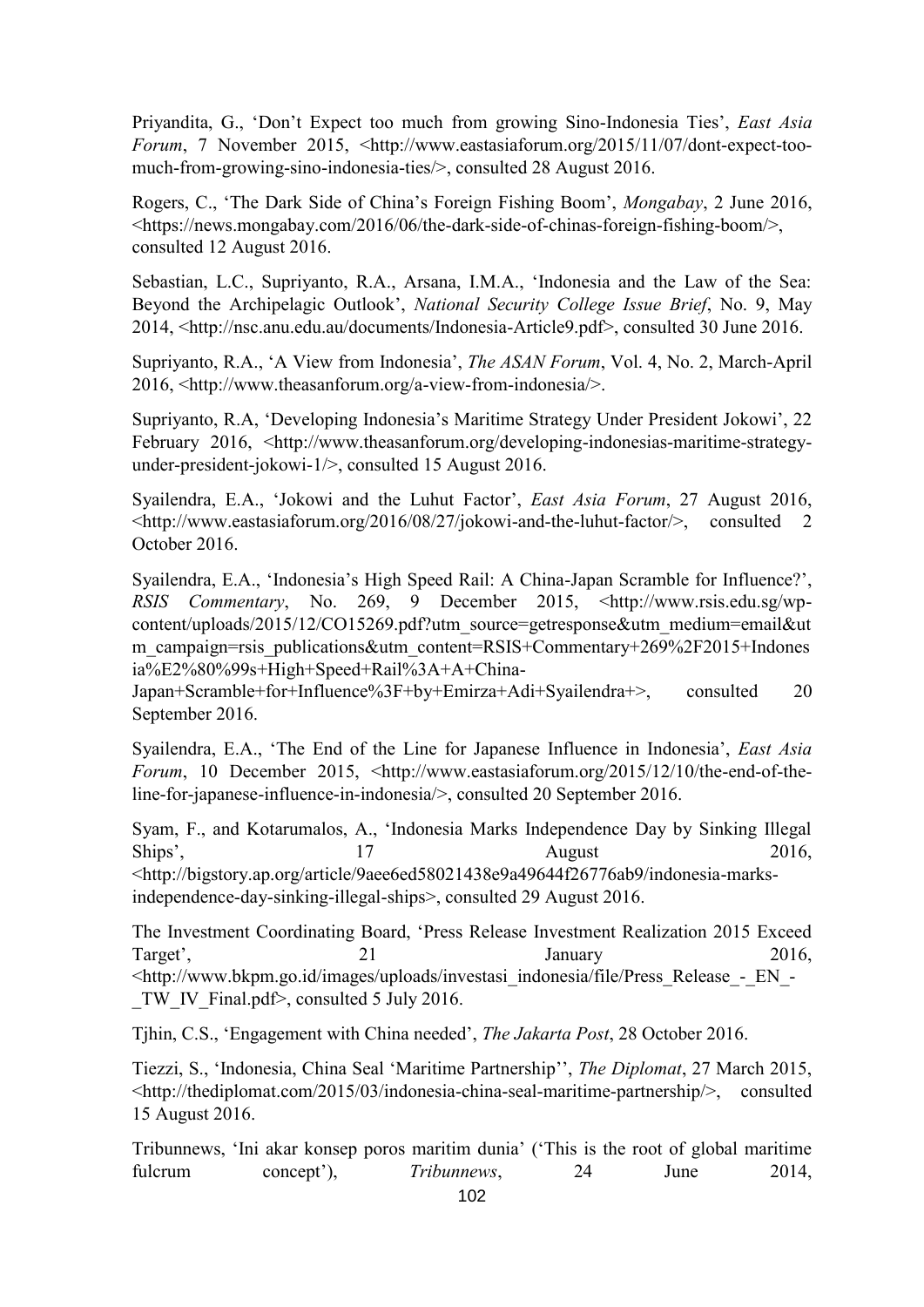Priyandita, G., 'Don't Expect too much from growing Sino-Indonesia Ties', *East Asia Forum*, 7 November 2015, <http://www.eastasiaforum.org/2015/11/07/dont-expect-too-much-from-growing-sino-indonesia-ties/>, consulted 28 August 2016.

Rogers, C., 'The Dark Side of China's Foreign Fishing Boom', *Mongabay*, 2 June 2016, <https://news.mongabay.com/2016/06/the-dark-side-of-chinas-foreign-fishing-boom/>, consulted 12 August 2016.

Sebastian, L.C., Supriyanto, R.A., Arsana, I.M.A., 'Indonesia and the Law of the Sea: Beyond the Archipelagic Outlook', *National Security College Issue Brief*, No. 9, May 2014, <http://nsc.anu.edu.au/documents/Indonesia-Article9.pdf>, consulted 30 June 2016.

Supriyanto, R.A., 'A View from Indonesia', *The ASAN Forum*, Vol. 4, No. 2, March-April 2016, <http://www.theasanforum.org/a-view-from-indonesia/>.

Supriyanto, R.A, 'Developing Indonesia's Maritime Strategy Under President Jokowi', 22 February 2016, <http://www.theasanforum.org/developing-indonesias-maritime-strategy-under-president-jokowi-1/>, consulted 15 August 2016.

Syailendra, E.A., 'Jokowi and the Luhut Factor', *East Asia Forum*, 27 August 2016, <http://www.eastasiaforum.org/2016/08/27/jokowi-and-the-luhut-factor/>, consulted 2 October 2016.

Syailendra, E.A., 'Indonesia's High Speed Rail: A China-Japan Scramble for Influence?', *RSIS Commentary*, No. 269, 9 December 2015, <http://www.rsis.edu.sg/wp-content/uploads/2015/12/CO15269.pdf?utm_source=getresponse&utm_medium=email&utm_campaign=rsis_publications&utm_content=RSIS+Commentary+269%2F2015+Indonesia%E2%80%99s+High+Speed+Rail%3A+A+China-Japan+Scramble+for+Influence%3F+by+Emirza+Adi+Syailendra+>, consulted 20 September 2016.

Syailendra, E.A., 'The End of the Line for Japanese Influence in Indonesia', *East Asia Forum*, 10 December 2015, <http://www.eastasiaforum.org/2015/12/10/the-end-of-the-line-for-japanese-influence-in-indonesia/>, consulted 20 September 2016.

Syam, F., and Kotarumalos, A., 'Indonesia Marks Independence Day by Sinking Illegal Ships', 17 August 2016, <http://bigstory.ap.org/article/9aee6ed58021438e9a49644f26776ab9/indonesia-marks-independence-day-sinking-illegal-ships>, consulted 29 August 2016.

The Investment Coordinating Board, 'Press Release Investment Realization 2015 Exceed Target', 21 January 2016, <http://www.bkpm.go.id/images/uploads/investasi_indonesia/file/Press_Release_-_EN_-_TW_IV_Final.pdf>, consulted 5 July 2016.

Tjhin, C.S., 'Engagement with China needed', *The Jakarta Post*, 28 October 2016.

Tiezzi, S., 'Indonesia, China Seal 'Maritime Partnership'', *The Diplomat*, 27 March 2015, <http://thediplomat.com/2015/03/indonesia-china-seal-maritime-partnership/>, consulted 15 August 2016.

Tribunnews, 'Ini akar konsep poros maritim dunia' ('This is the root of global maritime fulcrum concept'), *Tribunnews*, 24 June 2014,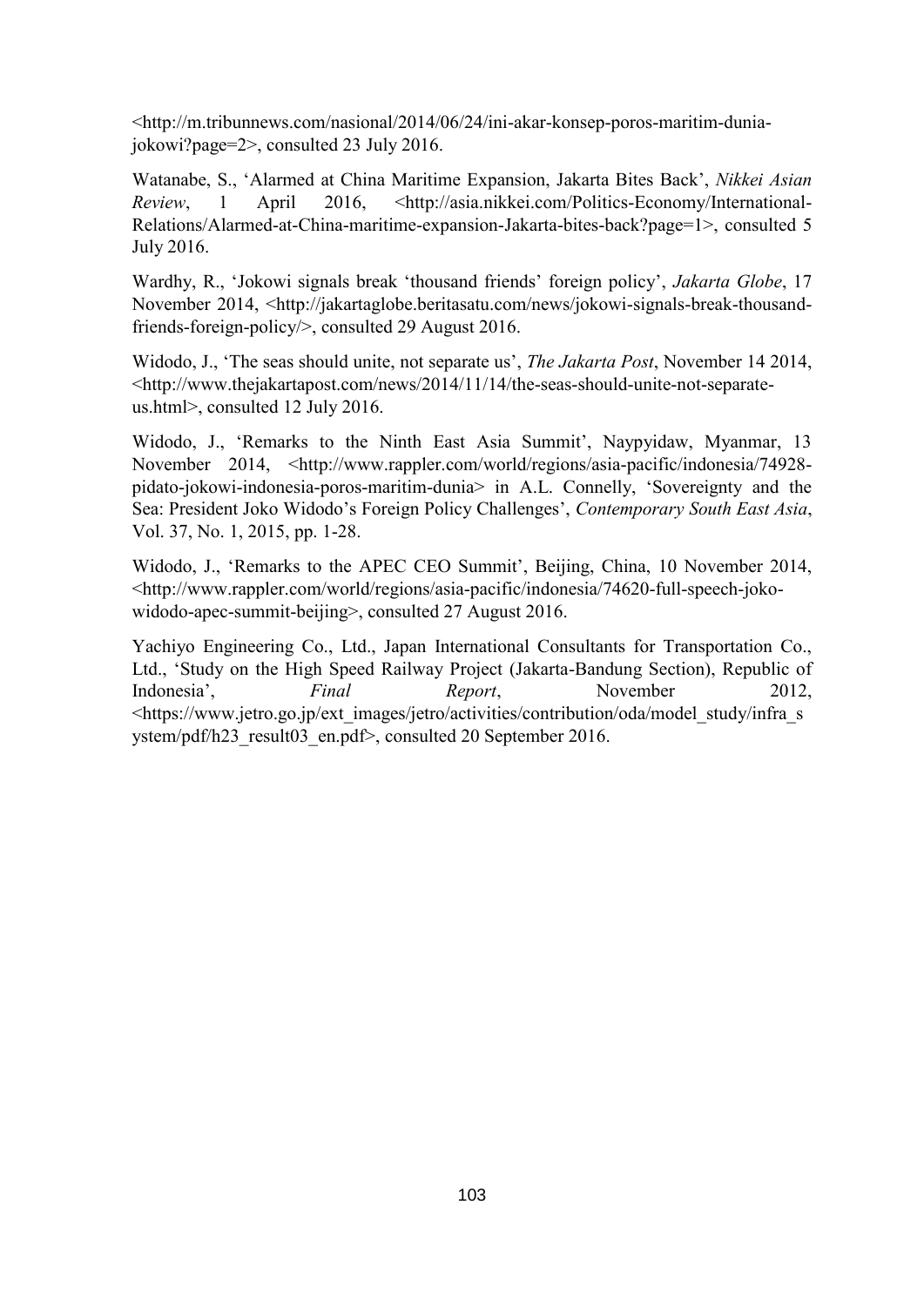<http://m.tribunnews.com/nasional/2014/06/24/ini-akar-konsep-poros-maritim-dunia-jokowi?page=2>, consulted 23 July 2016.

Watanabe, S., 'Alarmed at China Maritime Expansion, Jakarta Bites Back', *Nikkei Asian Review*, 1 April 2016, <http://asia.nikkei.com/Politics-Economy/International-Relations/Alarmed-at-China-maritime-expansion-Jakarta-bites-back?page=1>, consulted 5 July 2016.

Wardhy, R., 'Jokowi signals break 'thousand friends' foreign policy', *Jakarta Globe*, 17 November 2014, <http://jakartaglobe.beritasatu.com/news/jokowi-signals-break-thousand-friends-foreign-policy/>, consulted 29 August 2016.

Widodo, J., 'The seas should unite, not separate us', *The Jakarta Post*, November 14 2014, <http://www.thejakartapost.com/news/2014/11/14/the-seas-should-unite-not-separate-us.html>, consulted 12 July 2016.

Widodo, J., 'Remarks to the Ninth East Asia Summit', Naypyidaw, Myanmar, 13 November 2014, <http://www.rappler.com/world/regions/asia-pacific/indonesia/74928-pidato-jokowi-indonesia-poros-maritim-dunia> in A.L. Connelly, 'Sovereignty and the Sea: President Joko Widodo's Foreign Policy Challenges', *Contemporary South East Asia*, Vol. 37, No. 1, 2015, pp. 1-28.

Widodo, J., 'Remarks to the APEC CEO Summit', Beijing, China, 10 November 2014, <http://www.rappler.com/world/regions/asia-pacific/indonesia/74620-full-speech-joko-widodo-apec-summit-beijing>, consulted 27 August 2016.

Yachiyo Engineering Co., Ltd., Japan International Consultants for Transportation Co., Ltd., 'Study on the High Speed Railway Project (Jakarta-Bandung Section), Republic of Indonesia', *Final Report*, November 2012, <https://www.jetro.go.jp/ext_images/jetro/activities/contribution/oda/model_study/infra_system/pdf/h23_result03_en.pdf>, consulted 20 September 2016.